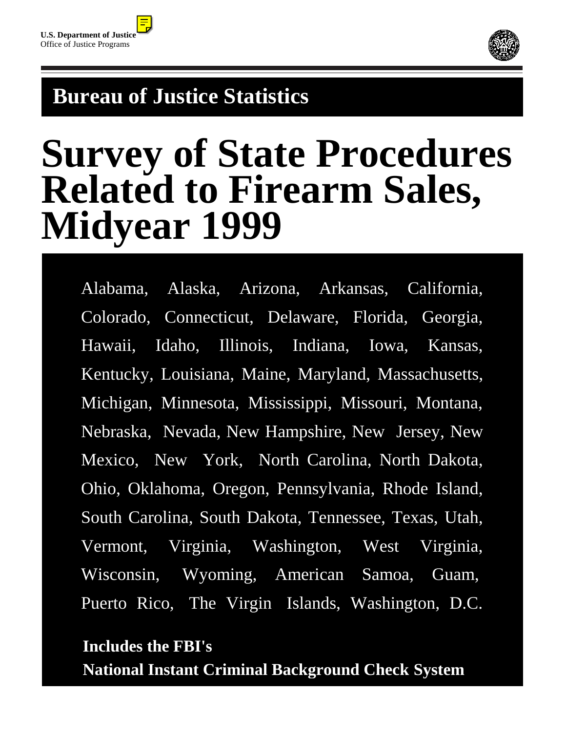U.S. Department of Justice
Office of Justice Programs

## Bureau of Justice Statistics

# Survey of State Procedures Related to Firearm Sales, Midyear 1999

Alabama, Alaska, Arizona, Arkansas, California, Colorado, Connecticut, Delaware, Florida, Georgia, Hawaii, Idaho, Illinois, Indiana, Iowa, Kansas, Kentucky, Louisiana, Maine, Maryland, Massachusetts, Michigan, Minnesota, Mississippi, Missouri, Montana, Nebraska, Nevada, New Hampshire, New Jersey, New Mexico, New York, North Carolina, North Dakota, Ohio, Oklahoma, Oregon, Pennsylvania, Rhode Island, South Carolina, South Dakota, Tennessee, Texas, Utah, Vermont, Virginia, Washington, West Virginia, Wisconsin, Wyoming, American Samoa, Guam, Puerto Rico, The Virgin Islands, Washington, D.C.

**Includes the FBI's**
**National Instant Criminal Background Check System**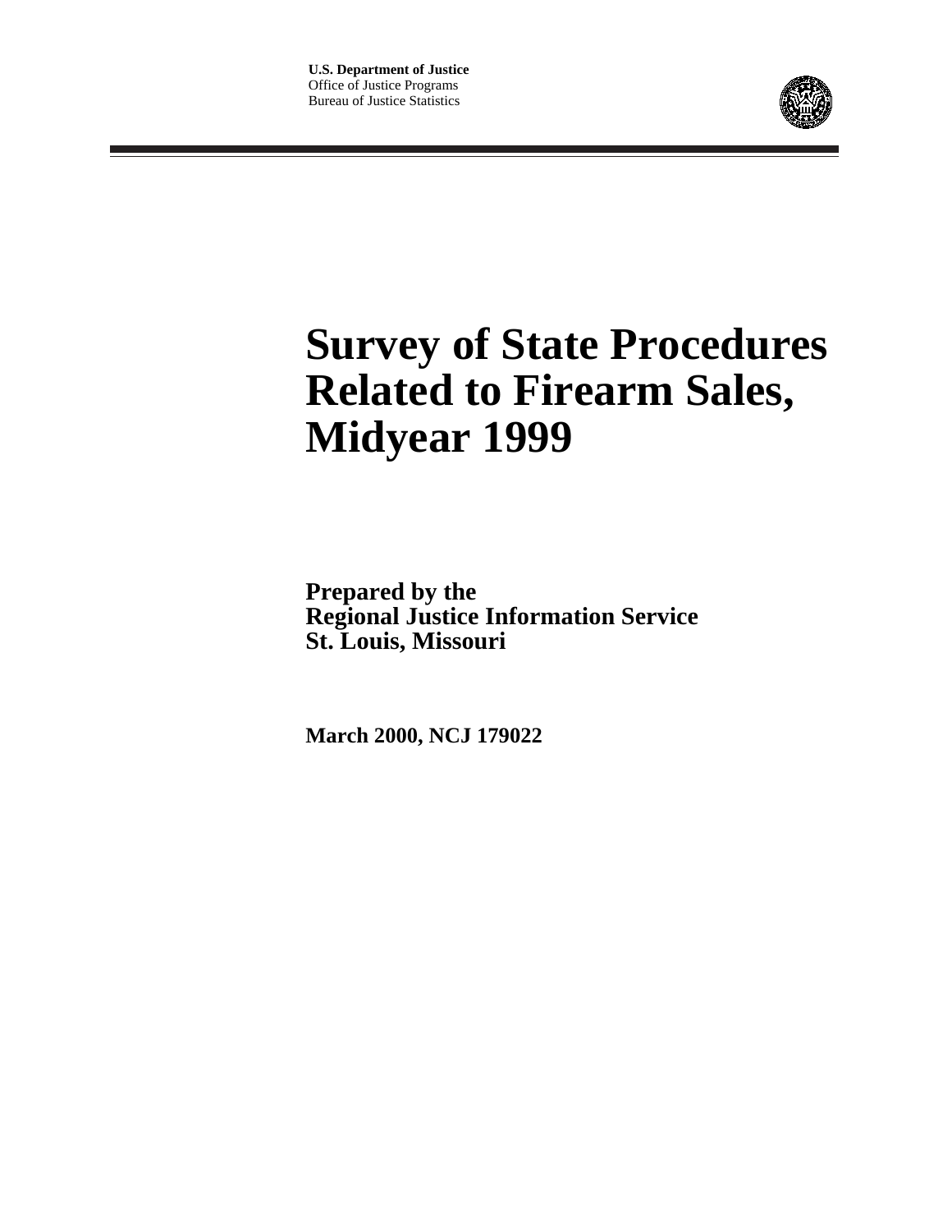**U.S. Department of Justice**
Office of Justice Programs
Bureau of Justice Statistics

# Survey of State Procedures Related to Firearm Sales, Midyear 1999

**Prepared by the**
**Regional Justice Information Service**
**St. Louis, Missouri**

**March 2000, NCJ 179022**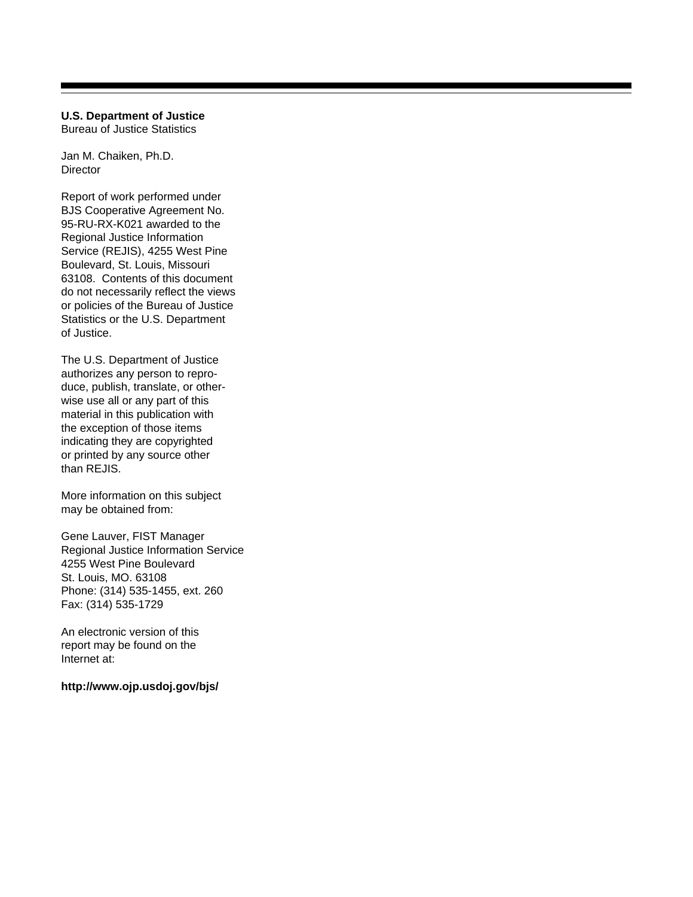**U.S. Department of Justice**
Bureau of Justice Statistics

Jan M. Chaiken, Ph.D.
Director

Report of work performed under BJS Cooperative Agreement No. 95-RU-RX-K021 awarded to the Regional Justice Information Service (REJIS), 4255 West Pine Boulevard, St. Louis, Missouri 63108. Contents of this document do not necessarily reflect the views or policies of the Bureau of Justice Statistics or the U.S. Department of Justice.

The U.S. Department of Justice authorizes any person to reproduce, publish, translate, or otherwise use all or any part of this material in this publication with the exception of those items indicating they are copyrighted or printed by any source other than REJIS.

More information on this subject may be obtained from:

Gene Lauver, FIST Manager
Regional Justice Information Service
4255 West Pine Boulevard
St. Louis, MO. 63108
Phone: (314) 535-1455, ext. 260
Fax: (314) 535-1729

An electronic version of this report may be found on the Internet at:

**http://www.ojp.usdoj.gov/bjs/**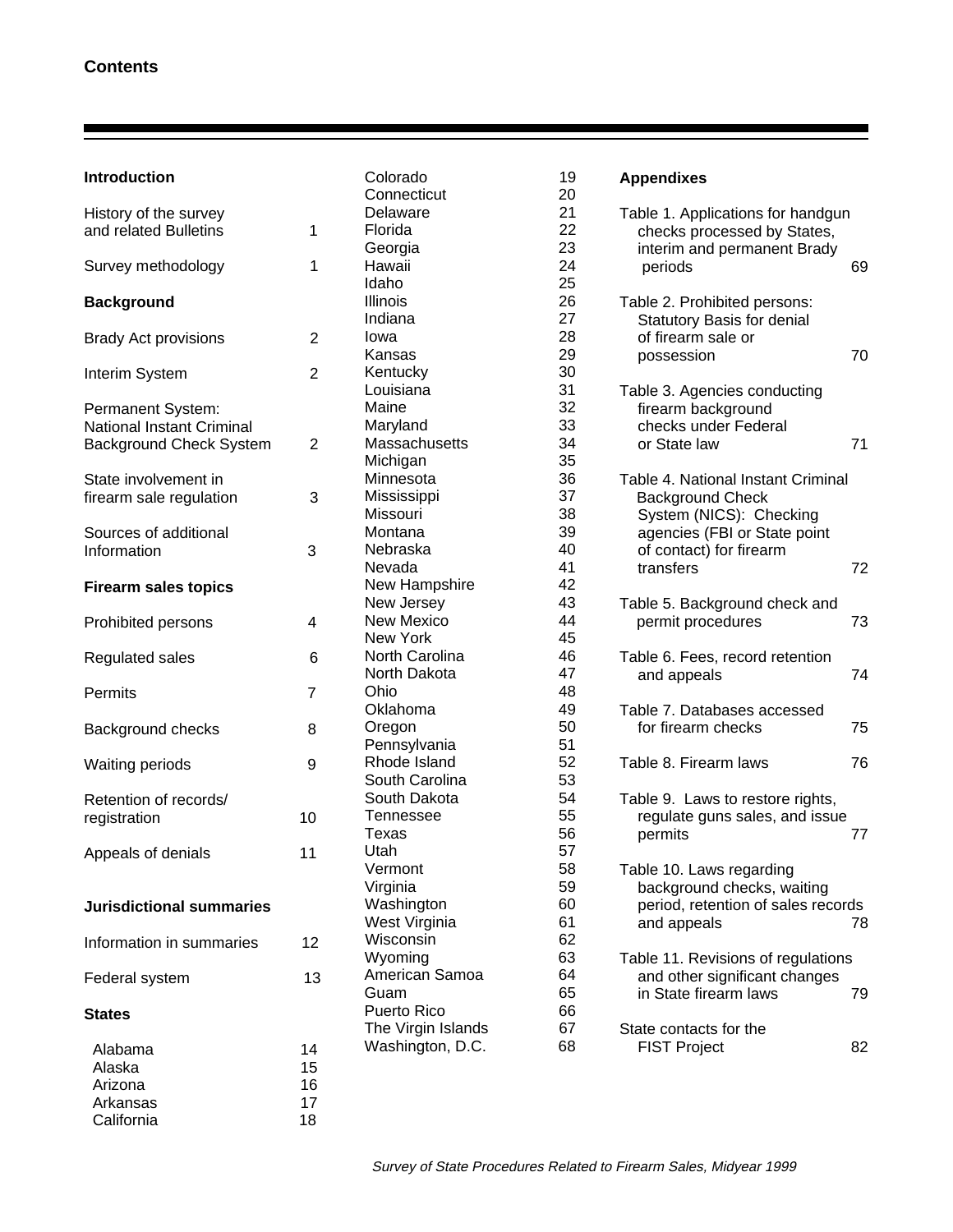# Contents

**Introduction**

History of the survey and related Bulletins 1

Survey methodology 1

**Background**

Brady Act provisions 2

Interim System 2

Permanent System: National Instant Criminal Background Check System 2

State involvement in firearm sale regulation 3

Sources of additional Information 3

**Firearm sales topics**

Prohibited persons 4

Regulated sales 6

Permits 7

Background checks 8

Waiting periods 9

Retention of records/ registration 10

Appeals of denials 11

**Jurisdictional summaries**

Information in summaries 12

Federal system 13

**States**

Alabama 14
Alaska 15
Arizona 16
Arkansas 17
California 18
Colorado 19
Connecticut 20
Delaware 21
Florida 22
Georgia 23
Hawaii 24
Idaho 25
Illinois 26
Indiana 27
Iowa 28
Kansas 29
Kentucky 30
Louisiana 31
Maine 32
Maryland 33
Massachusetts 34
Michigan 35
Minnesota 36
Mississippi 37
Missouri 38
Montana 39
Nebraska 40
Nevada 41
New Hampshire 42
New Jersey 43
New Mexico 44
New York 45
North Carolina 46
North Dakota 47
Ohio 48
Oklahoma 49
Oregon 50
Pennsylvania 51
Rhode Island 52
South Carolina 53
South Dakota 54
Tennessee 55
Texas 56
Utah 57
Vermont 58
Virginia 59
Washington 60
West Virginia 61
Wisconsin 62
Wyoming 63
American Samoa 64
Guam 65
Puerto Rico 66
The Virgin Islands 67
Washington, D.C. 68

**Appendixes**

Table 1. Applications for handgun checks processed by States, interim and permanent Brady periods 69

Table 2. Prohibited persons: Statutory Basis for denial of firearm sale or possession 70

Table 3. Agencies conducting firearm background checks under Federal or State law 71

Table 4. National Instant Criminal Background Check System (NICS): Checking agencies (FBI or State point of contact) for firearm transfers 72

Table 5. Background check and permit procedures 73

Table 6. Fees, record retention and appeals 74

Table 7. Databases accessed for firearm checks 75

Table 8. Firearm laws 76

Table 9. Laws to restore rights, regulate guns sales, and issue permits 77

Table 10. Laws regarding background checks, waiting period, retention of sales records and appeals 78

Table 11. Revisions of regulations and other significant changes in State firearm laws 79

State contacts for the FIST Project 82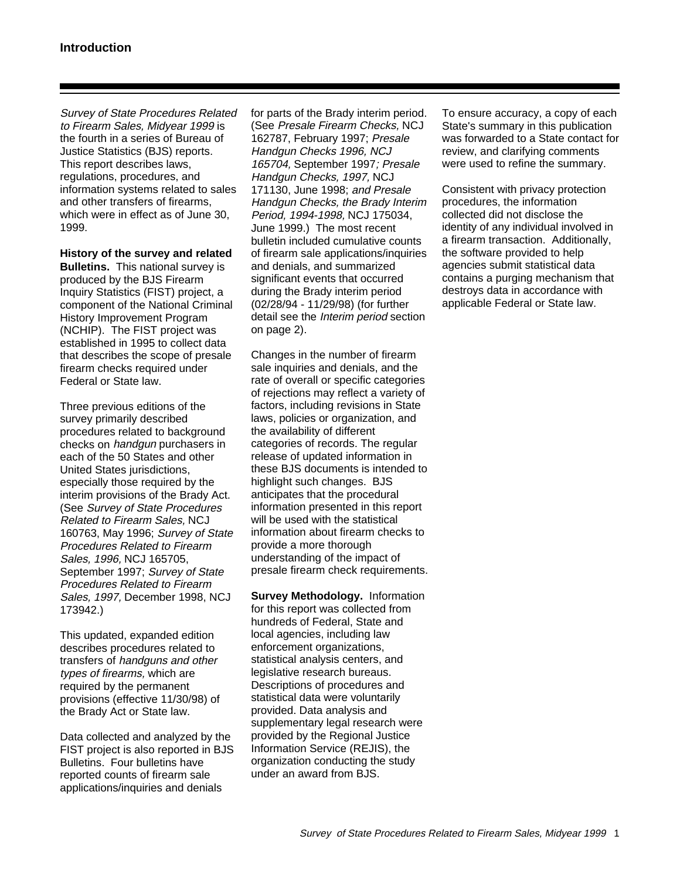# Introduction

*Survey of State Procedures Related to Firearm Sales, Midyear 1999* is the fourth in a series of Bureau of Justice Statistics (BJS) reports. This report describes laws, regulations, procedures, and information systems related to sales and other transfers of firearms, which were in effect as of June 30, 1999.

**History of the survey and related Bulletins.** This national survey is produced by the BJS Firearm Inquiry Statistics (FIST) project, a component of the National Criminal History Improvement Program (NCHIP). The FIST project was established in 1995 to collect data that describes the scope of presale firearm checks required under Federal or State law.

Three previous editions of the survey primarily described procedures related to background checks on *handgun* purchasers in each of the 50 States and other United States jurisdictions, especially those required by the interim provisions of the Brady Act. (See *Survey of State Procedures Related to Firearm Sales,* NCJ 160763, May 1996; *Survey of State Procedures Related to Firearm Sales, 1996,* NCJ 165705, September 1997; *Survey of State Procedures Related to Firearm Sales, 1997,* December 1998, NCJ 173942.)

This updated, expanded edition describes procedures related to transfers of *handguns and other types of firearms,* which are required by the permanent provisions (effective 11/30/98) of the Brady Act or State law.

Data collected and analyzed by the FIST project is also reported in BJS Bulletins. Four bulletins have reported counts of firearm sale applications/inquiries and denials for parts of the Brady interim period. (See *Presale Firearm Checks,* NCJ 162787, February 1997; *Presale Handgun Checks 1996, NCJ 165704,* September 1997*; Presale Handgun Checks, 1997,* NCJ 171130, June 1998; *and Presale Handgun Checks, the Brady Interim Period, 1994-1998,* NCJ 175034, June 1999.) The most recent bulletin included cumulative counts of firearm sale applications/inquiries and denials, and summarized significant events that occurred during the Brady interim period (02/28/94 - 11/29/98) (for further detail see the *Interim period* section on page 2).

Changes in the number of firearm sale inquiries and denials, and the rate of overall or specific categories of rejections may reflect a variety of factors, including revisions in State laws, policies or organization, and the availability of different categories of records. The regular release of updated information in these BJS documents is intended to highlight such changes. BJS anticipates that the procedural information presented in this report will be used with the statistical information about firearm checks to provide a more thorough understanding of the impact of presale firearm check requirements.

**Survey Methodology.** Information for this report was collected from hundreds of Federal, State and local agencies, including law enforcement organizations, statistical analysis centers, and legislative research bureaus. Descriptions of procedures and statistical data were voluntarily provided. Data analysis and supplementary legal research were provided by the Regional Justice Information Service (REJIS), the organization conducting the study under an award from BJS.

To ensure accuracy, a copy of each State's summary in this publication was forwarded to a State contact for review, and clarifying comments were used to refine the summary.

Consistent with privacy protection procedures, the information collected did not disclose the identity of any individual involved in a firearm transaction. Additionally, the software provided to help agencies submit statistical data contains a purging mechanism that destroys data in accordance with applicable Federal or State law.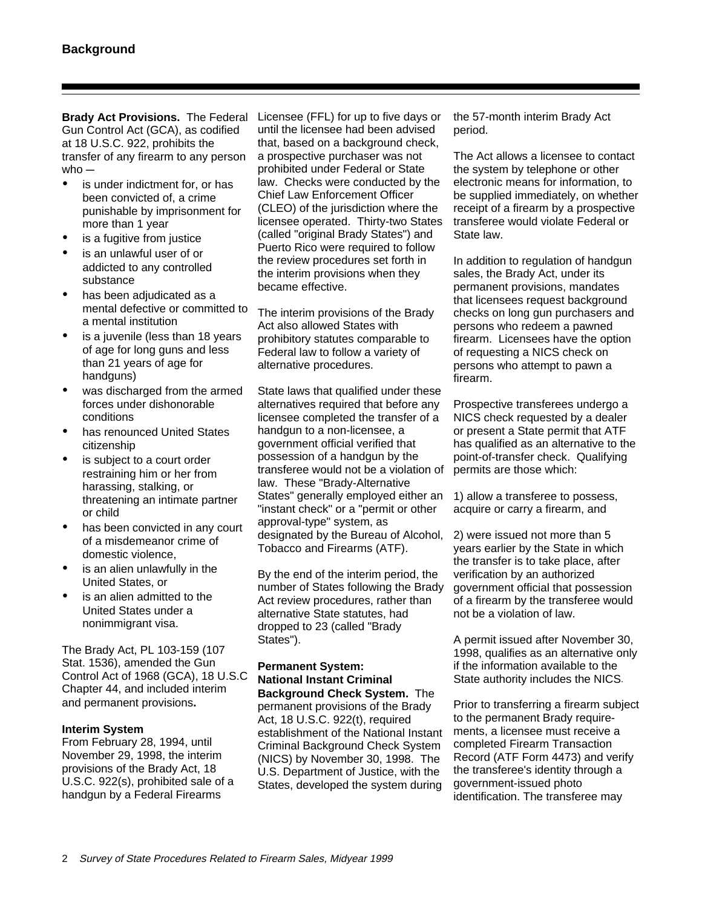## Background

**Brady Act Provisions.** The Federal Gun Control Act (GCA), as codified at 18 U.S.C. 922, prohibits the transfer of any firearm to any person who —

- is under indictment for, or has been convicted of, a crime punishable by imprisonment for more than 1 year
- is a fugitive from justice
- is an unlawful user of or addicted to any controlled substance
- has been adjudicated as a mental defective or committed to a mental institution
- is a juvenile (less than 18 years of age for long guns and less than 21 years of age for handguns)
- was discharged from the armed forces under dishonorable conditions
- has renounced United States citizenship
- is subject to a court order restraining him or her from harassing, stalking, or threatening an intimate partner or child
- has been convicted in any court of a misdemeanor crime of domestic violence,
- is an alien unlawfully in the United States, or
- is an alien admitted to the United States under a nonimmigrant visa.

The Brady Act, PL 103-159 (107 Stat. 1536), amended the Gun Control Act of 1968 (GCA), 18 U.S.C Chapter 44, and included interim and permanent provisions**.**

**Interim System**

From February 28, 1994, until November 29, 1998, the interim provisions of the Brady Act, 18 U.S.C. 922(s), prohibited sale of a handgun by a Federal Firearms Licensee (FFL) for up to five days or until the licensee had been advised that, based on a background check, a prospective purchaser was not prohibited under Federal or State law. Checks were conducted by the Chief Law Enforcement Officer (CLEO) of the jurisdiction where the licensee operated. Thirty-two States (called "original Brady States") and Puerto Rico were required to follow the review procedures set forth in the interim provisions when they became effective.

The interim provisions of the Brady Act also allowed States with prohibitory statutes comparable to Federal law to follow a variety of alternative procedures.

State laws that qualified under these alternatives required that before any licensee completed the transfer of a handgun to a non-licensee, a government official verified that possession of a handgun by the transferee would not be a violation of law. These "Brady-Alternative States" generally employed either an "instant check" or a "permit or other approval-type" system, as designated by the Bureau of Alcohol, Tobacco and Firearms (ATF).

By the end of the interim period, the number of States following the Brady Act review procedures, rather than alternative State statutes, had dropped to 23 (called "Brady States").

**Permanent System: National Instant Criminal Background Check System.** The permanent provisions of the Brady Act, 18 U.S.C. 922(t), required establishment of the National Instant Criminal Background Check System (NICS) by November 30, 1998. The U.S. Department of Justice, with the States, developed the system during the 57-month interim Brady Act period.

The Act allows a licensee to contact the system by telephone or other electronic means for information, to be supplied immediately, on whether receipt of a firearm by a prospective transferee would violate Federal or State law.

In addition to regulation of handgun sales, the Brady Act, under its permanent provisions, mandates that licensees request background checks on long gun purchasers and persons who redeem a pawned firearm. Licensees have the option of requesting a NICS check on persons who attempt to pawn a firearm.

Prospective transferees undergo a NICS check requested by a dealer or present a State permit that ATF has qualified as an alternative to the point-of-transfer check. Qualifying permits are those which:

1) allow a transferee to possess, acquire or carry a firearm, and

2) were issued not more than 5 years earlier by the State in which the transfer is to take place, after verification by an authorized government official that possession of a firearm by the transferee would not be a violation of law.

A permit issued after November 30, 1998, qualifies as an alternative only if the information available to the State authority includes the NICS.

Prior to transferring a firearm subject to the permanent Brady requirements, a licensee must receive a completed Firearm Transaction Record (ATF Form 4473) and verify the transferee's identity through a government-issued photo identification. The transferee may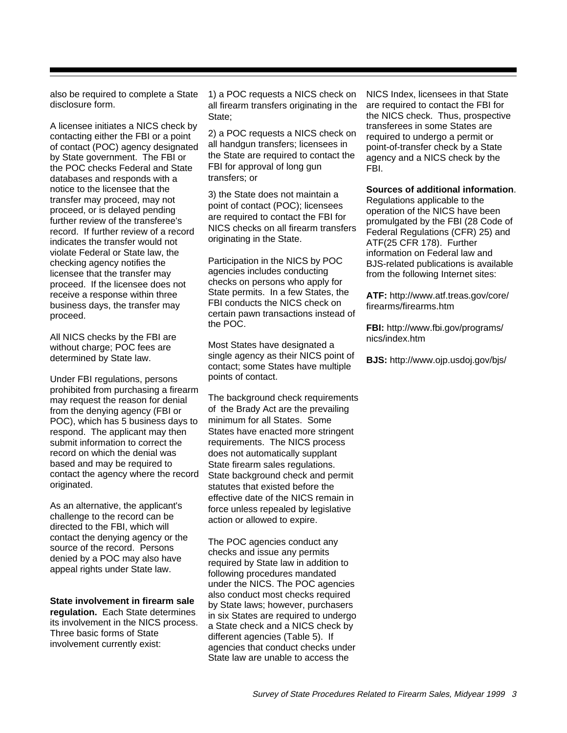also be required to complete a State disclosure form.

A licensee initiates a NICS check by contacting either the FBI or a point of contact (POC) agency designated by State government. The FBI or the POC checks Federal and State databases and responds with a notice to the licensee that the transfer may proceed, may not proceed, or is delayed pending further review of the transferee's record. If further review of a record indicates the transfer would not violate Federal or State law, the checking agency notifies the licensee that the transfer may proceed. If the licensee does not receive a response within three business days, the transfer may proceed.

All NICS checks by the FBI are without charge; POC fees are determined by State law.

Under FBI regulations, persons prohibited from purchasing a firearm may request the reason for denial from the denying agency (FBI or POC), which has 5 business days to respond. The applicant may then submit information to correct the record on which the denial was based and may be required to contact the agency where the record originated.

As an alternative, the applicant's challenge to the record can be directed to the FBI, which will contact the denying agency or the source of the record. Persons denied by a POC may also have appeal rights under State law.

**State involvement in firearm sale regulation.** Each State determines its involvement in the NICS process. Three basic forms of State involvement currently exist:

1) a POC requests a NICS check on all firearm transfers originating in the State;

2) a POC requests a NICS check on all handgun transfers; licensees in the State are required to contact the FBI for approval of long gun transfers; or

3) the State does not maintain a point of contact (POC); licensees are required to contact the FBI for NICS checks on all firearm transfers originating in the State.

Participation in the NICS by POC agencies includes conducting checks on persons who apply for State permits. In a few States, the FBI conducts the NICS check on certain pawn transactions instead of the POC.

Most States have designated a single agency as their NICS point of contact; some States have multiple points of contact.

The background check requirements of the Brady Act are the prevailing minimum for all States. Some States have enacted more stringent requirements. The NICS process does not automatically supplant State firearm sales regulations. State background check and permit statutes that existed before the effective date of the NICS remain in force unless repealed by legislative action or allowed to expire.

The POC agencies conduct any checks and issue any permits required by State law in addition to following procedures mandated under the NICS. The POC agencies also conduct most checks required by State laws; however, purchasers in six States are required to undergo a State check and a NICS check by different agencies (Table 5). If agencies that conduct checks under State law are unable to access the NICS Index, licensees in that State are required to contact the FBI for the NICS check. Thus, prospective transferees in some States are required to undergo a permit or point-of-transfer check by a State agency and a NICS check by the FBI.

**Sources of additional information**. Regulations applicable to the operation of the NICS have been promulgated by the FBI (28 Code of Federal Regulations (CFR) 25) and ATF(25 CFR 178). Further information on Federal law and BJS-related publications is available from the following Internet sites:

**ATF:** http://www.atf.treas.gov/core/firearms/firearms.htm

**FBI:** http://www.fbi.gov/programs/nics/index.htm

**BJS:** http://www.ojp.usdoj.gov/bjs/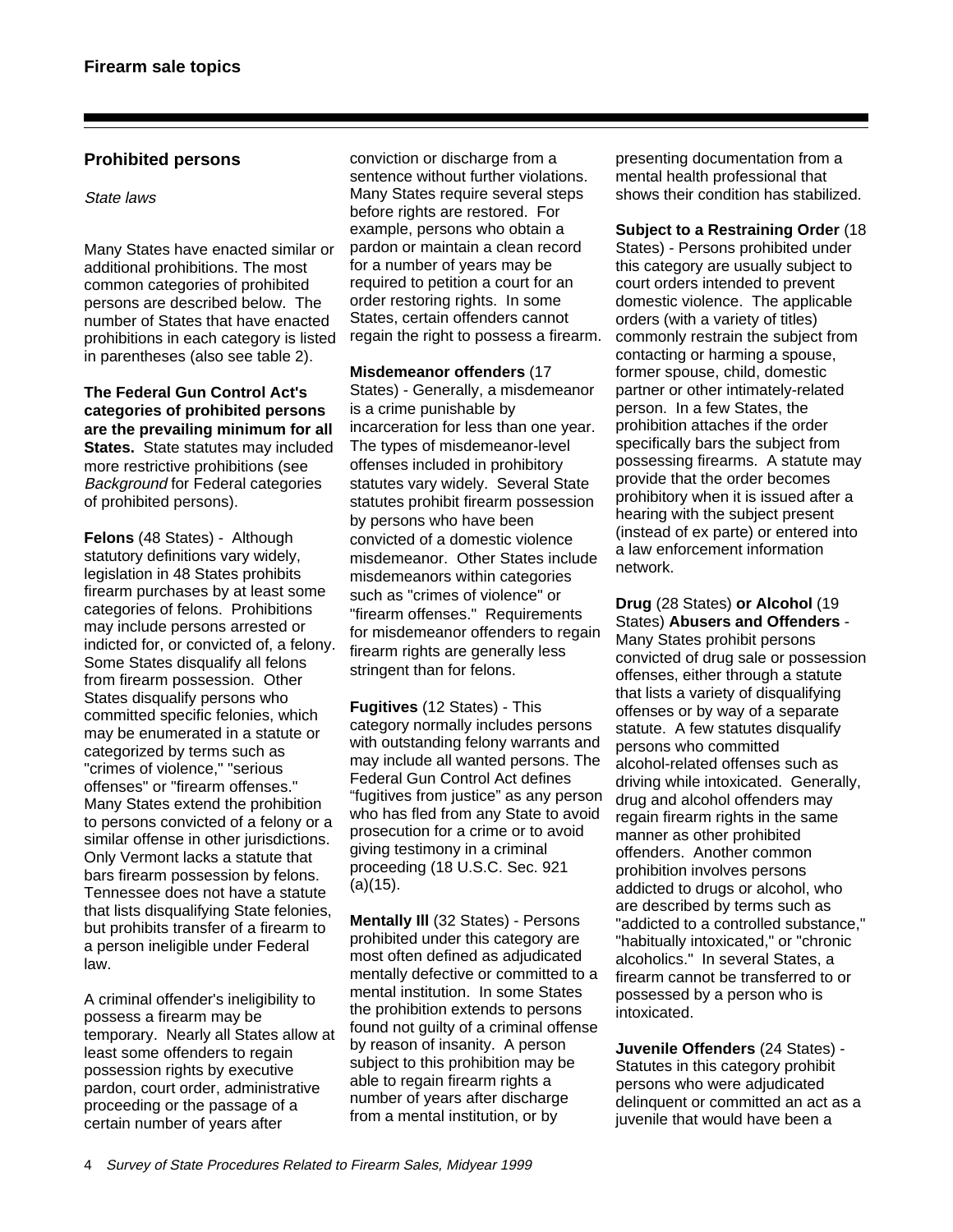## Prohibited persons

*State laws*

Many States have enacted similar or additional prohibitions. The most common categories of prohibited persons are described below. The number of States that have enacted prohibitions in each category is listed in parentheses (also see table 2).

**The Federal Gun Control Act's categories of prohibited persons are the prevailing minimum for all States.** State statutes may included more restrictive prohibitions (see *Background* for Federal categories of prohibited persons).

**Felons** (48 States) - Although statutory definitions vary widely, legislation in 48 States prohibits firearm purchases by at least some categories of felons. Prohibitions may include persons arrested or indicted for, or convicted of, a felony. Some States disqualify all felons from firearm possession. Other States disqualify persons who committed specific felonies, which may be enumerated in a statute or categorized by terms such as "crimes of violence," "serious offenses" or "firearm offenses." Many States extend the prohibition to persons convicted of a felony or a similar offense in other jurisdictions. Only Vermont lacks a statute that bars firearm possession by felons. Tennessee does not have a statute that lists disqualifying State felonies, but prohibits transfer of a firearm to a person ineligible under Federal law.

A criminal offender's ineligibility to possess a firearm may be temporary. Nearly all States allow at least some offenders to regain possession rights by executive pardon, court order, administrative proceeding or the passage of a certain number of years after conviction or discharge from a sentence without further violations. Many States require several steps before rights are restored. For example, persons who obtain a pardon or maintain a clean record for a number of years may be required to petition a court for an order restoring rights. In some States, certain offenders cannot regain the right to possess a firearm.

**Misdemeanor offenders** (17 States) - Generally, a misdemeanor is a crime punishable by incarceration for less than one year. The types of misdemeanor-level offenses included in prohibitory statutes vary widely. Several State statutes prohibit firearm possession by persons who have been convicted of a domestic violence misdemeanor. Other States include misdemeanors within categories such as "crimes of violence" or "firearm offenses." Requirements for misdemeanor offenders to regain firearm rights are generally less stringent than for felons.

**Fugitives** (12 States) - This category normally includes persons with outstanding felony warrants and may include all wanted persons. The Federal Gun Control Act defines "fugitives from justice" as any person who has fled from any State to avoid prosecution for a crime or to avoid giving testimony in a criminal proceeding (18 U.S.C. Sec. 921 (a)(15).

**Mentally Ill** (32 States) - Persons prohibited under this category are most often defined as adjudicated mentally defective or committed to a mental institution. In some States the prohibition extends to persons found not guilty of a criminal offense by reason of insanity. A person subject to this prohibition may be able to regain firearm rights a number of years after discharge from a mental institution, or by presenting documentation from a mental health professional that shows their condition has stabilized.

**Subject to a Restraining Order** (18 States) - Persons prohibited under this category are usually subject to court orders intended to prevent domestic violence. The applicable orders (with a variety of titles) commonly restrain the subject from contacting or harming a spouse, former spouse, child, domestic partner or other intimately-related person. In a few States, the prohibition attaches if the order specifically bars the subject from possessing firearms. A statute may provide that the order becomes prohibitory when it is issued after a hearing with the subject present (instead of ex parte) or entered into a law enforcement information network.

**Drug** (28 States) **or Alcohol** (19 States) **Abusers and Offenders** - Many States prohibit persons convicted of drug sale or possession offenses, either through a statute that lists a variety of disqualifying offenses or by way of a separate statute. A few statutes disqualify persons who committed alcohol-related offenses such as driving while intoxicated. Generally, drug and alcohol offenders may regain firearm rights in the same manner as other prohibited offenders. Another common prohibition involves persons addicted to drugs or alcohol, who are described by terms such as "addicted to a controlled substance," "habitually intoxicated," or "chronic alcoholics." In several States, a firearm cannot be transferred to or possessed by a person who is intoxicated.

**Juvenile Offenders** (24 States) - Statutes in this category prohibit persons who were adjudicated delinquent or committed an act as a juvenile that would have been a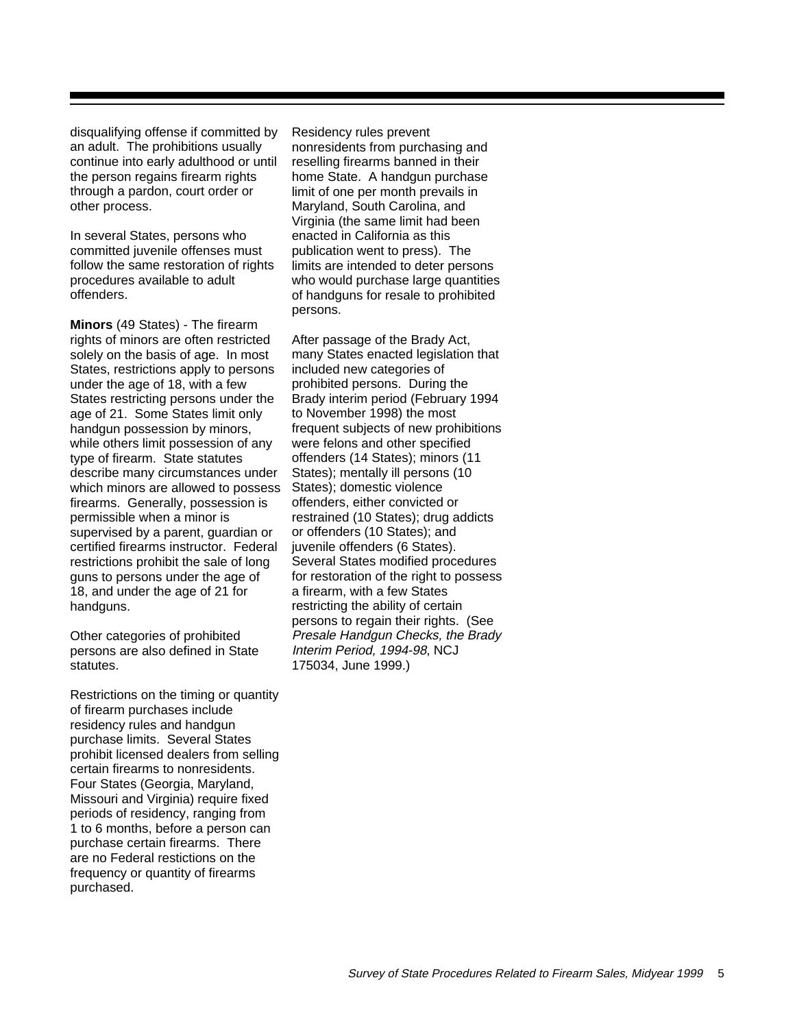disqualifying offense if committed by an adult. The prohibitions usually continue into early adulthood or until the person regains firearm rights through a pardon, court order or other process.

In several States, persons who committed juvenile offenses must follow the same restoration of rights procedures available to adult offenders.

**Minors** (49 States) - The firearm rights of minors are often restricted solely on the basis of age. In most States, restrictions apply to persons under the age of 18, with a few States restricting persons under the age of 21. Some States limit only handgun possession by minors, while others limit possession of any type of firearm. State statutes describe many circumstances under which minors are allowed to possess firearms. Generally, possession is permissible when a minor is supervised by a parent, guardian or certified firearms instructor. Federal restrictions prohibit the sale of long guns to persons under the age of 18, and under the age of 21 for handguns.

Other categories of prohibited persons are also defined in State statutes.

Restrictions on the timing or quantity of firearm purchases include residency rules and handgun purchase limits. Several States prohibit licensed dealers from selling certain firearms to nonresidents. Four States (Georgia, Maryland, Missouri and Virginia) require fixed periods of residency, ranging from 1 to 6 months, before a person can purchase certain firearms. There are no Federal restictions on the frequency or quantity of firearms purchased.

Residency rules prevent nonresidents from purchasing and reselling firearms banned in their home State. A handgun purchase limit of one per month prevails in Maryland, South Carolina, and Virginia (the same limit had been enacted in California as this publication went to press). The limits are intended to deter persons who would purchase large quantities of handguns for resale to prohibited persons.

After passage of the Brady Act, many States enacted legislation that included new categories of prohibited persons. During the Brady interim period (February 1994 to November 1998) the most frequent subjects of new prohibitions were felons and other specified offenders (14 States); minors (11 States); mentally ill persons (10 States); domestic violence offenders, either convicted or restrained (10 States); drug addicts or offenders (10 States); and juvenile offenders (6 States). Several States modified procedures for restoration of the right to possess a firearm, with a few States restricting the ability of certain persons to regain their rights. (See *Presale Handgun Checks, the Brady Interim Period, 1994-98*, NCJ 175034, June 1999.)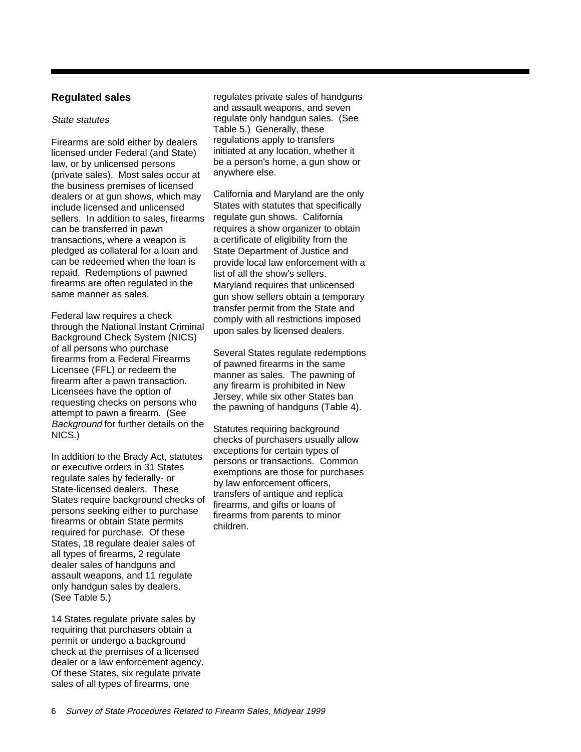## Regulated sales

*State statutes*

Firearms are sold either by dealers licensed under Federal (and State) law, or by unlicensed persons (private sales). Most sales occur at the business premises of licensed dealers or at gun shows, which may include licensed and unlicensed sellers. In addition to sales, firearms can be transferred in pawn transactions, where a weapon is pledged as collateral for a loan and can be redeemed when the loan is repaid. Redemptions of pawned firearms are often regulated in the same manner as sales.

Federal law requires a check through the National Instant Criminal Background Check System (NICS) of all persons who purchase firearms from a Federal Firearms Licensee (FFL) or redeem the firearm after a pawn transaction. Licensees have the option of requesting checks on persons who attempt to pawn a firearm. (See *Background* for further details on the NICS.)

In addition to the Brady Act, statutes or executive orders in 31 States regulate sales by federally- or State-licensed dealers. These States require background checks of persons seeking either to purchase firearms or obtain State permits required for purchase. Of these States, 18 regulate dealer sales of all types of firearms, 2 regulate dealer sales of handguns and assault weapons, and 11 regulate only handgun sales by dealers. (See Table 5.)

14 States regulate private sales by requiring that purchasers obtain a permit or undergo a background check at the premises of a licensed dealer or a law enforcement agency. Of these States, six regulate private sales of all types of firearms, one regulates private sales of handguns and assault weapons, and seven regulate only handgun sales. (See Table 5.) Generally, these regulations apply to transfers initiated at any location, whether it be a person's home, a gun show or anywhere else.

California and Maryland are the only States with statutes that specifically regulate gun shows. California requires a show organizer to obtain a certificate of eligibility from the State Department of Justice and provide local law enforcement with a list of all the show's sellers. Maryland requires that unlicensed gun show sellers obtain a temporary transfer permit from the State and comply with all restrictions imposed upon sales by licensed dealers.

Several States regulate redemptions of pawned firearms in the same manner as sales. The pawning of any firearm is prohibited in New Jersey, while six other States ban the pawning of handguns (Table 4).

Statutes requiring background checks of purchasers usually allow exceptions for certain types of persons or transactions. Common exemptions are those for purchases by law enforcement officers, transfers of antique and replica firearms, and gifts or loans of firearms from parents to minor children.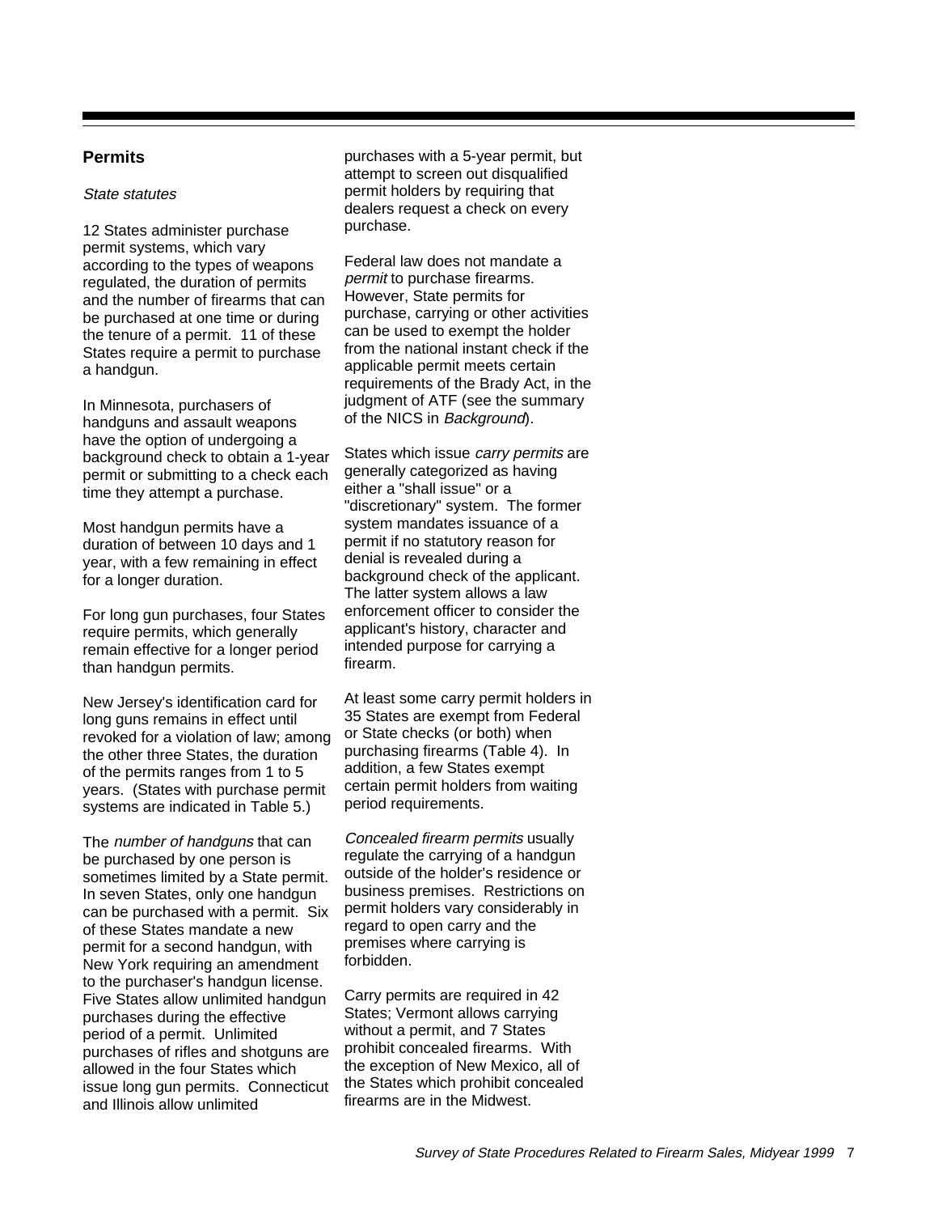## Permits

*State statutes*

12 States administer purchase permit systems, which vary according to the types of weapons regulated, the duration of permits and the number of firearms that can be purchased at one time or during the tenure of a permit. 11 of these States require a permit to purchase a handgun.

In Minnesota, purchasers of handguns and assault weapons have the option of undergoing a background check to obtain a 1-year permit or submitting to a check each time they attempt a purchase.

Most handgun permits have a duration of between 10 days and 1 year, with a few remaining in effect for a longer duration.

For long gun purchases, four States require permits, which generally remain effective for a longer period than handgun permits.

New Jersey's identification card for long guns remains in effect until revoked for a violation of law; among the other three States, the duration of the permits ranges from 1 to 5 years. (States with purchase permit systems are indicated in Table 5.)

The *number of handguns* that can be purchased by one person is sometimes limited by a State permit. In seven States, only one handgun can be purchased with a permit. Six of these States mandate a new permit for a second handgun, with New York requiring an amendment to the purchaser's handgun license. Five States allow unlimited handgun purchases during the effective period of a permit. Unlimited purchases of rifles and shotguns are allowed in the four States which issue long gun permits. Connecticut and Illinois allow unlimited purchases with a 5-year permit, but attempt to screen out disqualified permit holders by requiring that dealers request a check on every purchase.

Federal law does not mandate a *permit* to purchase firearms. However, State permits for purchase, carrying or other activities can be used to exempt the holder from the national instant check if the applicable permit meets certain requirements of the Brady Act, in the judgment of ATF (see the summary of the NICS in *Background*).

States which issue *carry permits* are generally categorized as having either a "shall issue" or a "discretionary" system. The former system mandates issuance of a permit if no statutory reason for denial is revealed during a background check of the applicant. The latter system allows a law enforcement officer to consider the applicant's history, character and intended purpose for carrying a firearm.

At least some carry permit holders in 35 States are exempt from Federal or State checks (or both) when purchasing firearms (Table 4). In addition, a few States exempt certain permit holders from waiting period requirements.

*Concealed firearm permits* usually regulate the carrying of a handgun outside of the holder's residence or business premises. Restrictions on permit holders vary considerably in regard to open carry and the premises where carrying is forbidden.

Carry permits are required in 42 States; Vermont allows carrying without a permit, and 7 States prohibit concealed firearms. With the exception of New Mexico, all of the States which prohibit concealed firearms are in the Midwest.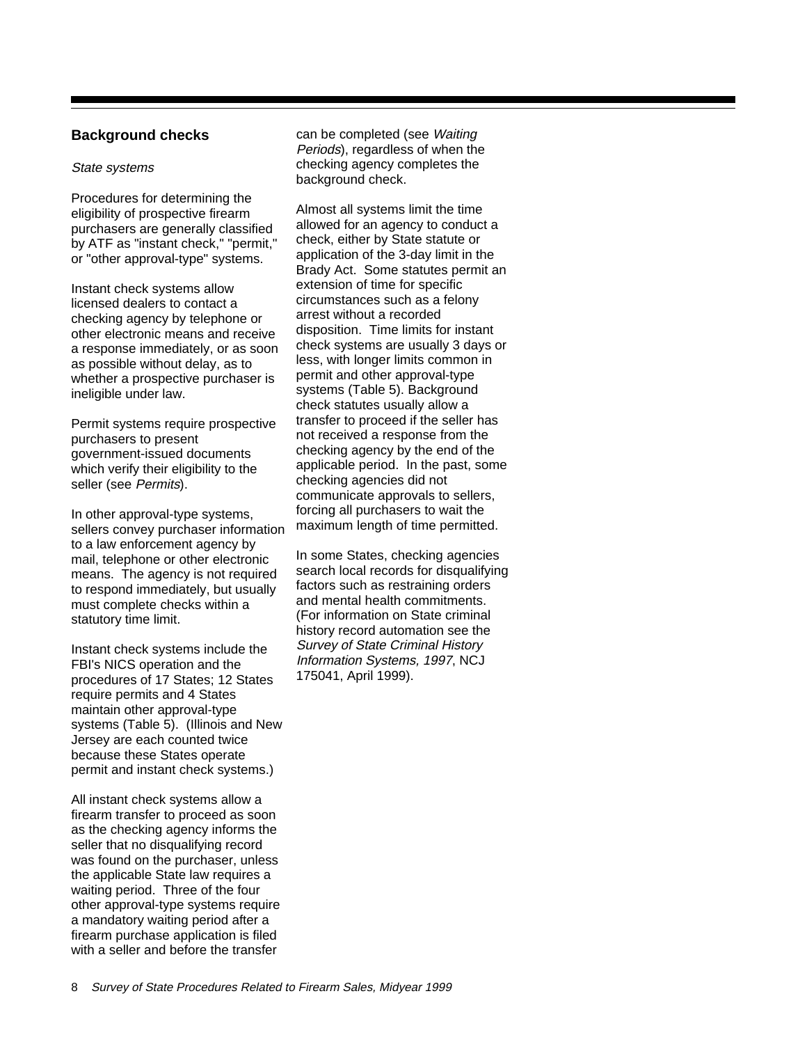## Background checks

*State systems*

Procedures for determining the eligibility of prospective firearm purchasers are generally classified by ATF as "instant check," "permit," or "other approval-type" systems.

Instant check systems allow licensed dealers to contact a checking agency by telephone or other electronic means and receive a response immediately, or as soon as possible without delay, as to whether a prospective purchaser is ineligible under law.

Permit systems require prospective purchasers to present government-issued documents which verify their eligibility to the seller (see *Permits*).

In other approval-type systems, sellers convey purchaser information to a law enforcement agency by mail, telephone or other electronic means. The agency is not required to respond immediately, but usually must complete checks within a statutory time limit.

Instant check systems include the FBI's NICS operation and the procedures of 17 States; 12 States require permits and 4 States maintain other approval-type systems (Table 5). (Illinois and New Jersey are each counted twice because these States operate permit and instant check systems.)

All instant check systems allow a firearm transfer to proceed as soon as the checking agency informs the seller that no disqualifying record was found on the purchaser, unless the applicable State law requires a waiting period. Three of the four other approval-type systems require a mandatory waiting period after a firearm purchase application is filed with a seller and before the transfer can be completed (see *Waiting Periods*), regardless of when the checking agency completes the background check.

Almost all systems limit the time allowed for an agency to conduct a check, either by State statute or application of the 3-day limit in the Brady Act. Some statutes permit an extension of time for specific circumstances such as a felony arrest without a recorded disposition. Time limits for instant check systems are usually 3 days or less, with longer limits common in permit and other approval-type systems (Table 5). Background check statutes usually allow a transfer to proceed if the seller has not received a response from the checking agency by the end of the applicable period. In the past, some checking agencies did not communicate approvals to sellers, forcing all purchasers to wait the maximum length of time permitted.

In some States, checking agencies search local records for disqualifying factors such as restraining orders and mental health commitments. (For information on State criminal history record automation see the *Survey of State Criminal History Information Systems, 1997*, NCJ 175041, April 1999).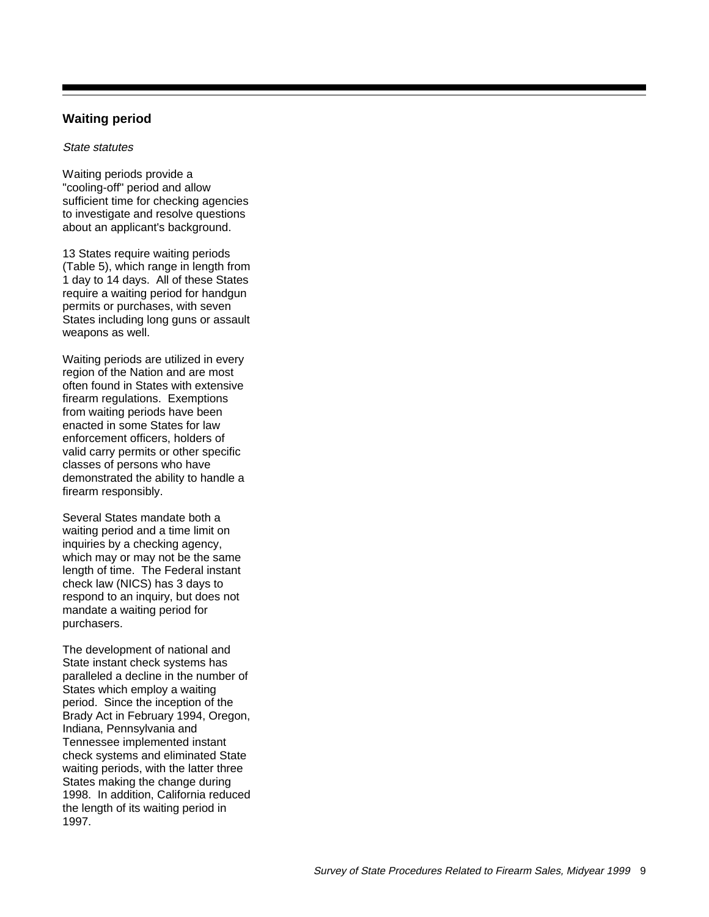## Waiting period

*State statutes*

Waiting periods provide a "cooling-off" period and allow sufficient time for checking agencies to investigate and resolve questions about an applicant's background.

13 States require waiting periods (Table 5), which range in length from 1 day to 14 days. All of these States require a waiting period for handgun permits or purchases, with seven States including long guns or assault weapons as well.

Waiting periods are utilized in every region of the Nation and are most often found in States with extensive firearm regulations. Exemptions from waiting periods have been enacted in some States for law enforcement officers, holders of valid carry permits or other specific classes of persons who have demonstrated the ability to handle a firearm responsibly.

Several States mandate both a waiting period and a time limit on inquiries by a checking agency, which may or may not be the same length of time. The Federal instant check law (NICS) has 3 days to respond to an inquiry, but does not mandate a waiting period for purchasers.

The development of national and State instant check systems has paralleled a decline in the number of States which employ a waiting period. Since the inception of the Brady Act in February 1994, Oregon, Indiana, Pennsylvania and Tennessee implemented instant check systems and eliminated State waiting periods, with the latter three States making the change during 1998. In addition, California reduced the length of its waiting period in 1997.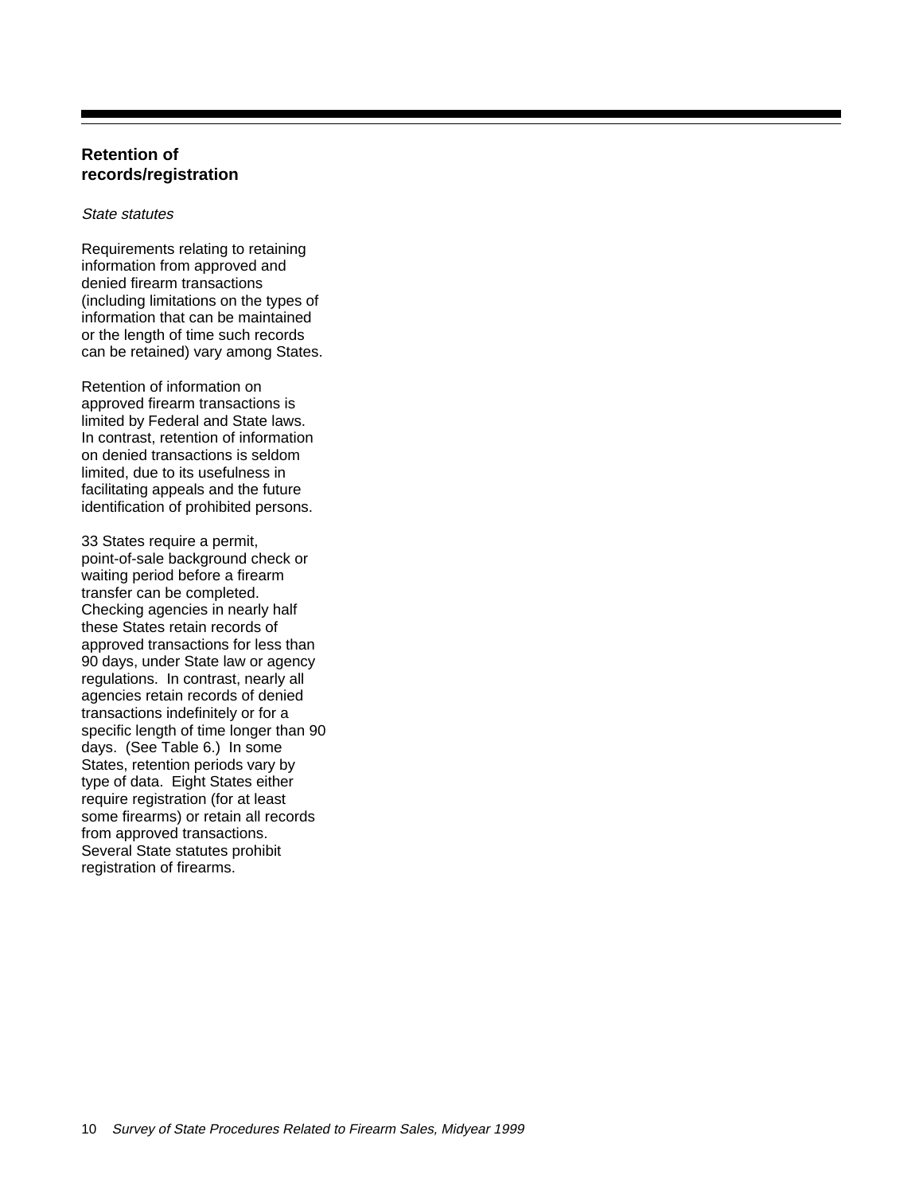## Retention of records/registration

*State statutes*

Requirements relating to retaining information from approved and denied firearm transactions (including limitations on the types of information that can be maintained or the length of time such records can be retained) vary among States.

Retention of information on approved firearm transactions is limited by Federal and State laws. In contrast, retention of information on denied transactions is seldom limited, due to its usefulness in facilitating appeals and the future identification of prohibited persons.

33 States require a permit, point-of-sale background check or waiting period before a firearm transfer can be completed. Checking agencies in nearly half these States retain records of approved transactions for less than 90 days, under State law or agency regulations. In contrast, nearly all agencies retain records of denied transactions indefinitely or for a specific length of time longer than 90 days. (See Table 6.) In some States, retention periods vary by type of data. Eight States either require registration (for at least some firearms) or retain all records from approved transactions. Several State statutes prohibit registration of firearms.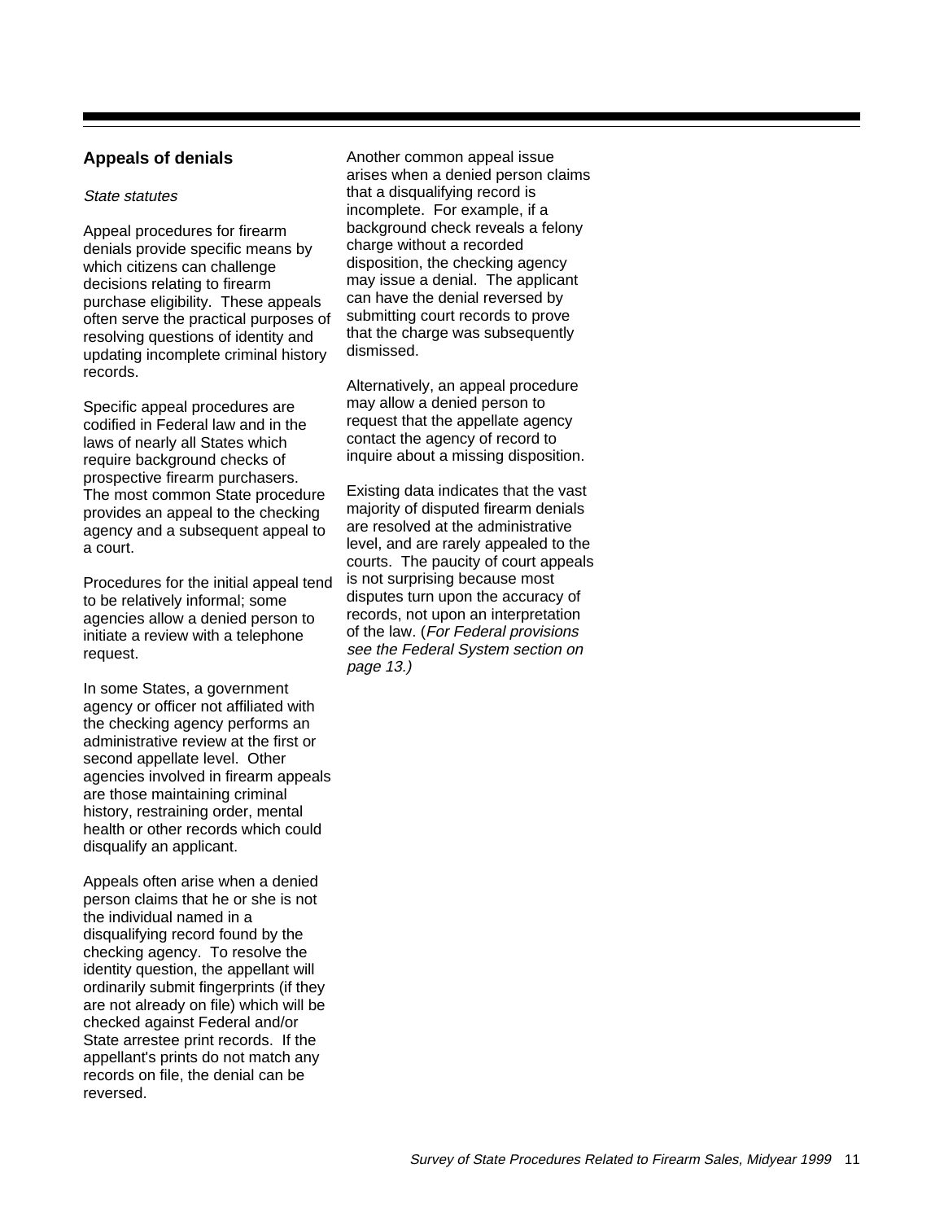## Appeals of denials

*State statutes*

Appeal procedures for firearm denials provide specific means by which citizens can challenge decisions relating to firearm purchase eligibility. These appeals often serve the practical purposes of resolving questions of identity and updating incomplete criminal history records.

Specific appeal procedures are codified in Federal law and in the laws of nearly all States which require background checks of prospective firearm purchasers. The most common State procedure provides an appeal to the checking agency and a subsequent appeal to a court.

Procedures for the initial appeal tend to be relatively informal; some agencies allow a denied person to initiate a review with a telephone request.

In some States, a government agency or officer not affiliated with the checking agency performs an administrative review at the first or second appellate level. Other agencies involved in firearm appeals are those maintaining criminal history, restraining order, mental health or other records which could disqualify an applicant.

Appeals often arise when a denied person claims that he or she is not the individual named in a disqualifying record found by the checking agency. To resolve the identity question, the appellant will ordinarily submit fingerprints (if they are not already on file) which will be checked against Federal and/or State arrestee print records. If the appellant's prints do not match any records on file, the denial can be reversed.

Another common appeal issue arises when a denied person claims that a disqualifying record is incomplete. For example, if a background check reveals a felony charge without a recorded disposition, the checking agency may issue a denial. The applicant can have the denial reversed by submitting court records to prove that the charge was subsequently dismissed.

Alternatively, an appeal procedure may allow a denied person to request that the appellate agency contact the agency of record to inquire about a missing disposition.

Existing data indicates that the vast majority of disputed firearm denials are resolved at the administrative level, and are rarely appealed to the courts. The paucity of court appeals is not surprising because most disputes turn upon the accuracy of records, not upon an interpretation of the law. (*For Federal provisions see the Federal System section on page 13.)*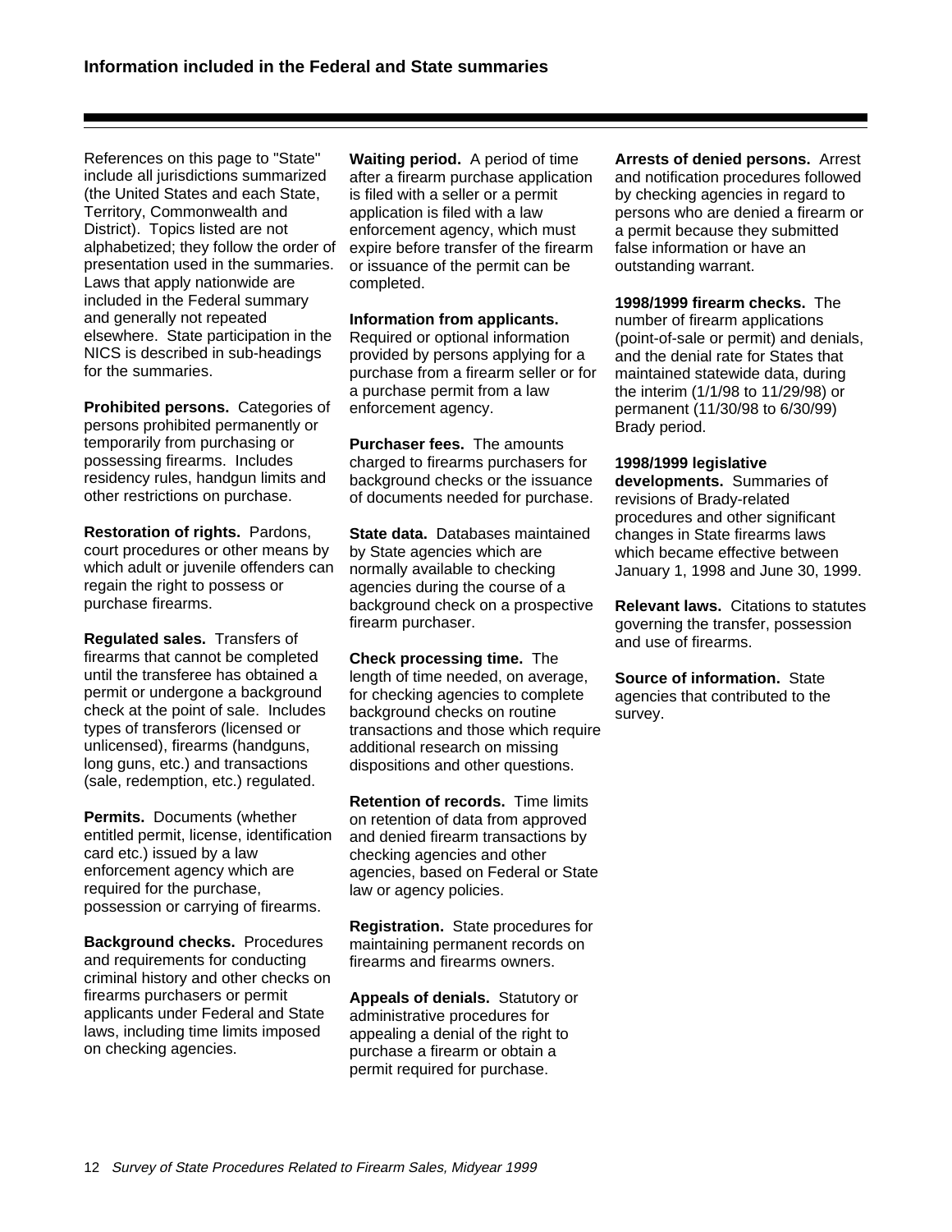## Information included in the Federal and State summaries

References on this page to "State" include all jurisdictions summarized (the United States and each State, Territory, Commonwealth and District). Topics listed are not alphabetized; they follow the order of presentation used in the summaries. Laws that apply nationwide are included in the Federal summary and generally not repeated elsewhere. State participation in the NICS is described in sub-headings for the summaries.

**Prohibited persons.** Categories of persons prohibited permanently or temporarily from purchasing or possessing firearms. Includes residency rules, handgun limits and other restrictions on purchase.

**Restoration of rights.** Pardons, court procedures or other means by which adult or juvenile offenders can regain the right to possess or purchase firearms.

**Regulated sales.** Transfers of firearms that cannot be completed until the transferee has obtained a permit or undergone a background check at the point of sale. Includes types of transferors (licensed or unlicensed), firearms (handguns, long guns, etc.) and transactions (sale, redemption, etc.) regulated.

**Permits.** Documents (whether entitled permit, license, identification card etc.) issued by a law enforcement agency which are required for the purchase, possession or carrying of firearms.

**Background checks.** Procedures and requirements for conducting criminal history and other checks on firearms purchasers or permit applicants under Federal and State laws, including time limits imposed on checking agencies.

**Waiting period.** A period of time after a firearm purchase application is filed with a seller or a permit application is filed with a law enforcement agency, which must expire before transfer of the firearm or issuance of the permit can be completed.

**Information from applicants.** Required or optional information provided by persons applying for a purchase from a firearm seller or for a purchase permit from a law enforcement agency.

**Purchaser fees.** The amounts charged to firearms purchasers for background checks or the issuance of documents needed for purchase.

**State data.** Databases maintained by State agencies which are normally available to checking agencies during the course of a background check on a prospective firearm purchaser.

**Check processing time.** The length of time needed, on average, for checking agencies to complete background checks on routine transactions and those which require additional research on missing dispositions and other questions.

**Retention of records.** Time limits on retention of data from approved and denied firearm transactions by checking agencies and other agencies, based on Federal or State law or agency policies.

**Registration.** State procedures for maintaining permanent records on firearms and firearms owners.

**Appeals of denials.** Statutory or administrative procedures for appealing a denial of the right to purchase a firearm or obtain a permit required for purchase.

**Arrests of denied persons.** Arrest and notification procedures followed by checking agencies in regard to persons who are denied a firearm or a permit because they submitted false information or have an outstanding warrant.

**1998/1999 firearm checks.** The number of firearm applications (point-of-sale or permit) and denials, and the denial rate for States that maintained statewide data, during the interim (1/1/98 to 11/29/98) or permanent (11/30/98 to 6/30/99) Brady period.

**1998/1999 legislative developments.** Summaries of revisions of Brady-related procedures and other significant changes in State firearms laws which became effective between January 1, 1998 and June 30, 1999.

**Relevant laws.** Citations to statutes governing the transfer, possession and use of firearms.

**Source of information.** State agencies that contributed to the survey.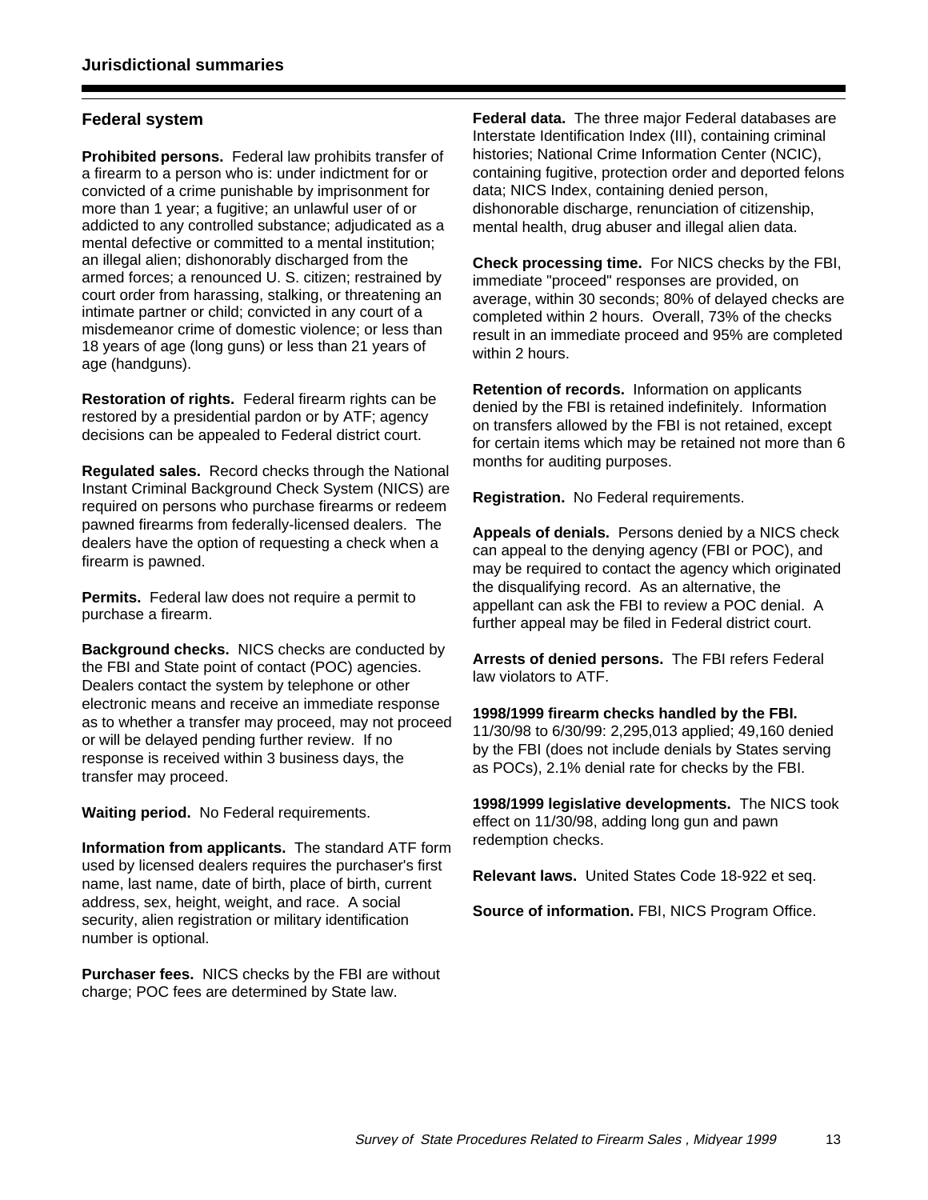## Jurisdictional summaries

### Federal system

**Prohibited persons.** Federal law prohibits transfer of a firearm to a person who is: under indictment for or convicted of a crime punishable by imprisonment for more than 1 year; a fugitive; an unlawful user of or addicted to any controlled substance; adjudicated as a mental defective or committed to a mental institution; an illegal alien; dishonorably discharged from the armed forces; a renounced U. S. citizen; restrained by court order from harassing, stalking, or threatening an intimate partner or child; convicted in any court of a misdemeanor crime of domestic violence; or less than 18 years of age (long guns) or less than 21 years of age (handguns).

**Restoration of rights.** Federal firearm rights can be restored by a presidential pardon or by ATF; agency decisions can be appealed to Federal district court.

**Regulated sales.** Record checks through the National Instant Criminal Background Check System (NICS) are required on persons who purchase firearms or redeem pawned firearms from federally-licensed dealers. The dealers have the option of requesting a check when a firearm is pawned.

**Permits.** Federal law does not require a permit to purchase a firearm.

**Background checks.** NICS checks are conducted by the FBI and State point of contact (POC) agencies. Dealers contact the system by telephone or other electronic means and receive an immediate response as to whether a transfer may proceed, may not proceed or will be delayed pending further review. If no response is received within 3 business days, the transfer may proceed.

**Waiting period.** No Federal requirements.

**Information from applicants.** The standard ATF form used by licensed dealers requires the purchaser's first name, last name, date of birth, place of birth, current address, sex, height, weight, and race. A social security, alien registration or military identification number is optional.

**Purchaser fees.** NICS checks by the FBI are without charge; POC fees are determined by State law.

**Federal data.** The three major Federal databases are Interstate Identification Index (III), containing criminal histories; National Crime Information Center (NCIC), containing fugitive, protection order and deported felons data; NICS Index, containing denied person, dishonorable discharge, renunciation of citizenship, mental health, drug abuser and illegal alien data.

**Check processing time.** For NICS checks by the FBI, immediate "proceed" responses are provided, on average, within 30 seconds; 80% of delayed checks are completed within 2 hours. Overall, 73% of the checks result in an immediate proceed and 95% are completed within 2 hours.

**Retention of records.** Information on applicants denied by the FBI is retained indefinitely. Information on transfers allowed by the FBI is not retained, except for certain items which may be retained not more than 6 months for auditing purposes.

**Registration.** No Federal requirements.

**Appeals of denials.** Persons denied by a NICS check can appeal to the denying agency (FBI or POC), and may be required to contact the agency which originated the disqualifying record. As an alternative, the appellant can ask the FBI to review a POC denial. A further appeal may be filed in Federal district court.

**Arrests of denied persons.** The FBI refers Federal law violators to ATF.

**1998/1999 firearm checks handled by the FBI.**
11/30/98 to 6/30/99: 2,295,013 applied; 49,160 denied by the FBI (does not include denials by States serving as POCs), 2.1% denial rate for checks by the FBI.

**1998/1999 legislative developments.** The NICS took effect on 11/30/98, adding long gun and pawn redemption checks.

**Relevant laws.** United States Code 18-922 et seq.

**Source of information.** FBI, NICS Program Office.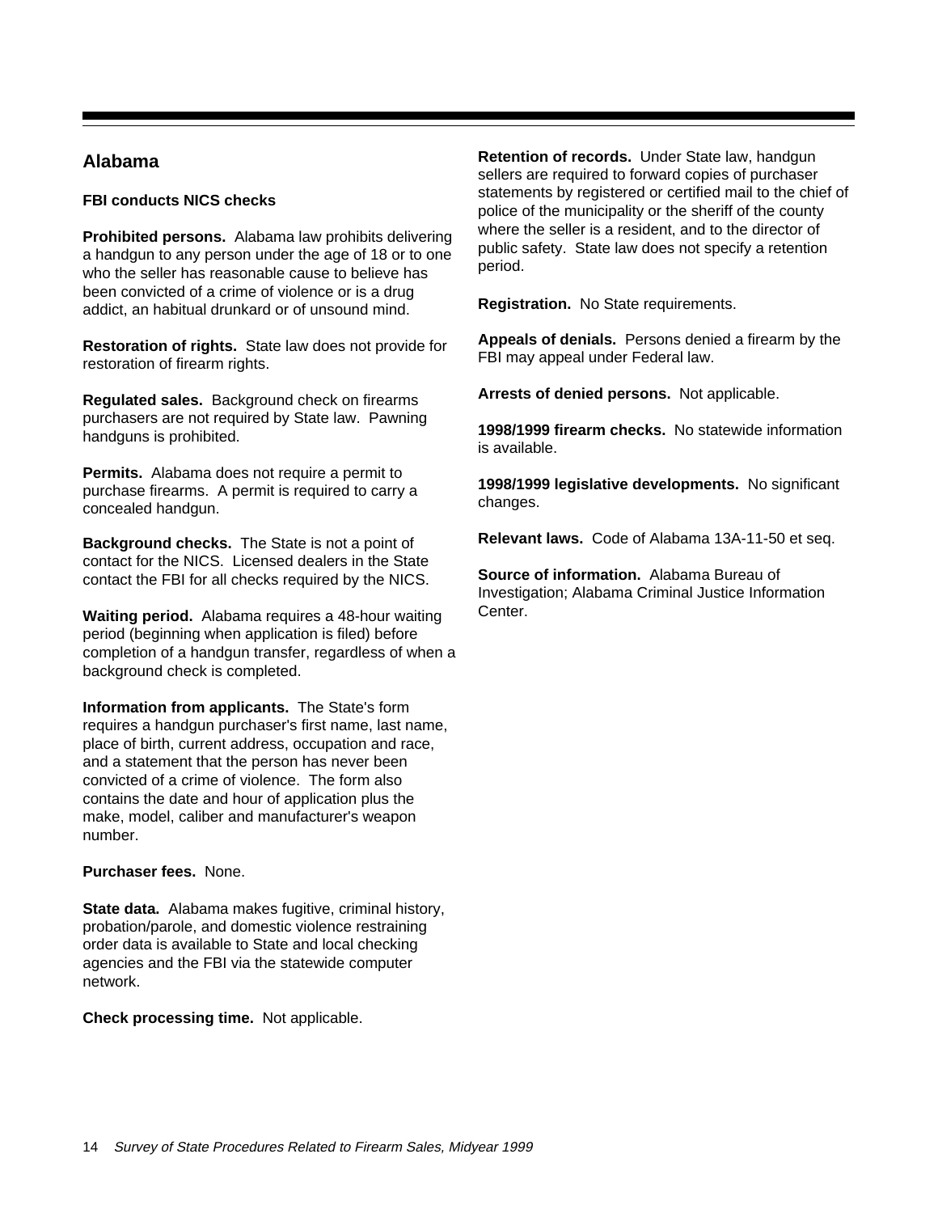## Alabama

**FBI conducts NICS checks**

**Prohibited persons.** Alabama law prohibits delivering a handgun to any person under the age of 18 or to one who the seller has reasonable cause to believe has been convicted of a crime of violence or is a drug addict, an habitual drunkard or of unsound mind.

**Restoration of rights.** State law does not provide for restoration of firearm rights.

**Regulated sales.** Background check on firearms purchasers are not required by State law. Pawning handguns is prohibited.

**Permits.** Alabama does not require a permit to purchase firearms. A permit is required to carry a concealed handgun.

**Background checks.** The State is not a point of contact for the NICS. Licensed dealers in the State contact the FBI for all checks required by the NICS.

**Waiting period.** Alabama requires a 48-hour waiting period (beginning when application is filed) before completion of a handgun transfer, regardless of when a background check is completed.

**Information from applicants.** The State's form requires a handgun purchaser's first name, last name, place of birth, current address, occupation and race, and a statement that the person has never been convicted of a crime of violence. The form also contains the date and hour of application plus the make, model, caliber and manufacturer's weapon number.

**Purchaser fees.** None.

**State data.** Alabama makes fugitive, criminal history, probation/parole, and domestic violence restraining order data is available to State and local checking agencies and the FBI via the statewide computer network.

**Check processing time.** Not applicable.

**Retention of records.** Under State law, handgun sellers are required to forward copies of purchaser statements by registered or certified mail to the chief of police of the municipality or the sheriff of the county where the seller is a resident, and to the director of public safety. State law does not specify a retention period.

**Registration.** No State requirements.

**Appeals of denials.** Persons denied a firearm by the FBI may appeal under Federal law.

**Arrests of denied persons.** Not applicable.

**1998/1999 firearm checks.** No statewide information is available.

**1998/1999 legislative developments.** No significant changes.

**Relevant laws.** Code of Alabama 13A-11-50 et seq.

**Source of information.** Alabama Bureau of Investigation; Alabama Criminal Justice Information Center.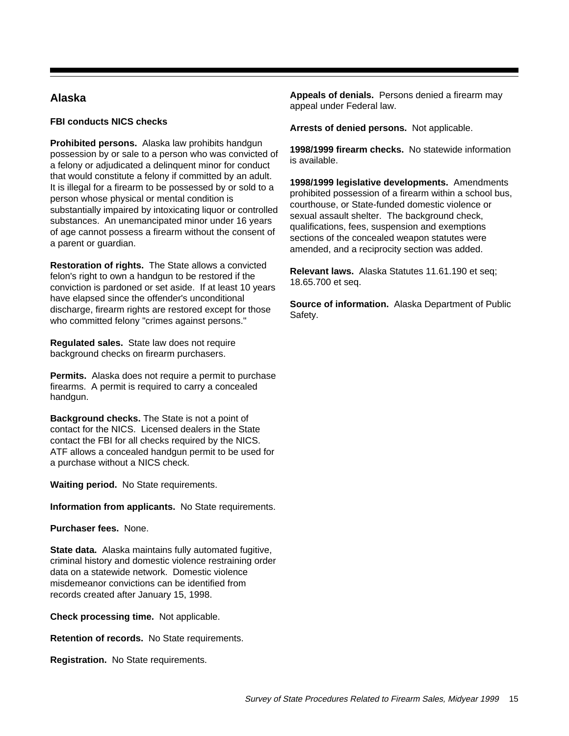## Alaska

**FBI conducts NICS checks**

**Prohibited persons.** Alaska law prohibits handgun possession by or sale to a person who was convicted of a felony or adjudicated a delinquent minor for conduct that would constitute a felony if committed by an adult. It is illegal for a firearm to be possessed by or sold to a person whose physical or mental condition is substantially impaired by intoxicating liquor or controlled substances. An unemancipated minor under 16 years of age cannot possess a firearm without the consent of a parent or guardian.

**Restoration of rights.** The State allows a convicted felon's right to own a handgun to be restored if the conviction is pardoned or set aside. If at least 10 years have elapsed since the offender's unconditional discharge, firearm rights are restored except for those who committed felony "crimes against persons."

**Regulated sales.** State law does not require background checks on firearm purchasers.

**Permits.** Alaska does not require a permit to purchase firearms. A permit is required to carry a concealed handgun.

**Background checks.** The State is not a point of contact for the NICS. Licensed dealers in the State contact the FBI for all checks required by the NICS. ATF allows a concealed handgun permit to be used for a purchase without a NICS check.

**Waiting period.** No State requirements.

**Information from applicants.** No State requirements.

**Purchaser fees.** None.

**State data.** Alaska maintains fully automated fugitive, criminal history and domestic violence restraining order data on a statewide network. Domestic violence misdemeanor convictions can be identified from records created after January 15, 1998.

**Check processing time.** Not applicable.

**Retention of records.** No State requirements.

**Registration.** No State requirements.

**Appeals of denials.** Persons denied a firearm may appeal under Federal law.

**Arrests of denied persons.** Not applicable.

**1998/1999 firearm checks.** No statewide information is available.

**1998/1999 legislative developments.** Amendments prohibited possession of a firearm within a school bus, courthouse, or State-funded domestic violence or sexual assault shelter. The background check, qualifications, fees, suspension and exemptions sections of the concealed weapon statutes were amended, and a reciprocity section was added.

**Relevant laws.** Alaska Statutes 11.61.190 et seq; 18.65.700 et seq.

**Source of information.** Alaska Department of Public Safety.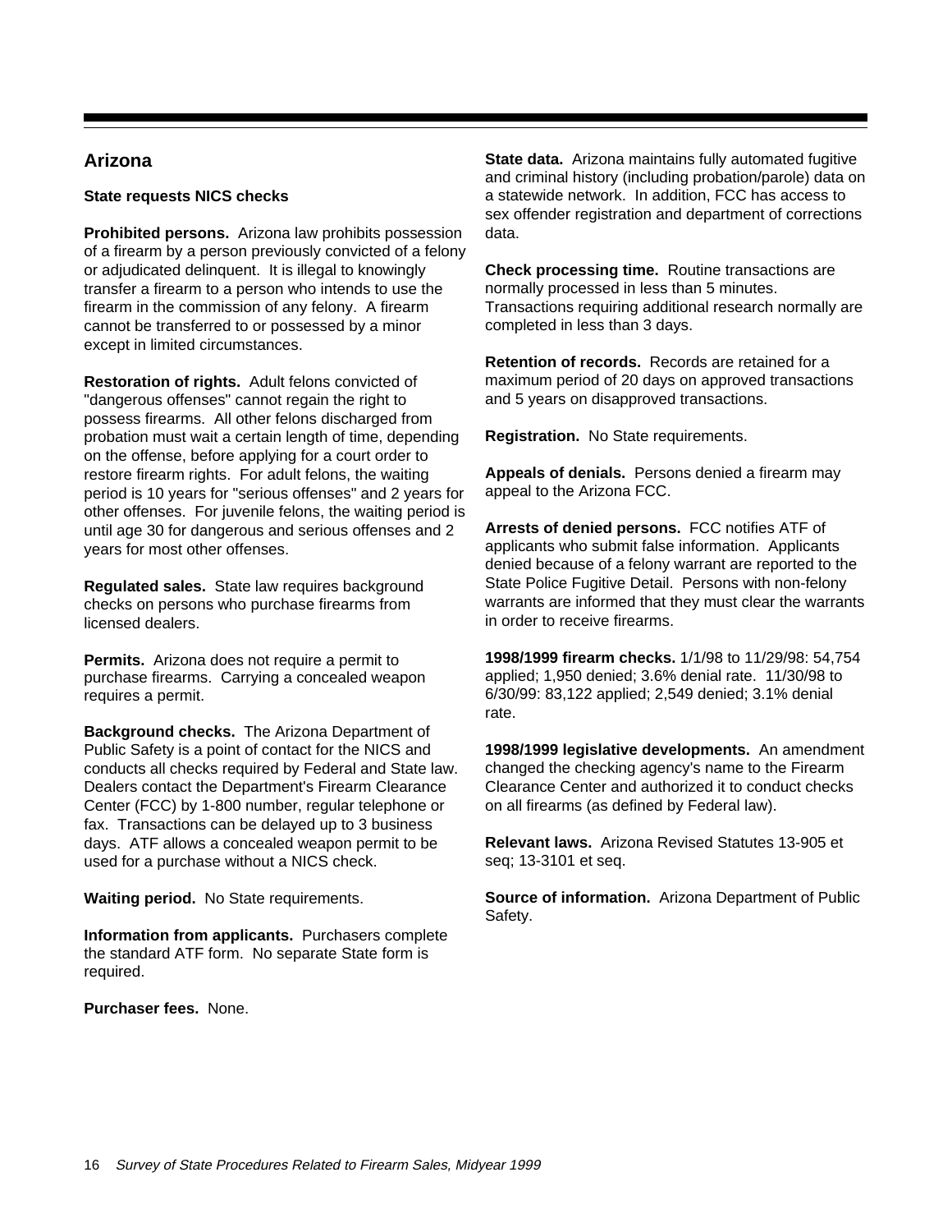## Arizona

**State requests NICS checks**

**Prohibited persons.** Arizona law prohibits possession of a firearm by a person previously convicted of a felony or adjudicated delinquent. It is illegal to knowingly transfer a firearm to a person who intends to use the firearm in the commission of any felony. A firearm cannot be transferred to or possessed by a minor except in limited circumstances.

**Restoration of rights.** Adult felons convicted of "dangerous offenses" cannot regain the right to possess firearms. All other felons discharged from probation must wait a certain length of time, depending on the offense, before applying for a court order to restore firearm rights. For adult felons, the waiting period is 10 years for "serious offenses" and 2 years for other offenses. For juvenile felons, the waiting period is until age 30 for dangerous and serious offenses and 2 years for most other offenses.

**Regulated sales.** State law requires background checks on persons who purchase firearms from licensed dealers.

**Permits.** Arizona does not require a permit to purchase firearms. Carrying a concealed weapon requires a permit.

**Background checks.** The Arizona Department of Public Safety is a point of contact for the NICS and conducts all checks required by Federal and State law. Dealers contact the Department's Firearm Clearance Center (FCC) by 1-800 number, regular telephone or fax. Transactions can be delayed up to 3 business days. ATF allows a concealed weapon permit to be used for a purchase without a NICS check.

**Waiting period.** No State requirements.

**Information from applicants.** Purchasers complete the standard ATF form. No separate State form is required.

**Purchaser fees.** None.

**State data.** Arizona maintains fully automated fugitive and criminal history (including probation/parole) data on a statewide network. In addition, FCC has access to sex offender registration and department of corrections data.

**Check processing time.** Routine transactions are normally processed in less than 5 minutes. Transactions requiring additional research normally are completed in less than 3 days.

**Retention of records.** Records are retained for a maximum period of 20 days on approved transactions and 5 years on disapproved transactions.

**Registration.** No State requirements.

**Appeals of denials.** Persons denied a firearm may appeal to the Arizona FCC.

**Arrests of denied persons.** FCC notifies ATF of applicants who submit false information. Applicants denied because of a felony warrant are reported to the State Police Fugitive Detail. Persons with non-felony warrants are informed that they must clear the warrants in order to receive firearms.

**1998/1999 firearm checks.** 1/1/98 to 11/29/98: 54,754 applied; 1,950 denied; 3.6% denial rate. 11/30/98 to 6/30/99: 83,122 applied; 2,549 denied; 3.1% denial rate.

**1998/1999 legislative developments.** An amendment changed the checking agency's name to the Firearm Clearance Center and authorized it to conduct checks on all firearms (as defined by Federal law).

**Relevant laws.** Arizona Revised Statutes 13-905 et seq; 13-3101 et seq.

**Source of information.** Arizona Department of Public Safety.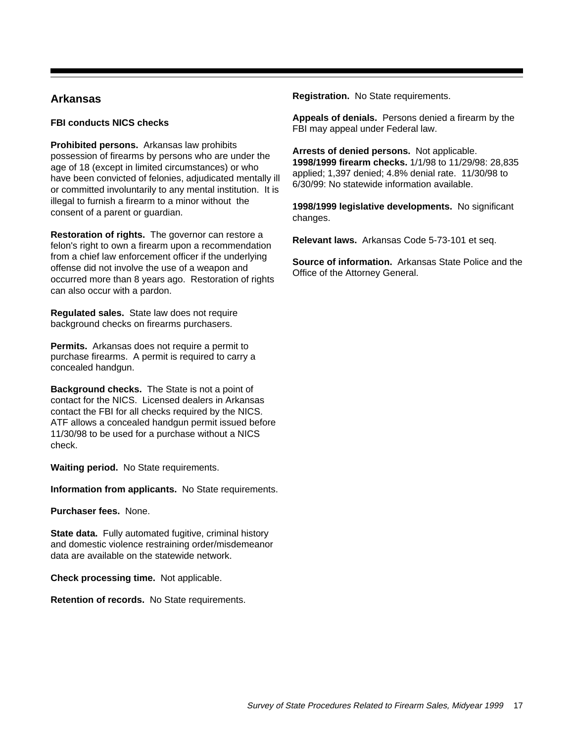## Arkansas

**FBI conducts NICS checks**

**Prohibited persons.** Arkansas law prohibits possession of firearms by persons who are under the age of 18 (except in limited circumstances) or who have been convicted of felonies, adjudicated mentally ill or committed involuntarily to any mental institution. It is illegal to furnish a firearm to a minor without the consent of a parent or guardian.

**Restoration of rights.** The governor can restore a felon's right to own a firearm upon a recommendation from a chief law enforcement officer if the underlying offense did not involve the use of a weapon and occurred more than 8 years ago. Restoration of rights can also occur with a pardon.

**Regulated sales.** State law does not require background checks on firearms purchasers.

**Permits.** Arkansas does not require a permit to purchase firearms. A permit is required to carry a concealed handgun.

**Background checks.** The State is not a point of contact for the NICS. Licensed dealers in Arkansas contact the FBI for all checks required by the NICS. ATF allows a concealed handgun permit issued before 11/30/98 to be used for a purchase without a NICS check.

**Waiting period.** No State requirements.

**Information from applicants.** No State requirements.

**Purchaser fees.** None.

**State data.** Fully automated fugitive, criminal history and domestic violence restraining order/misdemeanor data are available on the statewide network.

**Check processing time.** Not applicable.

**Retention of records.** No State requirements.

**Registration.** No State requirements.

**Appeals of denials.** Persons denied a firearm by the FBI may appeal under Federal law.

**Arrests of denied persons.** Not applicable.

**1998/1999 firearm checks.** 1/1/98 to 11/29/98: 28,835 applied; 1,397 denied; 4.8% denial rate. 11/30/98 to 6/30/99: No statewide information available.

**1998/1999 legislative developments.** No significant changes.

**Relevant laws.** Arkansas Code 5-73-101 et seq.

**Source of information.** Arkansas State Police and the Office of the Attorney General.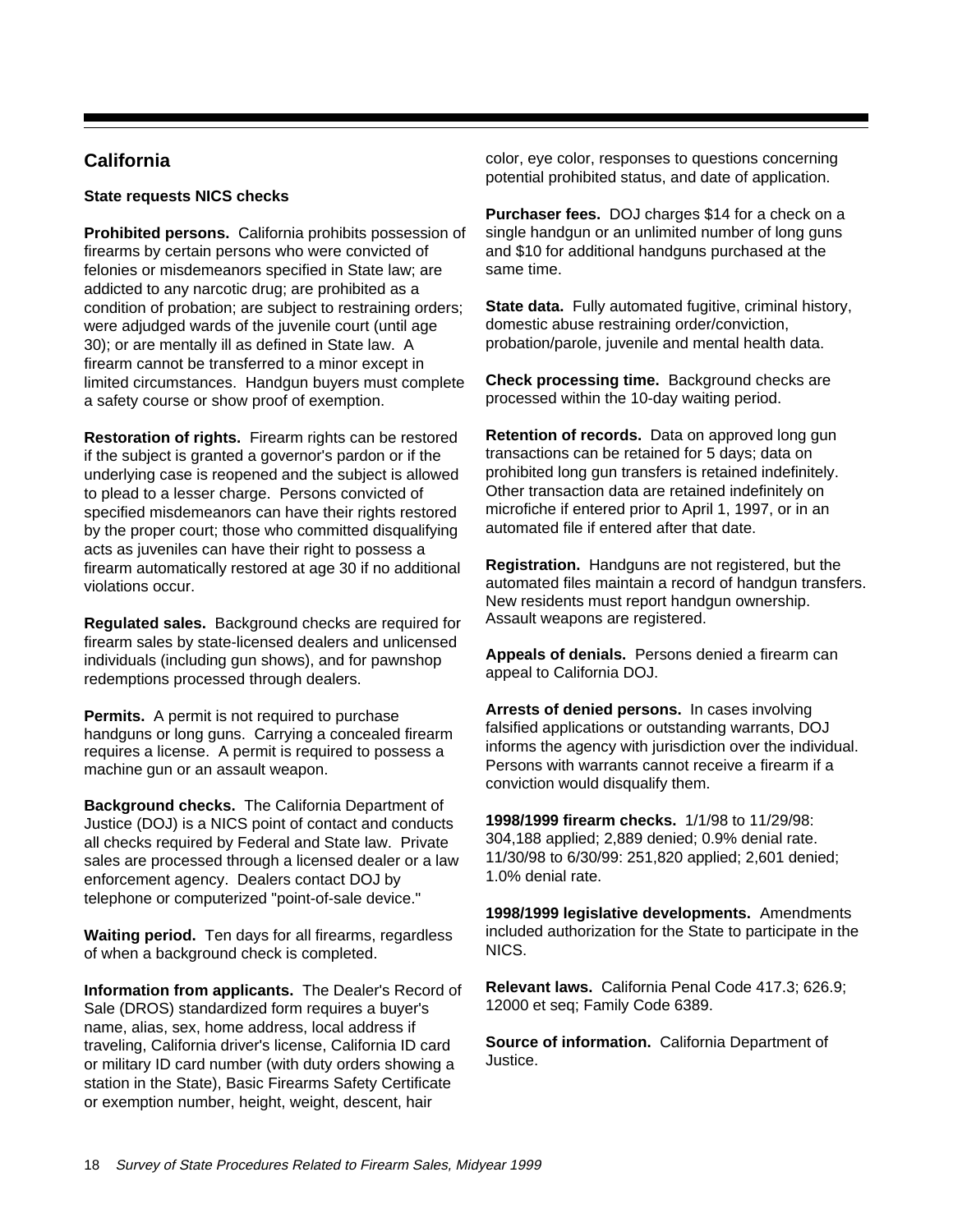## California

**State requests NICS checks**

**Prohibited persons.** California prohibits possession of firearms by certain persons who were convicted of felonies or misdemeanors specified in State law; are addicted to any narcotic drug; are prohibited as a condition of probation; are subject to restraining orders; were adjudged wards of the juvenile court (until age 30); or are mentally ill as defined in State law. A firearm cannot be transferred to a minor except in limited circumstances. Handgun buyers must complete a safety course or show proof of exemption.

**Restoration of rights.** Firearm rights can be restored if the subject is granted a governor's pardon or if the underlying case is reopened and the subject is allowed to plead to a lesser charge. Persons convicted of specified misdemeanors can have their rights restored by the proper court; those who committed disqualifying acts as juveniles can have their right to possess a firearm automatically restored at age 30 if no additional violations occur.

**Regulated sales.** Background checks are required for firearm sales by state-licensed dealers and unlicensed individuals (including gun shows), and for pawnshop redemptions processed through dealers.

**Permits.** A permit is not required to purchase handguns or long guns. Carrying a concealed firearm requires a license. A permit is required to possess a machine gun or an assault weapon.

**Background checks.** The California Department of Justice (DOJ) is a NICS point of contact and conducts all checks required by Federal and State law. Private sales are processed through a licensed dealer or a law enforcement agency. Dealers contact DOJ by telephone or computerized "point-of-sale device."

**Waiting period.** Ten days for all firearms, regardless of when a background check is completed.

**Information from applicants.** The Dealer's Record of Sale (DROS) standardized form requires a buyer's name, alias, sex, home address, local address if traveling, California driver's license, California ID card or military ID card number (with duty orders showing a station in the State), Basic Firearms Safety Certificate or exemption number, height, weight, descent, hair color, eye color, responses to questions concerning potential prohibited status, and date of application.

**Purchaser fees.** DOJ charges $14 for a check on a single handgun or an unlimited number of long guns and $10 for additional handguns purchased at the same time.

**State data.** Fully automated fugitive, criminal history, domestic abuse restraining order/conviction, probation/parole, juvenile and mental health data.

**Check processing time.** Background checks are processed within the 10-day waiting period.

**Retention of records.** Data on approved long gun transactions can be retained for 5 days; data on prohibited long gun transfers is retained indefinitely. Other transaction data are retained indefinitely on microfiche if entered prior to April 1, 1997, or in an automated file if entered after that date.

**Registration.** Handguns are not registered, but the automated files maintain a record of handgun transfers. New residents must report handgun ownership. Assault weapons are registered.

**Appeals of denials.** Persons denied a firearm can appeal to California DOJ.

**Arrests of denied persons.** In cases involving falsified applications or outstanding warrants, DOJ informs the agency with jurisdiction over the individual. Persons with warrants cannot receive a firearm if a conviction would disqualify them.

**1998/1999 firearm checks.** 1/1/98 to 11/29/98: 304,188 applied; 2,889 denied; 0.9% denial rate. 11/30/98 to 6/30/99: 251,820 applied; 2,601 denied; 1.0% denial rate.

**1998/1999 legislative developments.** Amendments included authorization for the State to participate in the NICS.

**Relevant laws.** California Penal Code 417.3; 626.9; 12000 et seq; Family Code 6389.

**Source of information.** California Department of Justice.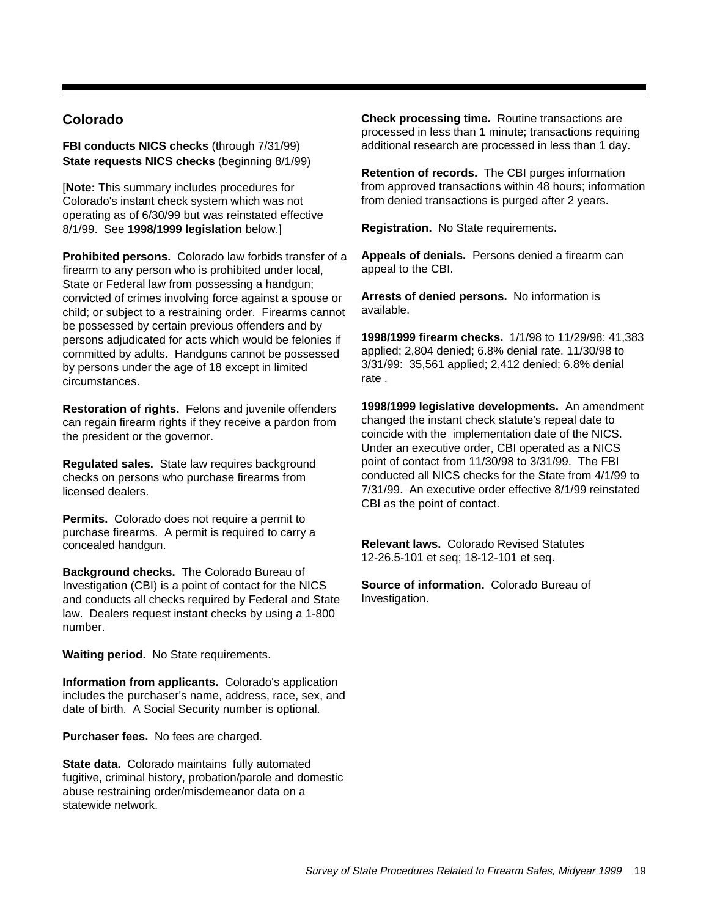## Colorado

**FBI conducts NICS checks** (through 7/31/99)
**State requests NICS checks** (beginning 8/1/99)

[**Note:** This summary includes procedures for Colorado's instant check system which was not operating as of 6/30/99 but was reinstated effective 8/1/99. See **1998/1999 legislation** below.]

**Prohibited persons.** Colorado law forbids transfer of a firearm to any person who is prohibited under local, State or Federal law from possessing a handgun; convicted of crimes involving force against a spouse or child; or subject to a restraining order. Firearms cannot be possessed by certain previous offenders and by persons adjudicated for acts which would be felonies if committed by adults. Handguns cannot be possessed by persons under the age of 18 except in limited circumstances.

**Restoration of rights.** Felons and juvenile offenders can regain firearm rights if they receive a pardon from the president or the governor.

**Regulated sales.** State law requires background checks on persons who purchase firearms from licensed dealers.

**Permits.** Colorado does not require a permit to purchase firearms. A permit is required to carry a concealed handgun.

**Background checks.** The Colorado Bureau of Investigation (CBI) is a point of contact for the NICS and conducts all checks required by Federal and State law. Dealers request instant checks by using a 1-800 number.

**Waiting period.** No State requirements.

**Information from applicants.** Colorado's application includes the purchaser's name, address, race, sex, and date of birth. A Social Security number is optional.

**Purchaser fees.** No fees are charged.

**State data.** Colorado maintains fully automated fugitive, criminal history, probation/parole and domestic abuse restraining order/misdemeanor data on a statewide network.

**Check processing time.** Routine transactions are processed in less than 1 minute; transactions requiring additional research are processed in less than 1 day.

**Retention of records.** The CBI purges information from approved transactions within 48 hours; information from denied transactions is purged after 2 years.

**Registration.** No State requirements.

**Appeals of denials.** Persons denied a firearm can appeal to the CBI.

**Arrests of denied persons.** No information is available.

**1998/1999 firearm checks.** 1/1/98 to 11/29/98: 41,383 applied; 2,804 denied; 6.8% denial rate. 11/30/98 to 3/31/99: 35,561 applied; 2,412 denied; 6.8% denial rate .

**1998/1999 legislative developments.** An amendment changed the instant check statute's repeal date to coincide with the implementation date of the NICS. Under an executive order, CBI operated as a NICS point of contact from 11/30/98 to 3/31/99. The FBI conducted all NICS checks for the State from 4/1/99 to 7/31/99. An executive order effective 8/1/99 reinstated CBI as the point of contact.

**Relevant laws.** Colorado Revised Statutes 12-26.5-101 et seq; 18-12-101 et seq.

**Source of information.** Colorado Bureau of Investigation.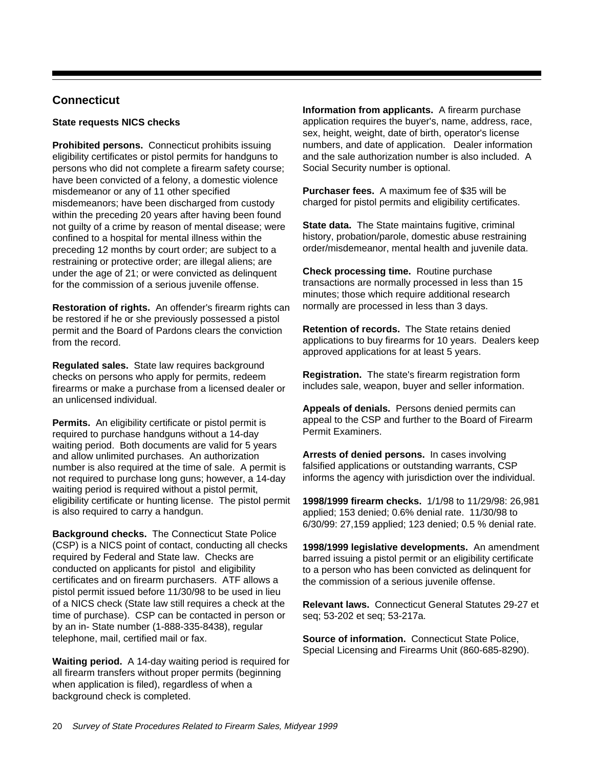## Connecticut

**State requests NICS checks**

**Prohibited persons.** Connecticut prohibits issuing eligibility certificates or pistol permits for handguns to persons who did not complete a firearm safety course; have been convicted of a felony, a domestic violence misdemeanor or any of 11 other specified misdemeanors; have been discharged from custody within the preceding 20 years after having been found not guilty of a crime by reason of mental disease; were confined to a hospital for mental illness within the preceding 12 months by court order; are subject to a restraining or protective order; are illegal aliens; are under the age of 21; or were convicted as delinquent for the commission of a serious juvenile offense.

**Restoration of rights.** An offender's firearm rights can be restored if he or she previously possessed a pistol permit and the Board of Pardons clears the conviction from the record.

**Regulated sales.** State law requires background checks on persons who apply for permits, redeem firearms or make a purchase from a licensed dealer or an unlicensed individual.

**Permits.** An eligibility certificate or pistol permit is required to purchase handguns without a 14-day waiting period. Both documents are valid for 5 years and allow unlimited purchases. An authorization number is also required at the time of sale. A permit is not required to purchase long guns; however, a 14-day waiting period is required without a pistol permit, eligibility certificate or hunting license. The pistol permit is also required to carry a handgun.

**Background checks.** The Connecticut State Police (CSP) is a NICS point of contact, conducting all checks required by Federal and State law. Checks are conducted on applicants for pistol and eligibility certificates and on firearm purchasers. ATF allows a pistol permit issued before 11/30/98 to be used in lieu of a NICS check (State law still requires a check at the time of purchase). CSP can be contacted in person or by an in- State number (1-888-335-8438), regular telephone, mail, certified mail or fax.

**Waiting period.** A 14-day waiting period is required for all firearm transfers without proper permits (beginning when application is filed), regardless of when a background check is completed.

**Information from applicants.** A firearm purchase application requires the buyer's, name, address, race, sex, height, weight, date of birth, operator's license numbers, and date of application. Dealer information and the sale authorization number is also included. A Social Security number is optional.

**Purchaser fees.** A maximum fee of $35 will be charged for pistol permits and eligibility certificates.

**State data.** The State maintains fugitive, criminal history, probation/parole, domestic abuse restraining order/misdemeanor, mental health and juvenile data.

**Check processing time.** Routine purchase transactions are normally processed in less than 15 minutes; those which require additional research normally are processed in less than 3 days.

**Retention of records.** The State retains denied applications to buy firearms for 10 years. Dealers keep approved applications for at least 5 years.

**Registration.** The state's firearm registration form includes sale, weapon, buyer and seller information.

**Appeals of denials.** Persons denied permits can appeal to the CSP and further to the Board of Firearm Permit Examiners.

**Arrests of denied persons.** In cases involving falsified applications or outstanding warrants, CSP informs the agency with jurisdiction over the individual.

**1998/1999 firearm checks.** 1/1/98 to 11/29/98: 26,981 applied; 153 denied; 0.6% denial rate. 11/30/98 to 6/30/99: 27,159 applied; 123 denied; 0.5 % denial rate.

**1998/1999 legislative developments.** An amendment barred issuing a pistol permit or an eligibility certificate to a person who has been convicted as delinquent for the commission of a serious juvenile offense.

**Relevant laws.** Connecticut General Statutes 29-27 et seq; 53-202 et seq; 53-217a.

**Source of information.** Connecticut State Police, Special Licensing and Firearms Unit (860-685-8290).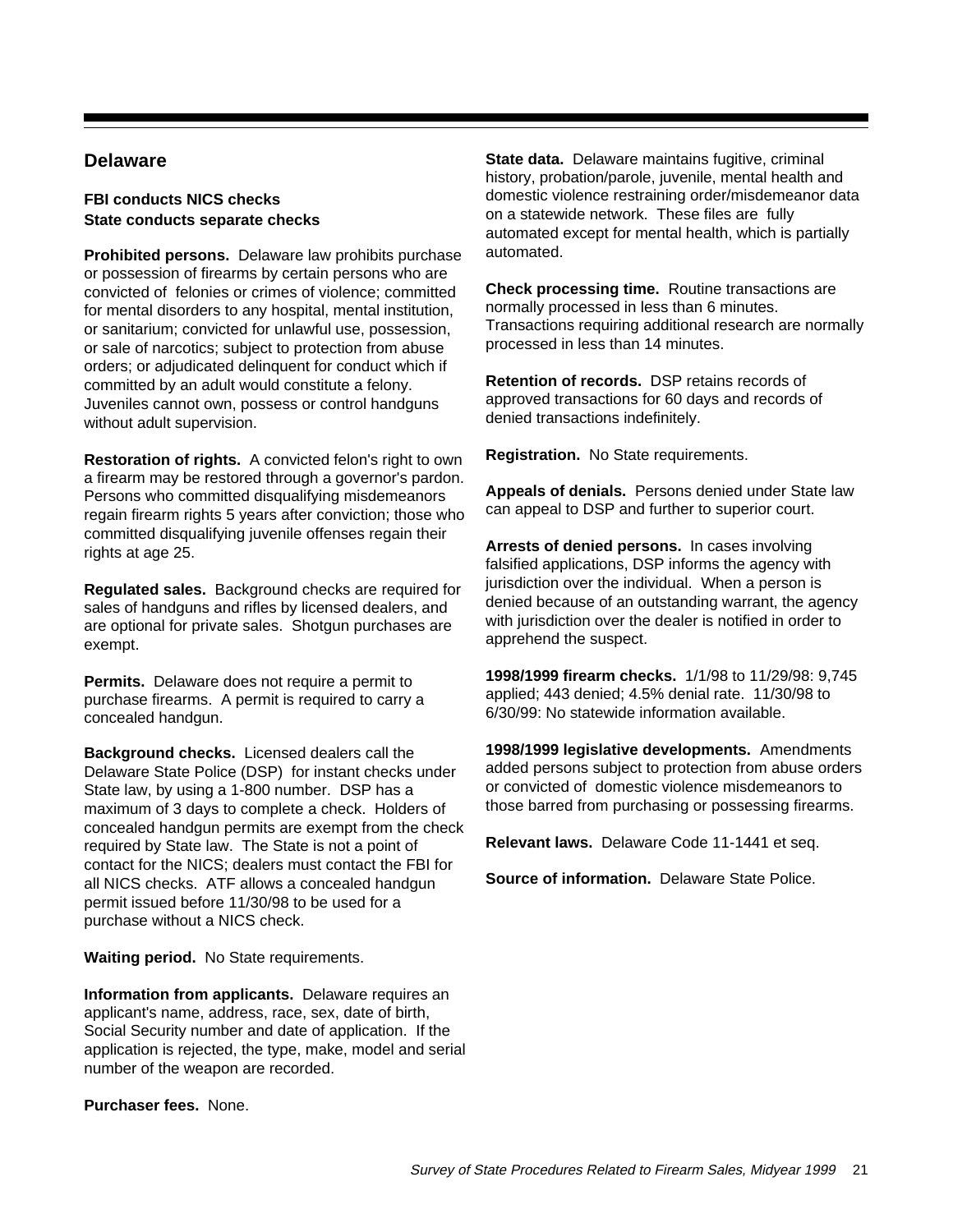## Delaware

**FBI conducts NICS checks**
**State conducts separate checks**

**Prohibited persons.** Delaware law prohibits purchase or possession of firearms by certain persons who are convicted of felonies or crimes of violence; committed for mental disorders to any hospital, mental institution, or sanitarium; convicted for unlawful use, possession, or sale of narcotics; subject to protection from abuse orders; or adjudicated delinquent for conduct which if committed by an adult would constitute a felony. Juveniles cannot own, possess or control handguns without adult supervision.

**Restoration of rights.** A convicted felon's right to own a firearm may be restored through a governor's pardon. Persons who committed disqualifying misdemeanors regain firearm rights 5 years after conviction; those who committed disqualifying juvenile offenses regain their rights at age 25.

**Regulated sales.** Background checks are required for sales of handguns and rifles by licensed dealers, and are optional for private sales. Shotgun purchases are exempt.

**Permits.** Delaware does not require a permit to purchase firearms. A permit is required to carry a concealed handgun.

**Background checks.** Licensed dealers call the Delaware State Police (DSP) for instant checks under State law, by using a 1-800 number. DSP has a maximum of 3 days to complete a check. Holders of concealed handgun permits are exempt from the check required by State law. The State is not a point of contact for the NICS; dealers must contact the FBI for all NICS checks. ATF allows a concealed handgun permit issued before 11/30/98 to be used for a purchase without a NICS check.

**Waiting period.** No State requirements.

**Information from applicants.** Delaware requires an applicant's name, address, race, sex, date of birth, Social Security number and date of application. If the application is rejected, the type, make, model and serial number of the weapon are recorded.

**Purchaser fees.** None.

**State data.** Delaware maintains fugitive, criminal history, probation/parole, juvenile, mental health and domestic violence restraining order/misdemeanor data on a statewide network. These files are fully automated except for mental health, which is partially automated.

**Check processing time.** Routine transactions are normally processed in less than 6 minutes. Transactions requiring additional research are normally processed in less than 14 minutes.

**Retention of records.** DSP retains records of approved transactions for 60 days and records of denied transactions indefinitely.

**Registration.** No State requirements.

**Appeals of denials.** Persons denied under State law can appeal to DSP and further to superior court.

**Arrests of denied persons.** In cases involving falsified applications, DSP informs the agency with jurisdiction over the individual. When a person is denied because of an outstanding warrant, the agency with jurisdiction over the dealer is notified in order to apprehend the suspect.

**1998/1999 firearm checks.** 1/1/98 to 11/29/98: 9,745 applied; 443 denied; 4.5% denial rate. 11/30/98 to 6/30/99: No statewide information available.

**1998/1999 legislative developments.** Amendments added persons subject to protection from abuse orders or convicted of domestic violence misdemeanors to those barred from purchasing or possessing firearms.

**Relevant laws.** Delaware Code 11-1441 et seq.

**Source of information.** Delaware State Police.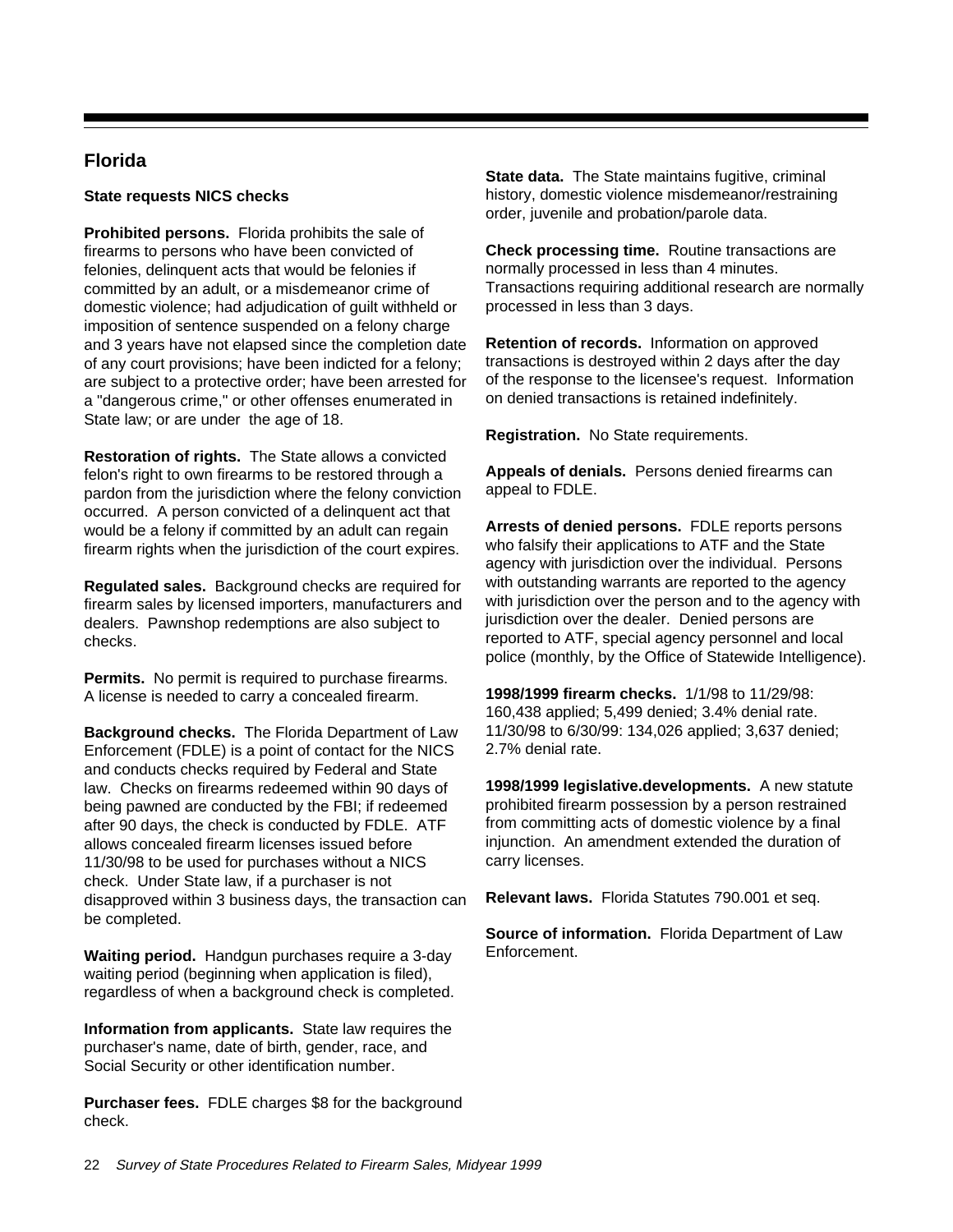## Florida

**State requests NICS checks**

**Prohibited persons.** Florida prohibits the sale of firearms to persons who have been convicted of felonies, delinquent acts that would be felonies if committed by an adult, or a misdemeanor crime of domestic violence; had adjudication of guilt withheld or imposition of sentence suspended on a felony charge and 3 years have not elapsed since the completion date of any court provisions; have been indicted for a felony; are subject to a protective order; have been arrested for a "dangerous crime," or other offenses enumerated in State law; or are under the age of 18.

**Restoration of rights.** The State allows a convicted felon's right to own firearms to be restored through a pardon from the jurisdiction where the felony conviction occurred. A person convicted of a delinquent act that would be a felony if committed by an adult can regain firearm rights when the jurisdiction of the court expires.

**Regulated sales.** Background checks are required for firearm sales by licensed importers, manufacturers and dealers. Pawnshop redemptions are also subject to checks.

**Permits.** No permit is required to purchase firearms. A license is needed to carry a concealed firearm.

**Background checks.** The Florida Department of Law Enforcement (FDLE) is a point of contact for the NICS and conducts checks required by Federal and State law. Checks on firearms redeemed within 90 days of being pawned are conducted by the FBI; if redeemed after 90 days, the check is conducted by FDLE. ATF allows concealed firearm licenses issued before 11/30/98 to be used for purchases without a NICS check. Under State law, if a purchaser is not disapproved within 3 business days, the transaction can be completed.

**Waiting period.** Handgun purchases require a 3-day waiting period (beginning when application is filed), regardless of when a background check is completed.

**Information from applicants.** State law requires the purchaser's name, date of birth, gender, race, and Social Security or other identification number.

**Purchaser fees.** FDLE charges $8 for the background check.

**State data.** The State maintains fugitive, criminal history, domestic violence misdemeanor/restraining order, juvenile and probation/parole data.

**Check processing time.** Routine transactions are normally processed in less than 4 minutes. Transactions requiring additional research are normally processed in less than 3 days.

**Retention of records.** Information on approved transactions is destroyed within 2 days after the day of the response to the licensee's request. Information on denied transactions is retained indefinitely.

**Registration.** No State requirements.

**Appeals of denials.** Persons denied firearms can appeal to FDLE.

**Arrests of denied persons.** FDLE reports persons who falsify their applications to ATF and the State agency with jurisdiction over the individual. Persons with outstanding warrants are reported to the agency with jurisdiction over the person and to the agency with jurisdiction over the dealer. Denied persons are reported to ATF, special agency personnel and local police (monthly, by the Office of Statewide Intelligence).

**1998/1999 firearm checks.** 1/1/98 to 11/29/98: 160,438 applied; 5,499 denied; 3.4% denial rate. 11/30/98 to 6/30/99: 134,026 applied; 3,637 denied; 2.7% denial rate.

**1998/1999 legislative.developments.** A new statute prohibited firearm possession by a person restrained from committing acts of domestic violence by a final injunction. An amendment extended the duration of carry licenses.

**Relevant laws.** Florida Statutes 790.001 et seq.

**Source of information.** Florida Department of Law Enforcement.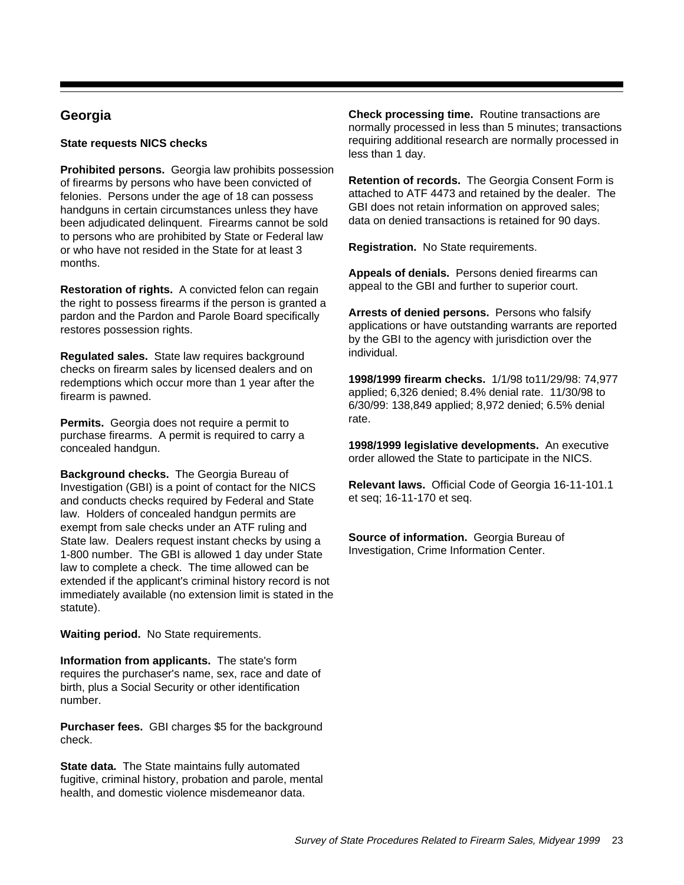## Georgia

**State requests NICS checks**

**Prohibited persons.** Georgia law prohibits possession of firearms by persons who have been convicted of felonies. Persons under the age of 18 can possess handguns in certain circumstances unless they have been adjudicated delinquent. Firearms cannot be sold to persons who are prohibited by State or Federal law or who have not resided in the State for at least 3 months.

**Restoration of rights.** A convicted felon can regain the right to possess firearms if the person is granted a pardon and the Pardon and Parole Board specifically restores possession rights.

**Regulated sales.** State law requires background checks on firearm sales by licensed dealers and on redemptions which occur more than 1 year after the firearm is pawned.

**Permits.** Georgia does not require a permit to purchase firearms. A permit is required to carry a concealed handgun.

**Background checks.** The Georgia Bureau of Investigation (GBI) is a point of contact for the NICS and conducts checks required by Federal and State law. Holders of concealed handgun permits are exempt from sale checks under an ATF ruling and State law. Dealers request instant checks by using a 1-800 number. The GBI is allowed 1 day under State law to complete a check. The time allowed can be extended if the applicant's criminal history record is not immediately available (no extension limit is stated in the statute).

**Waiting period.** No State requirements.

**Information from applicants.** The state's form requires the purchaser's name, sex, race and date of birth, plus a Social Security or other identification number.

**Purchaser fees.** GBI charges $5 for the background check.

**State data.** The State maintains fully automated fugitive, criminal history, probation and parole, mental health, and domestic violence misdemeanor data.

**Check processing time.** Routine transactions are normally processed in less than 5 minutes; transactions requiring additional research are normally processed in less than 1 day.

**Retention of records.** The Georgia Consent Form is attached to ATF 4473 and retained by the dealer. The GBI does not retain information on approved sales; data on denied transactions is retained for 90 days.

**Registration.** No State requirements.

**Appeals of denials.** Persons denied firearms can appeal to the GBI and further to superior court.

**Arrests of denied persons.** Persons who falsify applications or have outstanding warrants are reported by the GBI to the agency with jurisdiction over the individual.

**1998/1999 firearm checks.** 1/1/98 to11/29/98: 74,977 applied; 6,326 denied; 8.4% denial rate. 11/30/98 to 6/30/99: 138,849 applied; 8,972 denied; 6.5% denial rate.

**1998/1999 legislative developments.** An executive order allowed the State to participate in the NICS.

**Relevant laws.** Official Code of Georgia 16-11-101.1 et seq; 16-11-170 et seq.

**Source of information.** Georgia Bureau of Investigation, Crime Information Center.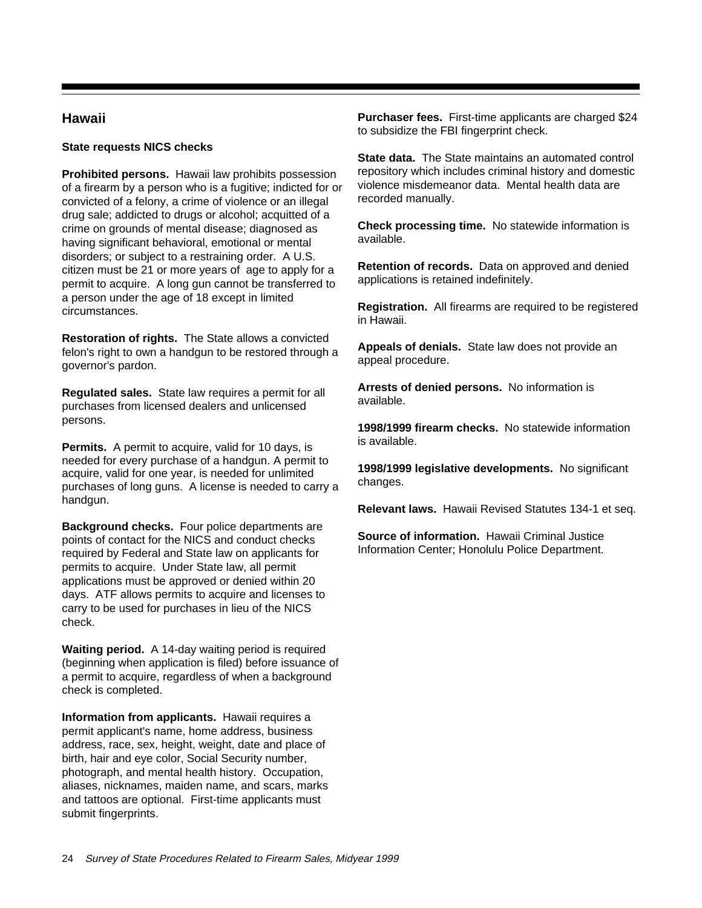## Hawaii

**State requests NICS checks**

**Prohibited persons.** Hawaii law prohibits possession of a firearm by a person who is a fugitive; indicted for or convicted of a felony, a crime of violence or an illegal drug sale; addicted to drugs or alcohol; acquitted of a crime on grounds of mental disease; diagnosed as having significant behavioral, emotional or mental disorders; or subject to a restraining order. A U.S. citizen must be 21 or more years of age to apply for a permit to acquire. A long gun cannot be transferred to a person under the age of 18 except in limited circumstances.

**Restoration of rights.** The State allows a convicted felon's right to own a handgun to be restored through a governor's pardon.

**Regulated sales.** State law requires a permit for all purchases from licensed dealers and unlicensed persons.

**Permits.** A permit to acquire, valid for 10 days, is needed for every purchase of a handgun. A permit to acquire, valid for one year, is needed for unlimited purchases of long guns. A license is needed to carry a handgun.

**Background checks.** Four police departments are points of contact for the NICS and conduct checks required by Federal and State law on applicants for permits to acquire. Under State law, all permit applications must be approved or denied within 20 days. ATF allows permits to acquire and licenses to carry to be used for purchases in lieu of the NICS check.

**Waiting period.** A 14-day waiting period is required (beginning when application is filed) before issuance of a permit to acquire, regardless of when a background check is completed.

**Information from applicants.** Hawaii requires a permit applicant's name, home address, business address, race, sex, height, weight, date and place of birth, hair and eye color, Social Security number, photograph, and mental health history. Occupation, aliases, nicknames, maiden name, and scars, marks and tattoos are optional. First-time applicants must submit fingerprints.

**Purchaser fees.** First-time applicants are charged $24 to subsidize the FBI fingerprint check.

**State data.** The State maintains an automated control repository which includes criminal history and domestic violence misdemeanor data. Mental health data are recorded manually.

**Check processing time.** No statewide information is available.

**Retention of records.** Data on approved and denied applications is retained indefinitely.

**Registration.** All firearms are required to be registered in Hawaii.

**Appeals of denials.** State law does not provide an appeal procedure.

**Arrests of denied persons.** No information is available.

**1998/1999 firearm checks.** No statewide information is available.

**1998/1999 legislative developments.** No significant changes.

**Relevant laws.** Hawaii Revised Statutes 134-1 et seq.

**Source of information.** Hawaii Criminal Justice Information Center; Honolulu Police Department.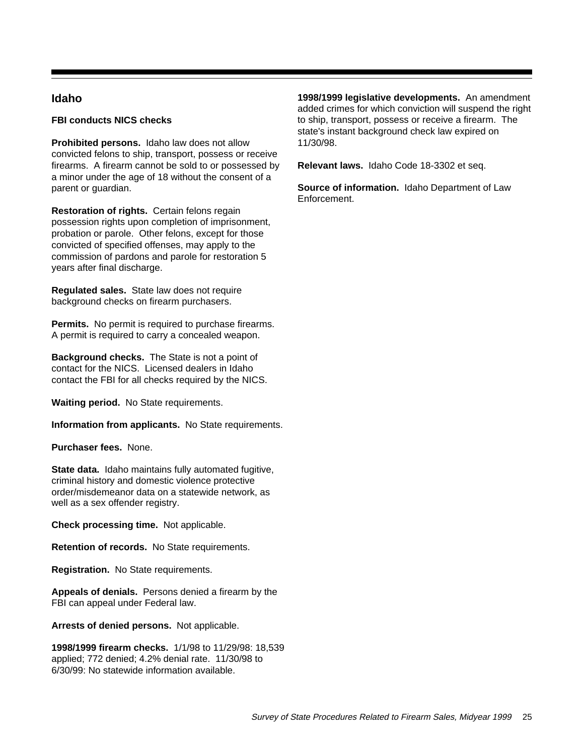## Idaho

**FBI conducts NICS checks**

**Prohibited persons.** Idaho law does not allow convicted felons to ship, transport, possess or receive firearms. A firearm cannot be sold to or possessed by a minor under the age of 18 without the consent of a parent or guardian.

**Restoration of rights.** Certain felons regain possession rights upon completion of imprisonment, probation or parole. Other felons, except for those convicted of specified offenses, may apply to the commission of pardons and parole for restoration 5 years after final discharge.

**Regulated sales.** State law does not require background checks on firearm purchasers.

**Permits.** No permit is required to purchase firearms. A permit is required to carry a concealed weapon.

**Background checks.** The State is not a point of contact for the NICS. Licensed dealers in Idaho contact the FBI for all checks required by the NICS.

**Waiting period.** No State requirements.

**Information from applicants.** No State requirements.

**Purchaser fees.** None.

**State data.** Idaho maintains fully automated fugitive, criminal history and domestic violence protective order/misdemeanor data on a statewide network, as well as a sex offender registry.

**Check processing time.** Not applicable.

**Retention of records.** No State requirements.

**Registration.** No State requirements.

**Appeals of denials.** Persons denied a firearm by the FBI can appeal under Federal law.

**Arrests of denied persons.** Not applicable.

**1998/1999 firearm checks.** 1/1/98 to 11/29/98: 18,539 applied; 772 denied; 4.2% denial rate. 11/30/98 to 6/30/99: No statewide information available.

**1998/1999 legislative developments.** An amendment added crimes for which conviction will suspend the right to ship, transport, possess or receive a firearm. The state's instant background check law expired on 11/30/98.

**Relevant laws.** Idaho Code 18-3302 et seq.

**Source of information.** Idaho Department of Law Enforcement.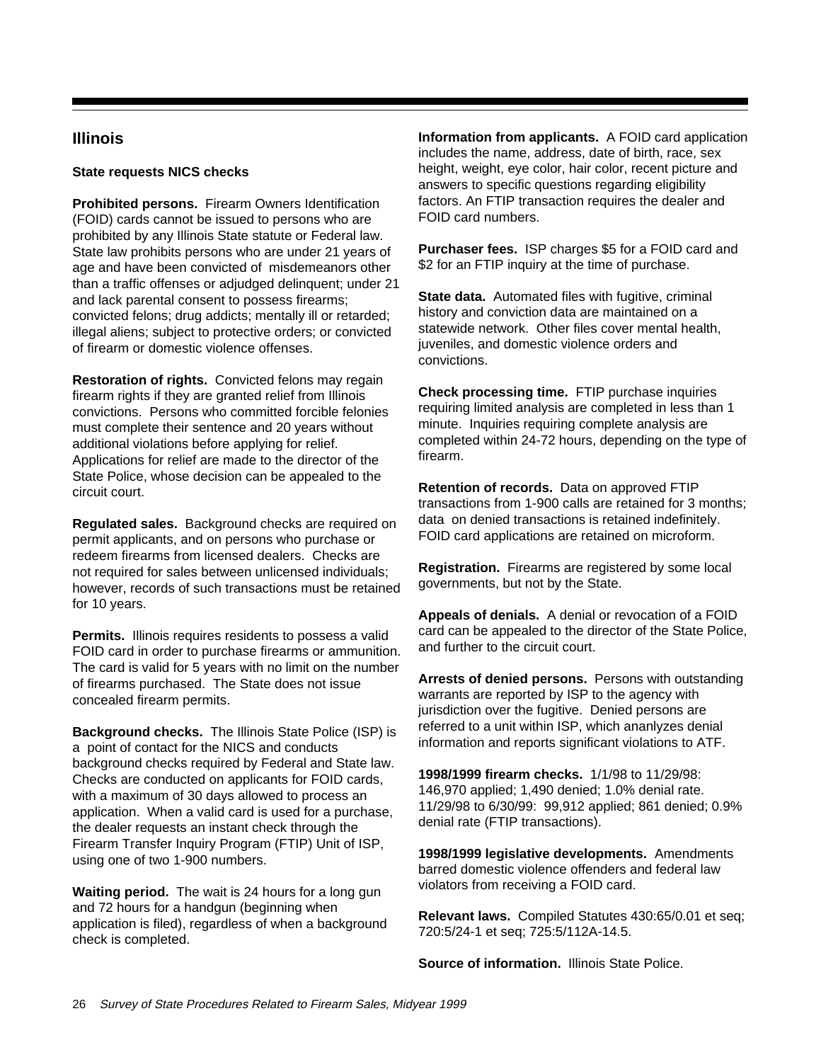## Illinois

**State requests NICS checks**

**Prohibited persons.** Firearm Owners Identification (FOID) cards cannot be issued to persons who are prohibited by any Illinois State statute or Federal law. State law prohibits persons who are under 21 years of age and have been convicted of misdemeanors other than a traffic offenses or adjudged delinquent; under 21 and lack parental consent to possess firearms; convicted felons; drug addicts; mentally ill or retarded; illegal aliens; subject to protective orders; or convicted of firearm or domestic violence offenses.

**Restoration of rights.** Convicted felons may regain firearm rights if they are granted relief from Illinois convictions. Persons who committed forcible felonies must complete their sentence and 20 years without additional violations before applying for relief. Applications for relief are made to the director of the State Police, whose decision can be appealed to the circuit court.

**Regulated sales.** Background checks are required on permit applicants, and on persons who purchase or redeem firearms from licensed dealers. Checks are not required for sales between unlicensed individuals; however, records of such transactions must be retained for 10 years.

**Permits.** Illinois requires residents to possess a valid FOID card in order to purchase firearms or ammunition. The card is valid for 5 years with no limit on the number of firearms purchased. The State does not issue concealed firearm permits.

**Background checks.** The Illinois State Police (ISP) is a point of contact for the NICS and conducts background checks required by Federal and State law. Checks are conducted on applicants for FOID cards, with a maximum of 30 days allowed to process an application. When a valid card is used for a purchase, the dealer requests an instant check through the Firearm Transfer Inquiry Program (FTIP) Unit of ISP, using one of two 1-900 numbers.

**Waiting period.** The wait is 24 hours for a long gun and 72 hours for a handgun (beginning when application is filed), regardless of when a background check is completed.

**Information from applicants.** A FOID card application includes the name, address, date of birth, race, sex height, weight, eye color, hair color, recent picture and answers to specific questions regarding eligibility factors. An FTIP transaction requires the dealer and FOID card numbers.

**Purchaser fees.** ISP charges $5 for a FOID card and $2 for an FTIP inquiry at the time of purchase.

**State data.** Automated files with fugitive, criminal history and conviction data are maintained on a statewide network. Other files cover mental health, juveniles, and domestic violence orders and convictions.

**Check processing time.** FTIP purchase inquiries requiring limited analysis are completed in less than 1 minute. Inquiries requiring complete analysis are completed within 24-72 hours, depending on the type of firearm.

**Retention of records.** Data on approved FTIP transactions from 1-900 calls are retained for 3 months; data on denied transactions is retained indefinitely. FOID card applications are retained on microform.

**Registration.** Firearms are registered by some local governments, but not by the State.

**Appeals of denials.** A denial or revocation of a FOID card can be appealed to the director of the State Police, and further to the circuit court.

**Arrests of denied persons.** Persons with outstanding warrants are reported by ISP to the agency with jurisdiction over the fugitive. Denied persons are referred to a unit within ISP, which ananlyzes denial information and reports significant violations to ATF.

**1998/1999 firearm checks.** 1/1/98 to 11/29/98: 146,970 applied; 1,490 denied; 1.0% denial rate. 11/29/98 to 6/30/99: 99,912 applied; 861 denied; 0.9% denial rate (FTIP transactions).

**1998/1999 legislative developments.** Amendments barred domestic violence offenders and federal law violators from receiving a FOID card.

**Relevant laws.** Compiled Statutes 430:65/0.01 et seq; 720:5/24-1 et seq; 725:5/112A-14.5.

**Source of information.** Illinois State Police.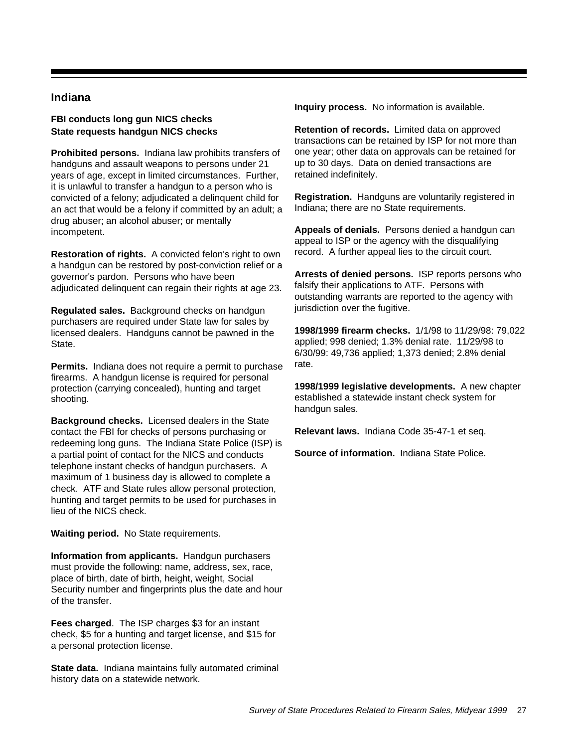## Indiana

**FBI conducts long gun NICS checks**
**State requests handgun NICS checks**

**Prohibited persons.** Indiana law prohibits transfers of handguns and assault weapons to persons under 21 years of age, except in limited circumstances. Further, it is unlawful to transfer a handgun to a person who is convicted of a felony; adjudicated a delinquent child for an act that would be a felony if committed by an adult; a drug abuser; an alcohol abuser; or mentally incompetent.

**Restoration of rights.** A convicted felon's right to own a handgun can be restored by post-conviction relief or a governor's pardon. Persons who have been adjudicated delinquent can regain their rights at age 23.

**Regulated sales.** Background checks on handgun purchasers are required under State law for sales by licensed dealers. Handguns cannot be pawned in the State.

**Permits.** Indiana does not require a permit to purchase firearms. A handgun license is required for personal protection (carrying concealed), hunting and target shooting.

**Background checks.** Licensed dealers in the State contact the FBI for checks of persons purchasing or redeeming long guns. The Indiana State Police (ISP) is a partial point of contact for the NICS and conducts telephone instant checks of handgun purchasers. A maximum of 1 business day is allowed to complete a check. ATF and State rules allow personal protection, hunting and target permits to be used for purchases in lieu of the NICS check.

**Waiting period.** No State requirements.

**Information from applicants.** Handgun purchasers must provide the following: name, address, sex, race, place of birth, date of birth, height, weight, Social Security number and fingerprints plus the date and hour of the transfer.

**Fees charged**. The ISP charges $3 for an instant check, $5 for a hunting and target license, and $15 for a personal protection license.

**State data.** Indiana maintains fully automated criminal history data on a statewide network.

**Inquiry process.** No information is available.

**Retention of records.** Limited data on approved transactions can be retained by ISP for not more than one year; other data on approvals can be retained for up to 30 days. Data on denied transactions are retained indefinitely.

**Registration.** Handguns are voluntarily registered in Indiana; there are no State requirements.

**Appeals of denials.** Persons denied a handgun can appeal to ISP or the agency with the disqualifying record. A further appeal lies to the circuit court.

**Arrests of denied persons.** ISP reports persons who falsify their applications to ATF. Persons with outstanding warrants are reported to the agency with jurisdiction over the fugitive.

**1998/1999 firearm checks.** 1/1/98 to 11/29/98: 79,022 applied; 998 denied; 1.3% denial rate. 11/29/98 to 6/30/99: 49,736 applied; 1,373 denied; 2.8% denial rate.

**1998/1999 legislative developments.** A new chapter established a statewide instant check system for handgun sales.

**Relevant laws.** Indiana Code 35-47-1 et seq.

**Source of information.** Indiana State Police.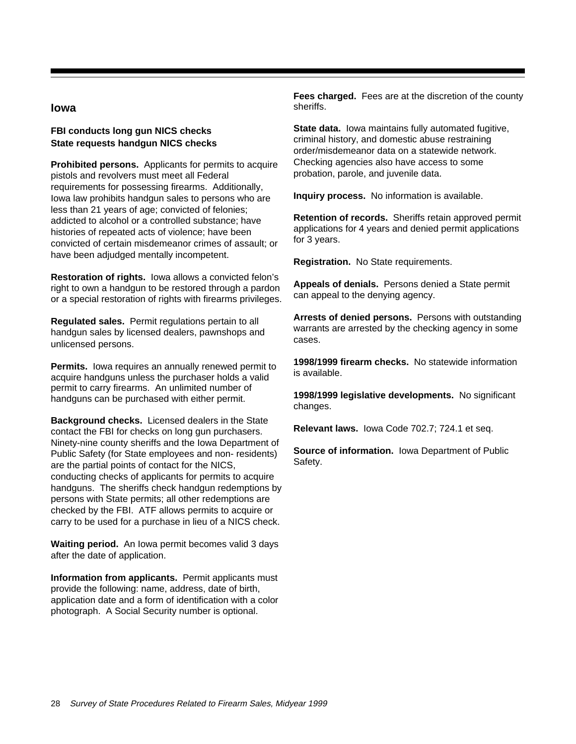## Iowa

**FBI conducts long gun NICS checks**
**State requests handgun NICS checks**

**Prohibited persons.** Applicants for permits to acquire pistols and revolvers must meet all Federal requirements for possessing firearms. Additionally, Iowa law prohibits handgun sales to persons who are less than 21 years of age; convicted of felonies; addicted to alcohol or a controlled substance; have histories of repeated acts of violence; have been convicted of certain misdemeanor crimes of assault; or have been adjudged mentally incompetent.

**Restoration of rights.** Iowa allows a convicted felon's right to own a handgun to be restored through a pardon or a special restoration of rights with firearms privileges.

**Regulated sales.** Permit regulations pertain to all handgun sales by licensed dealers, pawnshops and unlicensed persons.

**Permits.** Iowa requires an annually renewed permit to acquire handguns unless the purchaser holds a valid permit to carry firearms. An unlimited number of handguns can be purchased with either permit.

**Background checks.** Licensed dealers in the State contact the FBI for checks on long gun purchasers. Ninety-nine county sheriffs and the Iowa Department of Public Safety (for State employees and non- residents) are the partial points of contact for the NICS, conducting checks of applicants for permits to acquire handguns. The sheriffs check handgun redemptions by persons with State permits; all other redemptions are checked by the FBI. ATF allows permits to acquire or carry to be used for a purchase in lieu of a NICS check.

**Waiting period.** An Iowa permit becomes valid 3 days after the date of application.

**Information from applicants.** Permit applicants must provide the following: name, address, date of birth, application date and a form of identification with a color photograph. A Social Security number is optional.

**Fees charged.** Fees are at the discretion of the county sheriffs.

**State data.** Iowa maintains fully automated fugitive, criminal history, and domestic abuse restraining order/misdemeanor data on a statewide network. Checking agencies also have access to some probation, parole, and juvenile data.

**Inquiry process.** No information is available.

**Retention of records.** Sheriffs retain approved permit applications for 4 years and denied permit applications for 3 years.

**Registration.** No State requirements.

**Appeals of denials.** Persons denied a State permit can appeal to the denying agency.

**Arrests of denied persons.** Persons with outstanding warrants are arrested by the checking agency in some cases.

**1998/1999 firearm checks.** No statewide information is available.

**1998/1999 legislative developments.** No significant changes.

**Relevant laws.** Iowa Code 702.7; 724.1 et seq.

**Source of information.** Iowa Department of Public Safety.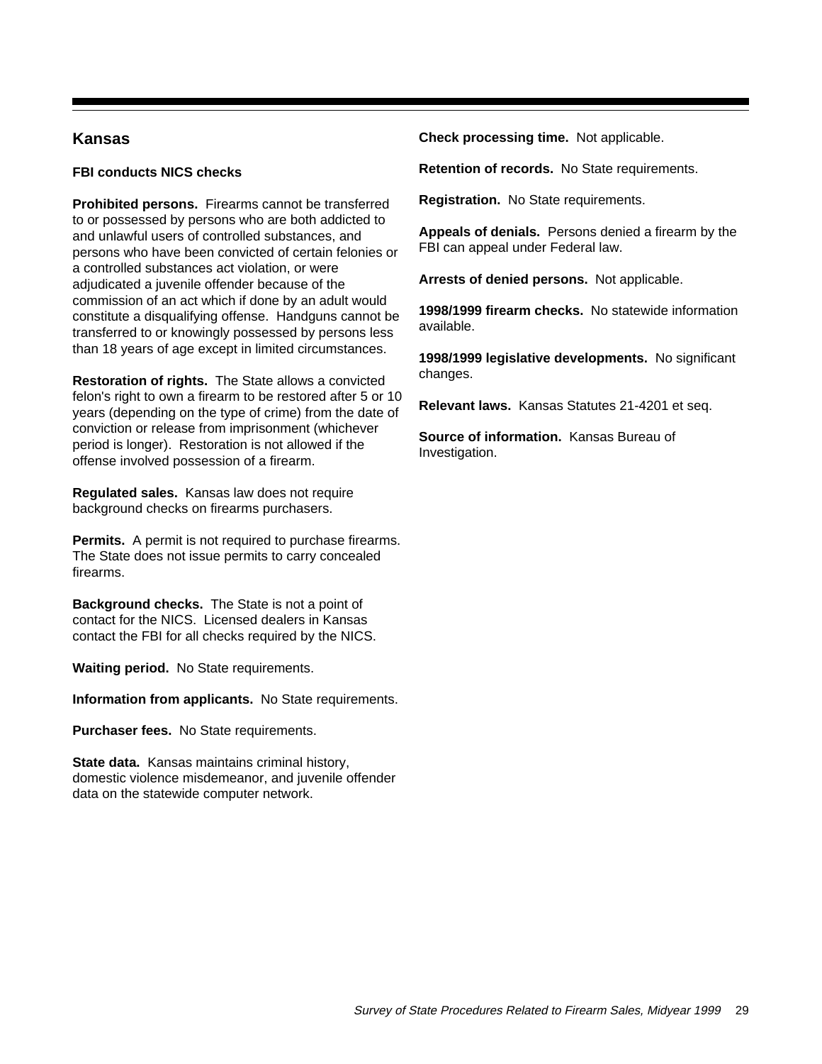## Kansas

**FBI conducts NICS checks**

**Prohibited persons.** Firearms cannot be transferred to or possessed by persons who are both addicted to and unlawful users of controlled substances, and persons who have been convicted of certain felonies or a controlled substances act violation, or were adjudicated a juvenile offender because of the commission of an act which if done by an adult would constitute a disqualifying offense. Handguns cannot be transferred to or knowingly possessed by persons less than 18 years of age except in limited circumstances.

**Restoration of rights.** The State allows a convicted felon's right to own a firearm to be restored after 5 or 10 years (depending on the type of crime) from the date of conviction or release from imprisonment (whichever period is longer). Restoration is not allowed if the offense involved possession of a firearm.

**Regulated sales.** Kansas law does not require background checks on firearms purchasers.

**Permits.** A permit is not required to purchase firearms. The State does not issue permits to carry concealed firearms.

**Background checks.** The State is not a point of contact for the NICS. Licensed dealers in Kansas contact the FBI for all checks required by the NICS.

**Waiting period.** No State requirements.

**Information from applicants.** No State requirements.

**Purchaser fees.** No State requirements.

**State data.** Kansas maintains criminal history, domestic violence misdemeanor, and juvenile offender data on the statewide computer network.

**Check processing time.** Not applicable.

**Retention of records.** No State requirements.

**Registration.** No State requirements.

**Appeals of denials.** Persons denied a firearm by the FBI can appeal under Federal law.

**Arrests of denied persons.** Not applicable.

**1998/1999 firearm checks.** No statewide information available.

**1998/1999 legislative developments.** No significant changes.

**Relevant laws.** Kansas Statutes 21-4201 et seq.

**Source of information.** Kansas Bureau of Investigation.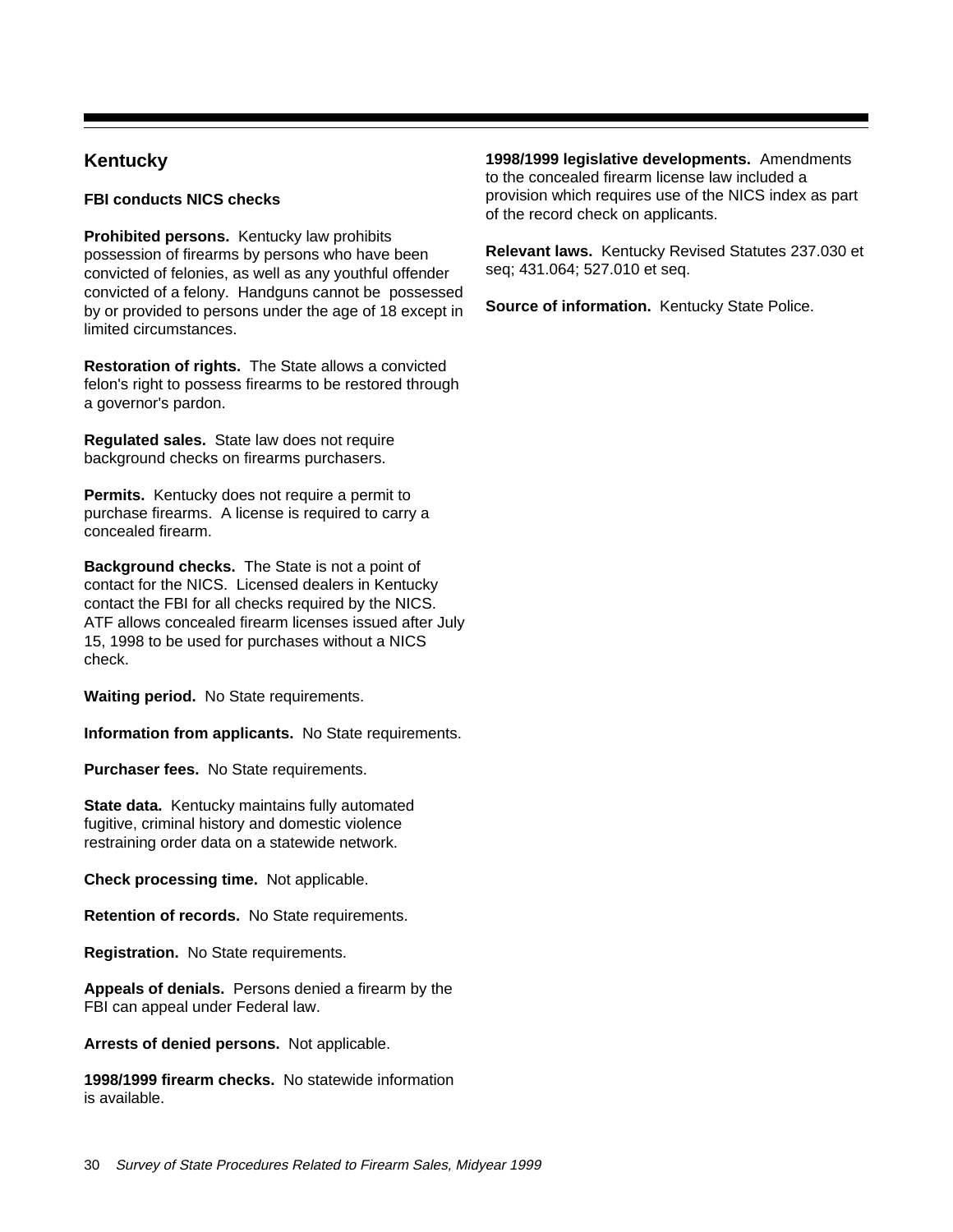## Kentucky

**FBI conducts NICS checks**

**Prohibited persons.** Kentucky law prohibits possession of firearms by persons who have been convicted of felonies, as well as any youthful offender convicted of a felony. Handguns cannot be possessed by or provided to persons under the age of 18 except in limited circumstances.

**Restoration of rights.** The State allows a convicted felon's right to possess firearms to be restored through a governor's pardon.

**Regulated sales.** State law does not require background checks on firearms purchasers.

**Permits.** Kentucky does not require a permit to purchase firearms. A license is required to carry a concealed firearm.

**Background checks.** The State is not a point of contact for the NICS. Licensed dealers in Kentucky contact the FBI for all checks required by the NICS. ATF allows concealed firearm licenses issued after July 15, 1998 to be used for purchases without a NICS check.

**Waiting period.** No State requirements.

**Information from applicants.** No State requirements.

**Purchaser fees.** No State requirements.

**State data.** Kentucky maintains fully automated fugitive, criminal history and domestic violence restraining order data on a statewide network.

**Check processing time.** Not applicable.

**Retention of records.** No State requirements.

**Registration.** No State requirements.

**Appeals of denials.** Persons denied a firearm by the FBI can appeal under Federal law.

**Arrests of denied persons.** Not applicable.

**1998/1999 firearm checks.** No statewide information is available.

**1998/1999 legislative developments.** Amendments to the concealed firearm license law included a provision which requires use of the NICS index as part of the record check on applicants.

**Relevant laws.** Kentucky Revised Statutes 237.030 et seq; 431.064; 527.010 et seq.

**Source of information.** Kentucky State Police.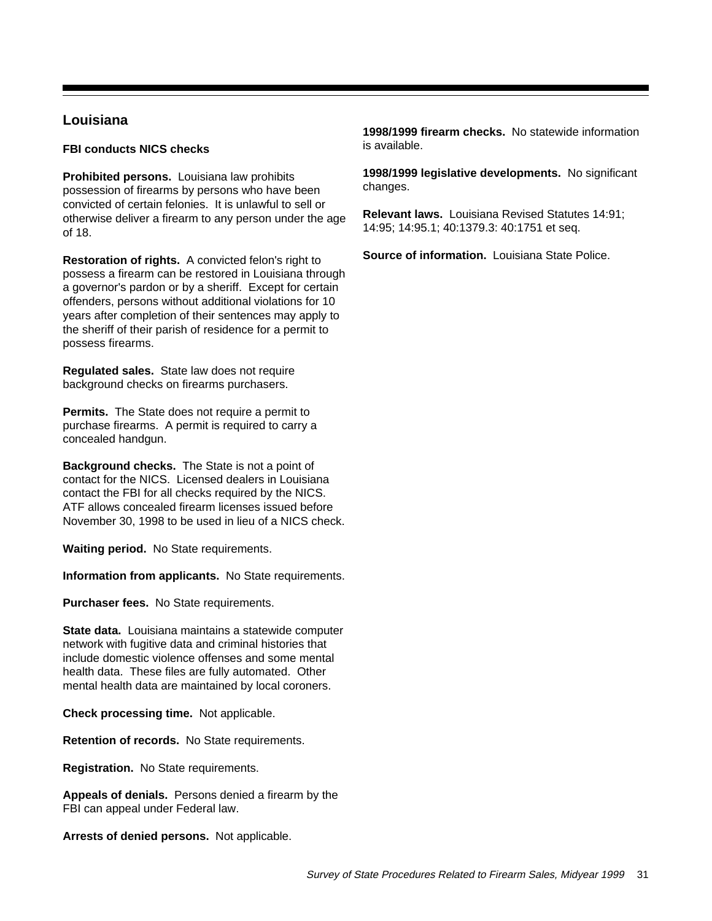## Louisiana

**FBI conducts NICS checks**

**Prohibited persons.** Louisiana law prohibits possession of firearms by persons who have been convicted of certain felonies. It is unlawful to sell or otherwise deliver a firearm to any person under the age of 18.

**Restoration of rights.** A convicted felon's right to possess a firearm can be restored in Louisiana through a governor's pardon or by a sheriff. Except for certain offenders, persons without additional violations for 10 years after completion of their sentences may apply to the sheriff of their parish of residence for a permit to possess firearms.

**Regulated sales.** State law does not require background checks on firearms purchasers.

**Permits.** The State does not require a permit to purchase firearms. A permit is required to carry a concealed handgun.

**Background checks.** The State is not a point of contact for the NICS. Licensed dealers in Louisiana contact the FBI for all checks required by the NICS. ATF allows concealed firearm licenses issued before November 30, 1998 to be used in lieu of a NICS check.

**Waiting period.** No State requirements.

**Information from applicants.** No State requirements.

**Purchaser fees.** No State requirements.

**State data.** Louisiana maintains a statewide computer network with fugitive data and criminal histories that include domestic violence offenses and some mental health data. These files are fully automated. Other mental health data are maintained by local coroners.

**Check processing time.** Not applicable.

**Retention of records.** No State requirements.

**Registration.** No State requirements.

**Appeals of denials.** Persons denied a firearm by the FBI can appeal under Federal law.

**Arrests of denied persons.** Not applicable.

**1998/1999 firearm checks.** No statewide information is available.

**1998/1999 legislative developments.** No significant changes.

**Relevant laws.** Louisiana Revised Statutes 14:91; 14:95; 14:95.1; 40:1379.3: 40:1751 et seq.

**Source of information.** Louisiana State Police.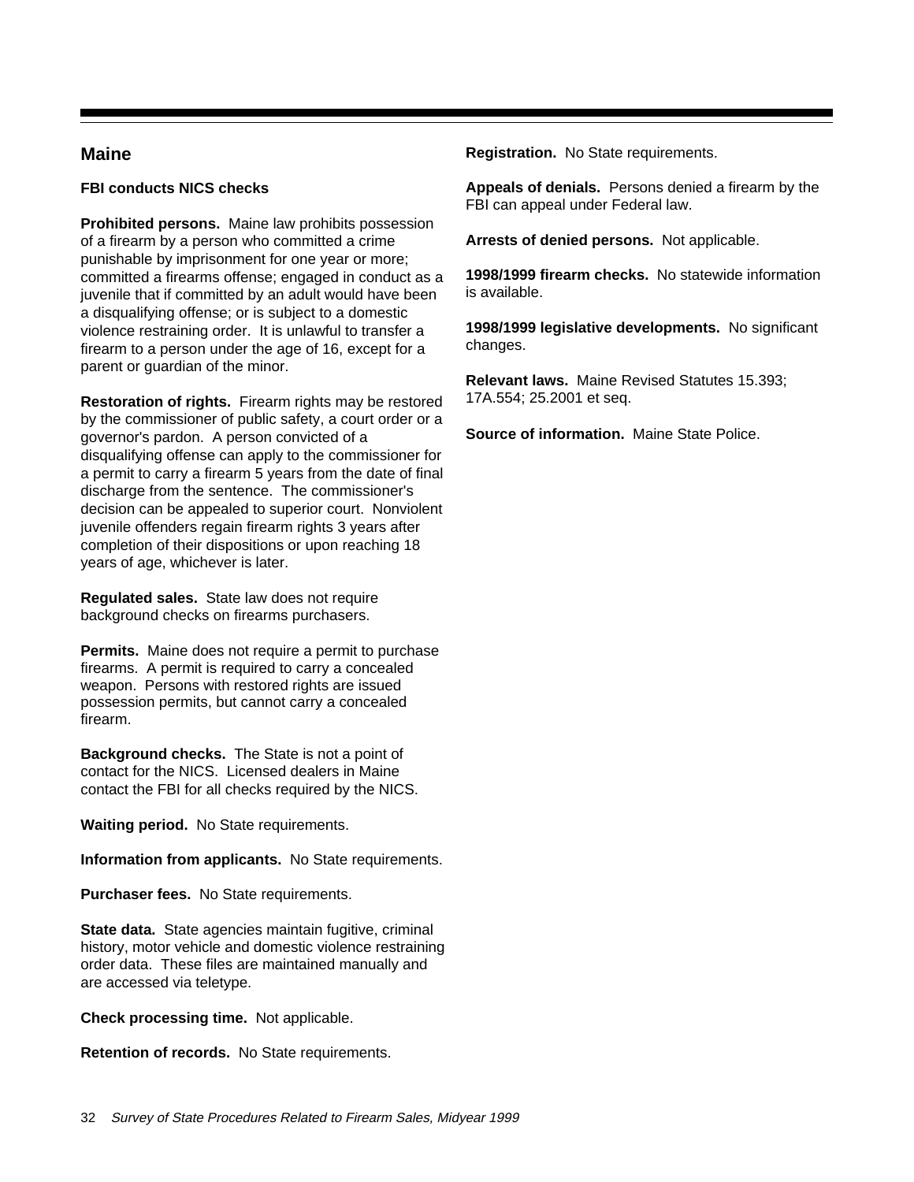## Maine

**FBI conducts NICS checks**

**Prohibited persons.** Maine law prohibits possession of a firearm by a person who committed a crime punishable by imprisonment for one year or more; committed a firearms offense; engaged in conduct as a juvenile that if committed by an adult would have been a disqualifying offense; or is subject to a domestic violence restraining order. It is unlawful to transfer a firearm to a person under the age of 16, except for a parent or guardian of the minor.

**Restoration of rights.** Firearm rights may be restored by the commissioner of public safety, a court order or a governor's pardon. A person convicted of a disqualifying offense can apply to the commissioner for a permit to carry a firearm 5 years from the date of final discharge from the sentence. The commissioner's decision can be appealed to superior court. Nonviolent juvenile offenders regain firearm rights 3 years after completion of their dispositions or upon reaching 18 years of age, whichever is later.

**Regulated sales.** State law does not require background checks on firearms purchasers.

**Permits.** Maine does not require a permit to purchase firearms. A permit is required to carry a concealed weapon. Persons with restored rights are issued possession permits, but cannot carry a concealed firearm.

**Background checks.** The State is not a point of contact for the NICS. Licensed dealers in Maine contact the FBI for all checks required by the NICS.

**Waiting period.** No State requirements.

**Information from applicants.** No State requirements.

**Purchaser fees.** No State requirements.

**State data.** State agencies maintain fugitive, criminal history, motor vehicle and domestic violence restraining order data. These files are maintained manually and are accessed via teletype.

**Check processing time.** Not applicable.

**Retention of records.** No State requirements.

**Registration.** No State requirements.

**Appeals of denials.** Persons denied a firearm by the FBI can appeal under Federal law.

**Arrests of denied persons.** Not applicable.

**1998/1999 firearm checks.** No statewide information is available.

**1998/1999 legislative developments.** No significant changes.

**Relevant laws.** Maine Revised Statutes 15.393; 17A.554; 25.2001 et seq.

**Source of information.** Maine State Police.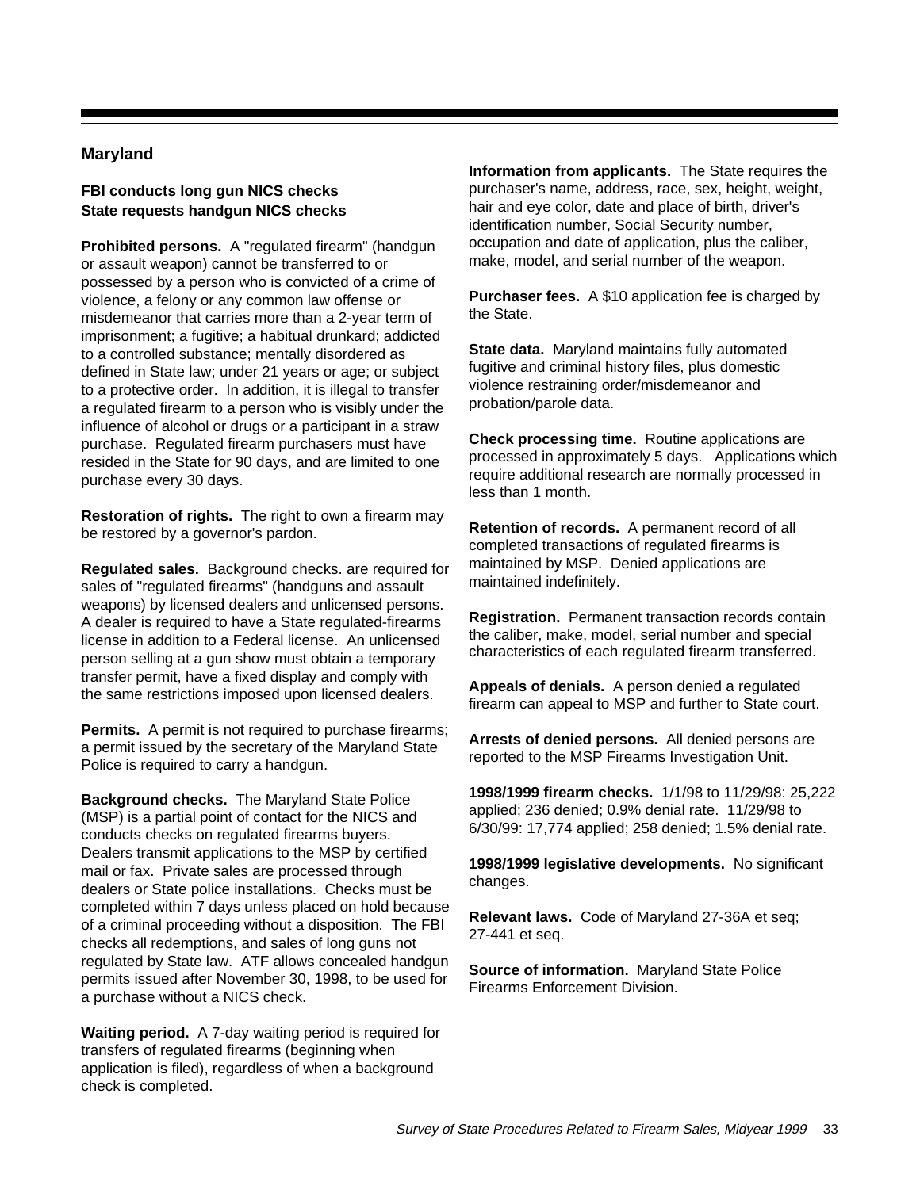## Maryland

**FBI conducts long gun NICS checks**
**State requests handgun NICS checks**

**Prohibited persons.** A "regulated firearm" (handgun or assault weapon) cannot be transferred to or possessed by a person who is convicted of a crime of violence, a felony or any common law offense or misdemeanor that carries more than a 2-year term of imprisonment; a fugitive; a habitual drunkard; addicted to a controlled substance; mentally disordered as defined in State law; under 21 years or age; or subject to a protective order. In addition, it is illegal to transfer a regulated firearm to a person who is visibly under the influence of alcohol or drugs or a participant in a straw purchase. Regulated firearm purchasers must have resided in the State for 90 days, and are limited to one purchase every 30 days.

**Restoration of rights.** The right to own a firearm may be restored by a governor's pardon.

**Regulated sales.** Background checks. are required for sales of "regulated firearms" (handguns and assault weapons) by licensed dealers and unlicensed persons. A dealer is required to have a State regulated-firearms license in addition to a Federal license. An unlicensed person selling at a gun show must obtain a temporary transfer permit, have a fixed display and comply with the same restrictions imposed upon licensed dealers.

**Permits.** A permit is not required to purchase firearms; a permit issued by the secretary of the Maryland State Police is required to carry a handgun.

**Background checks.** The Maryland State Police (MSP) is a partial point of contact for the NICS and conducts checks on regulated firearms buyers. Dealers transmit applications to the MSP by certified mail or fax. Private sales are processed through dealers or State police installations. Checks must be completed within 7 days unless placed on hold because of a criminal proceeding without a disposition. The FBI checks all redemptions, and sales of long guns not regulated by State law. ATF allows concealed handgun permits issued after November 30, 1998, to be used for a purchase without a NICS check.

**Waiting period.** A 7-day waiting period is required for transfers of regulated firearms (beginning when application is filed), regardless of when a background check is completed.

**Information from applicants.** The State requires the purchaser's name, address, race, sex, height, weight, hair and eye color, date and place of birth, driver's identification number, Social Security number, occupation and date of application, plus the caliber, make, model, and serial number of the weapon.

**Purchaser fees.** A $10 application fee is charged by the State.

**State data.** Maryland maintains fully automated fugitive and criminal history files, plus domestic violence restraining order/misdemeanor and probation/parole data.

**Check processing time.** Routine applications are processed in approximately 5 days. Applications which require additional research are normally processed in less than 1 month.

**Retention of records.** A permanent record of all completed transactions of regulated firearms is maintained by MSP. Denied applications are maintained indefinitely.

**Registration.** Permanent transaction records contain the caliber, make, model, serial number and special characteristics of each regulated firearm transferred.

**Appeals of denials.** A person denied a regulated firearm can appeal to MSP and further to State court.

**Arrests of denied persons.** All denied persons are reported to the MSP Firearms Investigation Unit.

**1998/1999 firearm checks.** 1/1/98 to 11/29/98: 25,222 applied; 236 denied; 0.9% denial rate. 11/29/98 to 6/30/99: 17,774 applied; 258 denied; 1.5% denial rate.

**1998/1999 legislative developments.** No significant changes.

**Relevant laws.** Code of Maryland 27-36A et seq; 27-441 et seq.

**Source of information.** Maryland State Police Firearms Enforcement Division.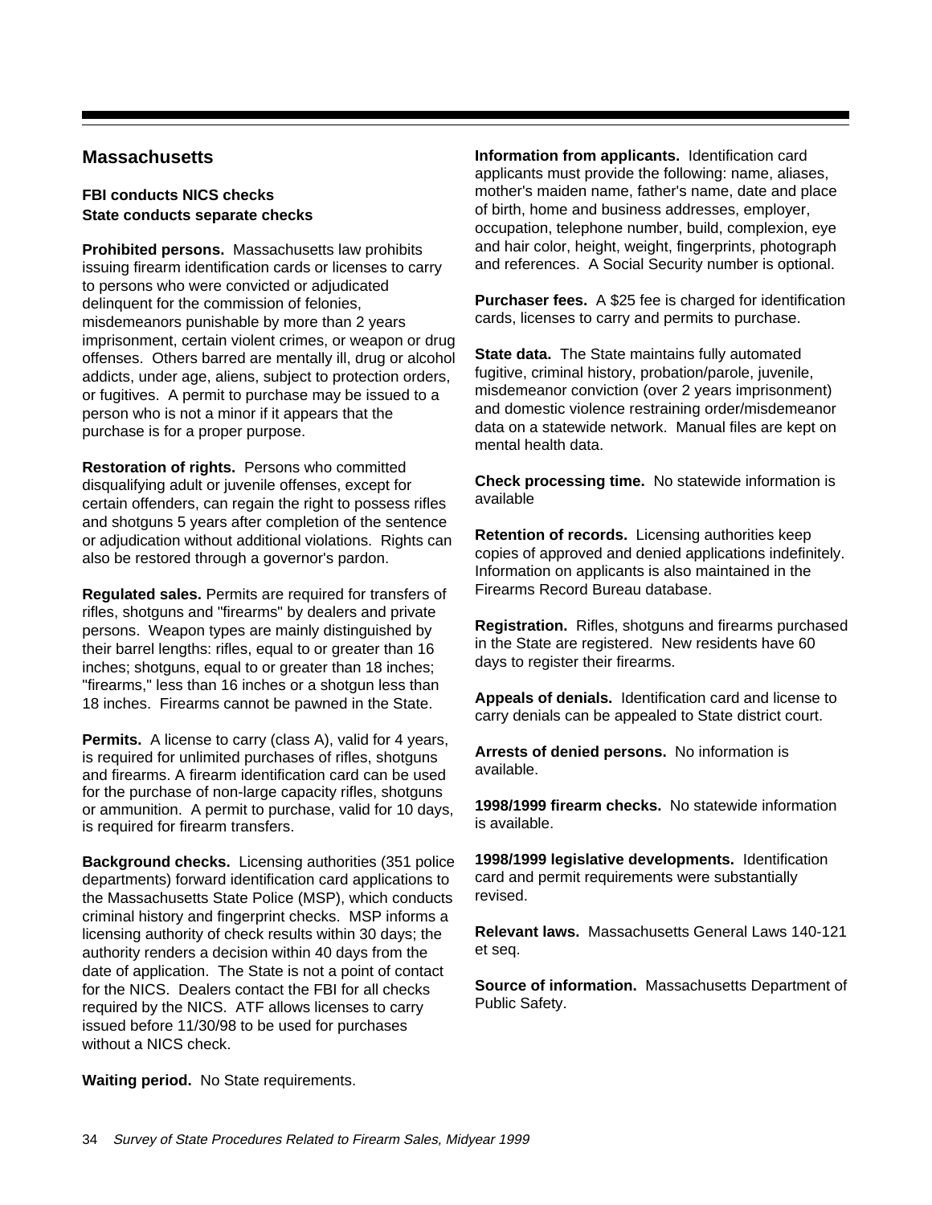## Massachusetts

**FBI conducts NICS checks**
**State conducts separate checks**

**Prohibited persons.** Massachusetts law prohibits issuing firearm identification cards or licenses to carry to persons who were convicted or adjudicated delinquent for the commission of felonies, misdemeanors punishable by more than 2 years imprisonment, certain violent crimes, or weapon or drug offenses. Others barred are mentally ill, drug or alcohol addicts, under age, aliens, subject to protection orders, or fugitives. A permit to purchase may be issued to a person who is not a minor if it appears that the purchase is for a proper purpose.

**Restoration of rights.** Persons who committed disqualifying adult or juvenile offenses, except for certain offenders, can regain the right to possess rifles and shotguns 5 years after completion of the sentence or adjudication without additional violations. Rights can also be restored through a governor's pardon.

**Regulated sales.** Permits are required for transfers of rifles, shotguns and "firearms" by dealers and private persons. Weapon types are mainly distinguished by their barrel lengths: rifles, equal to or greater than 16 inches; shotguns, equal to or greater than 18 inches; "firearms," less than 16 inches or a shotgun less than 18 inches. Firearms cannot be pawned in the State.

**Permits.** A license to carry (class A), valid for 4 years, is required for unlimited purchases of rifles, shotguns and firearms. A firearm identification card can be used for the purchase of non-large capacity rifles, shotguns or ammunition. A permit to purchase, valid for 10 days, is required for firearm transfers.

**Background checks.** Licensing authorities (351 police departments) forward identification card applications to the Massachusetts State Police (MSP), which conducts criminal history and fingerprint checks. MSP informs a licensing authority of check results within 30 days; the authority renders a decision within 40 days from the date of application. The State is not a point of contact for the NICS. Dealers contact the FBI for all checks required by the NICS. ATF allows licenses to carry issued before 11/30/98 to be used for purchases without a NICS check.

**Waiting period.** No State requirements.

**Information from applicants.** Identification card applicants must provide the following: name, aliases, mother's maiden name, father's name, date and place of birth, home and business addresses, employer, occupation, telephone number, build, complexion, eye and hair color, height, weight, fingerprints, photograph and references. A Social Security number is optional.

**Purchaser fees.** A $25 fee is charged for identification cards, licenses to carry and permits to purchase.

**State data.** The State maintains fully automated fugitive, criminal history, probation/parole, juvenile, misdemeanor conviction (over 2 years imprisonment) and domestic violence restraining order/misdemeanor data on a statewide network. Manual files are kept on mental health data.

**Check processing time.** No statewide information is available

**Retention of records.** Licensing authorities keep copies of approved and denied applications indefinitely. Information on applicants is also maintained in the Firearms Record Bureau database.

**Registration.** Rifles, shotguns and firearms purchased in the State are registered. New residents have 60 days to register their firearms.

**Appeals of denials.** Identification card and license to carry denials can be appealed to State district court.

**Arrests of denied persons.** No information is available.

**1998/1999 firearm checks.** No statewide information is available.

**1998/1999 legislative developments.** Identification card and permit requirements were substantially revised.

**Relevant laws.** Massachusetts General Laws 140-121 et seq.

**Source of information.** Massachusetts Department of Public Safety.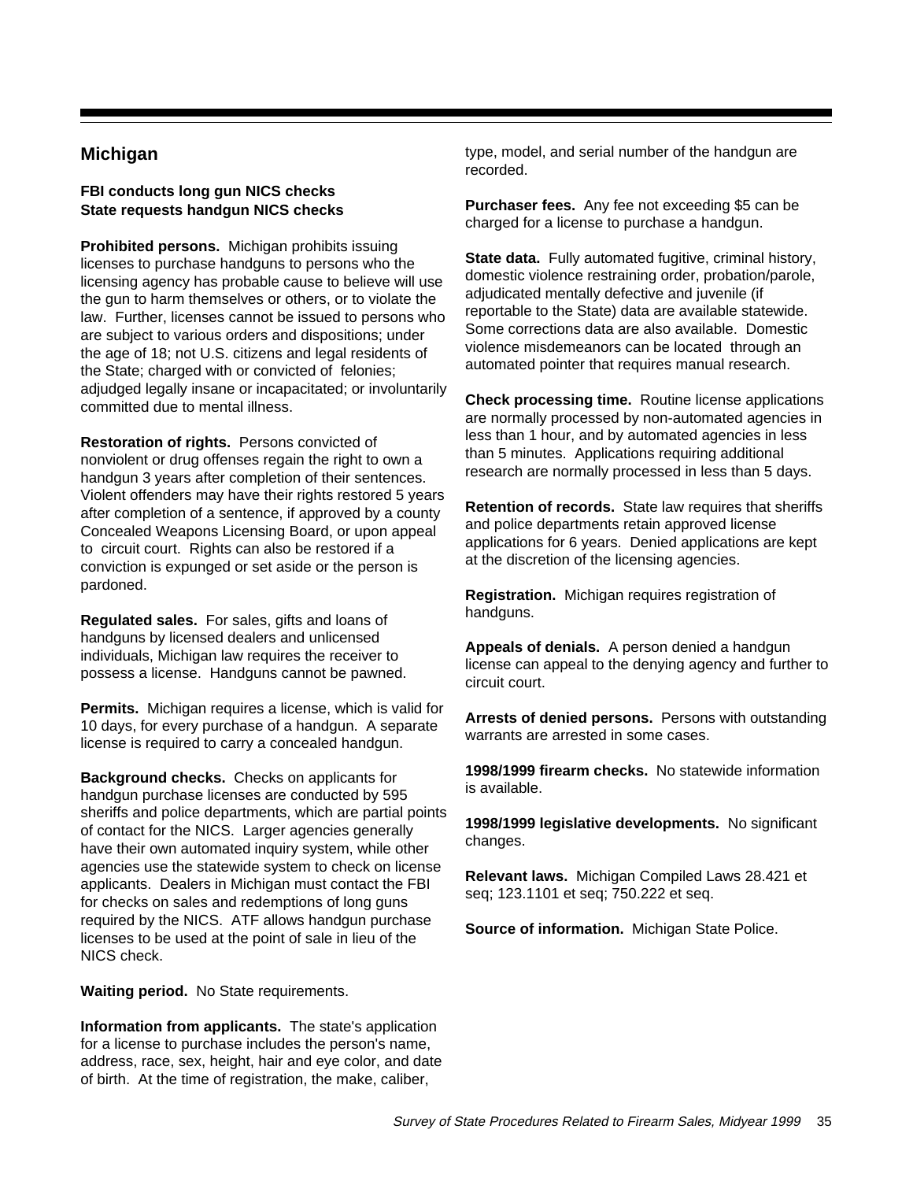## Michigan

**FBI conducts long gun NICS checks**
**State requests handgun NICS checks**

**Prohibited persons.** Michigan prohibits issuing licenses to purchase handguns to persons who the licensing agency has probable cause to believe will use the gun to harm themselves or others, or to violate the law. Further, licenses cannot be issued to persons who are subject to various orders and dispositions; under the age of 18; not U.S. citizens and legal residents of the State; charged with or convicted of felonies; adjudged legally insane or incapacitated; or involuntarily committed due to mental illness.

**Restoration of rights.** Persons convicted of nonviolent or drug offenses regain the right to own a handgun 3 years after completion of their sentences. Violent offenders may have their rights restored 5 years after completion of a sentence, if approved by a county Concealed Weapons Licensing Board, or upon appeal to circuit court. Rights can also be restored if a conviction is expunged or set aside or the person is pardoned.

**Regulated sales.** For sales, gifts and loans of handguns by licensed dealers and unlicensed individuals, Michigan law requires the receiver to possess a license. Handguns cannot be pawned.

**Permits.** Michigan requires a license, which is valid for 10 days, for every purchase of a handgun. A separate license is required to carry a concealed handgun.

**Background checks.** Checks on applicants for handgun purchase licenses are conducted by 595 sheriffs and police departments, which are partial points of contact for the NICS. Larger agencies generally have their own automated inquiry system, while other agencies use the statewide system to check on license applicants. Dealers in Michigan must contact the FBI for checks on sales and redemptions of long guns required by the NICS. ATF allows handgun purchase licenses to be used at the point of sale in lieu of the NICS check.

**Waiting period.** No State requirements.

**Information from applicants.** The state's application for a license to purchase includes the person's name, address, race, sex, height, hair and eye color, and date of birth. At the time of registration, the make, caliber, type, model, and serial number of the handgun are recorded.

**Purchaser fees.** Any fee not exceeding $5 can be charged for a license to purchase a handgun.

**State data.** Fully automated fugitive, criminal history, domestic violence restraining order, probation/parole, adjudicated mentally defective and juvenile (if reportable to the State) data are available statewide. Some corrections data are also available. Domestic violence misdemeanors can be located through an automated pointer that requires manual research.

**Check processing time.** Routine license applications are normally processed by non-automated agencies in less than 1 hour, and by automated agencies in less than 5 minutes. Applications requiring additional research are normally processed in less than 5 days.

**Retention of records.** State law requires that sheriffs and police departments retain approved license applications for 6 years. Denied applications are kept at the discretion of the licensing agencies.

**Registration.** Michigan requires registration of handguns.

**Appeals of denials.** A person denied a handgun license can appeal to the denying agency and further to circuit court.

**Arrests of denied persons.** Persons with outstanding warrants are arrested in some cases.

**1998/1999 firearm checks.** No statewide information is available.

**1998/1999 legislative developments.** No significant changes.

**Relevant laws.** Michigan Compiled Laws 28.421 et seq; 123.1101 et seq; 750.222 et seq.

**Source of information.** Michigan State Police.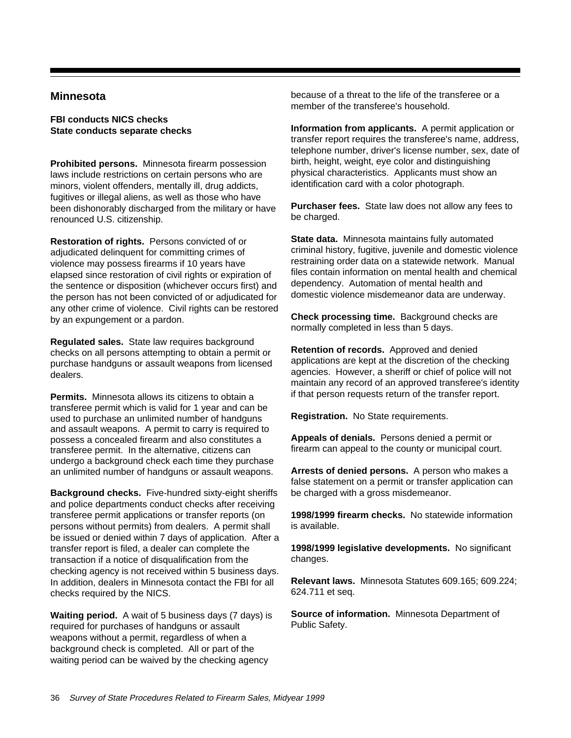## Minnesota

**FBI conducts NICS checks**
**State conducts separate checks**

**Prohibited persons.** Minnesota firearm possession laws include restrictions on certain persons who are minors, violent offenders, mentally ill, drug addicts, fugitives or illegal aliens, as well as those who have been dishonorably discharged from the military or have renounced U.S. citizenship.

**Restoration of rights.** Persons convicted of or adjudicated delinquent for committing crimes of violence may possess firearms if 10 years have elapsed since restoration of civil rights or expiration of the sentence or disposition (whichever occurs first) and the person has not been convicted of or adjudicated for any other crime of violence. Civil rights can be restored by an expungement or a pardon.

**Regulated sales.** State law requires background checks on all persons attempting to obtain a permit or purchase handguns or assault weapons from licensed dealers.

**Permits.** Minnesota allows its citizens to obtain a transferee permit which is valid for 1 year and can be used to purchase an unlimited number of handguns and assault weapons. A permit to carry is required to possess a concealed firearm and also constitutes a transferee permit. In the alternative, citizens can undergo a background check each time they purchase an unlimited number of handguns or assault weapons.

**Background checks.** Five-hundred sixty-eight sheriffs and police departments conduct checks after receiving transferee permit applications or transfer reports (on persons without permits) from dealers. A permit shall be issued or denied within 7 days of application. After a transfer report is filed, a dealer can complete the transaction if a notice of disqualification from the checking agency is not received within 5 business days. In addition, dealers in Minnesota contact the FBI for all checks required by the NICS.

**Waiting period.** A wait of 5 business days (7 days) is required for purchases of handguns or assault weapons without a permit, regardless of when a background check is completed. All or part of the waiting period can be waived by the checking agency because of a threat to the life of the transferee or a member of the transferee's household.

**Information from applicants.** A permit application or transfer report requires the transferee's name, address, telephone number, driver's license number, sex, date of birth, height, weight, eye color and distinguishing physical characteristics. Applicants must show an identification card with a color photograph.

**Purchaser fees.** State law does not allow any fees to be charged.

**State data.** Minnesota maintains fully automated criminal history, fugitive, juvenile and domestic violence restraining order data on a statewide network. Manual files contain information on mental health and chemical dependency. Automation of mental health and domestic violence misdemeanor data are underway.

**Check processing time.** Background checks are normally completed in less than 5 days.

**Retention of records.** Approved and denied applications are kept at the discretion of the checking agencies. However, a sheriff or chief of police will not maintain any record of an approved transferee's identity if that person requests return of the transfer report.

**Registration.** No State requirements.

**Appeals of denials.** Persons denied a permit or firearm can appeal to the county or municipal court.

**Arrests of denied persons.** A person who makes a false statement on a permit or transfer application can be charged with a gross misdemeanor.

**1998/1999 firearm checks.** No statewide information is available.

**1998/1999 legislative developments.** No significant changes.

**Relevant laws.** Minnesota Statutes 609.165; 609.224; 624.711 et seq.

**Source of information.** Minnesota Department of Public Safety.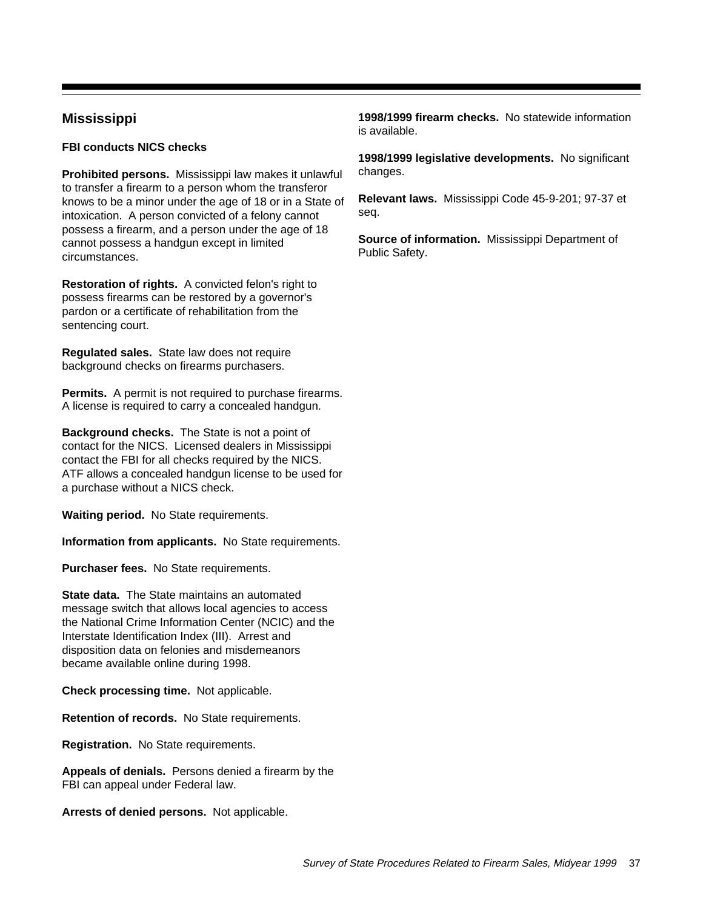## Mississippi

**FBI conducts NICS checks**

**Prohibited persons.** Mississippi law makes it unlawful to transfer a firearm to a person whom the transferor knows to be a minor under the age of 18 or in a State of intoxication. A person convicted of a felony cannot possess a firearm, and a person under the age of 18 cannot possess a handgun except in limited circumstances.

**Restoration of rights.** A convicted felon's right to possess firearms can be restored by a governor's pardon or a certificate of rehabilitation from the sentencing court.

**Regulated sales.** State law does not require background checks on firearms purchasers.

**Permits.** A permit is not required to purchase firearms. A license is required to carry a concealed handgun.

**Background checks.** The State is not a point of contact for the NICS. Licensed dealers in Mississippi contact the FBI for all checks required by the NICS. ATF allows a concealed handgun license to be used for a purchase without a NICS check.

**Waiting period.** No State requirements.

**Information from applicants.** No State requirements.

**Purchaser fees.** No State requirements.

**State data.** The State maintains an automated message switch that allows local agencies to access the National Crime Information Center (NCIC) and the Interstate Identification Index (III). Arrest and disposition data on felonies and misdemeanors became available online during 1998.

**Check processing time.** Not applicable.

**Retention of records.** No State requirements.

**Registration.** No State requirements.

**Appeals of denials.** Persons denied a firearm by the FBI can appeal under Federal law.

**Arrests of denied persons.** Not applicable.

**1998/1999 firearm checks.** No statewide information is available.

**1998/1999 legislative developments.** No significant changes.

**Relevant laws.** Mississippi Code 45-9-201; 97-37 et seq.

**Source of information.** Mississippi Department of Public Safety.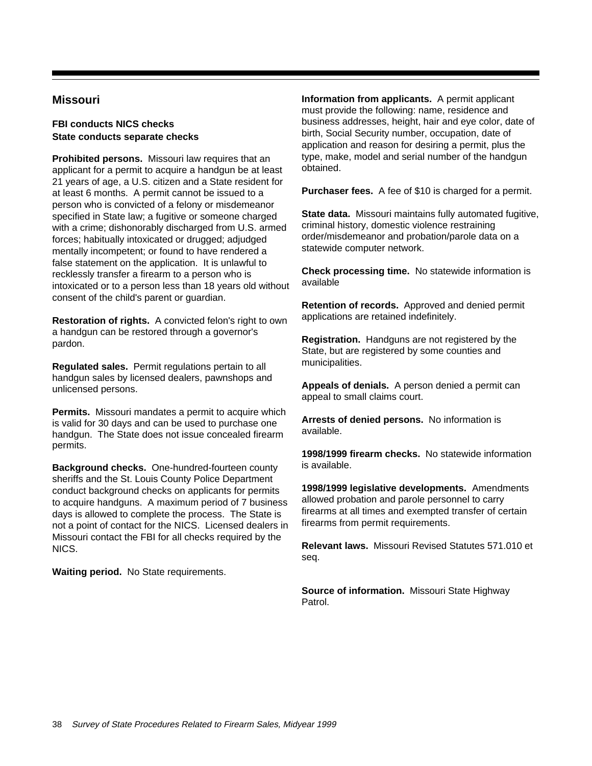## Missouri

**FBI conducts NICS checks**
**State conducts separate checks**

**Prohibited persons.** Missouri law requires that an applicant for a permit to acquire a handgun be at least 21 years of age, a U.S. citizen and a State resident for at least 6 months. A permit cannot be issued to a person who is convicted of a felony or misdemeanor specified in State law; a fugitive or someone charged with a crime; dishonorably discharged from U.S. armed forces; habitually intoxicated or drugged; adjudged mentally incompetent; or found to have rendered a false statement on the application. It is unlawful to recklessly transfer a firearm to a person who is intoxicated or to a person less than 18 years old without consent of the child's parent or guardian.

**Restoration of rights.** A convicted felon's right to own a handgun can be restored through a governor's pardon.

**Regulated sales.** Permit regulations pertain to all handgun sales by licensed dealers, pawnshops and unlicensed persons.

**Permits.** Missouri mandates a permit to acquire which is valid for 30 days and can be used to purchase one handgun. The State does not issue concealed firearm permits.

**Background checks.** One-hundred-fourteen county sheriffs and the St. Louis County Police Department conduct background checks on applicants for permits to acquire handguns. A maximum period of 7 business days is allowed to complete the process. The State is not a point of contact for the NICS. Licensed dealers in Missouri contact the FBI for all checks required by the NICS.

**Waiting period.** No State requirements.

**Information from applicants.** A permit applicant must provide the following: name, residence and business addresses, height, hair and eye color, date of birth, Social Security number, occupation, date of application and reason for desiring a permit, plus the type, make, model and serial number of the handgun obtained.

**Purchaser fees.** A fee of $10 is charged for a permit.

**State data.** Missouri maintains fully automated fugitive, criminal history, domestic violence restraining order/misdemeanor and probation/parole data on a statewide computer network.

**Check processing time.** No statewide information is available

**Retention of records.** Approved and denied permit applications are retained indefinitely.

**Registration.** Handguns are not registered by the State, but are registered by some counties and municipalities.

**Appeals of denials.** A person denied a permit can appeal to small claims court.

**Arrests of denied persons.** No information is available.

**1998/1999 firearm checks.** No statewide information is available.

**1998/1999 legislative developments.** Amendments allowed probation and parole personnel to carry firearms at all times and exempted transfer of certain firearms from permit requirements.

**Relevant laws.** Missouri Revised Statutes 571.010 et seq.

**Source of information.** Missouri State Highway Patrol.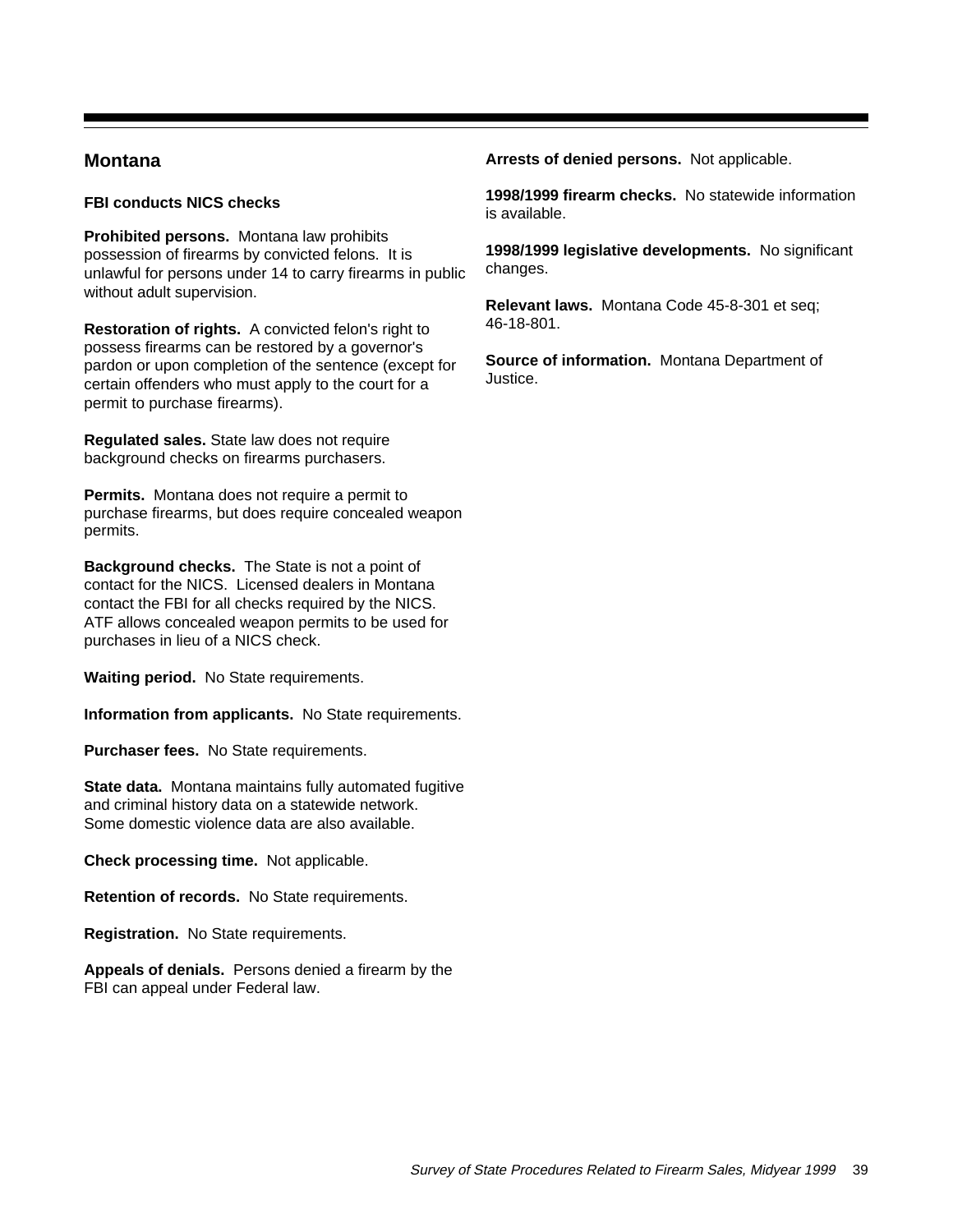## Montana

### FBI conducts NICS checks

**Prohibited persons.** Montana law prohibits possession of firearms by convicted felons. It is unlawful for persons under 14 to carry firearms in public without adult supervision.

**Restoration of rights.** A convicted felon's right to possess firearms can be restored by a governor's pardon or upon completion of the sentence (except for certain offenders who must apply to the court for a permit to purchase firearms).

**Regulated sales.** State law does not require background checks on firearms purchasers.

**Permits.** Montana does not require a permit to purchase firearms, but does require concealed weapon permits.

**Background checks.** The State is not a point of contact for the NICS. Licensed dealers in Montana contact the FBI for all checks required by the NICS. ATF allows concealed weapon permits to be used for purchases in lieu of a NICS check.

**Waiting period.** No State requirements.

**Information from applicants.** No State requirements.

**Purchaser fees.** No State requirements.

**State data.** Montana maintains fully automated fugitive and criminal history data on a statewide network. Some domestic violence data are also available.

**Check processing time.** Not applicable.

**Retention of records.** No State requirements.

**Registration.** No State requirements.

**Appeals of denials.** Persons denied a firearm by the FBI can appeal under Federal law.

**Arrests of denied persons.** Not applicable.

**1998/1999 firearm checks.** No statewide information is available.

**1998/1999 legislative developments.** No significant changes.

**Relevant laws.** Montana Code 45-8-301 et seq; 46-18-801.

**Source of information.** Montana Department of Justice.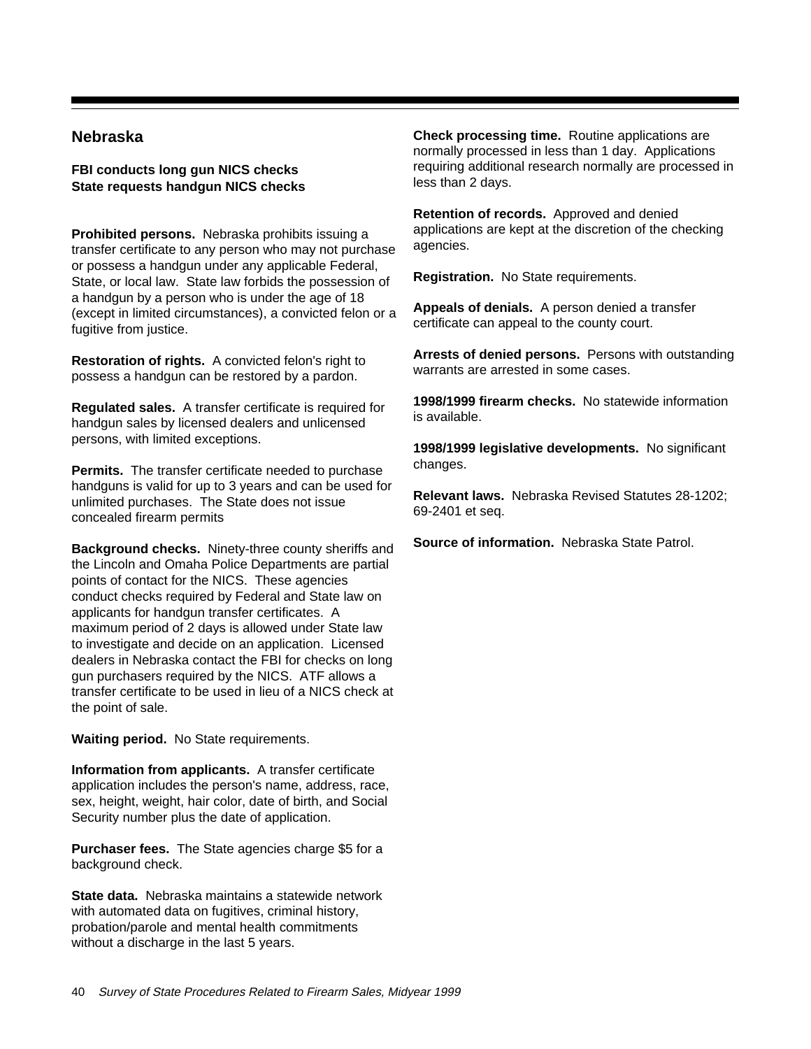## Nebraska

**FBI conducts long gun NICS checks**
**State requests handgun NICS checks**

**Prohibited persons.** Nebraska prohibits issuing a transfer certificate to any person who may not purchase or possess a handgun under any applicable Federal, State, or local law. State law forbids the possession of a handgun by a person who is under the age of 18 (except in limited circumstances), a convicted felon or a fugitive from justice.

**Restoration of rights.** A convicted felon's right to possess a handgun can be restored by a pardon.

**Regulated sales.** A transfer certificate is required for handgun sales by licensed dealers and unlicensed persons, with limited exceptions.

**Permits.** The transfer certificate needed to purchase handguns is valid for up to 3 years and can be used for unlimited purchases. The State does not issue concealed firearm permits

**Background checks.** Ninety-three county sheriffs and the Lincoln and Omaha Police Departments are partial points of contact for the NICS. These agencies conduct checks required by Federal and State law on applicants for handgun transfer certificates. A maximum period of 2 days is allowed under State law to investigate and decide on an application. Licensed dealers in Nebraska contact the FBI for checks on long gun purchasers required by the NICS. ATF allows a transfer certificate to be used in lieu of a NICS check at the point of sale.

**Waiting period.** No State requirements.

**Information from applicants.** A transfer certificate application includes the person's name, address, race, sex, height, weight, hair color, date of birth, and Social Security number plus the date of application.

**Purchaser fees.** The State agencies charge $5 for a background check.

**State data.** Nebraska maintains a statewide network with automated data on fugitives, criminal history, probation/parole and mental health commitments without a discharge in the last 5 years.

**Check processing time.** Routine applications are normally processed in less than 1 day. Applications requiring additional research normally are processed in less than 2 days.

**Retention of records.** Approved and denied applications are kept at the discretion of the checking agencies.

**Registration.** No State requirements.

**Appeals of denials.** A person denied a transfer certificate can appeal to the county court.

**Arrests of denied persons.** Persons with outstanding warrants are arrested in some cases.

**1998/1999 firearm checks.** No statewide information is available.

**1998/1999 legislative developments.** No significant changes.

**Relevant laws.** Nebraska Revised Statutes 28-1202; 69-2401 et seq.

**Source of information.** Nebraska State Patrol.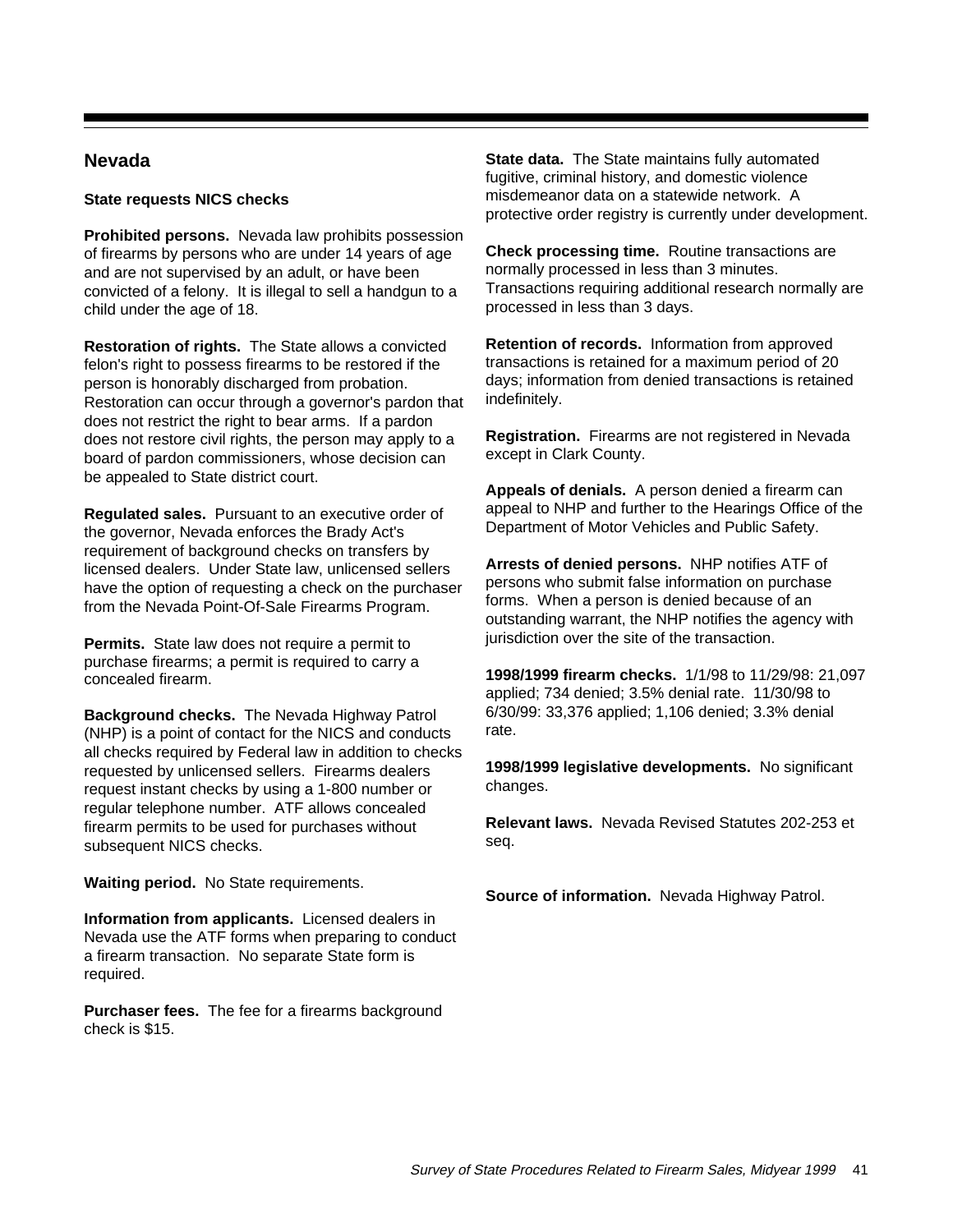## Nevada

**State requests NICS checks**

**Prohibited persons.** Nevada law prohibits possession of firearms by persons who are under 14 years of age and are not supervised by an adult, or have been convicted of a felony. It is illegal to sell a handgun to a child under the age of 18.

**Restoration of rights.** The State allows a convicted felon's right to possess firearms to be restored if the person is honorably discharged from probation. Restoration can occur through a governor's pardon that does not restrict the right to bear arms. If a pardon does not restore civil rights, the person may apply to a board of pardon commissioners, whose decision can be appealed to State district court.

**Regulated sales.** Pursuant to an executive order of the governor, Nevada enforces the Brady Act's requirement of background checks on transfers by licensed dealers. Under State law, unlicensed sellers have the option of requesting a check on the purchaser from the Nevada Point-Of-Sale Firearms Program.

**Permits.** State law does not require a permit to purchase firearms; a permit is required to carry a concealed firearm.

**Background checks.** The Nevada Highway Patrol (NHP) is a point of contact for the NICS and conducts all checks required by Federal law in addition to checks requested by unlicensed sellers. Firearms dealers request instant checks by using a 1-800 number or regular telephone number. ATF allows concealed firearm permits to be used for purchases without subsequent NICS checks.

**Waiting period.** No State requirements.

**Information from applicants.** Licensed dealers in Nevada use the ATF forms when preparing to conduct a firearm transaction. No separate State form is required.

**Purchaser fees.** The fee for a firearms background check is $15.

**State data.** The State maintains fully automated fugitive, criminal history, and domestic violence misdemeanor data on a statewide network. A protective order registry is currently under development.

**Check processing time.** Routine transactions are normally processed in less than 3 minutes. Transactions requiring additional research normally are processed in less than 3 days.

**Retention of records.** Information from approved transactions is retained for a maximum period of 20 days; information from denied transactions is retained indefinitely.

**Registration.** Firearms are not registered in Nevada except in Clark County.

**Appeals of denials.** A person denied a firearm can appeal to NHP and further to the Hearings Office of the Department of Motor Vehicles and Public Safety.

**Arrests of denied persons.** NHP notifies ATF of persons who submit false information on purchase forms. When a person is denied because of an outstanding warrant, the NHP notifies the agency with jurisdiction over the site of the transaction.

**1998/1999 firearm checks.** 1/1/98 to 11/29/98: 21,097 applied; 734 denied; 3.5% denial rate. 11/30/98 to 6/30/99: 33,376 applied; 1,106 denied; 3.3% denial rate.

**1998/1999 legislative developments.** No significant changes.

**Relevant laws.** Nevada Revised Statutes 202-253 et seq.

**Source of information.** Nevada Highway Patrol.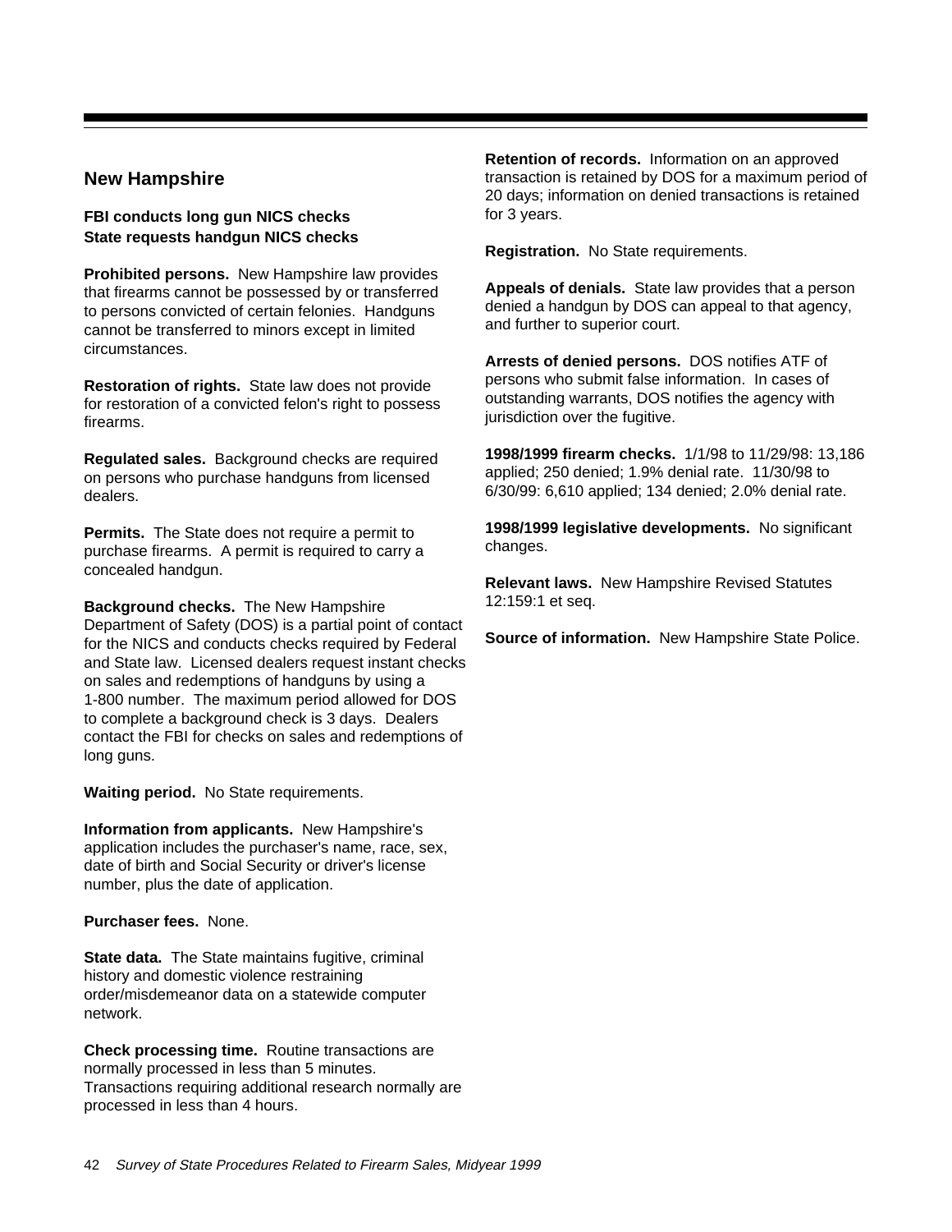## New Hampshire

**FBI conducts long gun NICS checks**
**State requests handgun NICS checks**

**Prohibited persons.** New Hampshire law provides that firearms cannot be possessed by or transferred to persons convicted of certain felonies. Handguns cannot be transferred to minors except in limited circumstances.

**Restoration of rights.** State law does not provide for restoration of a convicted felon's right to possess firearms.

**Regulated sales.** Background checks are required on persons who purchase handguns from licensed dealers.

**Permits.** The State does not require a permit to purchase firearms. A permit is required to carry a concealed handgun.

**Background checks.** The New Hampshire Department of Safety (DOS) is a partial point of contact for the NICS and conducts checks required by Federal and State law. Licensed dealers request instant checks on sales and redemptions of handguns by using a 1-800 number. The maximum period allowed for DOS to complete a background check is 3 days. Dealers contact the FBI for checks on sales and redemptions of long guns.

**Waiting period.** No State requirements.

**Information from applicants.** New Hampshire's application includes the purchaser's name, race, sex, date of birth and Social Security or driver's license number, plus the date of application.

**Purchaser fees.** None.

**State data.** The State maintains fugitive, criminal history and domestic violence restraining order/misdemeanor data on a statewide computer network.

**Check processing time.** Routine transactions are normally processed in less than 5 minutes. Transactions requiring additional research normally are processed in less than 4 hours.

**Retention of records.** Information on an approved transaction is retained by DOS for a maximum period of 20 days; information on denied transactions is retained for 3 years.

**Registration.** No State requirements.

**Appeals of denials.** State law provides that a person denied a handgun by DOS can appeal to that agency, and further to superior court.

**Arrests of denied persons.** DOS notifies ATF of persons who submit false information. In cases of outstanding warrants, DOS notifies the agency with jurisdiction over the fugitive.

**1998/1999 firearm checks.** 1/1/98 to 11/29/98: 13,186 applied; 250 denied; 1.9% denial rate. 11/30/98 to 6/30/99: 6,610 applied; 134 denied; 2.0% denial rate.

**1998/1999 legislative developments.** No significant changes.

**Relevant laws.** New Hampshire Revised Statutes 12:159:1 et seq.

**Source of information.** New Hampshire State Police.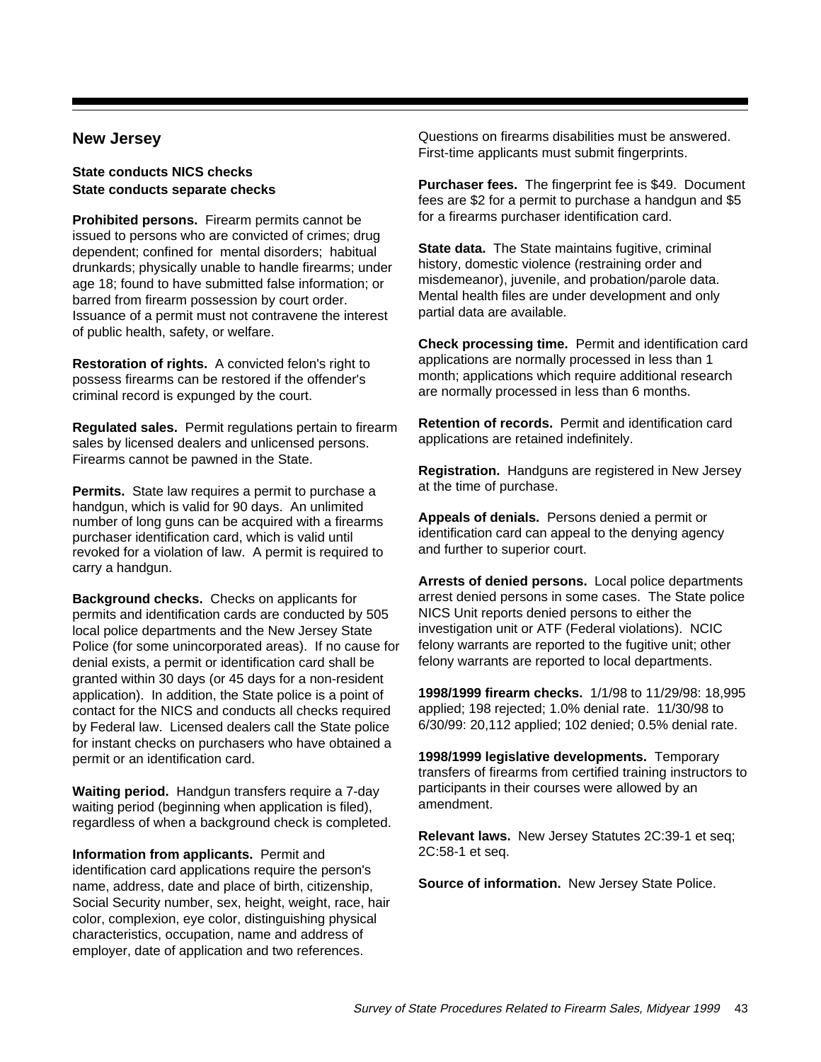## New Jersey

**State conducts NICS checks**
**State conducts separate checks**

**Prohibited persons.** Firearm permits cannot be issued to persons who are convicted of crimes; drug dependent; confined for mental disorders; habitual drunkards; physically unable to handle firearms; under age 18; found to have submitted false information; or barred from firearm possession by court order. Issuance of a permit must not contravene the interest of public health, safety, or welfare.

**Restoration of rights.** A convicted felon's right to possess firearms can be restored if the offender's criminal record is expunged by the court.

**Regulated sales.** Permit regulations pertain to firearm sales by licensed dealers and unlicensed persons. Firearms cannot be pawned in the State.

**Permits.** State law requires a permit to purchase a handgun, which is valid for 90 days. An unlimited number of long guns can be acquired with a firearms purchaser identification card, which is valid until revoked for a violation of law. A permit is required to carry a handgun.

**Background checks.** Checks on applicants for permits and identification cards are conducted by 505 local police departments and the New Jersey State Police (for some unincorporated areas). If no cause for denial exists, a permit or identification card shall be granted within 30 days (or 45 days for a non-resident application). In addition, the State police is a point of contact for the NICS and conducts all checks required by Federal law. Licensed dealers call the State police for instant checks on purchasers who have obtained a permit or an identification card.

**Waiting period.** Handgun transfers require a 7-day waiting period (beginning when application is filed), regardless of when a background check is completed.

**Information from applicants.** Permit and identification card applications require the person's name, address, date and place of birth, citizenship, Social Security number, sex, height, weight, race, hair color, complexion, eye color, distinguishing physical characteristics, occupation, name and address of employer, date of application and two references. Questions on firearms disabilities must be answered. First-time applicants must submit fingerprints.

**Purchaser fees.** The fingerprint fee is $49. Document fees are $2 for a permit to purchase a handgun and $5 for a firearms purchaser identification card.

**State data.** The State maintains fugitive, criminal history, domestic violence (restraining order and misdemeanor), juvenile, and probation/parole data. Mental health files are under development and only partial data are available.

**Check processing time.** Permit and identification card applications are normally processed in less than 1 month; applications which require additional research are normally processed in less than 6 months.

**Retention of records.** Permit and identification card applications are retained indefinitely.

**Registration.** Handguns are registered in New Jersey at the time of purchase.

**Appeals of denials.** Persons denied a permit or identification card can appeal to the denying agency and further to superior court.

**Arrests of denied persons.** Local police departments arrest denied persons in some cases. The State police NICS Unit reports denied persons to either the investigation unit or ATF (Federal violations). NCIC felony warrants are reported to the fugitive unit; other felony warrants are reported to local departments.

**1998/1999 firearm checks.** 1/1/98 to 11/29/98: 18,995 applied; 198 rejected; 1.0% denial rate. 11/30/98 to 6/30/99: 20,112 applied; 102 denied; 0.5% denial rate.

**1998/1999 legislative developments.** Temporary transfers of firearms from certified training instructors to participants in their courses were allowed by an amendment.

**Relevant laws.** New Jersey Statutes 2C:39-1 et seq; 2C:58-1 et seq.

**Source of information.** New Jersey State Police.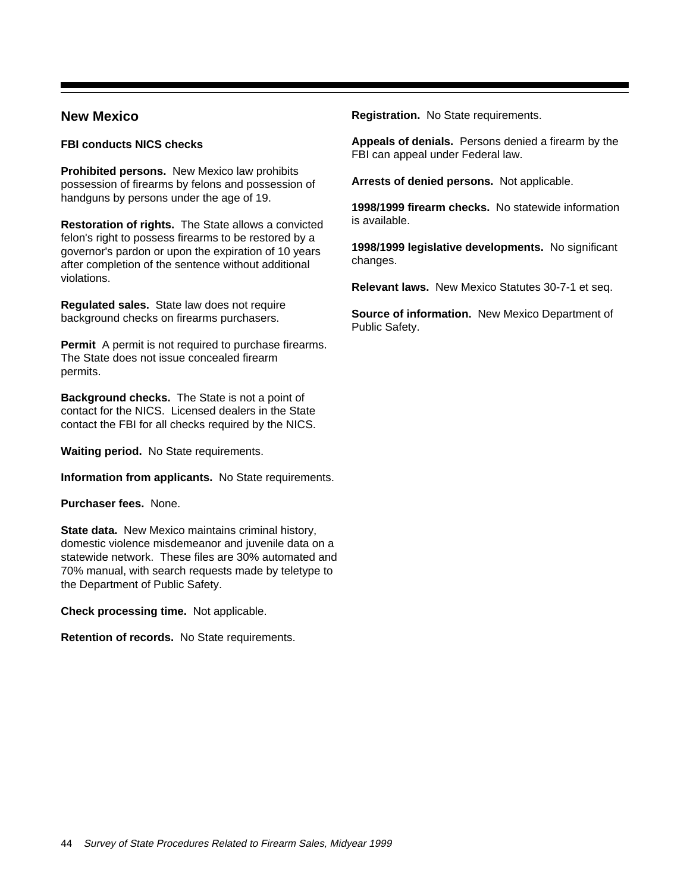## New Mexico

**FBI conducts NICS checks**

**Prohibited persons.** New Mexico law prohibits possession of firearms by felons and possession of handguns by persons under the age of 19.

**Restoration of rights.** The State allows a convicted felon's right to possess firearms to be restored by a governor's pardon or upon the expiration of 10 years after completion of the sentence without additional violations.

**Regulated sales.** State law does not require background checks on firearms purchasers.

**Permit** A permit is not required to purchase firearms. The State does not issue concealed firearm permits.

**Background checks.** The State is not a point of contact for the NICS. Licensed dealers in the State contact the FBI for all checks required by the NICS.

**Waiting period.** No State requirements.

**Information from applicants.** No State requirements.

**Purchaser fees.** None.

**State data.** New Mexico maintains criminal history, domestic violence misdemeanor and juvenile data on a statewide network. These files are 30% automated and 70% manual, with search requests made by teletype to the Department of Public Safety.

**Check processing time.** Not applicable.

**Retention of records.** No State requirements.

**Registration.** No State requirements.

**Appeals of denials.** Persons denied a firearm by the FBI can appeal under Federal law.

**Arrests of denied persons.** Not applicable.

**1998/1999 firearm checks.** No statewide information is available.

**1998/1999 legislative developments.** No significant changes.

**Relevant laws.** New Mexico Statutes 30-7-1 et seq.

**Source of information.** New Mexico Department of Public Safety.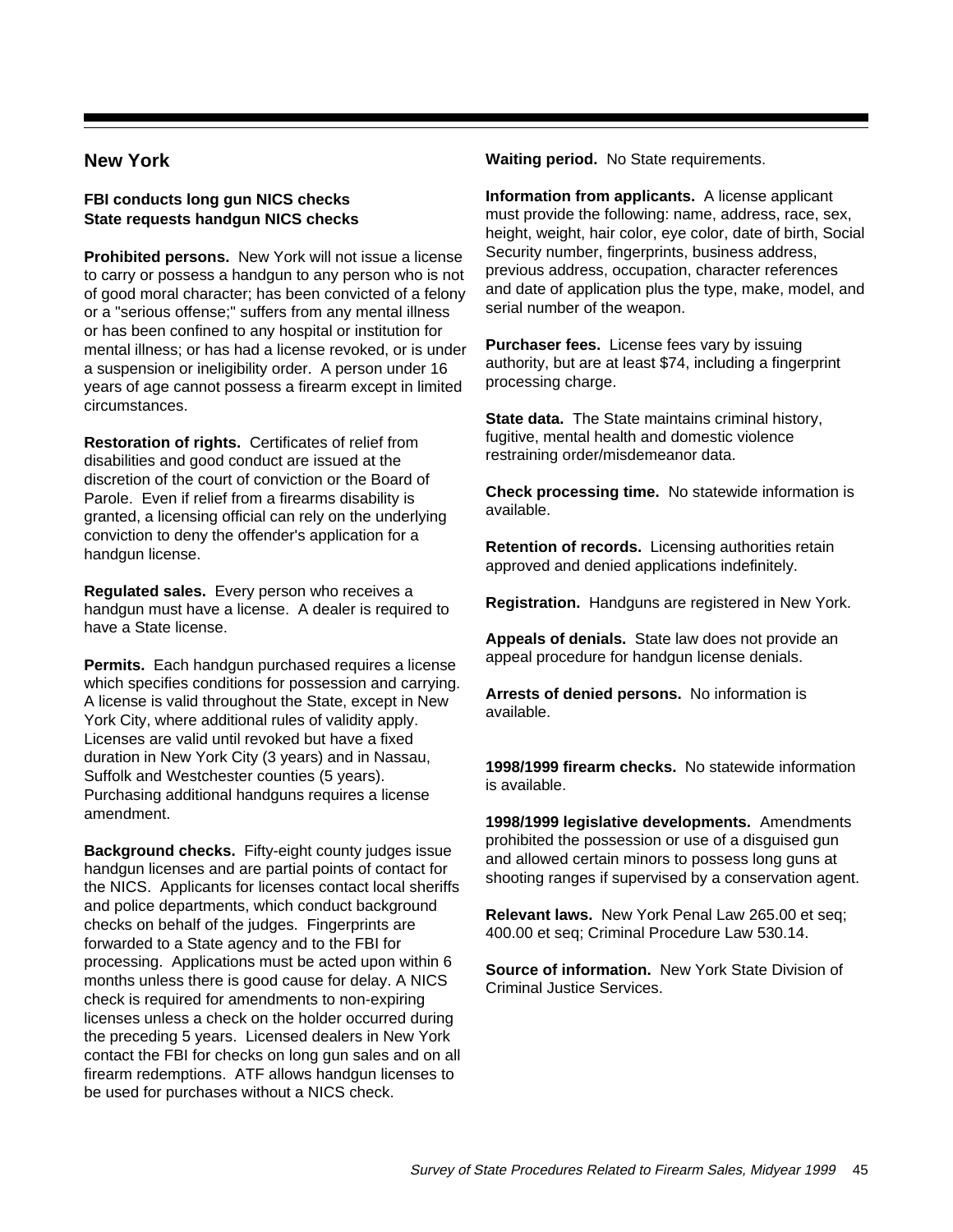## New York

**FBI conducts long gun NICS checks**
**State requests handgun NICS checks**

**Prohibited persons.** New York will not issue a license to carry or possess a handgun to any person who is not of good moral character; has been convicted of a felony or a "serious offense;" suffers from any mental illness or has been confined to any hospital or institution for mental illness; or has had a license revoked, or is under a suspension or ineligibility order. A person under 16 years of age cannot possess a firearm except in limited circumstances.

**Restoration of rights.** Certificates of relief from disabilities and good conduct are issued at the discretion of the court of conviction or the Board of Parole. Even if relief from a firearms disability is granted, a licensing official can rely on the underlying conviction to deny the offender's application for a handgun license.

**Regulated sales.** Every person who receives a handgun must have a license. A dealer is required to have a State license.

**Permits.** Each handgun purchased requires a license which specifies conditions for possession and carrying. A license is valid throughout the State, except in New York City, where additional rules of validity apply. Licenses are valid until revoked but have a fixed duration in New York City (3 years) and in Nassau, Suffolk and Westchester counties (5 years). Purchasing additional handguns requires a license amendment.

**Background checks.** Fifty-eight county judges issue handgun licenses and are partial points of contact for the NICS. Applicants for licenses contact local sheriffs and police departments, which conduct background checks on behalf of the judges. Fingerprints are forwarded to a State agency and to the FBI for processing. Applications must be acted upon within 6 months unless there is good cause for delay. A NICS check is required for amendments to non-expiring licenses unless a check on the holder occurred during the preceding 5 years. Licensed dealers in New York contact the FBI for checks on long gun sales and on all firearm redemptions. ATF allows handgun licenses to be used for purchases without a NICS check.

**Waiting period.** No State requirements.

**Information from applicants.** A license applicant must provide the following: name, address, race, sex, height, weight, hair color, eye color, date of birth, Social Security number, fingerprints, business address, previous address, occupation, character references and date of application plus the type, make, model, and serial number of the weapon.

**Purchaser fees.** License fees vary by issuing authority, but are at least $74, including a fingerprint processing charge.

**State data.** The State maintains criminal history, fugitive, mental health and domestic violence restraining order/misdemeanor data.

**Check processing time.** No statewide information is available.

**Retention of records.** Licensing authorities retain approved and denied applications indefinitely.

**Registration.** Handguns are registered in New York.

**Appeals of denials.** State law does not provide an appeal procedure for handgun license denials.

**Arrests of denied persons.** No information is available.

**1998/1999 firearm checks.** No statewide information is available.

**1998/1999 legislative developments.** Amendments prohibited the possession or use of a disguised gun and allowed certain minors to possess long guns at shooting ranges if supervised by a conservation agent.

**Relevant laws.** New York Penal Law 265.00 et seq; 400.00 et seq; Criminal Procedure Law 530.14.

**Source of information.** New York State Division of Criminal Justice Services.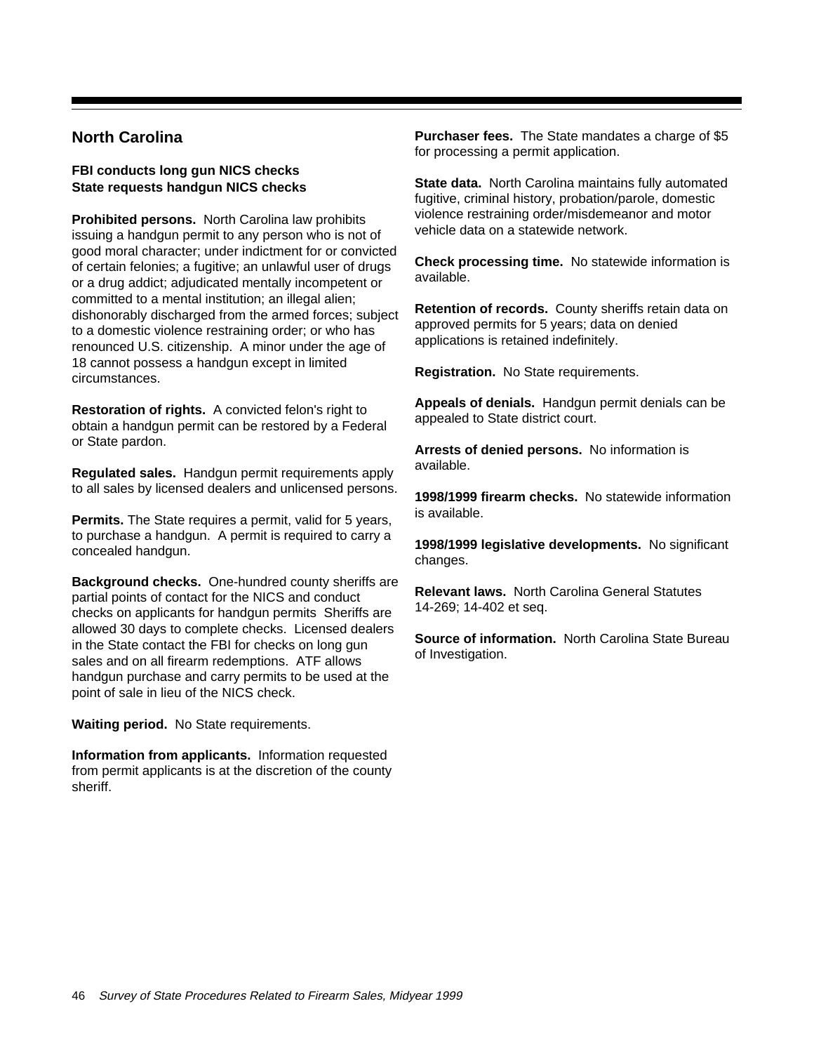## North Carolina

**FBI conducts long gun NICS checks**
**State requests handgun NICS checks**

**Prohibited persons.** North Carolina law prohibits issuing a handgun permit to any person who is not of good moral character; under indictment for or convicted of certain felonies; a fugitive; an unlawful user of drugs or a drug addict; adjudicated mentally incompetent or committed to a mental institution; an illegal alien; dishonorably discharged from the armed forces; subject to a domestic violence restraining order; or who has renounced U.S. citizenship. A minor under the age of 18 cannot possess a handgun except in limited circumstances.

**Restoration of rights.** A convicted felon's right to obtain a handgun permit can be restored by a Federal or State pardon.

**Regulated sales.** Handgun permit requirements apply to all sales by licensed dealers and unlicensed persons.

**Permits.** The State requires a permit, valid for 5 years, to purchase a handgun. A permit is required to carry a concealed handgun.

**Background checks.** One-hundred county sheriffs are partial points of contact for the NICS and conduct checks on applicants for handgun permits Sheriffs are allowed 30 days to complete checks. Licensed dealers in the State contact the FBI for checks on long gun sales and on all firearm redemptions. ATF allows handgun purchase and carry permits to be used at the point of sale in lieu of the NICS check.

**Waiting period.** No State requirements.

**Information from applicants.** Information requested from permit applicants is at the discretion of the county sheriff.

**Purchaser fees.** The State mandates a charge of $5 for processing a permit application.

**State data.** North Carolina maintains fully automated fugitive, criminal history, probation/parole, domestic violence restraining order/misdemeanor and motor vehicle data on a statewide network.

**Check processing time.** No statewide information is available.

**Retention of records.** County sheriffs retain data on approved permits for 5 years; data on denied applications is retained indefinitely.

**Registration.** No State requirements.

**Appeals of denials.** Handgun permit denials can be appealed to State district court.

**Arrests of denied persons.** No information is available.

**1998/1999 firearm checks.** No statewide information is available.

**1998/1999 legislative developments.** No significant changes.

**Relevant laws.** North Carolina General Statutes 14-269; 14-402 et seq.

**Source of information.** North Carolina State Bureau of Investigation.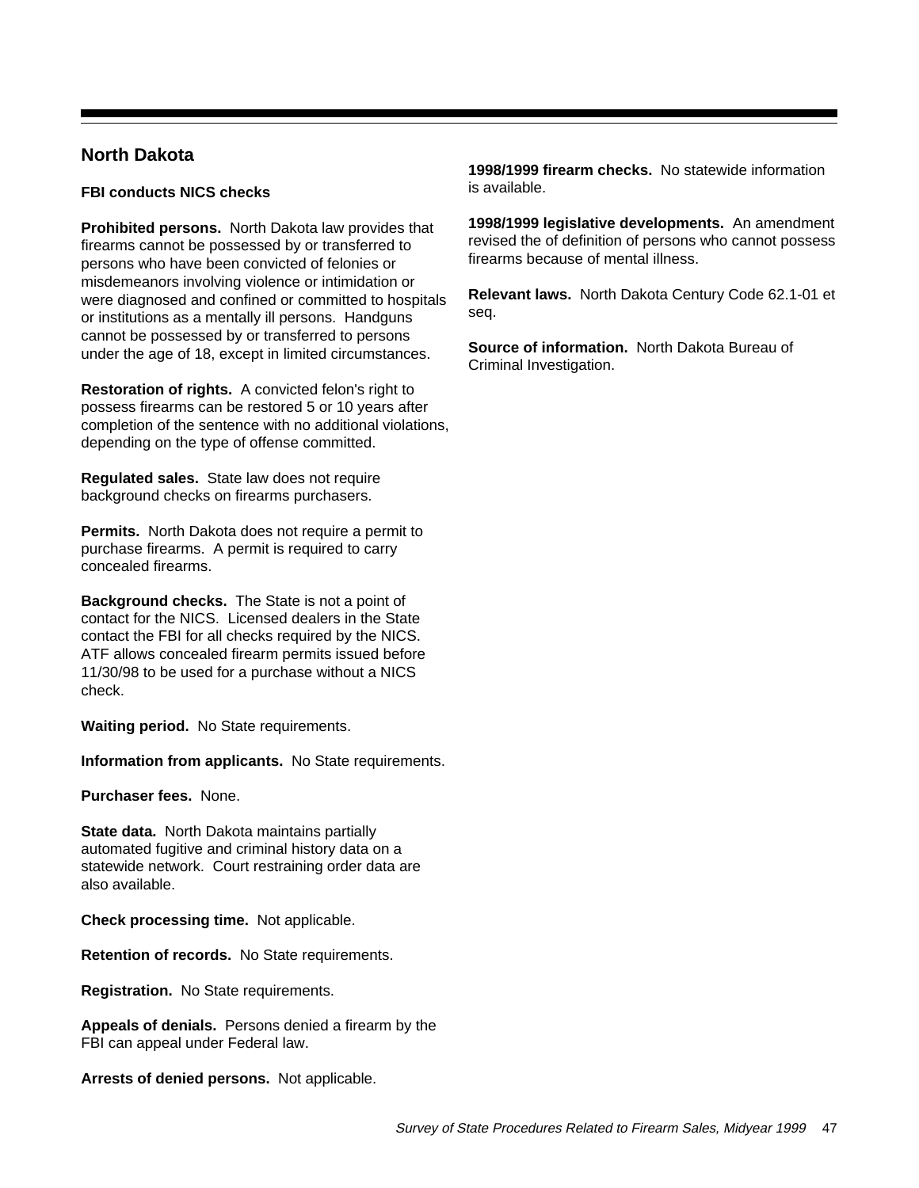## North Dakota

**FBI conducts NICS checks**

**Prohibited persons.** North Dakota law provides that firearms cannot be possessed by or transferred to persons who have been convicted of felonies or misdemeanors involving violence or intimidation or were diagnosed and confined or committed to hospitals or institutions as a mentally ill persons. Handguns cannot be possessed by or transferred to persons under the age of 18, except in limited circumstances.

**Restoration of rights.** A convicted felon's right to possess firearms can be restored 5 or 10 years after completion of the sentence with no additional violations, depending on the type of offense committed.

**Regulated sales.** State law does not require background checks on firearms purchasers.

**Permits.** North Dakota does not require a permit to purchase firearms. A permit is required to carry concealed firearms.

**Background checks.** The State is not a point of contact for the NICS. Licensed dealers in the State contact the FBI for all checks required by the NICS. ATF allows concealed firearm permits issued before 11/30/98 to be used for a purchase without a NICS check.

**Waiting period.** No State requirements.

**Information from applicants.** No State requirements.

**Purchaser fees.** None.

**State data.** North Dakota maintains partially automated fugitive and criminal history data on a statewide network. Court restraining order data are also available.

**Check processing time.** Not applicable.

**Retention of records.** No State requirements.

**Registration.** No State requirements.

**Appeals of denials.** Persons denied a firearm by the FBI can appeal under Federal law.

**Arrests of denied persons.** Not applicable.

**1998/1999 firearm checks.** No statewide information is available.

**1998/1999 legislative developments.** An amendment revised the of definition of persons who cannot possess firearms because of mental illness.

**Relevant laws.** North Dakota Century Code 62.1-01 et seq.

**Source of information.** North Dakota Bureau of Criminal Investigation.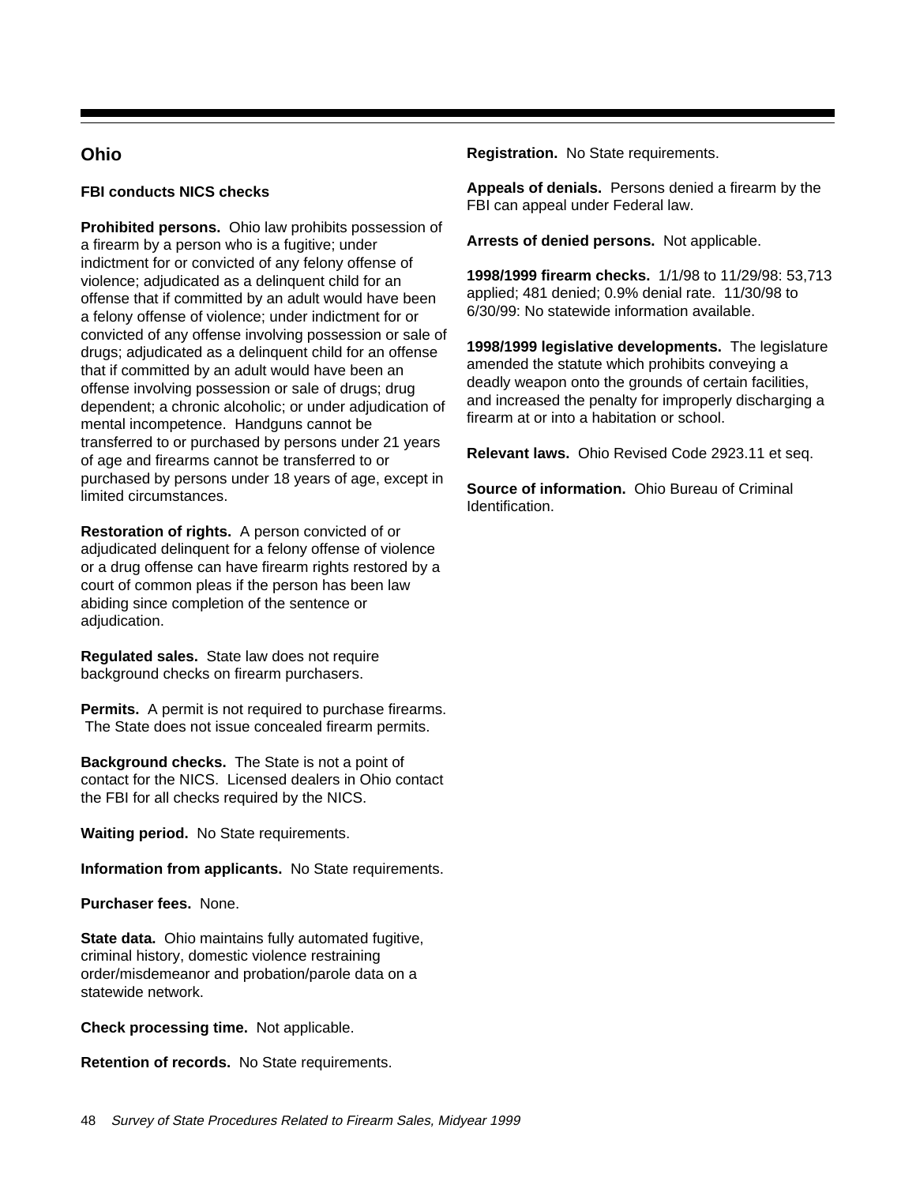## Ohio

**FBI conducts NICS checks**

**Prohibited persons.** Ohio law prohibits possession of a firearm by a person who is a fugitive; under indictment for or convicted of any felony offense of violence; adjudicated as a delinquent child for an offense that if committed by an adult would have been a felony offense of violence; under indictment for or convicted of any offense involving possession or sale of drugs; adjudicated as a delinquent child for an offense that if committed by an adult would have been an offense involving possession or sale of drugs; drug dependent; a chronic alcoholic; or under adjudication of mental incompetence. Handguns cannot be transferred to or purchased by persons under 21 years of age and firearms cannot be transferred to or purchased by persons under 18 years of age, except in limited circumstances.

**Restoration of rights.** A person convicted of or adjudicated delinquent for a felony offense of violence or a drug offense can have firearm rights restored by a court of common pleas if the person has been law abiding since completion of the sentence or adjudication.

**Regulated sales.** State law does not require background checks on firearm purchasers.

**Permits.** A permit is not required to purchase firearms. The State does not issue concealed firearm permits.

**Background checks.** The State is not a point of contact for the NICS. Licensed dealers in Ohio contact the FBI for all checks required by the NICS.

**Waiting period.** No State requirements.

**Information from applicants.** No State requirements.

**Purchaser fees.** None.

**State data.** Ohio maintains fully automated fugitive, criminal history, domestic violence restraining order/misdemeanor and probation/parole data on a statewide network.

**Check processing time.** Not applicable.

**Retention of records.** No State requirements.

**Registration.** No State requirements.

**Appeals of denials.** Persons denied a firearm by the FBI can appeal under Federal law.

**Arrests of denied persons.** Not applicable.

**1998/1999 firearm checks.** 1/1/98 to 11/29/98: 53,713 applied; 481 denied; 0.9% denial rate. 11/30/98 to 6/30/99: No statewide information available.

**1998/1999 legislative developments.** The legislature amended the statute which prohibits conveying a deadly weapon onto the grounds of certain facilities, and increased the penalty for improperly discharging a firearm at or into a habitation or school.

**Relevant laws.** Ohio Revised Code 2923.11 et seq.

**Source of information.** Ohio Bureau of Criminal Identification.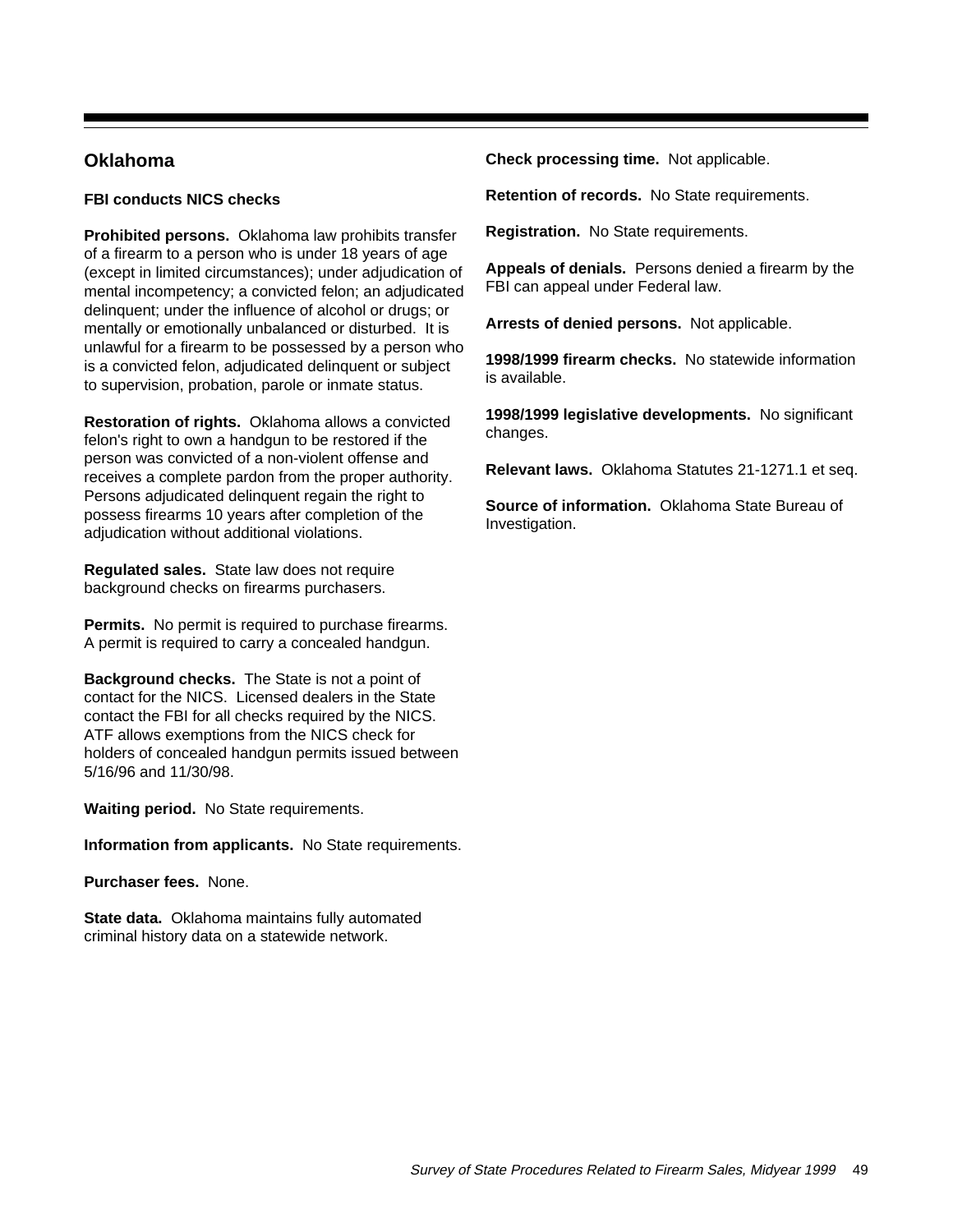## Oklahoma

**FBI conducts NICS checks**

**Prohibited persons.** Oklahoma law prohibits transfer of a firearm to a person who is under 18 years of age (except in limited circumstances); under adjudication of mental incompetency; a convicted felon; an adjudicated delinquent; under the influence of alcohol or drugs; or mentally or emotionally unbalanced or disturbed. It is unlawful for a firearm to be possessed by a person who is a convicted felon, adjudicated delinquent or subject to supervision, probation, parole or inmate status.

**Restoration of rights.** Oklahoma allows a convicted felon's right to own a handgun to be restored if the person was convicted of a non-violent offense and receives a complete pardon from the proper authority. Persons adjudicated delinquent regain the right to possess firearms 10 years after completion of the adjudication without additional violations.

**Regulated sales.** State law does not require background checks on firearms purchasers.

**Permits.** No permit is required to purchase firearms. A permit is required to carry a concealed handgun.

**Background checks.** The State is not a point of contact for the NICS. Licensed dealers in the State contact the FBI for all checks required by the NICS. ATF allows exemptions from the NICS check for holders of concealed handgun permits issued between 5/16/96 and 11/30/98.

**Waiting period.** No State requirements.

**Information from applicants.** No State requirements.

**Purchaser fees.** None.

**State data.** Oklahoma maintains fully automated criminal history data on a statewide network.

**Check processing time.** Not applicable.

**Retention of records.** No State requirements.

**Registration.** No State requirements.

**Appeals of denials.** Persons denied a firearm by the FBI can appeal under Federal law.

**Arrests of denied persons.** Not applicable.

**1998/1999 firearm checks.** No statewide information is available.

**1998/1999 legislative developments.** No significant changes.

**Relevant laws.** Oklahoma Statutes 21-1271.1 et seq.

**Source of information.** Oklahoma State Bureau of Investigation.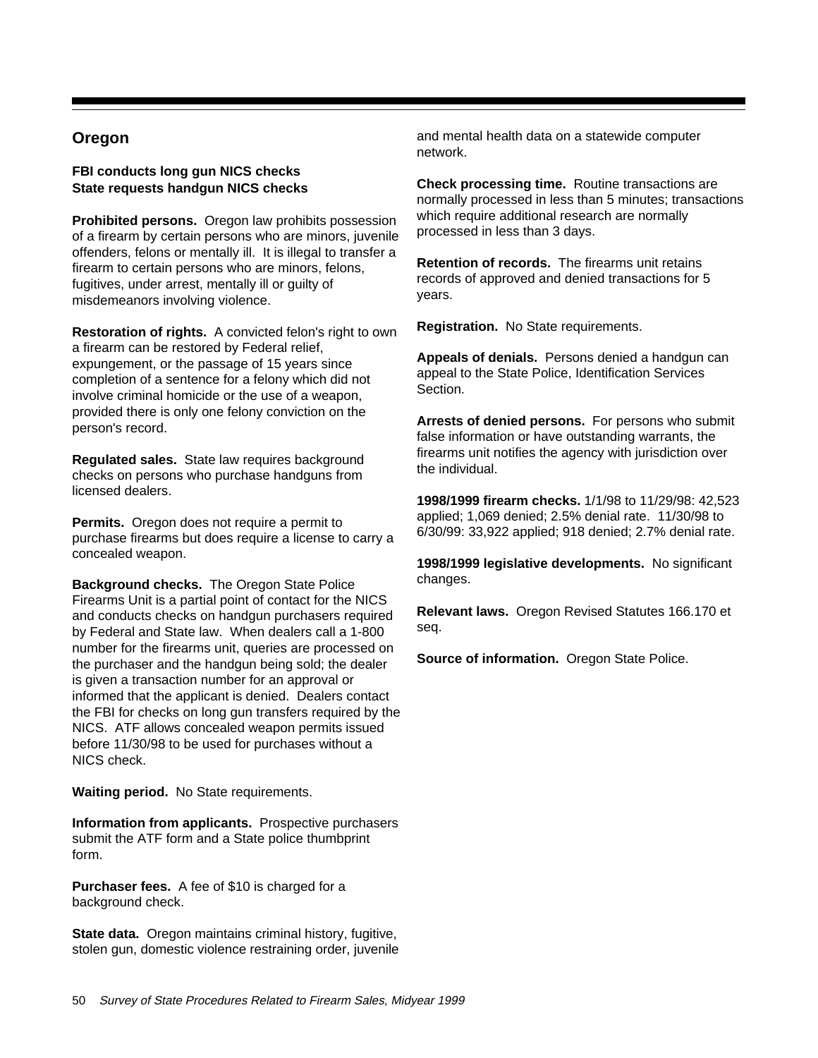## Oregon

**FBI conducts long gun NICS checks**
**State requests handgun NICS checks**

**Prohibited persons.** Oregon law prohibits possession of a firearm by certain persons who are minors, juvenile offenders, felons or mentally ill. It is illegal to transfer a firearm to certain persons who are minors, felons, fugitives, under arrest, mentally ill or guilty of misdemeanors involving violence.

**Restoration of rights.** A convicted felon's right to own a firearm can be restored by Federal relief, expungement, or the passage of 15 years since completion of a sentence for a felony which did not involve criminal homicide or the use of a weapon, provided there is only one felony conviction on the person's record.

**Regulated sales.** State law requires background checks on persons who purchase handguns from licensed dealers.

**Permits.** Oregon does not require a permit to purchase firearms but does require a license to carry a concealed weapon.

**Background checks.** The Oregon State Police Firearms Unit is a partial point of contact for the NICS and conducts checks on handgun purchasers required by Federal and State law. When dealers call a 1-800 number for the firearms unit, queries are processed on the purchaser and the handgun being sold; the dealer is given a transaction number for an approval or informed that the applicant is denied. Dealers contact the FBI for checks on long gun transfers required by the NICS. ATF allows concealed weapon permits issued before 11/30/98 to be used for purchases without a NICS check.

**Waiting period.** No State requirements.

**Information from applicants.** Prospective purchasers submit the ATF form and a State police thumbprint form.

**Purchaser fees.** A fee of $10 is charged for a background check.

**State data.** Oregon maintains criminal history, fugitive, stolen gun, domestic violence restraining order, juvenile and mental health data on a statewide computer network.

**Check processing time.** Routine transactions are normally processed in less than 5 minutes; transactions which require additional research are normally processed in less than 3 days.

**Retention of records.** The firearms unit retains records of approved and denied transactions for 5 years.

**Registration.** No State requirements.

**Appeals of denials.** Persons denied a handgun can appeal to the State Police, Identification Services Section.

**Arrests of denied persons.** For persons who submit false information or have outstanding warrants, the firearms unit notifies the agency with jurisdiction over the individual.

**1998/1999 firearm checks.** 1/1/98 to 11/29/98: 42,523 applied; 1,069 denied; 2.5% denial rate. 11/30/98 to 6/30/99: 33,922 applied; 918 denied; 2.7% denial rate.

**1998/1999 legislative developments.** No significant changes.

**Relevant laws.** Oregon Revised Statutes 166.170 et seq.

**Source of information.** Oregon State Police.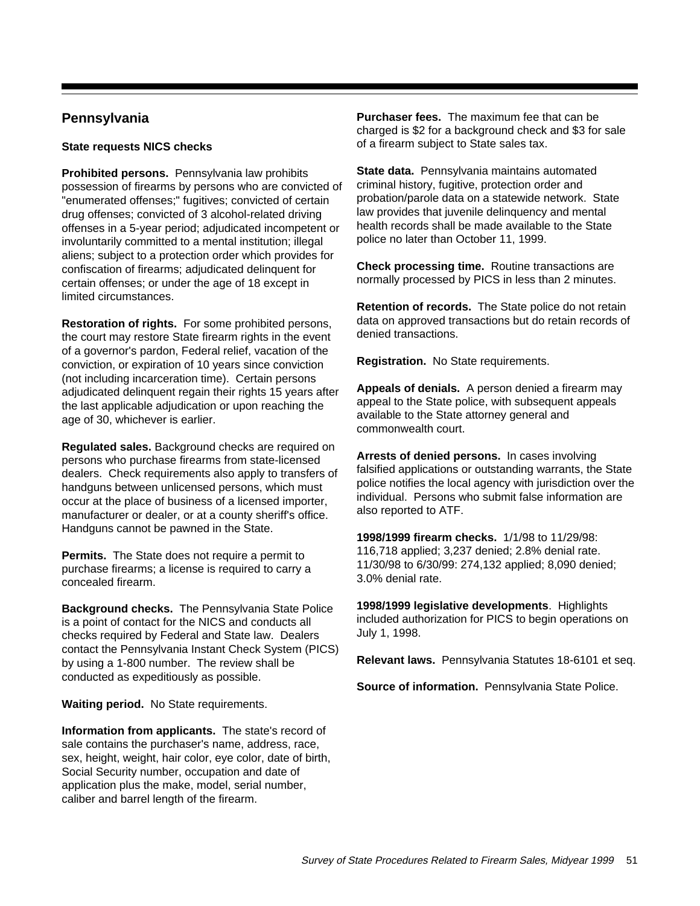## Pennsylvania

**State requests NICS checks**

**Prohibited persons.** Pennsylvania law prohibits possession of firearms by persons who are convicted of "enumerated offenses;" fugitives; convicted of certain drug offenses; convicted of 3 alcohol-related driving offenses in a 5-year period; adjudicated incompetent or involuntarily committed to a mental institution; illegal aliens; subject to a protection order which provides for confiscation of firearms; adjudicated delinquent for certain offenses; or under the age of 18 except in limited circumstances.

**Restoration of rights.** For some prohibited persons, the court may restore State firearm rights in the event of a governor's pardon, Federal relief, vacation of the conviction, or expiration of 10 years since conviction (not including incarceration time). Certain persons adjudicated delinquent regain their rights 15 years after the last applicable adjudication or upon reaching the age of 30, whichever is earlier.

**Regulated sales.** Background checks are required on persons who purchase firearms from state-licensed dealers. Check requirements also apply to transfers of handguns between unlicensed persons, which must occur at the place of business of a licensed importer, manufacturer or dealer, or at a county sheriff's office. Handguns cannot be pawned in the State.

**Permits.** The State does not require a permit to purchase firearms; a license is required to carry a concealed firearm.

**Background checks.** The Pennsylvania State Police is a point of contact for the NICS and conducts all checks required by Federal and State law. Dealers contact the Pennsylvania Instant Check System (PICS) by using a 1-800 number. The review shall be conducted as expeditiously as possible.

**Waiting period.** No State requirements.

**Information from applicants.** The state's record of sale contains the purchaser's name, address, race, sex, height, weight, hair color, eye color, date of birth, Social Security number, occupation and date of application plus the make, model, serial number, caliber and barrel length of the firearm.

**Purchaser fees.** The maximum fee that can be charged is $2 for a background check and $3 for sale of a firearm subject to State sales tax.

**State data.** Pennsylvania maintains automated criminal history, fugitive, protection order and probation/parole data on a statewide network. State law provides that juvenile delinquency and mental health records shall be made available to the State police no later than October 11, 1999.

**Check processing time.** Routine transactions are normally processed by PICS in less than 2 minutes.

**Retention of records.** The State police do not retain data on approved transactions but do retain records of denied transactions.

**Registration.** No State requirements.

**Appeals of denials.** A person denied a firearm may appeal to the State police, with subsequent appeals available to the State attorney general and commonwealth court.

**Arrests of denied persons.** In cases involving falsified applications or outstanding warrants, the State police notifies the local agency with jurisdiction over the individual. Persons who submit false information are also reported to ATF.

**1998/1999 firearm checks.** 1/1/98 to 11/29/98: 116,718 applied; 3,237 denied; 2.8% denial rate. 11/30/98 to 6/30/99: 274,132 applied; 8,090 denied; 3.0% denial rate.

**1998/1999 legislative developments**. Highlights included authorization for PICS to begin operations on July 1, 1998.

**Relevant laws.** Pennsylvania Statutes 18-6101 et seq.

**Source of information.** Pennsylvania State Police.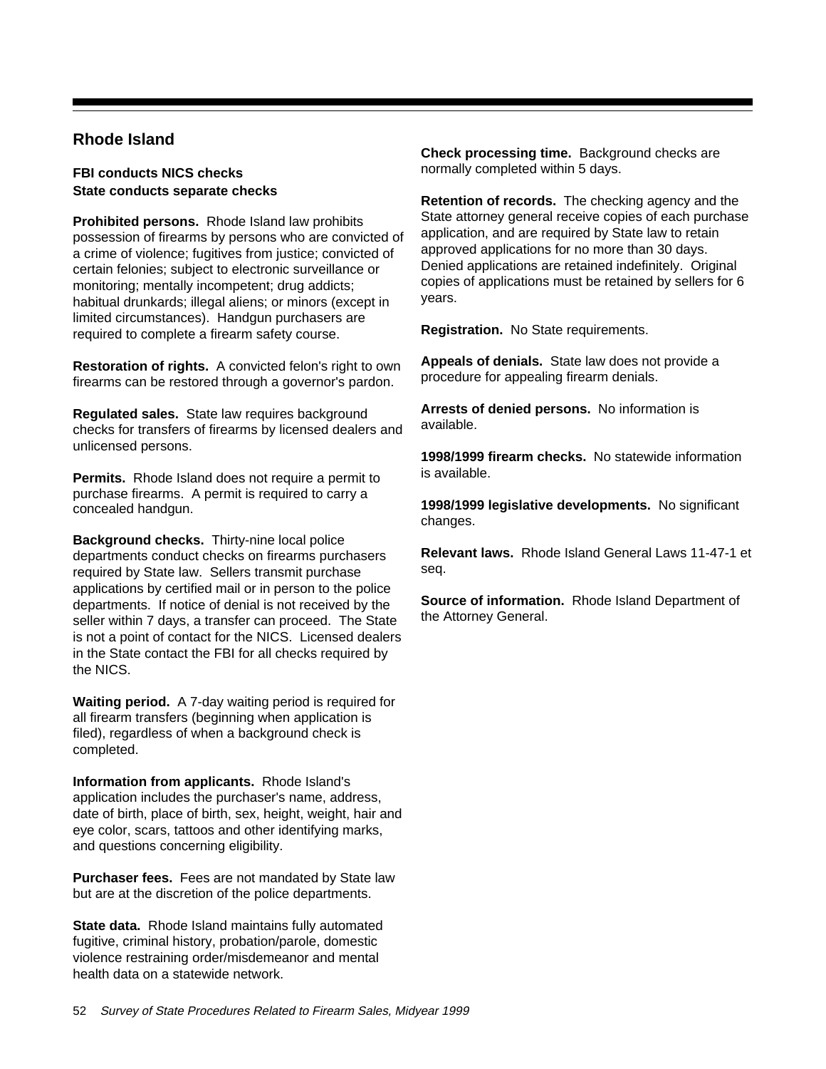## Rhode Island

**FBI conducts NICS checks**
**State conducts separate checks**

**Prohibited persons.** Rhode Island law prohibits possession of firearms by persons who are convicted of a crime of violence; fugitives from justice; convicted of certain felonies; subject to electronic surveillance or monitoring; mentally incompetent; drug addicts; habitual drunkards; illegal aliens; or minors (except in limited circumstances). Handgun purchasers are required to complete a firearm safety course.

**Restoration of rights.** A convicted felon's right to own firearms can be restored through a governor's pardon.

**Regulated sales.** State law requires background checks for transfers of firearms by licensed dealers and unlicensed persons.

**Permits.** Rhode Island does not require a permit to purchase firearms. A permit is required to carry a concealed handgun.

**Background checks.** Thirty-nine local police departments conduct checks on firearms purchasers required by State law. Sellers transmit purchase applications by certified mail or in person to the police departments. If notice of denial is not received by the seller within 7 days, a transfer can proceed. The State is not a point of contact for the NICS. Licensed dealers in the State contact the FBI for all checks required by the NICS.

**Waiting period.** A 7-day waiting period is required for all firearm transfers (beginning when application is filed), regardless of when a background check is completed.

**Information from applicants.** Rhode Island's application includes the purchaser's name, address, date of birth, place of birth, sex, height, weight, hair and eye color, scars, tattoos and other identifying marks, and questions concerning eligibility.

**Purchaser fees.** Fees are not mandated by State law but are at the discretion of the police departments.

**State data.** Rhode Island maintains fully automated fugitive, criminal history, probation/parole, domestic violence restraining order/misdemeanor and mental health data on a statewide network.

**Check processing time.** Background checks are normally completed within 5 days.

**Retention of records.** The checking agency and the State attorney general receive copies of each purchase application, and are required by State law to retain approved applications for no more than 30 days. Denied applications are retained indefinitely. Original copies of applications must be retained by sellers for 6 years.

**Registration.** No State requirements.

**Appeals of denials.** State law does not provide a procedure for appealing firearm denials.

**Arrests of denied persons.** No information is available.

**1998/1999 firearm checks.** No statewide information is available.

**1998/1999 legislative developments.** No significant changes.

**Relevant laws.** Rhode Island General Laws 11-47-1 et seq.

**Source of information.** Rhode Island Department of the Attorney General.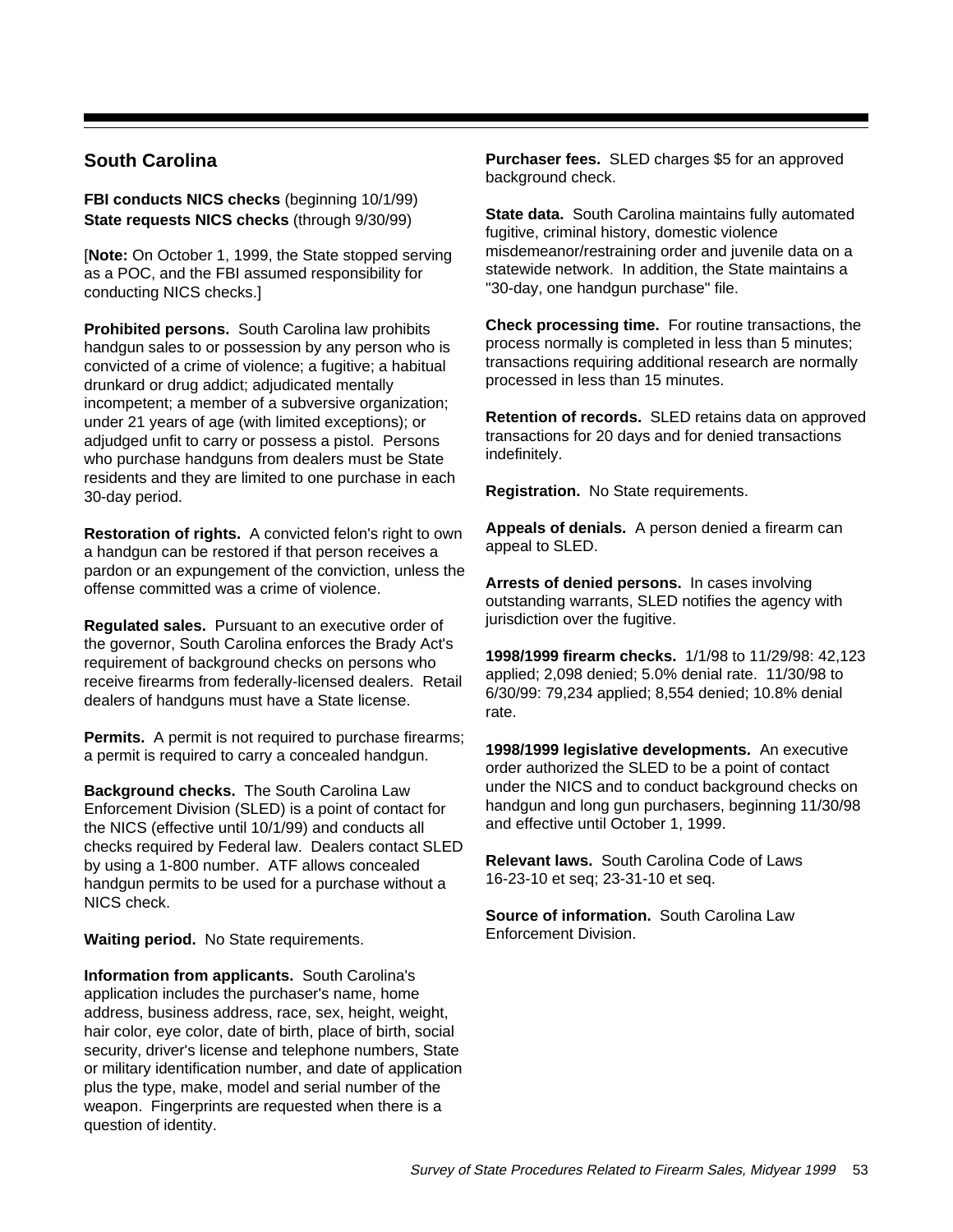## South Carolina

**FBI conducts NICS checks** (beginning 10/1/99)
**State requests NICS checks** (through 9/30/99)

[**Note:** On October 1, 1999, the State stopped serving as a POC, and the FBI assumed responsibility for conducting NICS checks.]

**Prohibited persons.** South Carolina law prohibits handgun sales to or possession by any person who is convicted of a crime of violence; a fugitive; a habitual drunkard or drug addict; adjudicated mentally incompetent; a member of a subversive organization; under 21 years of age (with limited exceptions); or adjudged unfit to carry or possess a pistol. Persons who purchase handguns from dealers must be State residents and they are limited to one purchase in each 30-day period.

**Restoration of rights.** A convicted felon's right to own a handgun can be restored if that person receives a pardon or an expungement of the conviction, unless the offense committed was a crime of violence.

**Regulated sales.** Pursuant to an executive order of the governor, South Carolina enforces the Brady Act's requirement of background checks on persons who receive firearms from federally-licensed dealers. Retail dealers of handguns must have a State license.

**Permits.** A permit is not required to purchase firearms; a permit is required to carry a concealed handgun.

**Background checks.** The South Carolina Law Enforcement Division (SLED) is a point of contact for the NICS (effective until 10/1/99) and conducts all checks required by Federal law. Dealers contact SLED by using a 1-800 number. ATF allows concealed handgun permits to be used for a purchase without a NICS check.

**Waiting period.** No State requirements.

**Information from applicants.** South Carolina's application includes the purchaser's name, home address, business address, race, sex, height, weight, hair color, eye color, date of birth, place of birth, social security, driver's license and telephone numbers, State or military identification number, and date of application plus the type, make, model and serial number of the weapon. Fingerprints are requested when there is a question of identity.

**Purchaser fees.** SLED charges $5 for an approved background check.

**State data.** South Carolina maintains fully automated fugitive, criminal history, domestic violence misdemeanor/restraining order and juvenile data on a statewide network. In addition, the State maintains a "30-day, one handgun purchase" file.

**Check processing time.** For routine transactions, the process normally is completed in less than 5 minutes; transactions requiring additional research are normally processed in less than 15 minutes.

**Retention of records.** SLED retains data on approved transactions for 20 days and for denied transactions indefinitely.

**Registration.** No State requirements.

**Appeals of denials.** A person denied a firearm can appeal to SLED.

**Arrests of denied persons.** In cases involving outstanding warrants, SLED notifies the agency with jurisdiction over the fugitive.

**1998/1999 firearm checks.** 1/1/98 to 11/29/98: 42,123 applied; 2,098 denied; 5.0% denial rate. 11/30/98 to 6/30/99: 79,234 applied; 8,554 denied; 10.8% denial rate.

**1998/1999 legislative developments.** An executive order authorized the SLED to be a point of contact under the NICS and to conduct background checks on handgun and long gun purchasers, beginning 11/30/98 and effective until October 1, 1999.

**Relevant laws.** South Carolina Code of Laws 16-23-10 et seq; 23-31-10 et seq.

**Source of information.** South Carolina Law Enforcement Division.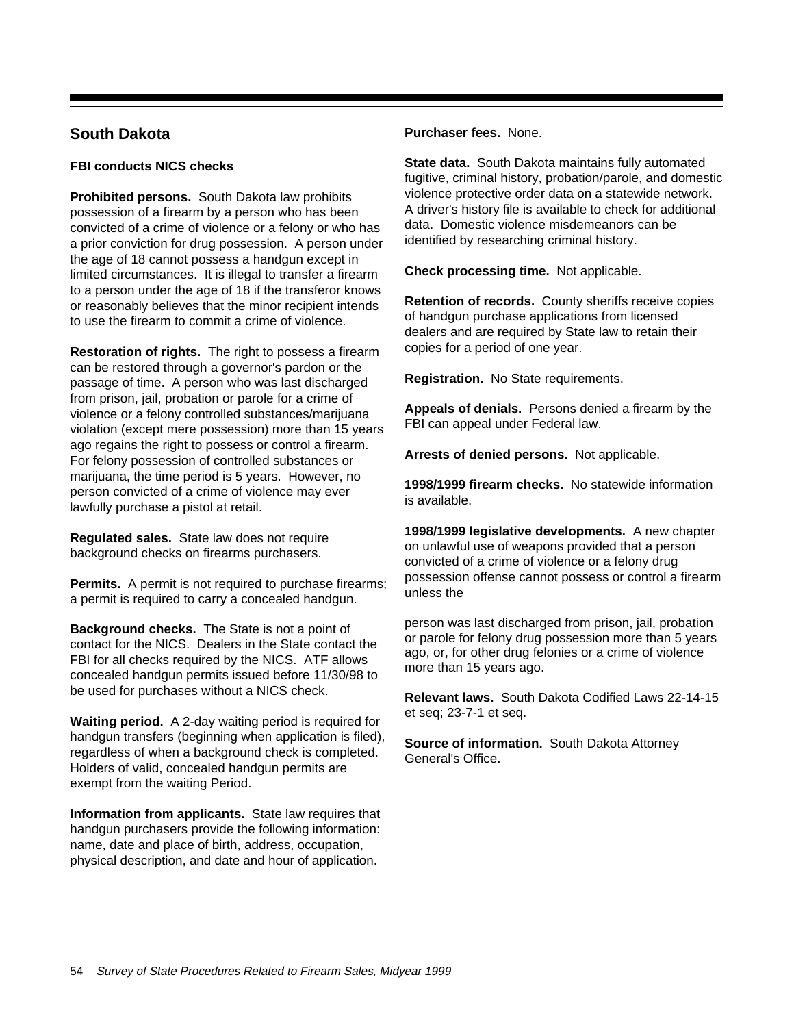## South Dakota

**FBI conducts NICS checks**

**Prohibited persons.** South Dakota law prohibits possession of a firearm by a person who has been convicted of a crime of violence or a felony or who has a prior conviction for drug possession. A person under the age of 18 cannot possess a handgun except in limited circumstances. It is illegal to transfer a firearm to a person under the age of 18 if the transferor knows or reasonably believes that the minor recipient intends to use the firearm to commit a crime of violence.

**Restoration of rights.** The right to possess a firearm can be restored through a governor's pardon or the passage of time. A person who was last discharged from prison, jail, probation or parole for a crime of violence or a felony controlled substances/marijuana violation (except mere possession) more than 15 years ago regains the right to possess or control a firearm. For felony possession of controlled substances or marijuana, the time period is 5 years. However, no person convicted of a crime of violence may ever lawfully purchase a pistol at retail.

**Regulated sales.** State law does not require background checks on firearms purchasers.

**Permits.** A permit is not required to purchase firearms; a permit is required to carry a concealed handgun.

**Background checks.** The State is not a point of contact for the NICS. Dealers in the State contact the FBI for all checks required by the NICS. ATF allows concealed handgun permits issued before 11/30/98 to be used for purchases without a NICS check.

**Waiting period.** A 2-day waiting period is required for handgun transfers (beginning when application is filed), regardless of when a background check is completed. Holders of valid, concealed handgun permits are exempt from the waiting Period.

**Information from applicants.** State law requires that handgun purchasers provide the following information: name, date and place of birth, address, occupation, physical description, and date and hour of application.

**Purchaser fees.** None.

**State data.** South Dakota maintains fully automated fugitive, criminal history, probation/parole, and domestic violence protective order data on a statewide network. A driver's history file is available to check for additional data. Domestic violence misdemeanors can be identified by researching criminal history.

**Check processing time.** Not applicable.

**Retention of records.** County sheriffs receive copies of handgun purchase applications from licensed dealers and are required by State law to retain their copies for a period of one year.

**Registration.** No State requirements.

**Appeals of denials.** Persons denied a firearm by the FBI can appeal under Federal law.

**Arrests of denied persons.** Not applicable.

**1998/1999 firearm checks.** No statewide information is available.

**1998/1999 legislative developments.** A new chapter on unlawful use of weapons provided that a person convicted of a crime of violence or a felony drug possession offense cannot possess or control a firearm unless the person was last discharged from prison, jail, probation or parole for felony drug possession more than 5 years ago, or, for other drug felonies or a crime of violence more than 15 years ago.

**Relevant laws.** South Dakota Codified Laws 22-14-15 et seq; 23-7-1 et seq.

**Source of information.** South Dakota Attorney General's Office.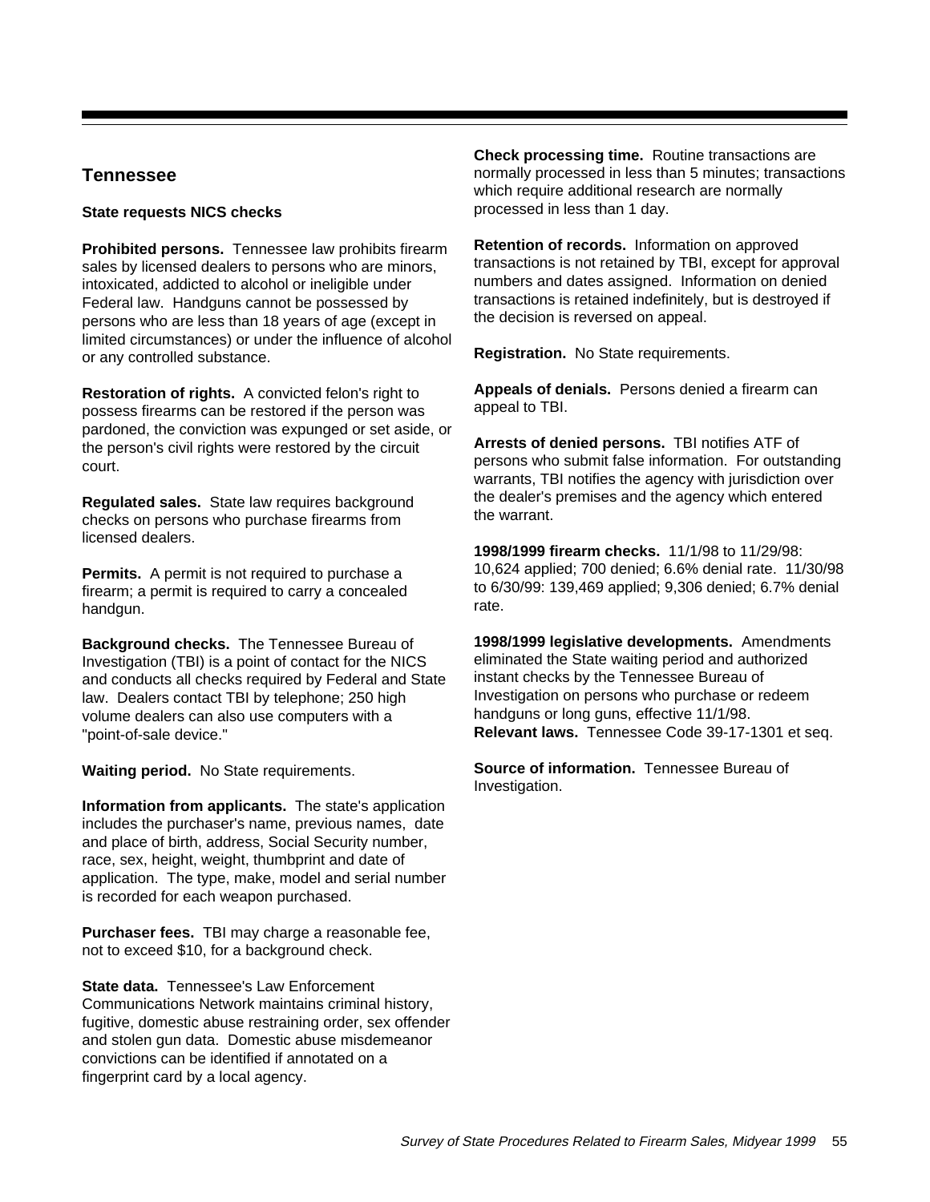## Tennessee

**State requests NICS checks**

**Prohibited persons.** Tennessee law prohibits firearm sales by licensed dealers to persons who are minors, intoxicated, addicted to alcohol or ineligible under Federal law. Handguns cannot be possessed by persons who are less than 18 years of age (except in limited circumstances) or under the influence of alcohol or any controlled substance.

**Restoration of rights.** A convicted felon's right to possess firearms can be restored if the person was pardoned, the conviction was expunged or set aside, or the person's civil rights were restored by the circuit court.

**Regulated sales.** State law requires background checks on persons who purchase firearms from licensed dealers.

**Permits.** A permit is not required to purchase a firearm; a permit is required to carry a concealed handgun.

**Background checks.** The Tennessee Bureau of Investigation (TBI) is a point of contact for the NICS and conducts all checks required by Federal and State law. Dealers contact TBI by telephone; 250 high volume dealers can also use computers with a "point-of-sale device."

**Waiting period.** No State requirements.

**Information from applicants.** The state's application includes the purchaser's name, previous names, date and place of birth, address, Social Security number, race, sex, height, weight, thumbprint and date of application. The type, make, model and serial number is recorded for each weapon purchased.

**Purchaser fees.** TBI may charge a reasonable fee, not to exceed $10, for a background check.

**State data.** Tennessee's Law Enforcement Communications Network maintains criminal history, fugitive, domestic abuse restraining order, sex offender and stolen gun data. Domestic abuse misdemeanor convictions can be identified if annotated on a fingerprint card by a local agency.

**Check processing time.** Routine transactions are normally processed in less than 5 minutes; transactions which require additional research are normally processed in less than 1 day.

**Retention of records.** Information on approved transactions is not retained by TBI, except for approval numbers and dates assigned. Information on denied transactions is retained indefinitely, but is destroyed if the decision is reversed on appeal.

**Registration.** No State requirements.

**Appeals of denials.** Persons denied a firearm can appeal to TBI.

**Arrests of denied persons.** TBI notifies ATF of persons who submit false information. For outstanding warrants, TBI notifies the agency with jurisdiction over the dealer's premises and the agency which entered the warrant.

**1998/1999 firearm checks.** 11/1/98 to 11/29/98: 10,624 applied; 700 denied; 6.6% denial rate. 11/30/98 to 6/30/99: 139,469 applied; 9,306 denied; 6.7% denial rate.

**1998/1999 legislative developments.** Amendments eliminated the State waiting period and authorized instant checks by the Tennessee Bureau of Investigation on persons who purchase or redeem handguns or long guns, effective 11/1/98.
**Relevant laws.** Tennessee Code 39-17-1301 et seq.

**Source of information.** Tennessee Bureau of Investigation.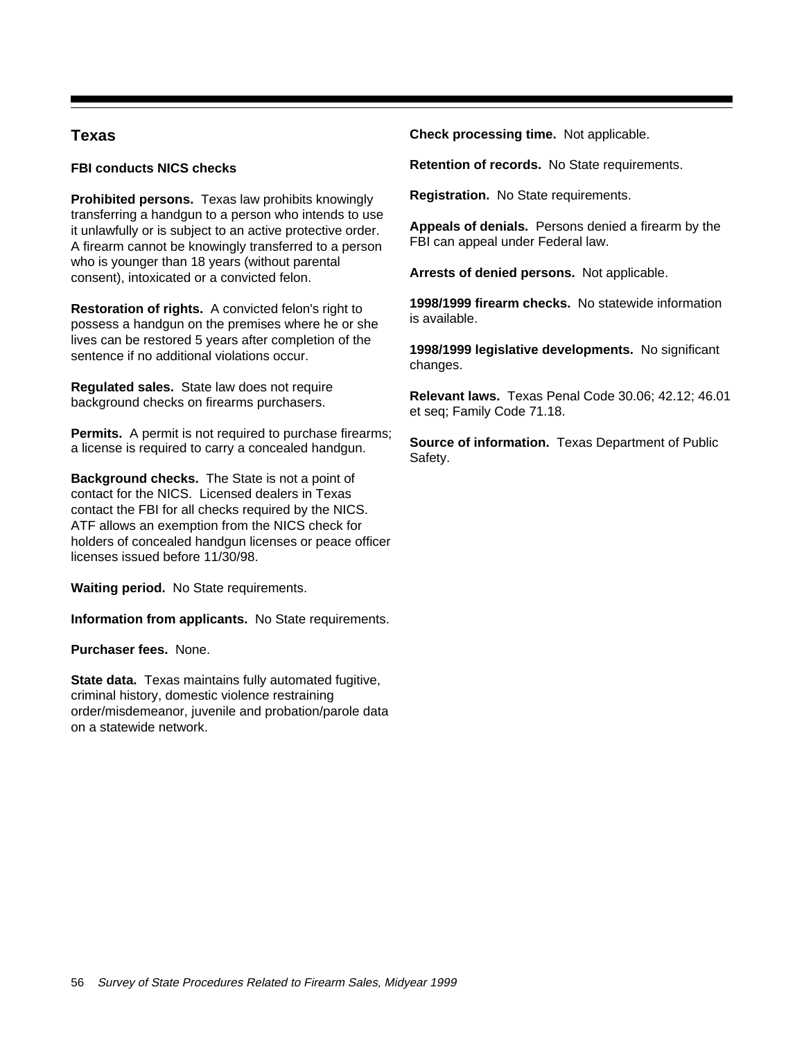## Texas

**FBI conducts NICS checks**

**Prohibited persons.** Texas law prohibits knowingly transferring a handgun to a person who intends to use it unlawfully or is subject to an active protective order. A firearm cannot be knowingly transferred to a person who is younger than 18 years (without parental consent), intoxicated or a convicted felon.

**Restoration of rights.** A convicted felon's right to possess a handgun on the premises where he or she lives can be restored 5 years after completion of the sentence if no additional violations occur.

**Regulated sales.** State law does not require background checks on firearms purchasers.

**Permits.** A permit is not required to purchase firearms; a license is required to carry a concealed handgun.

**Background checks.** The State is not a point of contact for the NICS. Licensed dealers in Texas contact the FBI for all checks required by the NICS. ATF allows an exemption from the NICS check for holders of concealed handgun licenses or peace officer licenses issued before 11/30/98.

**Waiting period.** No State requirements.

**Information from applicants.** No State requirements.

**Purchaser fees.** None.

**State data.** Texas maintains fully automated fugitive, criminal history, domestic violence restraining order/misdemeanor, juvenile and probation/parole data on a statewide network.

**Check processing time.** Not applicable.

**Retention of records.** No State requirements.

**Registration.** No State requirements.

**Appeals of denials.** Persons denied a firearm by the FBI can appeal under Federal law.

**Arrests of denied persons.** Not applicable.

**1998/1999 firearm checks.** No statewide information is available.

**1998/1999 legislative developments.** No significant changes.

**Relevant laws.** Texas Penal Code 30.06; 42.12; 46.01 et seq; Family Code 71.18.

**Source of information.** Texas Department of Public Safety.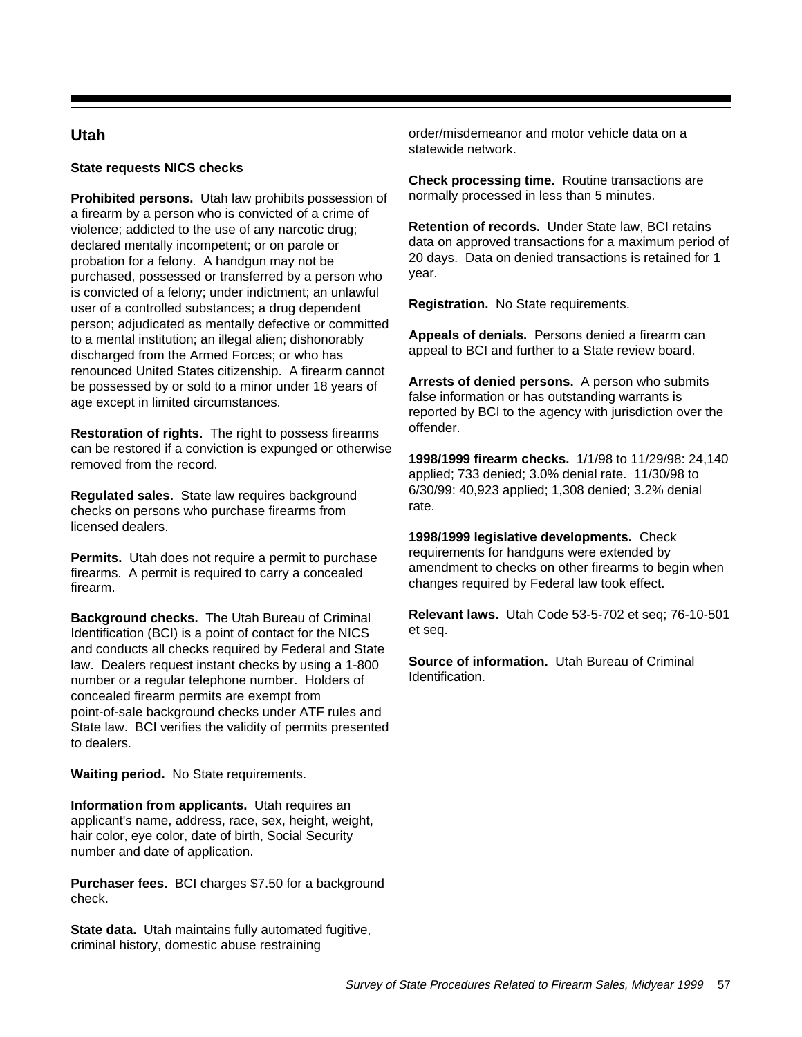## Utah

**State requests NICS checks**

**Prohibited persons.** Utah law prohibits possession of a firearm by a person who is convicted of a crime of violence; addicted to the use of any narcotic drug; declared mentally incompetent; or on parole or probation for a felony. A handgun may not be purchased, possessed or transferred by a person who is convicted of a felony; under indictment; an unlawful user of a controlled substances; a drug dependent person; adjudicated as mentally defective or committed to a mental institution; an illegal alien; dishonorably discharged from the Armed Forces; or who has renounced United States citizenship. A firearm cannot be possessed by or sold to a minor under 18 years of age except in limited circumstances.

**Restoration of rights.** The right to possess firearms can be restored if a conviction is expunged or otherwise removed from the record.

**Regulated sales.** State law requires background checks on persons who purchase firearms from licensed dealers.

**Permits.** Utah does not require a permit to purchase firearms. A permit is required to carry a concealed firearm.

**Background checks.** The Utah Bureau of Criminal Identification (BCI) is a point of contact for the NICS and conducts all checks required by Federal and State law. Dealers request instant checks by using a 1-800 number or a regular telephone number. Holders of concealed firearm permits are exempt from point-of-sale background checks under ATF rules and State law. BCI verifies the validity of permits presented to dealers.

**Waiting period.** No State requirements.

**Information from applicants.** Utah requires an applicant's name, address, race, sex, height, weight, hair color, eye color, date of birth, Social Security number and date of application.

**Purchaser fees.** BCI charges $7.50 for a background check.

**State data.** Utah maintains fully automated fugitive, criminal history, domestic abuse restraining order/misdemeanor and motor vehicle data on a statewide network.

**Check processing time.** Routine transactions are normally processed in less than 5 minutes.

**Retention of records.** Under State law, BCI retains data on approved transactions for a maximum period of 20 days. Data on denied transactions is retained for 1 year.

**Registration.** No State requirements.

**Appeals of denials.** Persons denied a firearm can appeal to BCI and further to a State review board.

**Arrests of denied persons.** A person who submits false information or has outstanding warrants is reported by BCI to the agency with jurisdiction over the offender.

**1998/1999 firearm checks.** 1/1/98 to 11/29/98: 24,140 applied; 733 denied; 3.0% denial rate. 11/30/98 to 6/30/99: 40,923 applied; 1,308 denied; 3.2% denial rate.

**1998/1999 legislative developments.** Check requirements for handguns were extended by amendment to checks on other firearms to begin when changes required by Federal law took effect.

**Relevant laws.** Utah Code 53-5-702 et seq; 76-10-501 et seq.

**Source of information.** Utah Bureau of Criminal Identification.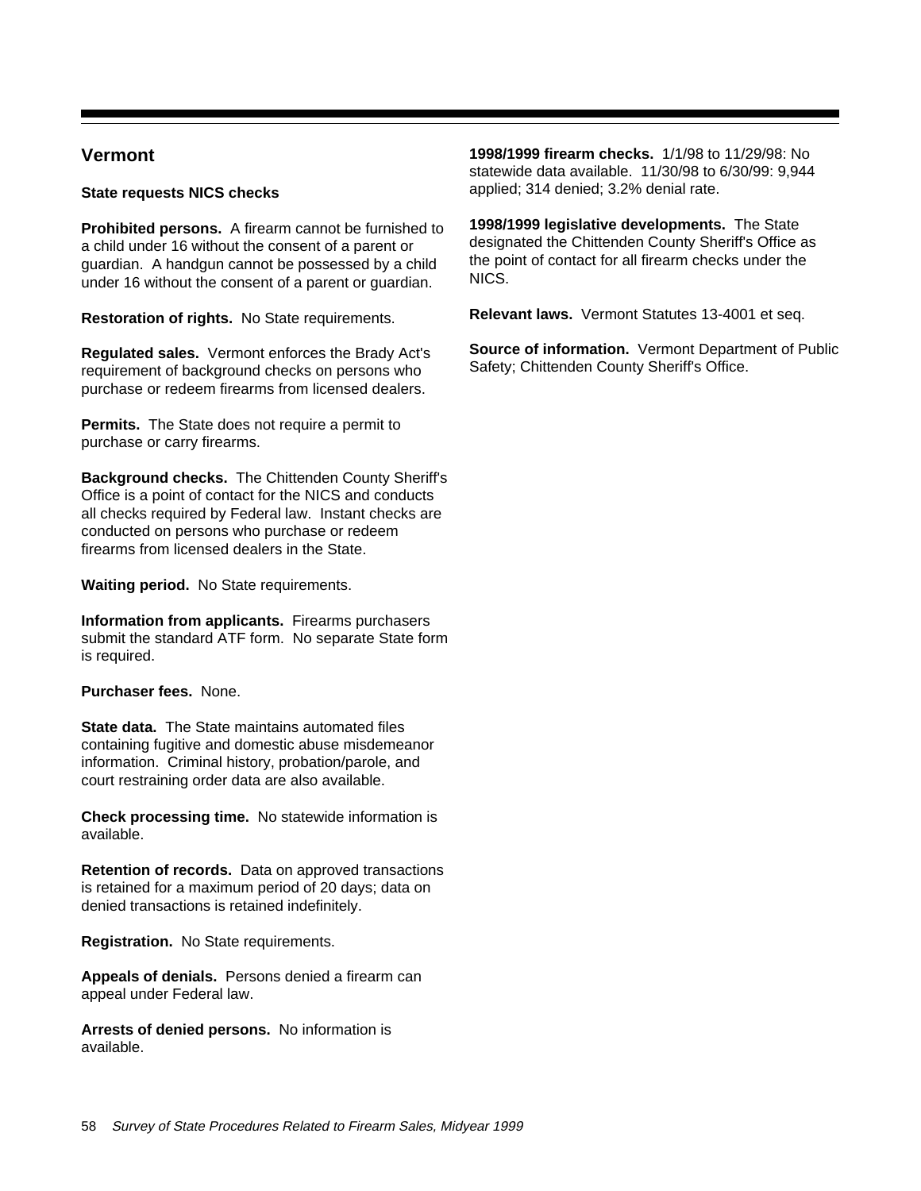## Vermont

**State requests NICS checks**

**Prohibited persons.** A firearm cannot be furnished to a child under 16 without the consent of a parent or guardian. A handgun cannot be possessed by a child under 16 without the consent of a parent or guardian.

**Restoration of rights.** No State requirements.

**Regulated sales.** Vermont enforces the Brady Act's requirement of background checks on persons who purchase or redeem firearms from licensed dealers.

**Permits.** The State does not require a permit to purchase or carry firearms.

**Background checks.** The Chittenden County Sheriff's Office is a point of contact for the NICS and conducts all checks required by Federal law. Instant checks are conducted on persons who purchase or redeem firearms from licensed dealers in the State.

**Waiting period.** No State requirements.

**Information from applicants.** Firearms purchasers submit the standard ATF form. No separate State form is required.

**Purchaser fees.** None.

**State data.** The State maintains automated files containing fugitive and domestic abuse misdemeanor information. Criminal history, probation/parole, and court restraining order data are also available.

**Check processing time.** No statewide information is available.

**Retention of records.** Data on approved transactions is retained for a maximum period of 20 days; data on denied transactions is retained indefinitely.

**Registration.** No State requirements.

**Appeals of denials.** Persons denied a firearm can appeal under Federal law.

**Arrests of denied persons.** No information is available.

**1998/1999 firearm checks.** 1/1/98 to 11/29/98: No statewide data available. 11/30/98 to 6/30/99: 9,944 applied; 314 denied; 3.2% denial rate.

**1998/1999 legislative developments.** The State designated the Chittenden County Sheriff's Office as the point of contact for all firearm checks under the NICS.

**Relevant laws.** Vermont Statutes 13-4001 et seq.

**Source of information.** Vermont Department of Public Safety; Chittenden County Sheriff's Office.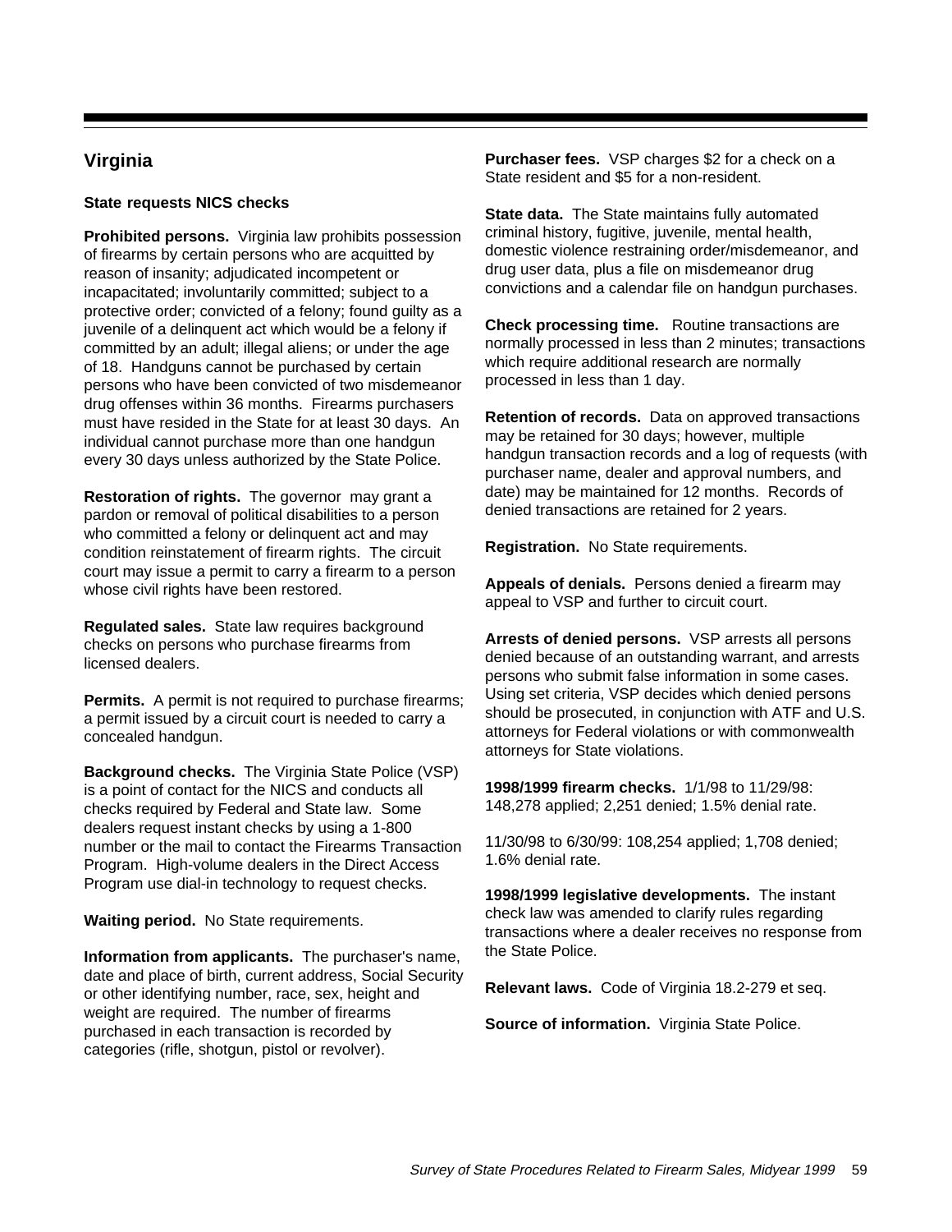## Virginia

**State requests NICS checks**

**Prohibited persons.** Virginia law prohibits possession of firearms by certain persons who are acquitted by reason of insanity; adjudicated incompetent or incapacitated; involuntarily committed; subject to a protective order; convicted of a felony; found guilty as a juvenile of a delinquent act which would be a felony if committed by an adult; illegal aliens; or under the age of 18. Handguns cannot be purchased by certain persons who have been convicted of two misdemeanor drug offenses within 36 months. Firearms purchasers must have resided in the State for at least 30 days. An individual cannot purchase more than one handgun every 30 days unless authorized by the State Police.

**Restoration of rights.** The governor may grant a pardon or removal of political disabilities to a person who committed a felony or delinquent act and may condition reinstatement of firearm rights. The circuit court may issue a permit to carry a firearm to a person whose civil rights have been restored.

**Regulated sales.** State law requires background checks on persons who purchase firearms from licensed dealers.

**Permits.** A permit is not required to purchase firearms; a permit issued by a circuit court is needed to carry a concealed handgun.

**Background checks.** The Virginia State Police (VSP) is a point of contact for the NICS and conducts all checks required by Federal and State law. Some dealers request instant checks by using a 1-800 number or the mail to contact the Firearms Transaction Program. High-volume dealers in the Direct Access Program use dial-in technology to request checks.

**Waiting period.** No State requirements.

**Information from applicants.** The purchaser's name, date and place of birth, current address, Social Security or other identifying number, race, sex, height and weight are required. The number of firearms purchased in each transaction is recorded by categories (rifle, shotgun, pistol or revolver).

**Purchaser fees.** VSP charges $2 for a check on a State resident and $5 for a non-resident.

**State data.** The State maintains fully automated criminal history, fugitive, juvenile, mental health, domestic violence restraining order/misdemeanor, and drug user data, plus a file on misdemeanor drug convictions and a calendar file on handgun purchases.

**Check processing time.** Routine transactions are normally processed in less than 2 minutes; transactions which require additional research are normally processed in less than 1 day.

**Retention of records.** Data on approved transactions may be retained for 30 days; however, multiple handgun transaction records and a log of requests (with purchaser name, dealer and approval numbers, and date) may be maintained for 12 months. Records of denied transactions are retained for 2 years.

**Registration.** No State requirements.

**Appeals of denials.** Persons denied a firearm may appeal to VSP and further to circuit court.

**Arrests of denied persons.** VSP arrests all persons denied because of an outstanding warrant, and arrests persons who submit false information in some cases. Using set criteria, VSP decides which denied persons should be prosecuted, in conjunction with ATF and U.S. attorneys for Federal violations or with commonwealth attorneys for State violations.

**1998/1999 firearm checks.** 1/1/98 to 11/29/98: 148,278 applied; 2,251 denied; 1.5% denial rate.

11/30/98 to 6/30/99: 108,254 applied; 1,708 denied; 1.6% denial rate.

**1998/1999 legislative developments.** The instant check law was amended to clarify rules regarding transactions where a dealer receives no response from the State Police.

**Relevant laws.** Code of Virginia 18.2-279 et seq.

**Source of information.** Virginia State Police.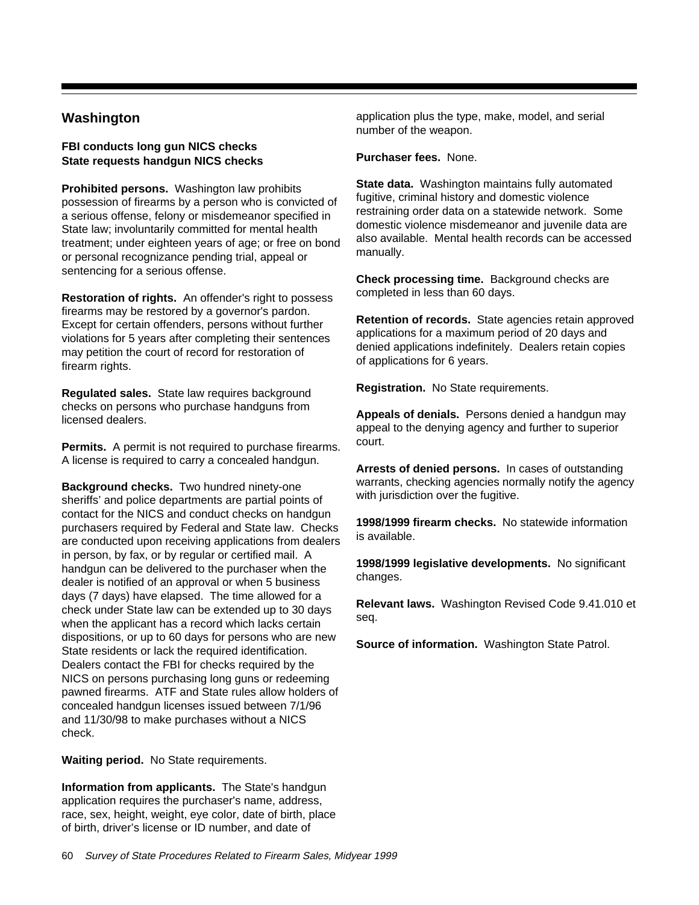## Washington

**FBI conducts long gun NICS checks**
**State requests handgun NICS checks**

**Prohibited persons.** Washington law prohibits possession of firearms by a person who is convicted of a serious offense, felony or misdemeanor specified in State law; involuntarily committed for mental health treatment; under eighteen years of age; or free on bond or personal recognizance pending trial, appeal or sentencing for a serious offense.

**Restoration of rights.** An offender's right to possess firearms may be restored by a governor's pardon. Except for certain offenders, persons without further violations for 5 years after completing their sentences may petition the court of record for restoration of firearm rights.

**Regulated sales.** State law requires background checks on persons who purchase handguns from licensed dealers.

**Permits.** A permit is not required to purchase firearms. A license is required to carry a concealed handgun.

**Background checks.** Two hundred ninety-one sheriffs' and police departments are partial points of contact for the NICS and conduct checks on handgun purchasers required by Federal and State law. Checks are conducted upon receiving applications from dealers in person, by fax, or by regular or certified mail. A handgun can be delivered to the purchaser when the dealer is notified of an approval or when 5 business days (7 days) have elapsed. The time allowed for a check under State law can be extended up to 30 days when the applicant has a record which lacks certain dispositions, or up to 60 days for persons who are new State residents or lack the required identification. Dealers contact the FBI for checks required by the NICS on persons purchasing long guns or redeeming pawned firearms. ATF and State rules allow holders of concealed handgun licenses issued between 7/1/96 and 11/30/98 to make purchases without a NICS check.

**Waiting period.** No State requirements.

**Information from applicants.** The State's handgun application requires the purchaser's name, address, race, sex, height, weight, eye color, date of birth, place of birth, driver's license or ID number, and date of application plus the type, make, model, and serial number of the weapon.

**Purchaser fees.** None.

**State data.** Washington maintains fully automated fugitive, criminal history and domestic violence restraining order data on a statewide network. Some domestic violence misdemeanor and juvenile data are also available. Mental health records can be accessed manually.

**Check processing time.** Background checks are completed in less than 60 days.

**Retention of records.** State agencies retain approved applications for a maximum period of 20 days and denied applications indefinitely. Dealers retain copies of applications for 6 years.

**Registration.** No State requirements.

**Appeals of denials.** Persons denied a handgun may appeal to the denying agency and further to superior court.

**Arrests of denied persons.** In cases of outstanding warrants, checking agencies normally notify the agency with jurisdiction over the fugitive.

**1998/1999 firearm checks.** No statewide information is available.

**1998/1999 legislative developments.** No significant changes.

**Relevant laws.** Washington Revised Code 9.41.010 et seq.

**Source of information.** Washington State Patrol.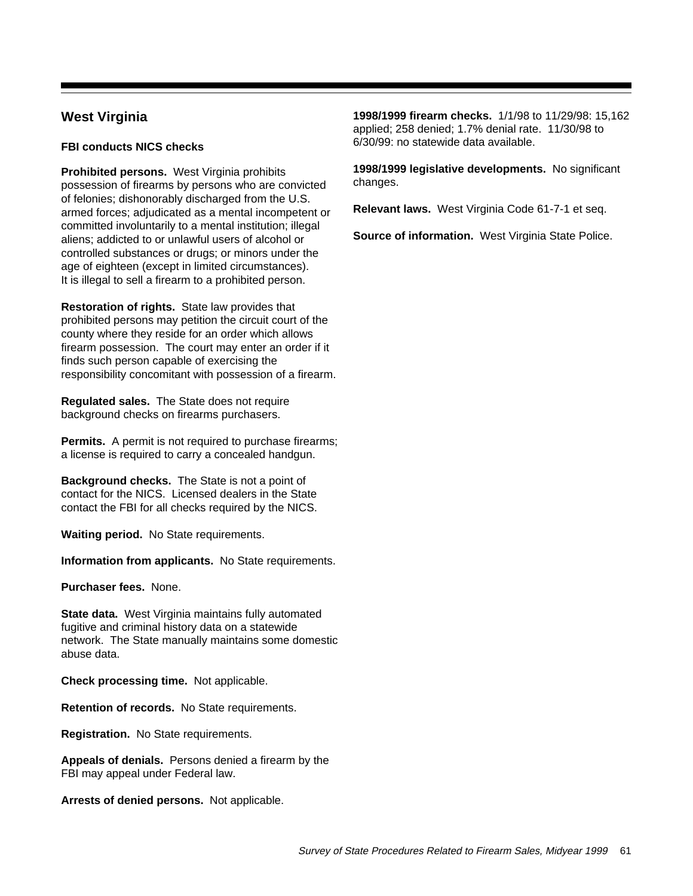## West Virginia

**FBI conducts NICS checks**

**Prohibited persons.** West Virginia prohibits possession of firearms by persons who are convicted of felonies; dishonorably discharged from the U.S. armed forces; adjudicated as a mental incompetent or committed involuntarily to a mental institution; illegal aliens; addicted to or unlawful users of alcohol or controlled substances or drugs; or minors under the age of eighteen (except in limited circumstances). It is illegal to sell a firearm to a prohibited person.

**Restoration of rights.** State law provides that prohibited persons may petition the circuit court of the county where they reside for an order which allows firearm possession. The court may enter an order if it finds such person capable of exercising the responsibility concomitant with possession of a firearm.

**Regulated sales.** The State does not require background checks on firearms purchasers.

**Permits.** A permit is not required to purchase firearms; a license is required to carry a concealed handgun.

**Background checks.** The State is not a point of contact for the NICS. Licensed dealers in the State contact the FBI for all checks required by the NICS.

**Waiting period.** No State requirements.

**Information from applicants.** No State requirements.

**Purchaser fees.** None.

**State data.** West Virginia maintains fully automated fugitive and criminal history data on a statewide network. The State manually maintains some domestic abuse data.

**Check processing time.** Not applicable.

**Retention of records.** No State requirements.

**Registration.** No State requirements.

**Appeals of denials.** Persons denied a firearm by the FBI may appeal under Federal law.

**Arrests of denied persons.** Not applicable.

**1998/1999 firearm checks.** 1/1/98 to 11/29/98: 15,162 applied; 258 denied; 1.7% denial rate. 11/30/98 to 6/30/99: no statewide data available.

**1998/1999 legislative developments.** No significant changes.

**Relevant laws.** West Virginia Code 61-7-1 et seq.

**Source of information.** West Virginia State Police.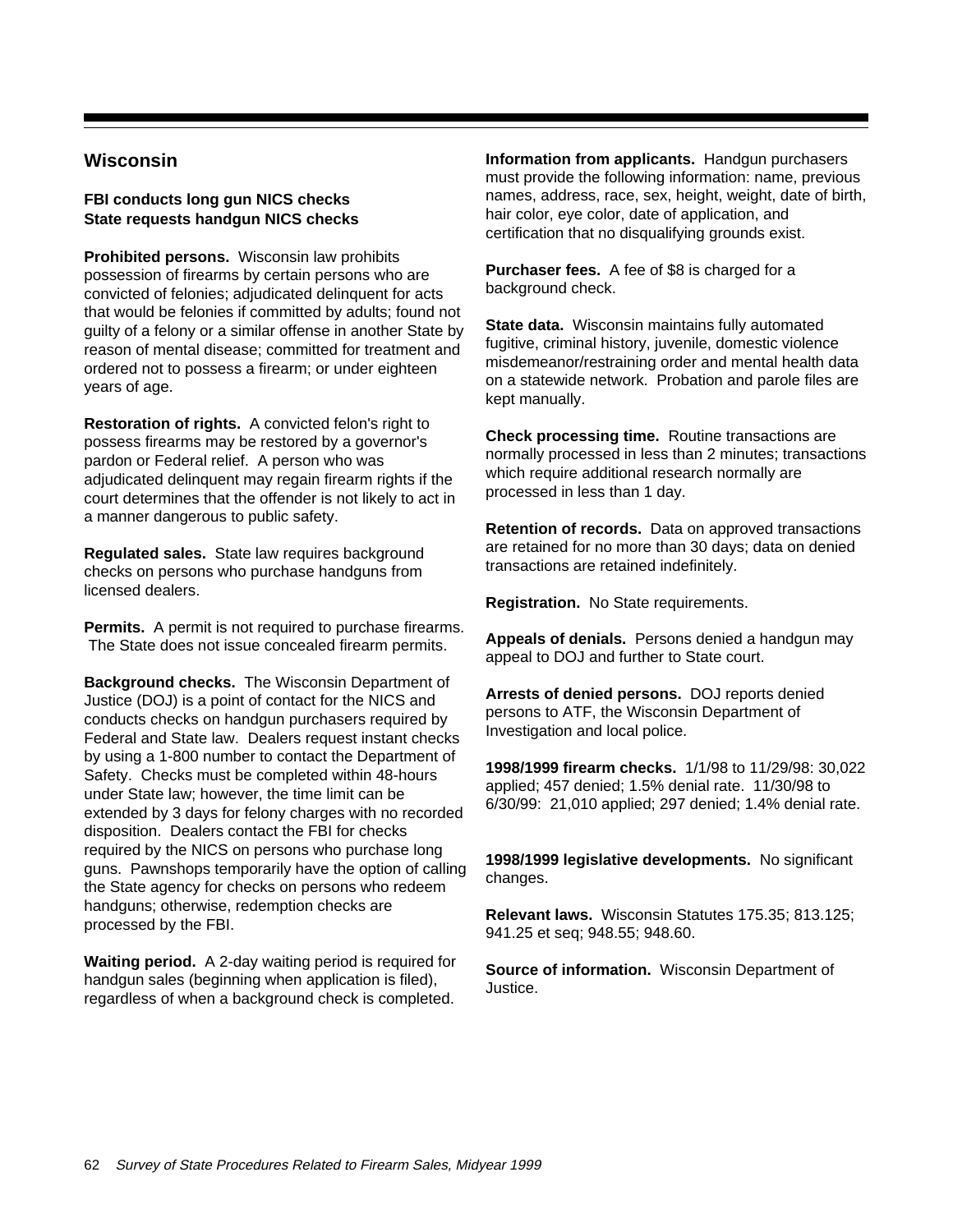## Wisconsin

**FBI conducts long gun NICS checks**
**State requests handgun NICS checks**

**Prohibited persons.** Wisconsin law prohibits possession of firearms by certain persons who are convicted of felonies; adjudicated delinquent for acts that would be felonies if committed by adults; found not guilty of a felony or a similar offense in another State by reason of mental disease; committed for treatment and ordered not to possess a firearm; or under eighteen years of age.

**Restoration of rights.** A convicted felon's right to possess firearms may be restored by a governor's pardon or Federal relief. A person who was adjudicated delinquent may regain firearm rights if the court determines that the offender is not likely to act in a manner dangerous to public safety.

**Regulated sales.** State law requires background checks on persons who purchase handguns from licensed dealers.

**Permits.** A permit is not required to purchase firearms. The State does not issue concealed firearm permits.

**Background checks.** The Wisconsin Department of Justice (DOJ) is a point of contact for the NICS and conducts checks on handgun purchasers required by Federal and State law. Dealers request instant checks by using a 1-800 number to contact the Department of Safety. Checks must be completed within 48-hours under State law; however, the time limit can be extended by 3 days for felony charges with no recorded disposition. Dealers contact the FBI for checks required by the NICS on persons who purchase long guns. Pawnshops temporarily have the option of calling the State agency for checks on persons who redeem handguns; otherwise, redemption checks are processed by the FBI.

**Waiting period.** A 2-day waiting period is required for handgun sales (beginning when application is filed), regardless of when a background check is completed.

**Information from applicants.** Handgun purchasers must provide the following information: name, previous names, address, race, sex, height, weight, date of birth, hair color, eye color, date of application, and certification that no disqualifying grounds exist.

**Purchaser fees.** A fee of $8 is charged for a background check.

**State data.** Wisconsin maintains fully automated fugitive, criminal history, juvenile, domestic violence misdemeanor/restraining order and mental health data on a statewide network. Probation and parole files are kept manually.

**Check processing time.** Routine transactions are normally processed in less than 2 minutes; transactions which require additional research normally are processed in less than 1 day.

**Retention of records.** Data on approved transactions are retained for no more than 30 days; data on denied transactions are retained indefinitely.

**Registration.** No State requirements.

**Appeals of denials.** Persons denied a handgun may appeal to DOJ and further to State court.

**Arrests of denied persons.** DOJ reports denied persons to ATF, the Wisconsin Department of Investigation and local police.

**1998/1999 firearm checks.** 1/1/98 to 11/29/98: 30,022 applied; 457 denied; 1.5% denial rate. 11/30/98 to 6/30/99: 21,010 applied; 297 denied; 1.4% denial rate.

**1998/1999 legislative developments.** No significant changes.

**Relevant laws.** Wisconsin Statutes 175.35; 813.125; 941.25 et seq; 948.55; 948.60.

**Source of information.** Wisconsin Department of Justice.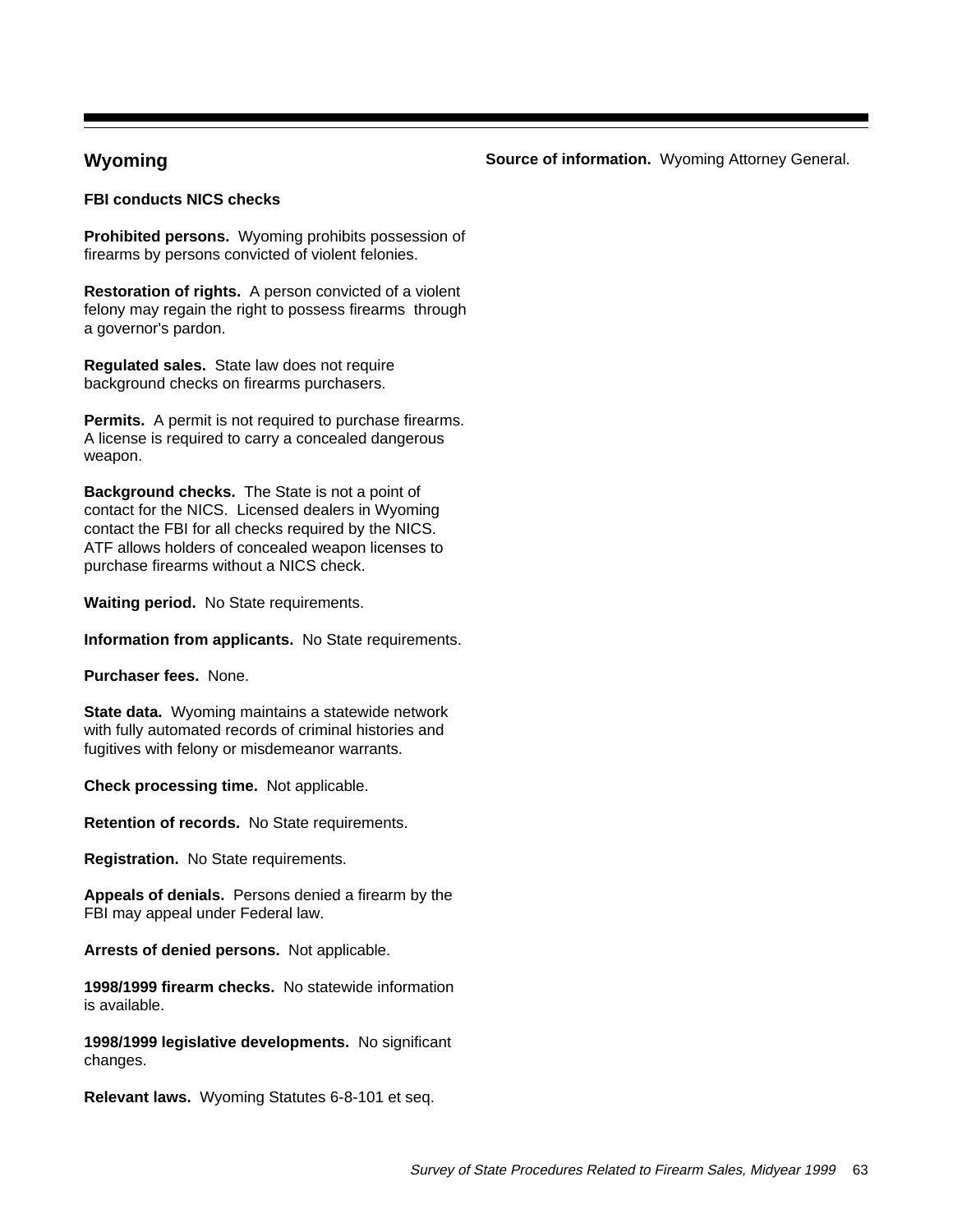## Wyoming

**Source of information.** Wyoming Attorney General.

**FBI conducts NICS checks**

**Prohibited persons.** Wyoming prohibits possession of firearms by persons convicted of violent felonies.

**Restoration of rights.** A person convicted of a violent felony may regain the right to possess firearms through a governor's pardon.

**Regulated sales.** State law does not require background checks on firearms purchasers.

**Permits.** A permit is not required to purchase firearms. A license is required to carry a concealed dangerous weapon.

**Background checks.** The State is not a point of contact for the NICS. Licensed dealers in Wyoming contact the FBI for all checks required by the NICS. ATF allows holders of concealed weapon licenses to purchase firearms without a NICS check.

**Waiting period.** No State requirements.

**Information from applicants.** No State requirements.

**Purchaser fees.** None.

**State data.** Wyoming maintains a statewide network with fully automated records of criminal histories and fugitives with felony or misdemeanor warrants.

**Check processing time.** Not applicable.

**Retention of records.** No State requirements.

**Registration.** No State requirements.

**Appeals of denials.** Persons denied a firearm by the FBI may appeal under Federal law.

**Arrests of denied persons.** Not applicable.

**1998/1999 firearm checks.** No statewide information is available.

**1998/1999 legislative developments.** No significant changes.

**Relevant laws.** Wyoming Statutes 6-8-101 et seq.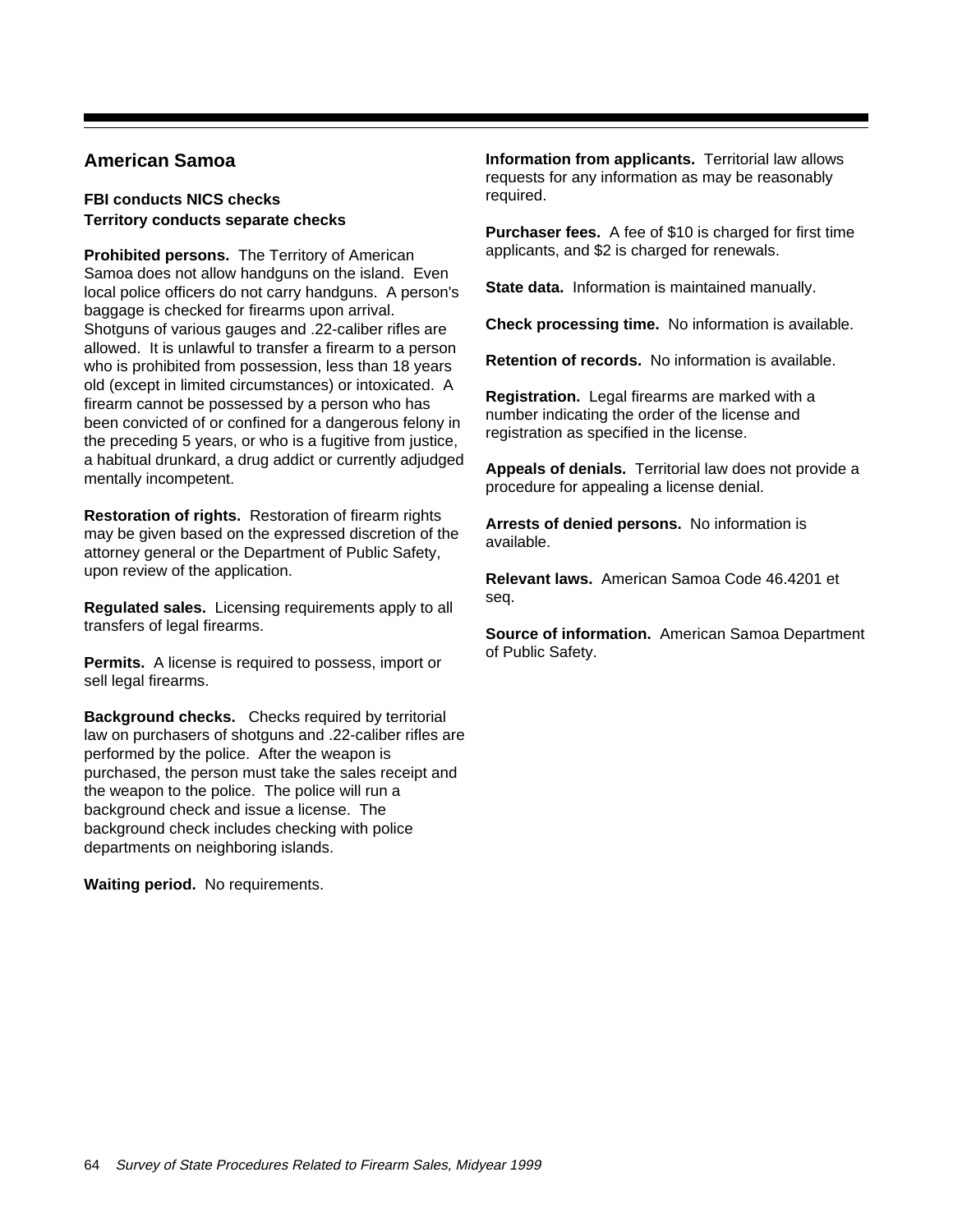## American Samoa

**FBI conducts NICS checks**
**Territory conducts separate checks**

**Prohibited persons.** The Territory of American Samoa does not allow handguns on the island. Even local police officers do not carry handguns. A person's baggage is checked for firearms upon arrival. Shotguns of various gauges and .22-caliber rifles are allowed. It is unlawful to transfer a firearm to a person who is prohibited from possession, less than 18 years old (except in limited circumstances) or intoxicated. A firearm cannot be possessed by a person who has been convicted of or confined for a dangerous felony in the preceding 5 years, or who is a fugitive from justice, a habitual drunkard, a drug addict or currently adjudged mentally incompetent.

**Restoration of rights.** Restoration of firearm rights may be given based on the expressed discretion of the attorney general or the Department of Public Safety, upon review of the application.

**Regulated sales.** Licensing requirements apply to all transfers of legal firearms.

**Permits.** A license is required to possess, import or sell legal firearms.

**Background checks.** Checks required by territorial law on purchasers of shotguns and .22-caliber rifles are performed by the police. After the weapon is purchased, the person must take the sales receipt and the weapon to the police. The police will run a background check and issue a license. The background check includes checking with police departments on neighboring islands.

**Waiting period.** No requirements.

**Information from applicants.** Territorial law allows requests for any information as may be reasonably required.

**Purchaser fees.** A fee of $10 is charged for first time applicants, and $2 is charged for renewals.

**State data.** Information is maintained manually.

**Check processing time.** No information is available.

**Retention of records.** No information is available.

**Registration.** Legal firearms are marked with a number indicating the order of the license and registration as specified in the license.

**Appeals of denials.** Territorial law does not provide a procedure for appealing a license denial.

**Arrests of denied persons.** No information is available.

**Relevant laws.** American Samoa Code 46.4201 et seq.

**Source of information.** American Samoa Department of Public Safety.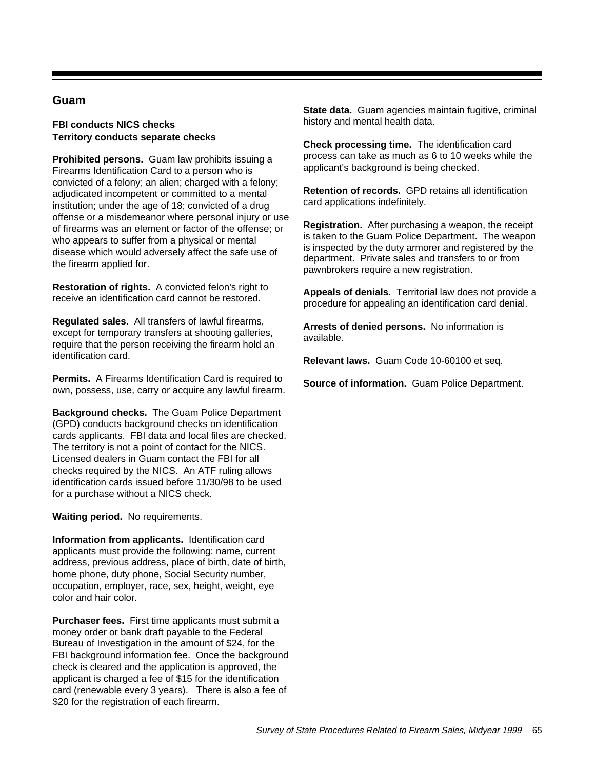## Guam

**FBI conducts NICS checks**
**Territory conducts separate checks**

**Prohibited persons.** Guam law prohibits issuing a Firearms Identification Card to a person who is convicted of a felony; an alien; charged with a felony; adjudicated incompetent or committed to a mental institution; under the age of 18; convicted of a drug offense or a misdemeanor where personal injury or use of firearms was an element or factor of the offense; or who appears to suffer from a physical or mental disease which would adversely affect the safe use of the firearm applied for.

**Restoration of rights.** A convicted felon's right to receive an identification card cannot be restored.

**Regulated sales.** All transfers of lawful firearms, except for temporary transfers at shooting galleries, require that the person receiving the firearm hold an identification card.

**Permits.** A Firearms Identification Card is required to own, possess, use, carry or acquire any lawful firearm.

**Background checks.** The Guam Police Department (GPD) conducts background checks on identification cards applicants. FBI data and local files are checked. The territory is not a point of contact for the NICS. Licensed dealers in Guam contact the FBI for all checks required by the NICS. An ATF ruling allows identification cards issued before 11/30/98 to be used for a purchase without a NICS check.

**Waiting period.** No requirements.

**Information from applicants.** Identification card applicants must provide the following: name, current address, previous address, place of birth, date of birth, home phone, duty phone, Social Security number, occupation, employer, race, sex, height, weight, eye color and hair color.

**Purchaser fees.** First time applicants must submit a money order or bank draft payable to the Federal Bureau of Investigation in the amount of $24, for the FBI background information fee. Once the background check is cleared and the application is approved, the applicant is charged a fee of $15 for the identification card (renewable every 3 years). There is also a fee of $20 for the registration of each firearm.

**State data.** Guam agencies maintain fugitive, criminal history and mental health data.

**Check processing time.** The identification card process can take as much as 6 to 10 weeks while the applicant's background is being checked.

**Retention of records.** GPD retains all identification card applications indefinitely.

**Registration.** After purchasing a weapon, the receipt is taken to the Guam Police Department. The weapon is inspected by the duty armorer and registered by the department. Private sales and transfers to or from pawnbrokers require a new registration.

**Appeals of denials.** Territorial law does not provide a procedure for appealing an identification card denial.

**Arrests of denied persons.** No information is available.

**Relevant laws.** Guam Code 10-60100 et seq.

**Source of information.** Guam Police Department.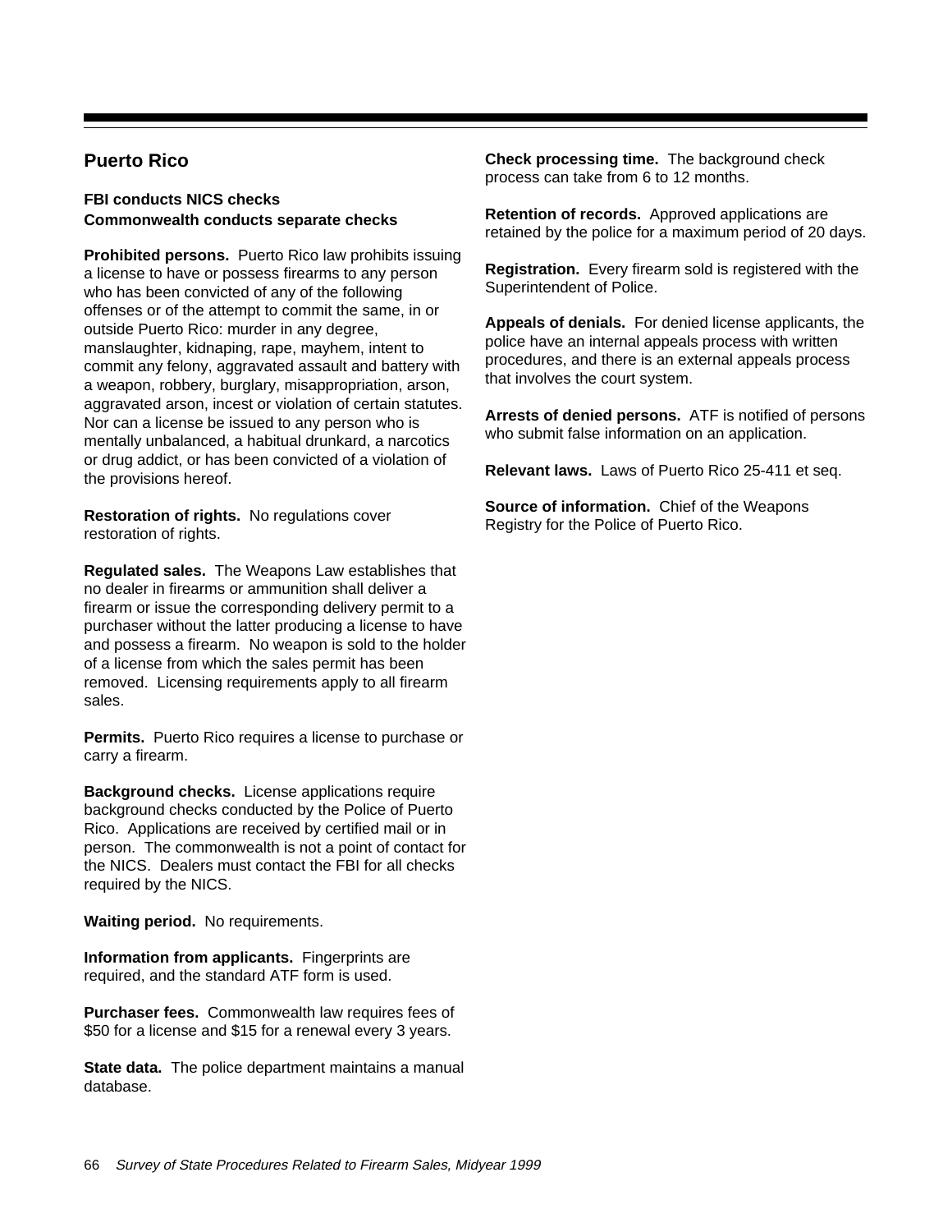## Puerto Rico

**FBI conducts NICS checks**
**Commonwealth conducts separate checks**

**Prohibited persons.** Puerto Rico law prohibits issuing a license to have or possess firearms to any person who has been convicted of any of the following offenses or of the attempt to commit the same, in or outside Puerto Rico: murder in any degree, manslaughter, kidnaping, rape, mayhem, intent to commit any felony, aggravated assault and battery with a weapon, robbery, burglary, misappropriation, arson, aggravated arson, incest or violation of certain statutes. Nor can a license be issued to any person who is mentally unbalanced, a habitual drunkard, a narcotics or drug addict, or has been convicted of a violation of the provisions hereof.

**Restoration of rights.** No regulations cover restoration of rights.

**Regulated sales.** The Weapons Law establishes that no dealer in firearms or ammunition shall deliver a firearm or issue the corresponding delivery permit to a purchaser without the latter producing a license to have and possess a firearm. No weapon is sold to the holder of a license from which the sales permit has been removed. Licensing requirements apply to all firearm sales.

**Permits.** Puerto Rico requires a license to purchase or carry a firearm.

**Background checks.** License applications require background checks conducted by the Police of Puerto Rico. Applications are received by certified mail or in person. The commonwealth is not a point of contact for the NICS. Dealers must contact the FBI for all checks required by the NICS.

**Waiting period.** No requirements.

**Information from applicants.** Fingerprints are required, and the standard ATF form is used.

**Purchaser fees.** Commonwealth law requires fees of $50 for a license and $15 for a renewal every 3 years.

**State data.** The police department maintains a manual database.

**Check processing time.** The background check process can take from 6 to 12 months.

**Retention of records.** Approved applications are retained by the police for a maximum period of 20 days.

**Registration.** Every firearm sold is registered with the Superintendent of Police.

**Appeals of denials.** For denied license applicants, the police have an internal appeals process with written procedures, and there is an external appeals process that involves the court system.

**Arrests of denied persons.** ATF is notified of persons who submit false information on an application.

**Relevant laws.** Laws of Puerto Rico 25-411 et seq.

**Source of information.** Chief of the Weapons Registry for the Police of Puerto Rico.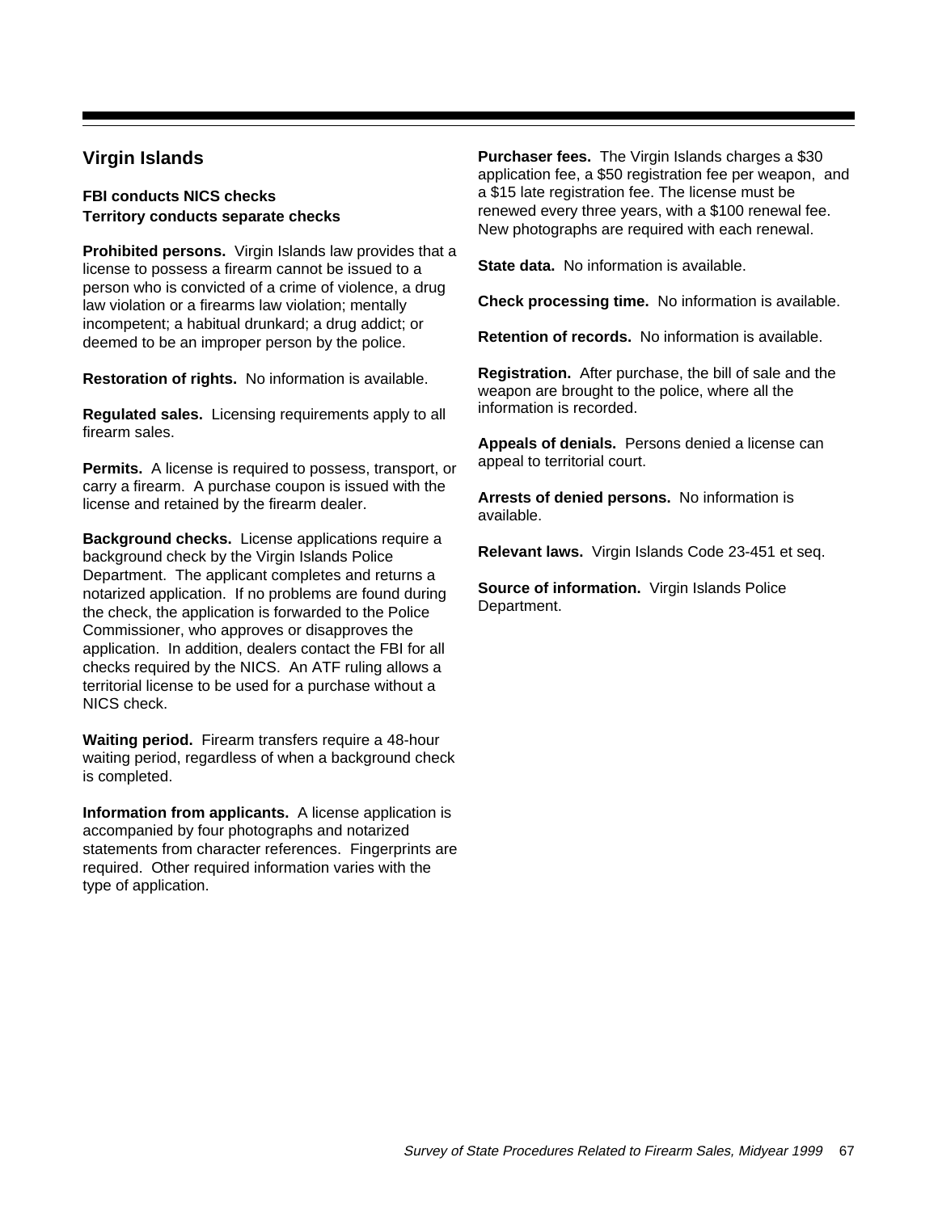## Virgin Islands

**FBI conducts NICS checks**
**Territory conducts separate checks**

**Prohibited persons.** Virgin Islands law provides that a license to possess a firearm cannot be issued to a person who is convicted of a crime of violence, a drug law violation or a firearms law violation; mentally incompetent; a habitual drunkard; a drug addict; or deemed to be an improper person by the police.

**Restoration of rights.** No information is available.

**Regulated sales.** Licensing requirements apply to all firearm sales.

**Permits.** A license is required to possess, transport, or carry a firearm. A purchase coupon is issued with the license and retained by the firearm dealer.

**Background checks.** License applications require a background check by the Virgin Islands Police Department. The applicant completes and returns a notarized application. If no problems are found during the check, the application is forwarded to the Police Commissioner, who approves or disapproves the application. In addition, dealers contact the FBI for all checks required by the NICS. An ATF ruling allows a territorial license to be used for a purchase without a NICS check.

**Waiting period.** Firearm transfers require a 48-hour waiting period, regardless of when a background check is completed.

**Information from applicants.** A license application is accompanied by four photographs and notarized statements from character references. Fingerprints are required. Other required information varies with the type of application.

**Purchaser fees.** The Virgin Islands charges a $30 application fee, a $50 registration fee per weapon, and a $15 late registration fee. The license must be renewed every three years, with a $100 renewal fee. New photographs are required with each renewal.

**State data.** No information is available.

**Check processing time.** No information is available.

**Retention of records.** No information is available.

**Registration.** After purchase, the bill of sale and the weapon are brought to the police, where all the information is recorded.

**Appeals of denials.** Persons denied a license can appeal to territorial court.

**Arrests of denied persons.** No information is available.

**Relevant laws.** Virgin Islands Code 23-451 et seq.

**Source of information.** Virgin Islands Police Department.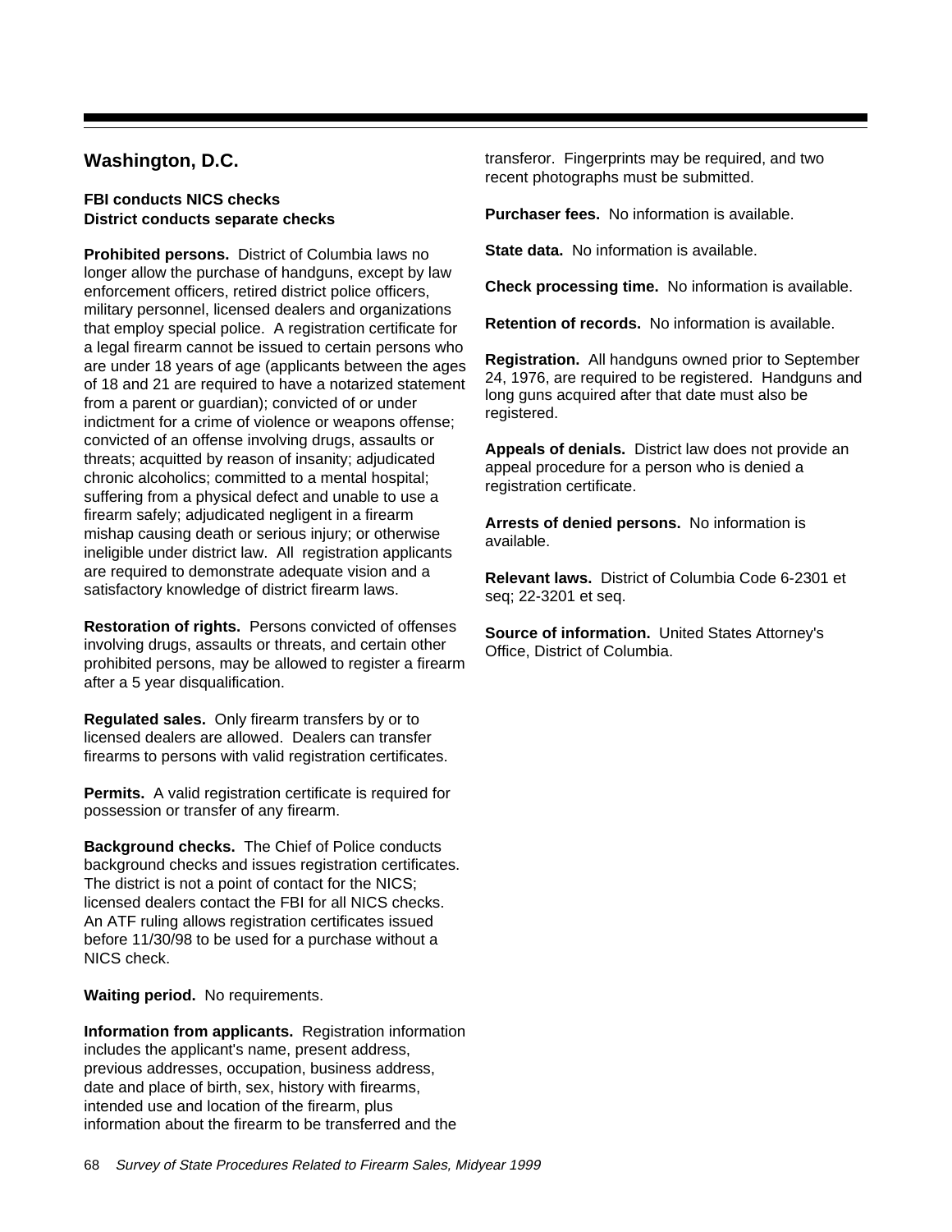## Washington, D.C.

**FBI conducts NICS checks**
**District conducts separate checks**

**Prohibited persons.** District of Columbia laws no longer allow the purchase of handguns, except by law enforcement officers, retired district police officers, military personnel, licensed dealers and organizations that employ special police. A registration certificate for a legal firearm cannot be issued to certain persons who are under 18 years of age (applicants between the ages of 18 and 21 are required to have a notarized statement from a parent or guardian); convicted of or under indictment for a crime of violence or weapons offense; convicted of an offense involving drugs, assaults or threats; acquitted by reason of insanity; adjudicated chronic alcoholics; committed to a mental hospital; suffering from a physical defect and unable to use a firearm safely; adjudicated negligent in a firearm mishap causing death or serious injury; or otherwise ineligible under district law. All registration applicants are required to demonstrate adequate vision and a satisfactory knowledge of district firearm laws.

**Restoration of rights.** Persons convicted of offenses involving drugs, assaults or threats, and certain other prohibited persons, may be allowed to register a firearm after a 5 year disqualification.

**Regulated sales.** Only firearm transfers by or to licensed dealers are allowed. Dealers can transfer firearms to persons with valid registration certificates.

**Permits.** A valid registration certificate is required for possession or transfer of any firearm.

**Background checks.** The Chief of Police conducts background checks and issues registration certificates. The district is not a point of contact for the NICS; licensed dealers contact the FBI for all NICS checks. An ATF ruling allows registration certificates issued before 11/30/98 to be used for a purchase without a NICS check.

**Waiting period.** No requirements.

**Information from applicants.** Registration information includes the applicant's name, present address, previous addresses, occupation, business address, date and place of birth, sex, history with firearms, intended use and location of the firearm, plus information about the firearm to be transferred and the transferor. Fingerprints may be required, and two recent photographs must be submitted.

**Purchaser fees.** No information is available.

**State data.** No information is available.

**Check processing time.** No information is available.

**Retention of records.** No information is available.

**Registration.** All handguns owned prior to September 24, 1976, are required to be registered. Handguns and long guns acquired after that date must also be registered.

**Appeals of denials.** District law does not provide an appeal procedure for a person who is denied a registration certificate.

**Arrests of denied persons.** No information is available.

**Relevant laws.** District of Columbia Code 6-2301 et seq; 22-3201 et seq.

**Source of information.** United States Attorney's Office, District of Columbia.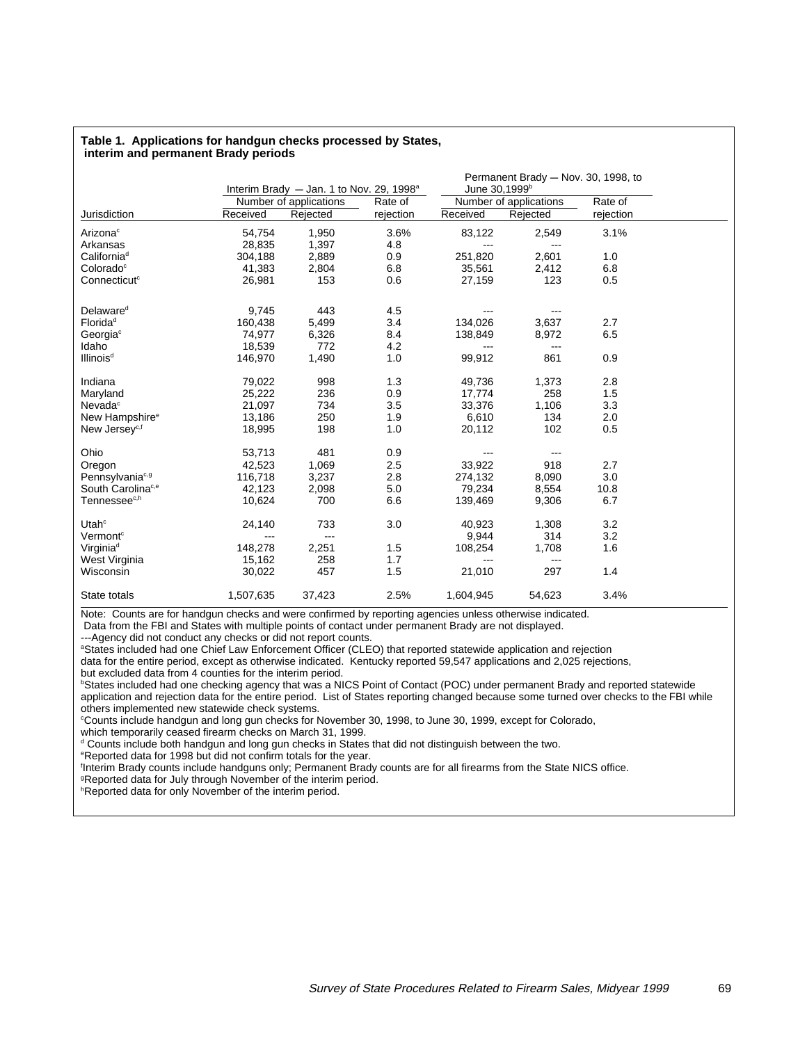**Table 1. Applications for handgun checks processed by States, interim and permanent Brady periods**

| Jurisdiction | Interim Brady — Jan. 1 to Nov. 29, 1998[a] | | | Permanent Brady — Nov. 30, 1998, to June 30,1999[b] | | |
|---|---|---|---|---|---|---|
| | Number of applications | | Rate of | Number of applications | | Rate of |
| | Received | Rejected | rejection | Received | Rejected | rejection |
| Arizona[c] | 54,754 | 1,950 | 3.6% | 83,122 | 2,549 | 3.1% |
| Arkansas | 28,835 | 1,397 | 4.8 | --- | --- | |
| California[d] | 304,188 | 2,889 | 0.9 | 251,820 | 2,601 | 1.0 |
| Colorado[c] | 41,383 | 2,804 | 6.8 | 35,561 | 2,412 | 6.8 |
| Connecticut[c] | 26,981 | 153 | 0.6 | 27,159 | 123 | 0.5 |
| Delaware[d] | 9,745 | 443 | 4.5 | --- | --- | |
| Florida[d] | 160,438 | 5,499 | 3.4 | 134,026 | 3,637 | 2.7 |
| Georgia[c] | 74,977 | 6,326 | 8.4 | 138,849 | 8,972 | 6.5 |
| Idaho | 18,539 | 772 | 4.2 | --- | --- | |
| Illinois[d] | 146,970 | 1,490 | 1.0 | 99,912 | 861 | 0.9 |
| Indiana | 79,022 | 998 | 1.3 | 49,736 | 1,373 | 2.8 |
| Maryland | 25,222 | 236 | 0.9 | 17,774 | 258 | 1.5 |
| Nevada[c] | 21,097 | 734 | 3.5 | 33,376 | 1,106 | 3.3 |
| New Hampshire[e] | 13,186 | 250 | 1.9 | 6,610 | 134 | 2.0 |
| New Jersey[c,f] | 18,995 | 198 | 1.0 | 20,112 | 102 | 0.5 |
| Ohio | 53,713 | 481 | 0.9 | --- | --- | |
| Oregon | 42,523 | 1,069 | 2.5 | 33,922 | 918 | 2.7 |
| Pennsylvania[c,g] | 116,718 | 3,237 | 2.8 | 274,132 | 8,090 | 3.0 |
| South Carolina[c,e] | 42,123 | 2,098 | 5.0 | 79,234 | 8,554 | 10.8 |
| Tennessee[c,h] | 10,624 | 700 | 6.6 | 139,469 | 9,306 | 6.7 |
| Utah[c] | 24,140 | 733 | 3.0 | 40,923 | 1,308 | 3.2 |
| Vermont[c] | --- | --- | | 9,944 | 314 | 3.2 |
| Virginia[d] | 148,278 | 2,251 | 1.5 | 108,254 | 1,708 | 1.6 |
| West Virginia | 15,162 | 258 | 1.7 | --- | --- | |
| Wisconsin | 30,022 | 457 | 1.5 | 21,010 | 297 | 1.4 |
| State totals | 1,507,635 | 37,423 | 2.5% | 1,604,945 | 54,623 | 3.4% |

Note: Counts are for handgun checks and were confirmed by reporting agencies unless otherwise indicated. Data from the FBI and States with multiple points of contact under permanent Brady are not displayed.

---Agency did not conduct any checks or did not report counts.

[a]States included had one Chief Law Enforcement Officer (CLEO) that reported statewide application and rejection data for the entire period, except as otherwise indicated. Kentucky reported 59,547 applications and 2,025 rejections, but excluded data from 4 counties for the interim period.

[b]States included had one checking agency that was a NICS Point of Contact (POC) under permanent Brady and reported statewide application and rejection data for the entire period. List of States reporting changed because some turned over checks to the FBI while others implemented new statewide check systems.

[c]Counts include handgun and long gun checks for November 30, 1998, to June 30, 1999, except for Colorado, which temporarily ceased firearm checks on March 31, 1999.

[d] Counts include both handgun and long gun checks in States that did not distinguish between the two.

[e]Reported data for 1998 but did not confirm totals for the year.

[f]Interim Brady counts include handguns only; Permanent Brady counts are for all firearms from the State NICS office.

[g]Reported data for July through November of the interim period.

[h]Reported data for only November of the interim period.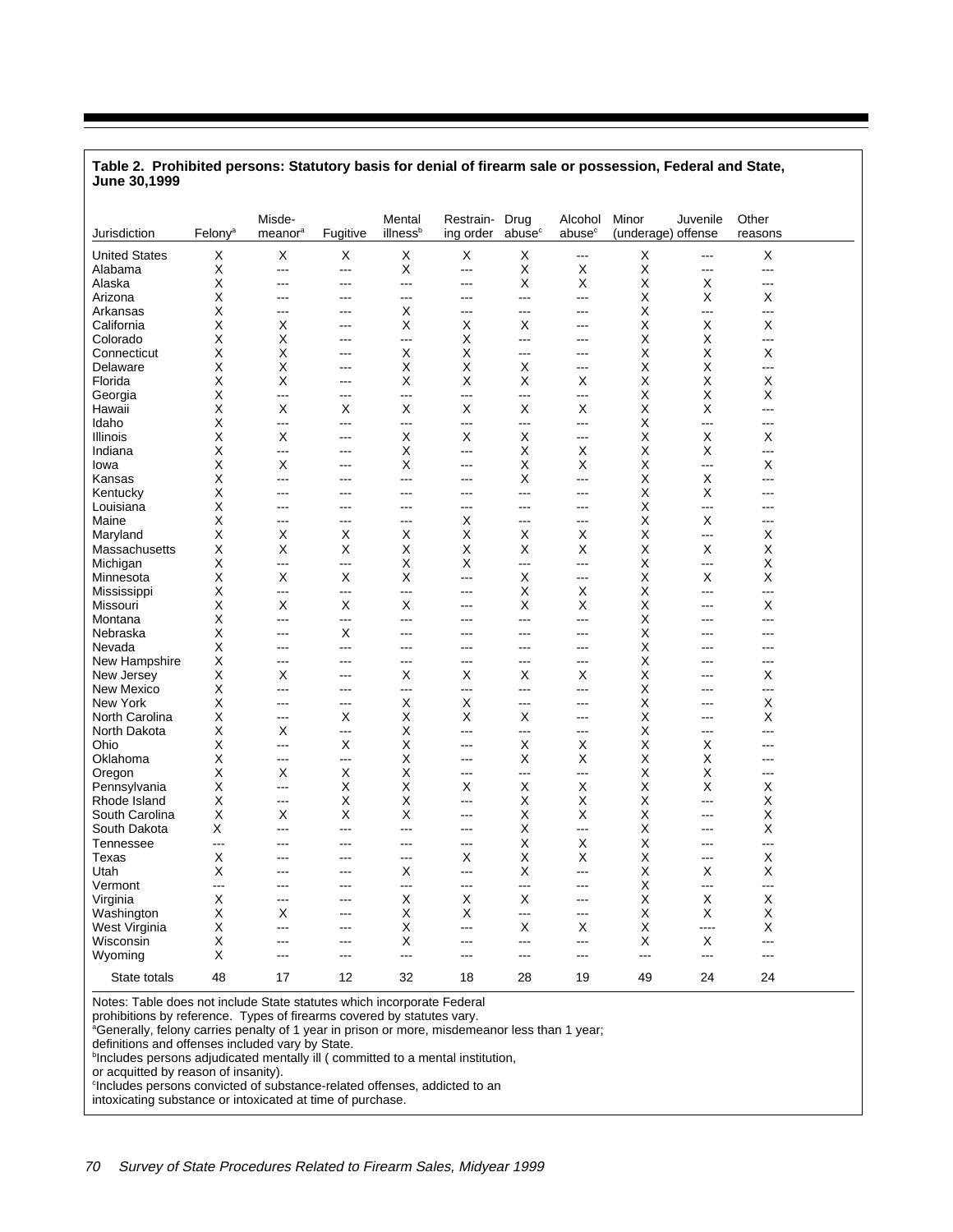**Table 2. Prohibited persons: Statutory basis for denial of firearm sale or possession, Federal and State, June 30,1999**

| Jurisdiction | Felony[a] | Misde-meanor[a] | Fugitive | Mental illness[b] | Restrain-ing order | Drug abuse[c] | Alcohol abuse[c] | Minor (underage) | Juvenile offense | Other reasons |
|---|---|---|---|---|---|---|---|---|---|---|
| United States | X | X | X | X | X | X | --- | X | --- | X |
| Alabama | X | --- | --- | X | --- | X | X | X | --- | --- |
| Alaska | X | --- | --- | --- | --- | X | X | X | X | --- |
| Arizona | X | --- | --- | --- | --- | --- | --- | X | X | X |
| Arkansas | X | --- | --- | X | --- | --- | --- | X | --- | --- |
| California | X | X | --- | X | X | X | --- | X | X | X |
| Colorado | X | X | --- | --- | X | --- | --- | X | X | --- |
| Connecticut | X | X | --- | X | X | --- | --- | X | X | X |
| Delaware | X | X | --- | X | X | X | --- | X | X | --- |
| Florida | X | X | --- | X | X | X | X | X | X | X |
| Georgia | X | --- | --- | --- | --- | --- | --- | X | X | X |
| Hawaii | X | X | X | X | X | X | X | X | X | --- |
| Idaho | X | --- | --- | --- | --- | --- | --- | X | --- | --- |
| Illinois | X | X | --- | X | X | X | --- | X | X | X |
| Indiana | X | --- | --- | X | --- | X | X | X | X | --- |
| Iowa | X | X | --- | X | --- | X | X | X | --- | X |
| Kansas | X | --- | --- | --- | --- | X | --- | X | X | --- |
| Kentucky | X | --- | --- | --- | --- | --- | --- | X | X | --- |
| Louisiana | X | --- | --- | --- | --- | --- | --- | X | --- | --- |
| Maine | X | --- | --- | --- | X | --- | --- | X | X | --- |
| Maryland | X | X | X | X | X | X | X | X | --- | X |
| Massachusetts | X | X | X | X | X | X | X | X | X | X |
| Michigan | X | --- | --- | X | X | --- | --- | X | --- | X |
| Minnesota | X | X | X | X | --- | X | --- | X | X | X |
| Mississippi | X | --- | --- | --- | --- | X | X | X | --- | --- |
| Missouri | X | X | X | X | --- | X | X | X | --- | X |
| Montana | X | --- | --- | --- | --- | --- | --- | X | --- | --- |
| Nebraska | X | --- | X | --- | --- | --- | --- | X | --- | --- |
| Nevada | X | --- | --- | --- | --- | --- | --- | X | --- | --- |
| New Hampshire | X | --- | --- | --- | --- | --- | --- | X | --- | --- |
| New Jersey | X | X | --- | X | X | X | X | X | --- | X |
| New Mexico | X | --- | --- | --- | --- | --- | --- | X | --- | --- |
| New York | X | --- | --- | X | X | --- | --- | X | --- | X |
| North Carolina | X | --- | X | X | X | X | --- | X | --- | X |
| North Dakota | X | X | --- | X | --- | --- | --- | X | --- | --- |
| Ohio | X | --- | X | X | --- | X | X | X | X | --- |
| Oklahoma | X | --- | --- | X | --- | X | X | X | X | --- |
| Oregon | X | X | X | X | --- | --- | --- | X | X | --- |
| Pennsylvania | X | --- | X | X | X | X | X | X | X | X |
| Rhode Island | X | --- | X | X | --- | X | X | X | --- | X |
| South Carolina | X | X | X | X | --- | X | X | X | --- | X |
| South Dakota | X | --- | --- | --- | --- | X | --- | X | --- | X |
| Tennessee | --- | --- | --- | --- | --- | X | X | X | --- | --- |
| Texas | X | --- | --- | --- | X | X | X | X | --- | X |
| Utah | X | --- | --- | X | --- | X | --- | X | X | X |
| Vermont | --- | --- | --- | --- | --- | --- | --- | X | --- | --- |
| Virginia | X | --- | --- | X | X | X | --- | X | X | X |
| Washington | X | X | --- | X | X | --- | --- | X | X | X |
| West Virginia | X | --- | --- | X | --- | X | X | X | ---- | X |
| Wisconsin | X | --- | --- | X | --- | --- | --- | X | X | --- |
| Wyoming | X | --- | --- | --- | --- | --- | --- | --- | --- | --- |
| State totals | 48 | 17 | 12 | 32 | 18 | 28 | 19 | 49 | 24 | 24 |

Notes: Table does not include State statutes which incorporate Federal prohibitions by reference. Types of firearms covered by statutes vary.

[a]Generally, felony carries penalty of 1 year in prison or more, misdemeanor less than 1 year; definitions and offenses included vary by State.

[b]Includes persons adjudicated mentally ill ( committed to a mental institution, or acquitted by reason of insanity).

[c]Includes persons convicted of substance-related offenses, addicted to an intoxicating substance or intoxicated at time of purchase.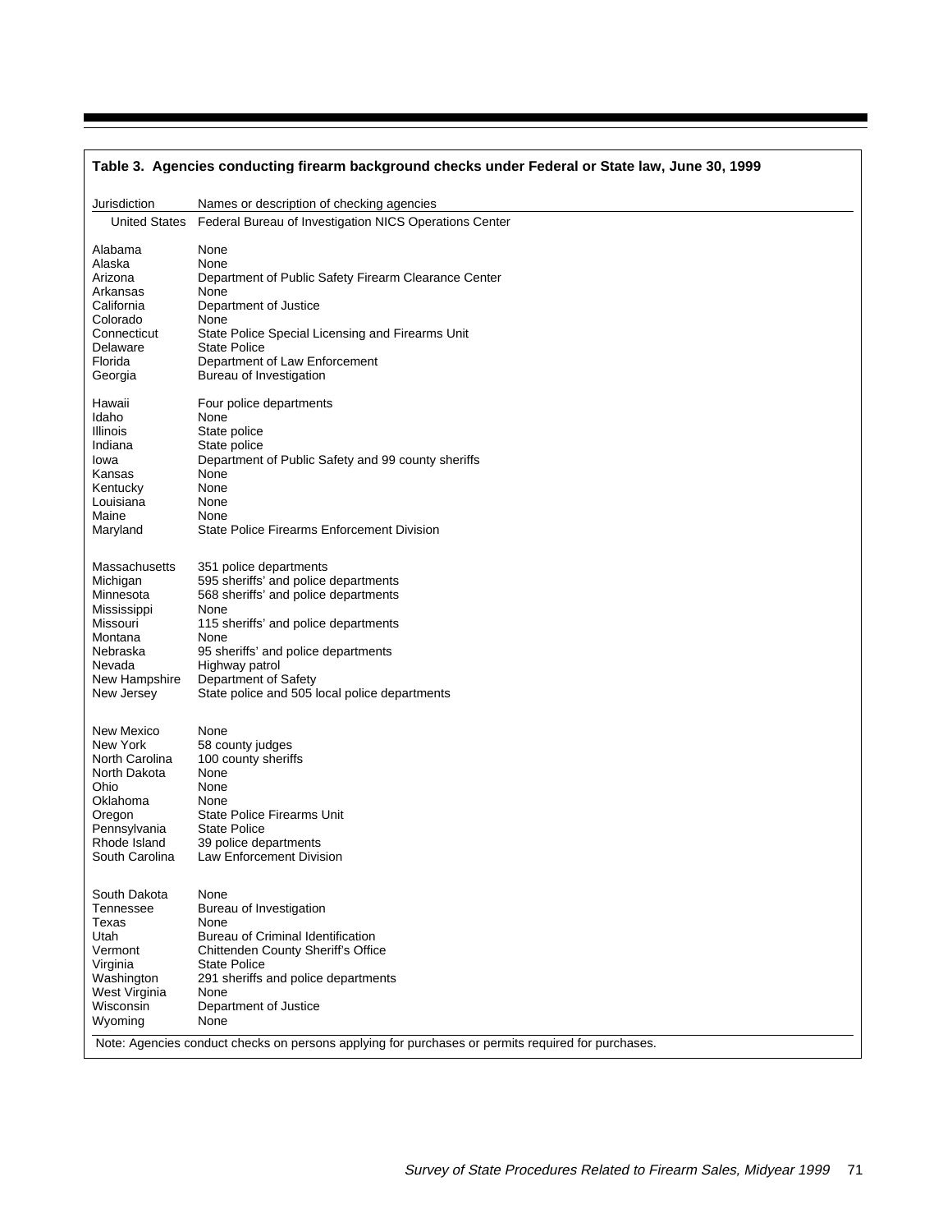**Table 3. Agencies conducting firearm background checks under Federal or State law, June 30, 1999**

| Jurisdiction | Names or description of checking agencies |
|---|---|
| United States | Federal Bureau of Investigation NICS Operations Center |
| Alabama | None |
| Alaska | None |
| Arizona | Department of Public Safety Firearm Clearance Center |
| Arkansas | None |
| California | Department of Justice |
| Colorado | None |
| Connecticut | State Police Special Licensing and Firearms Unit |
| Delaware | State Police |
| Florida | Department of Law Enforcement |
| Georgia | Bureau of Investigation |
| Hawaii | Four police departments |
| Idaho | None |
| Illinois | State police |
| Indiana | State police |
| Iowa | Department of Public Safety and 99 county sheriffs |
| Kansas | None |
| Kentucky | None |
| Louisiana | None |
| Maine | None |
| Maryland | State Police Firearms Enforcement Division |
| Massachusetts | 351 police departments |
| Michigan | 595 sheriffs' and police departments |
| Minnesota | 568 sheriffs' and police departments |
| Mississippi | None |
| Missouri | 115 sheriffs' and police departments |
| Montana | None |
| Nebraska | 95 sheriffs' and police departments |
| Nevada | Highway patrol |
| New Hampshire | Department of Safety |
| New Jersey | State police and 505 local police departments |
| New Mexico | None |
| New York | 58 county judges |
| North Carolina | 100 county sheriffs |
| North Dakota | None |
| Ohio | None |
| Oklahoma | None |
| Oregon | State Police Firearms Unit |
| Pennsylvania | State Police |
| Rhode Island | 39 police departments |
| South Carolina | Law Enforcement Division |
| South Dakota | None |
| Tennessee | Bureau of Investigation |
| Texas | None |
| Utah | Bureau of Criminal Identification |
| Vermont | Chittenden County Sheriff's Office |
| Virginia | State Police |
| Washington | 291 sheriffs and police departments |
| West Virginia | None |
| Wisconsin | Department of Justice |
| Wyoming | None |

Note: Agencies conduct checks on persons applying for purchases or permits required for purchases.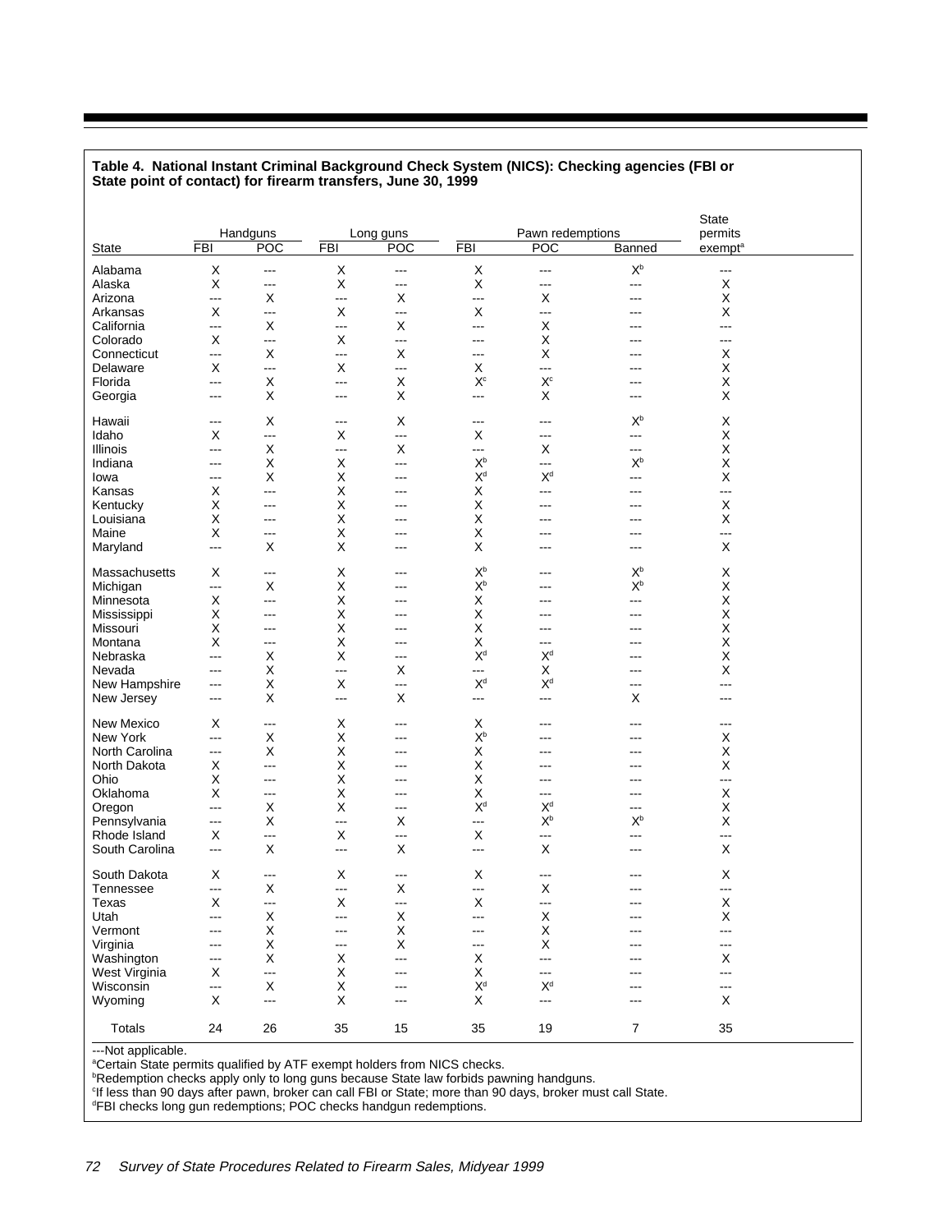**Table 4. National Instant Criminal Background Check System (NICS): Checking agencies (FBI or State point of contact) for firearm transfers, June 30, 1999**

| State | Handguns | | Long guns | | Pawn redemptions | | | State permits exempt[a] |
|---|---|---|---|---|---|---|---|---|
| | FBI | POC | FBI | POC | FBI | POC | Banned | |
| Alabama | X | --- | X | --- | X | --- | X[b] | --- |
| Alaska | X | --- | X | --- | X | --- | --- | X |
| Arizona | --- | X | --- | X | --- | X | --- | X |
| Arkansas | X | --- | X | --- | X | --- | --- | X |
| California | --- | X | --- | X | --- | X | --- | --- |
| Colorado | X | --- | X | --- | --- | X | --- | --- |
| Connecticut | --- | X | --- | X | --- | X | --- | X |
| Delaware | X | --- | X | --- | X | --- | --- | X |
| Florida | --- | X | --- | X | X[c] | X[c] | --- | X |
| Georgia | --- | X | --- | X | --- | X | --- | X |
| Hawaii | --- | X | --- | X | --- | --- | X[b] | X |
| Idaho | X | --- | X | --- | X | --- | --- | X |
| Illinois | --- | X | --- | X | --- | X | --- | X |
| Indiana | --- | X | X | --- | X[b] | --- | X[b] | X |
| Iowa | --- | X | X | --- | X[d] | X[d] | --- | X |
| Kansas | X | --- | X | --- | X | --- | --- | --- |
| Kentucky | X | --- | X | --- | X | --- | --- | X |
| Louisiana | X | --- | X | --- | X | --- | --- | X |
| Maine | X | --- | X | --- | X | --- | --- | --- |
| Maryland | --- | X | X | --- | X | --- | --- | X |
| Massachusetts | X | --- | X | --- | X[b] | --- | X[b] | X |
| Michigan | --- | X | X | --- | X[b] | --- | X[b] | X |
| Minnesota | X | --- | X | --- | X | --- | --- | X |
| Mississippi | X | --- | X | --- | X | --- | --- | X |
| Missouri | X | --- | X | --- | X | --- | --- | X |
| Montana | X | --- | X | --- | X | --- | --- | X |
| Nebraska | --- | X | X | --- | X[d] | X[d] | --- | X |
| Nevada | --- | X | --- | X | --- | X | --- | X |
| New Hampshire | --- | X | X | --- | X[d] | X[d] | --- | --- |
| New Jersey | --- | X | --- | X | --- | --- | X | --- |
| New Mexico | X | --- | X | --- | X | --- | --- | --- |
| New York | --- | X | X | --- | X[b] | --- | --- | X |
| North Carolina | --- | X | X | --- | X | --- | --- | X |
| North Dakota | X | --- | X | --- | X | --- | --- | X |
| Ohio | X | --- | X | --- | X | --- | --- | --- |
| Oklahoma | X | --- | X | --- | X | --- | --- | X |
| Oregon | --- | X | X | --- | X[d] | X[d] | --- | X |
| Pennsylvania | --- | X | --- | X | --- | X[b] | X[b] | X |
| Rhode Island | X | --- | X | --- | X | --- | --- | --- |
| South Carolina | --- | X | --- | X | --- | X | --- | X |
| South Dakota | X | --- | X | --- | X | --- | --- | X |
| Tennessee | --- | X | --- | X | --- | X | --- | --- |
| Texas | X | --- | X | --- | X | --- | --- | X |
| Utah | --- | X | --- | X | --- | X | --- | X |
| Vermont | --- | X | --- | X | --- | X | --- | --- |
| Virginia | --- | X | --- | X | --- | X | --- | --- |
| Washington | --- | X | X | --- | X | --- | --- | X |
| West Virginia | X | --- | X | --- | X | --- | --- | --- |
| Wisconsin | --- | X | X | --- | X[d] | X[d] | --- | --- |
| Wyoming | X | --- | X | --- | X | --- | --- | X |
| Totals | 24 | 26 | 35 | 15 | 35 | 19 | 7 | 35 |

---Not applicable.
[a]Certain State permits qualified by ATF exempt holders from NICS checks.
[b]Redemption checks apply only to long guns because State law forbids pawning handguns.
[c]If less than 90 days after pawn, broker can call FBI or State; more than 90 days, broker must call State.
[d]FBI checks long gun redemptions; POC checks handgun redemptions.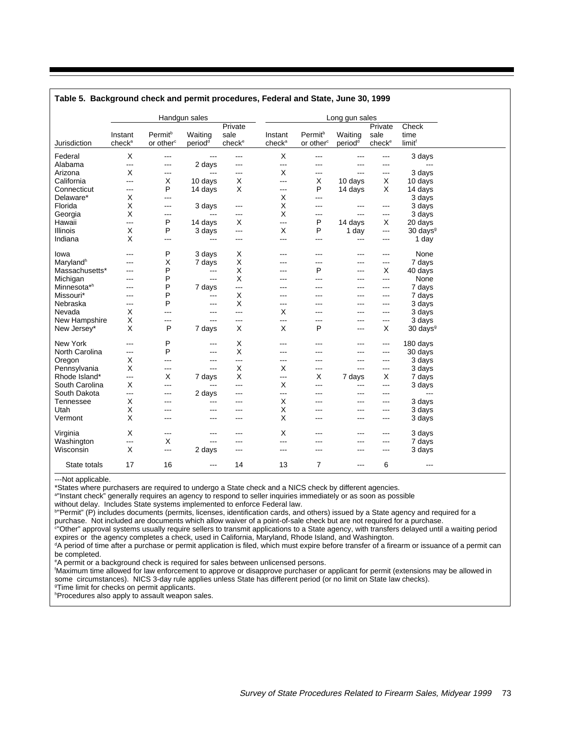**Table 5. Background check and permit procedures, Federal and State, June 30, 1999**

| | Handgun sales | | | | Long gun sales | | | | |
|---|---|---|---|---|---|---|---|---|---|
| Jurisdiction | Instant check[a] | Permit[b] or other[c] | Waiting period[d] | Private sale check[e] | Instant check[a] | Permit[b] or other[c] | Waiting period[d] | Private sale check[e] | Check time limit[f] |
| Federal | X | --- | --- | --- | X | --- | --- | --- | 3 days |
| Alabama | --- | --- | 2 days | --- | --- | --- | --- | --- | --- |
| Arizona | X | --- | --- | --- | X | --- | --- | --- | 3 days |
| California | --- | X | 10 days | X | --- | X | 10 days | X | 10 days |
| Connecticut | --- | P | 14 days | X | --- | P | 14 days | X | 14 days |
| Delaware* | X | --- | | | X | --- | | | 3 days |
| Florida | X | --- | 3 days | --- | X | --- | --- | --- | 3 days |
| Georgia | X | --- | --- | --- | X | --- | --- | --- | 3 days |
| Hawaii | --- | P | 14 days | X | --- | P | 14 days | X | 20 days |
| Illinois | X | P | 3 days | --- | X | P | 1 day | --- | 30 days[g] |
| Indiana | X | --- | --- | --- | --- | --- | --- | --- | 1 day |
| Iowa | --- | P | 3 days | X | --- | --- | --- | --- | None |
| Maryland[h] | --- | X | 7 days | X | --- | --- | --- | --- | 7 days |
| Massachusetts* | --- | P | --- | X | --- | P | --- | X | 40 days |
| Michigan | --- | P | --- | X | --- | --- | --- | --- | None |
| Minnesota*[h] | --- | P | 7 days | --- | --- | --- | --- | --- | 7 days |
| Missouri* | --- | P | --- | X | --- | --- | --- | --- | 7 days |
| Nebraska | --- | P | --- | X | --- | --- | --- | --- | 3 days |
| Nevada | X | --- | --- | --- | X | --- | --- | --- | 3 days |
| New Hampshire | X | --- | --- | --- | --- | --- | --- | --- | 3 days |
| New Jersey* | X | P | 7 days | X | X | P | --- | X | 30 days[g] |
| New York | --- | P | --- | X | --- | --- | --- | --- | 180 days |
| North Carolina | --- | P | --- | X | --- | --- | --- | --- | 30 days |
| Oregon | X | --- | --- | --- | --- | --- | --- | --- | 3 days |
| Pennsylvania | X | --- | --- | X | X | --- | --- | --- | 3 days |
| Rhode Island* | --- | X | 7 days | X | --- | X | 7 days | X | 7 days |
| South Carolina | X | --- | --- | --- | X | --- | --- | --- | 3 days |
| South Dakota | --- | --- | 2 days | --- | --- | --- | --- | --- | --- |
| Tennessee | X | --- | --- | --- | X | --- | --- | --- | 3 days |
| Utah | X | --- | --- | --- | X | --- | --- | --- | 3 days |
| Vermont | X | --- | --- | --- | X | --- | --- | --- | 3 days |
| Virginia | X | --- | --- | --- | X | --- | --- | --- | 3 days |
| Washington | --- | X | --- | --- | --- | --- | --- | --- | 7 days |
| Wisconsin | X | --- | 2 days | --- | --- | --- | --- | --- | 3 days |
| State totals | 17 | 16 | --- | 14 | 13 | 7 | --- | 6 | --- |

---Not applicable.
*States where purchasers are required to undergo a State check and a NICS check by different agencies.
[a]"Instant check" generally requires an agency to respond to seller inquiries immediately or as soon as possible without delay. Includes State systems implemented to enforce Federal law.
[b]"Permit" (P) includes documents (permits, licenses, identification cards, and others) issued by a State agency and required for a purchase. Not included are documents which allow waiver of a point-of-sale check but are not required for a purchase.
[c]"Other" approval systems usually require sellers to transmit applications to a State agency, with transfers delayed until a waiting period expires or the agency completes a check, used in California, Maryland, Rhode Island, and Washington.
[d]A period of time after a purchase or permit application is filed, which must expire before transfer of a firearm or issuance of a permit can be completed.
[e]A permit or a background check is required for sales between unlicensed persons.
[f]Maximum time allowed for law enforcement to approve or disapprove purchaser or applicant for permit (extensions may be allowed in some circumstances). NICS 3-day rule applies unless State has different period (or no limit on State law checks).
[g]Time limit for checks on permit applicants.
[h]Procedures also apply to assault weapon sales.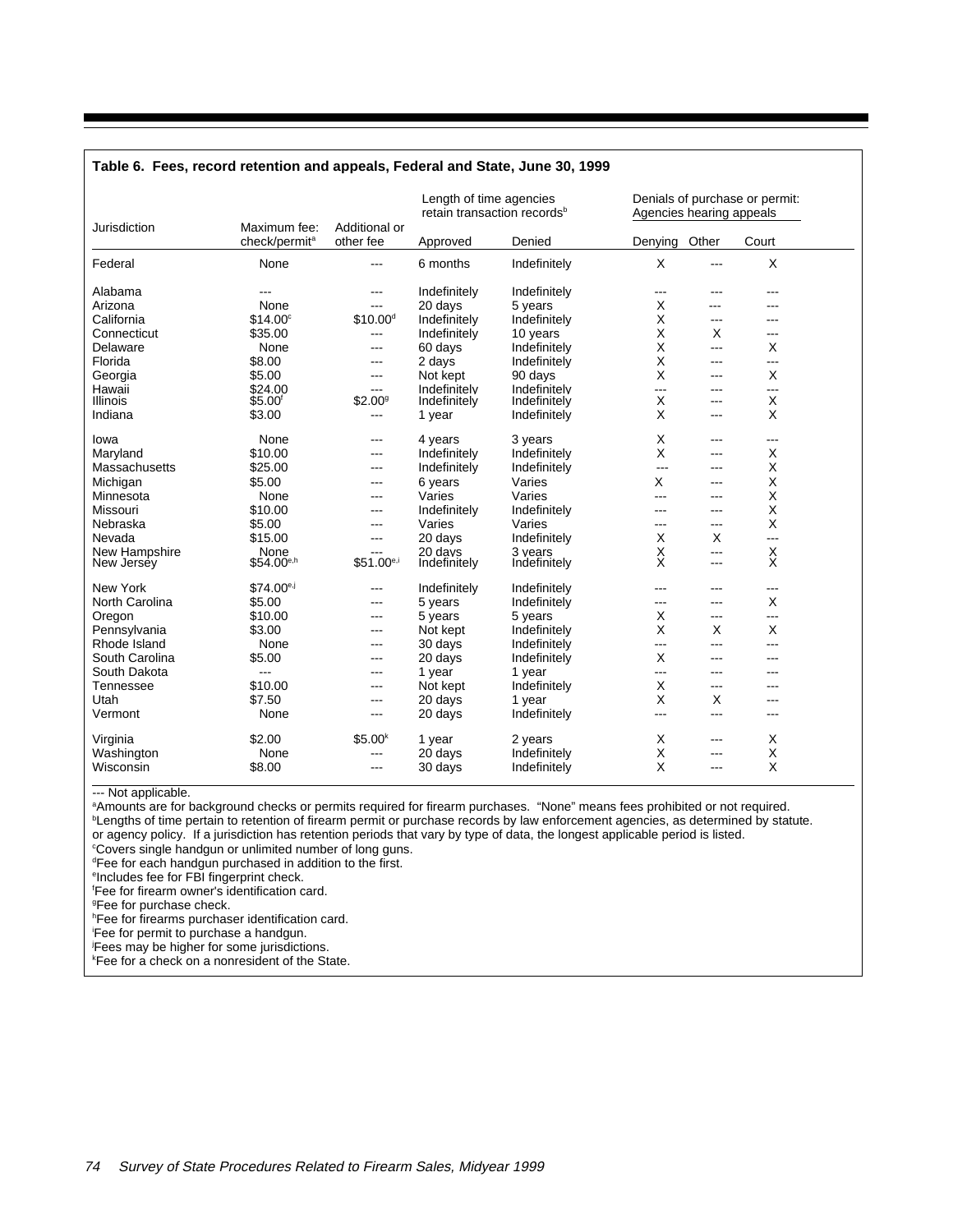**Table 6. Fees, record retention and appeals, Federal and State, June 30, 1999**

| Jurisdiction | Maximum fee: check/permit[a] | Additional or other fee | Length of time agencies retain transaction records[b] | | Denials of purchase or permit: Agencies hearing appeals | | |
|---|---|---|---|---|---|---|---|
| | | | Approved | Denied | Denying | Other | Court |
| Federal | None | --- | 6 months | Indefinitely | X | --- | X |
| Alabama | --- | --- | Indefinitely | Indefinitely | --- | --- | --- |
| Arizona | None | --- | 20 days | 5 years | X | --- | --- |
| California | $14.00[c] | $10.00[d] | Indefinitely | Indefinitely | X | --- | --- |
| Connecticut | $35.00 | --- | Indefinitely | 10 years | X | X | --- |
| Delaware | None | --- | 60 days | Indefinitely | X | --- | X |
| Florida | $8.00 | --- | 2 days | Indefinitely | X | --- | --- |
| Georgia | $5.00 | --- | Not kept | 90 days | X | --- | X |
| Hawaii | $24.00 | --- | Indefinitely | Indefinitely | --- | --- | --- |
| Illinois | $5.00[f] | $2.00[g] | Indefinitely | Indefinitely | X | --- | X |
| Indiana | $3.00 | --- | 1 year | Indefinitely | X | --- | X |
| Iowa | None | --- | 4 years | 3 years | X | --- | --- |
| Maryland | $10.00 | --- | Indefinitely | Indefinitely | X | --- | X |
| Massachusetts | $25.00 | --- | Indefinitely | Indefinitely | --- | --- | X |
| Michigan | $5.00 | --- | 6 years | Varies | X | --- | X |
| Minnesota | None | --- | Varies | Varies | --- | --- | X |
| Missouri | $10.00 | --- | Indefinitely | Indefinitely | --- | --- | X |
| Nebraska | $5.00 | --- | Varies | Varies | --- | --- | X |
| Nevada | $15.00 | --- | 20 days | Indefinitely | X | X | --- |
| New Hampshire | None | --- | 20 days | 3 years | X | --- | X |
| New Jersey | $54.00[e,h] | $51.00[e,i] | Indefinitely | Indefinitely | X | --- | X |
| New York | $74.00[e,j] | --- | Indefinitely | Indefinitely | --- | --- | --- |
| North Carolina | $5.00 | --- | 5 years | Indefinitely | --- | --- | X |
| Oregon | $10.00 | --- | 5 years | 5 years | X | --- | --- |
| Pennsylvania | $3.00 | --- | Not kept | Indefinitely | X | X | X |
| Rhode Island | None | --- | 30 days | Indefinitely | --- | --- | --- |
| South Carolina | $5.00 | --- | 20 days | Indefinitely | X | --- | --- |
| South Dakota | --- | --- | 1 year | 1 year | --- | --- | --- |
| Tennessee | $10.00 | --- | Not kept | Indefinitely | X | --- | --- |
| Utah | $7.50 | --- | 20 days | 1 year | X | X | --- |
| Vermont | None | --- | 20 days | Indefinitely | --- | --- | --- |
| Virginia | $2.00 | $5.00[k] | 1 year | 2 years | X | --- | X |
| Washington | None | --- | 20 days | Indefinitely | X | --- | X |
| Wisconsin | $8.00 | --- | 30 days | Indefinitely | X | --- | X |

--- Not applicable.
[a]Amounts are for background checks or permits required for firearm purchases. "None" means fees prohibited or not required.
[b]Lengths of time pertain to retention of firearm permit or purchase records by law enforcement agencies, as determined by statute. or agency policy. If a jurisdiction has retention periods that vary by type of data, the longest applicable period is listed.
[c]Covers single handgun or unlimited number of long guns.
[d]Fee for each handgun purchased in addition to the first.
[e]Includes fee for FBI fingerprint check.
[f]Fee for firearm owner's identification card.
[g]Fee for purchase check.
[h]Fee for firearms purchaser identification card.
[i]Fee for permit to purchase a handgun.
[j]Fees may be higher for some jurisdictions.
[k]Fee for a check on a nonresident of the State.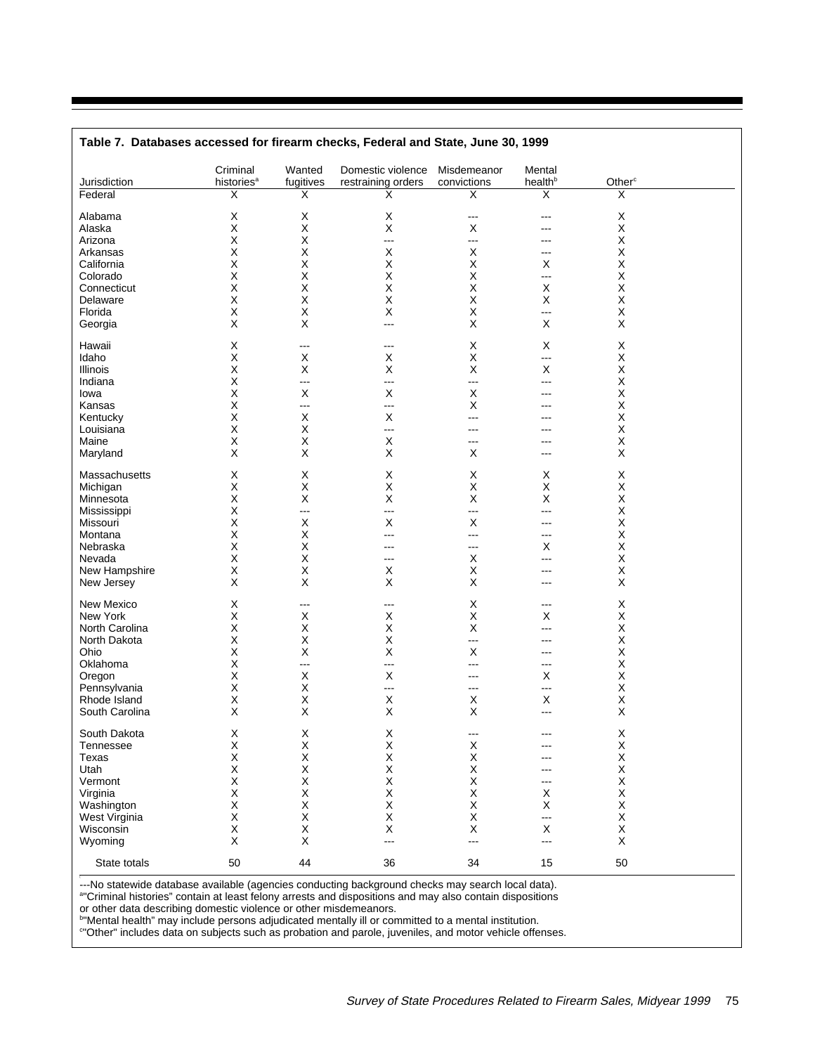**Table 7. Databases accessed for firearm checks, Federal and State, June 30, 1999**

| Jurisdiction | Criminal histories[a] | Wanted fugitives | Domestic violence restraining orders | Misdemeanor convictions | Mental health[b] | Other[c] |
|---|---|---|---|---|---|---|
| Federal | X | X | X | X | X | X |
| Alabama | X | X | X | --- | --- | X |
| Alaska | X | X | X | X | --- | X |
| Arizona | X | X | --- | --- | --- | X |
| Arkansas | X | X | X | X | --- | X |
| California | X | X | X | X | X | X |
| Colorado | X | X | X | X | --- | X |
| Connecticut | X | X | X | X | X | X |
| Delaware | X | X | X | X | X | X |
| Florida | X | X | X | X | --- | X |
| Georgia | X | X | --- | X | X | X |
| Hawaii | X | --- | --- | X | X | X |
| Idaho | X | X | X | X | --- | X |
| Illinois | X | X | X | X | X | X |
| Indiana | X | --- | --- | --- | --- | X |
| Iowa | X | X | X | X | --- | X |
| Kansas | X | --- | --- | X | --- | X |
| Kentucky | X | X | X | --- | --- | X |
| Louisiana | X | X | --- | --- | --- | X |
| Maine | X | X | X | --- | --- | X |
| Maryland | X | X | X | X | --- | X |
| Massachusetts | X | X | X | X | X | X |
| Michigan | X | X | X | X | X | X |
| Minnesota | X | X | X | X | X | X |
| Mississippi | X | --- | --- | --- | --- | X |
| Missouri | X | X | X | X | --- | X |
| Montana | X | X | --- | --- | --- | X |
| Nebraska | X | X | --- | --- | X | X |
| Nevada | X | X | --- | X | --- | X |
| New Hampshire | X | X | X | X | --- | X |
| New Jersey | X | X | X | X | --- | X |
| New Mexico | X | --- | --- | X | --- | X |
| New York | X | X | X | X | X | X |
| North Carolina | X | X | X | X | --- | X |
| North Dakota | X | X | X | --- | --- | X |
| Ohio | X | X | X | X | --- | X |
| Oklahoma | X | --- | --- | --- | --- | X |
| Oregon | X | X | X | --- | X | X |
| Pennsylvania | X | X | --- | --- | --- | X |
| Rhode Island | X | X | X | X | X | X |
| South Carolina | X | X | X | X | --- | X |
| South Dakota | X | X | X | --- | --- | X |
| Tennessee | X | X | X | X | --- | X |
| Texas | X | X | X | X | --- | X |
| Utah | X | X | X | X | --- | X |
| Vermont | X | X | X | X | --- | X |
| Virginia | X | X | X | X | X | X |
| Washington | X | X | X | X | X | X |
| West Virginia | X | X | X | X | --- | X |
| Wisconsin | X | X | X | X | X | X |
| Wyoming | X | X | --- | --- | --- | X |
| State totals | 50 | 44 | 36 | 34 | 15 | 50 |

---No statewide database available (agencies conducting background checks may search local data).

[a]"Criminal histories" contain at least felony arrests and dispositions and may also contain dispositions or other data describing domestic violence or other misdemeanors.

[b]"Mental health" may include persons adjudicated mentally ill or committed to a mental institution.

[c]"Other" includes data on subjects such as probation and parole, juveniles, and motor vehicle offenses.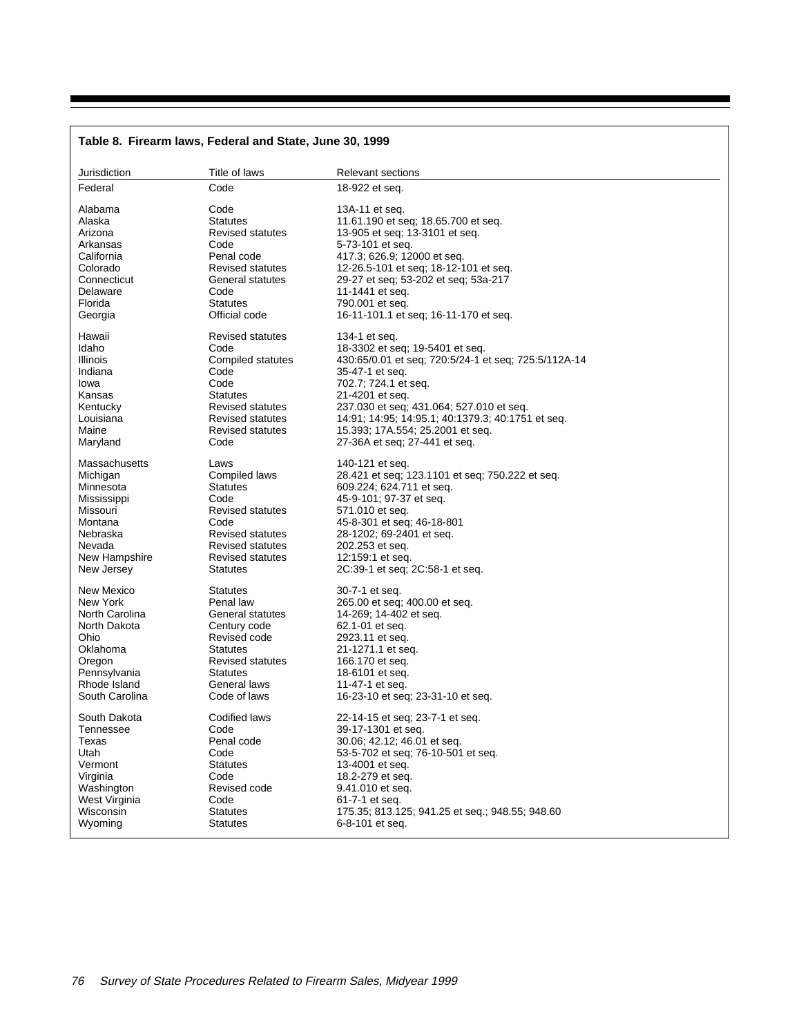**Table 8. Firearm laws, Federal and State, June 30, 1999**

| Jurisdiction | Title of laws | Relevant sections |
|---|---|---|
| Federal | Code | 18-922 et seq. |
| Alabama | Code | 13A-11 et seq. |
| Alaska | Statutes | 11.61.190 et seq; 18.65.700 et seq. |
| Arizona | Revised statutes | 13-905 et seq; 13-3101 et seq. |
| Arkansas | Code | 5-73-101 et seq. |
| California | Penal code | 417.3; 626.9; 12000 et seq. |
| Colorado | Revised statutes | 12-26.5-101 et seq; 18-12-101 et seq. |
| Connecticut | General statutes | 29-27 et seq; 53-202 et seq; 53a-217 |
| Delaware | Code | 11-1441 et seq. |
| Florida | Statutes | 790.001 et seq. |
| Georgia | Official code | 16-11-101.1 et seq; 16-11-170 et seq. |
| Hawaii | Revised statutes | 134-1 et seq. |
| Idaho | Code | 18-3302 et seq; 19-5401 et seq. |
| Illinois | Compiled statutes | 430:65/0.01 et seq; 720:5/24-1 et seq; 725:5/112A-14 |
| Indiana | Code | 35-47-1 et seq. |
| Iowa | Code | 702.7; 724.1 et seq. |
| Kansas | Statutes | 21-4201 et seq. |
| Kentucky | Revised statutes | 237.030 et seq; 431.064; 527.010 et seq. |
| Louisiana | Revised statutes | 14:91; 14:95; 14:95.1; 40:1379.3; 40:1751 et seq. |
| Maine | Revised statutes | 15.393; 17A.554; 25.2001 et seq. |
| Maryland | Code | 27-36A et seq; 27-441 et seq. |
| Massachusetts | Laws | 140-121 et seq. |
| Michigan | Compiled laws | 28.421 et seq; 123.1101 et seq; 750.222 et seq. |
| Minnesota | Statutes | 609.224; 624.711 et seq. |
| Mississippi | Code | 45-9-101; 97-37 et seq. |
| Missouri | Revised statutes | 571.010 et seq. |
| Montana | Code | 45-8-301 et seq; 46-18-801 |
| Nebraska | Revised statutes | 28-1202; 69-2401 et seq. |
| Nevada | Revised statutes | 202.253 et seq. |
| New Hampshire | Revised statutes | 12:159:1 et seq. |
| New Jersey | Statutes | 2C:39-1 et seq; 2C:58-1 et seq. |
| New Mexico | Statutes | 30-7-1 et seq. |
| New York | Penal law | 265.00 et seq; 400.00 et seq. |
| North Carolina | General statutes | 14-269; 14-402 et seq. |
| North Dakota | Century code | 62.1-01 et seq. |
| Ohio | Revised code | 2923.11 et seq. |
| Oklahoma | Statutes | 21-1271.1 et seq. |
| Oregon | Revised statutes | 166.170 et seq. |
| Pennsylvania | Statutes | 18-6101 et seq. |
| Rhode Island | General laws | 11-47-1 et seq. |
| South Carolina | Code of laws | 16-23-10 et seq; 23-31-10 et seq. |
| South Dakota | Codified laws | 22-14-15 et seq; 23-7-1 et seq. |
| Tennessee | Code | 39-17-1301 et seq. |
| Texas | Penal code | 30.06; 42.12; 46.01 et seq. |
| Utah | Code | 53-5-702 et seq; 76-10-501 et seq. |
| Vermont | Statutes | 13-4001 et seq. |
| Virginia | Code | 18.2-279 et seq. |
| Washington | Revised code | 9.41.010 et seq. |
| West Virginia | Code | 61-7-1 et seq. |
| Wisconsin | Statutes | 175.35; 813.125; 941.25 et seq.; 948.55; 948.60 |
| Wyoming | Statutes | 6-8-101 et seq. |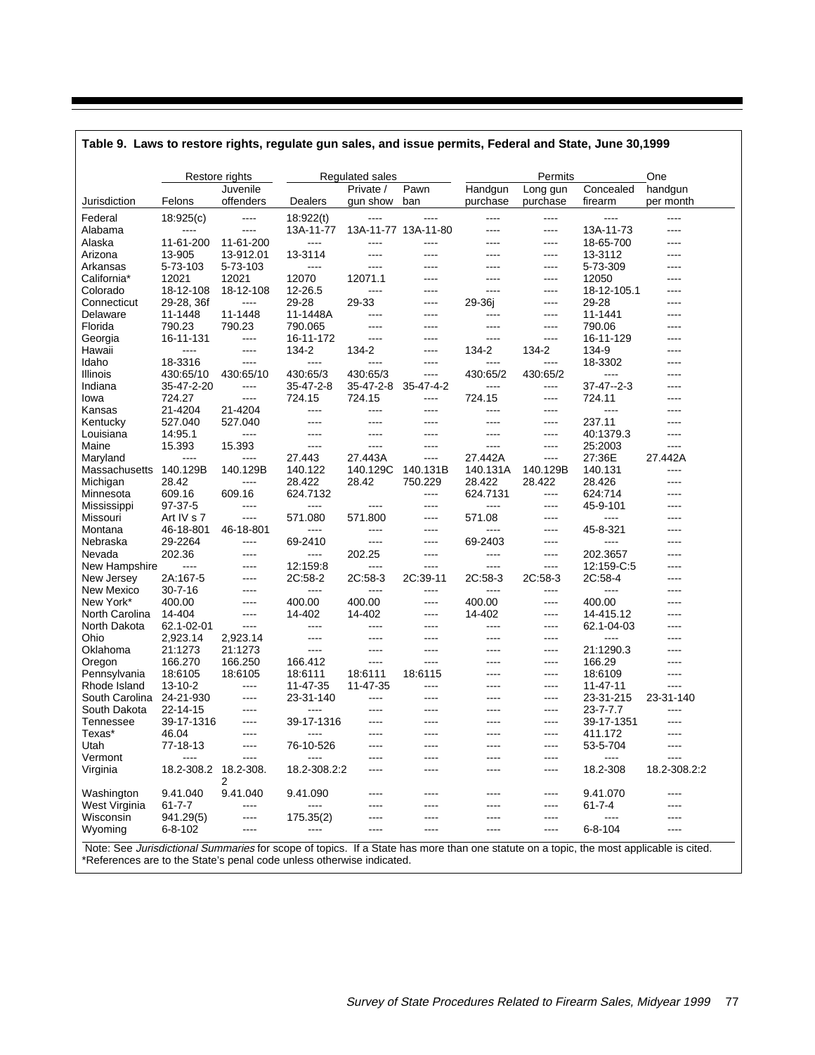## Table 9. Laws to restore rights, regulate gun sales, and issue permits, Federal and State, June 30,1999

| | Restore rights | | Regulated sales | | | Permits | | | One |
|---|---|---|---|---|---|---|---|---|---|
| Jurisdiction | Felons | Juvenile offenders | Dealers | Private / gun show | Pawn ban | Handgun purchase | Long gun purchase | Concealed firearm | handgun per month |
| Federal | 18:925(c) | ---- | 18:922(t) | ---- | ---- | ---- | ---- | ---- | ---- |
| Alabama | ---- | ---- | 13A-11-77 | 13A-11-77 | 13A-11-80 | ---- | ---- | 13A-11-73 | ---- |
| Alaska | 11-61-200 | 11-61-200 | ---- | ---- | ---- | ---- | ---- | 18-65-700 | ---- |
| Arizona | 13-905 | 13-912.01 | 13-3114 | ---- | ---- | ---- | ---- | 13-3112 | ---- |
| Arkansas | 5-73-103 | 5-73-103 | ---- | ---- | ---- | ---- | ---- | 5-73-309 | ---- |
| California* | 12021 | 12021 | 12070 | 12071.1 | ---- | ---- | ---- | 12050 | ---- |
| Colorado | 18-12-108 | 18-12-108 | 12-26.5 | ---- | ---- | ---- | ---- | 18-12-105.1 | ---- |
| Connecticut | 29-28, 36f | ---- | 29-28 | 29-33 | ---- | 29-36j | ---- | 29-28 | ---- |
| Delaware | 11-1448 | 11-1448 | 11-1448A | ---- | ---- | ---- | ---- | 11-1441 | ---- |
| Florida | 790.23 | 790.23 | 790.065 | ---- | ---- | ---- | ---- | 790.06 | ---- |
| Georgia | 16-11-131 | ---- | 16-11-172 | ---- | ---- | ---- | ---- | 16-11-129 | ---- |
| Hawaii | ---- | ---- | 134-2 | 134-2 | ---- | 134-2 | 134-2 | 134-9 | ---- |
| Idaho | 18-3316 | ---- | ---- | ---- | ---- | ---- | ---- | 18-3302 | ---- |
| Illinois | 430:65/10 | 430:65/10 | 430:65/3 | 430:65/3 | ---- | 430:65/2 | 430:65/2 | ---- | ---- |
| Indiana | 35-47-2-20 | ---- | 35-47-2-8 | 35-47-2-8 | 35-47-4-2 | ---- | ---- | 37-47--2-3 | ---- |
| Iowa | 724.27 | ---- | 724.15 | 724.15 | ---- | 724.15 | ---- | 724.11 | ---- |
| Kansas | 21-4204 | 21-4204 | ---- | ---- | ---- | ---- | ---- | ---- | ---- |
| Kentucky | 527.040 | 527.040 | ---- | ---- | ---- | ---- | ---- | 237.11 | ---- |
| Louisiana | 14:95.1 | ---- | ---- | ---- | ---- | ---- | ---- | 40:1379.3 | ---- |
| Maine | 15.393 | 15.393 | ---- | ---- | ---- | ---- | ---- | 25:2003 | ---- |
| Maryland | ---- | ---- | 27.443 | 27.443A | ---- | 27.442A | ---- | 27:36E | 27.442A |
| Massachusetts | 140.129B | 140.129B | 140.122 | 140.129C | 140.131B | 140.131A | 140.129B | 140.131 | ---- |
| Michigan | 28.42 | ---- | 28.422 | 28.42 | 750.229 | 28.422 | 28.422 | 28.426 | ---- |
| Minnesota | 609.16 | 609.16 | 624.7132 | | ---- | 624.7131 | ---- | 624:714 | ---- |
| Mississippi | 97-37-5 | ---- | ---- | ---- | ---- | ---- | ---- | 45-9-101 | ---- |
| Missouri | Art IV s 7 | ---- | 571.080 | 571.800 | ---- | 571.08 | ---- | ---- | ---- |
| Montana | 46-18-801 | 46-18-801 | ---- | ---- | ---- | ---- | ---- | 45-8-321 | ---- |
| Nebraska | 29-2264 | ---- | 69-2410 | ---- | ---- | 69-2403 | ---- | ---- | ---- |
| Nevada | 202.36 | ---- | ---- | 202.25 | ---- | ---- | ---- | 202.3657 | ---- |
| New Hampshire | ---- | ---- | 12:159:8 | ---- | ---- | ---- | ---- | 12:159-C:5 | ---- |
| New Jersey | 2A:167-5 | ---- | 2C:58-2 | 2C:58-3 | 2C:39-11 | 2C:58-3 | 2C:58-3 | 2C:58-4 | ---- |
| New Mexico | 30-7-16 | ---- | ---- | ---- | ---- | ---- | ---- | ---- | ---- |
| New York* | 400.00 | ---- | 400.00 | 400.00 | ---- | 400.00 | ---- | 400.00 | ---- |
| North Carolina | 14-404 | ---- | 14-402 | 14-402 | ---- | 14-402 | ---- | 14-415.12 | ---- |
| North Dakota | 62.1-02-01 | ---- | ---- | ---- | ---- | ---- | ---- | 62.1-04-03 | ---- |
| Ohio | 2,923.14 | 2,923.14 | ---- | ---- | ---- | ---- | ---- | ---- | ---- |
| Oklahoma | 21:1273 | 21:1273 | ---- | ---- | ---- | ---- | ---- | 21:1290.3 | ---- |
| Oregon | 166.270 | 166.250 | 166.412 | ---- | ---- | ---- | ---- | 166.29 | ---- |
| Pennsylvania | 18:6105 | 18:6105 | 18:6111 | 18:6111 | 18:6115 | ---- | ---- | 18:6109 | ---- |
| Rhode Island | 13-10-2 | ---- | 11-47-35 | 11-47-35 | ---- | ---- | ---- | 11-47-11 | ---- |
| South Carolina | 24-21-930 | ---- | 23-31-140 | ---- | ---- | ---- | ---- | 23-31-215 | 23-31-140 |
| South Dakota | 22-14-15 | ---- | ---- | ---- | ---- | ---- | ---- | 23-7-7.7 | ---- |
| Tennessee | 39-17-1316 | ---- | 39-17-1316 | ---- | ---- | ---- | ---- | 39-17-1351 | ---- |
| Texas* | 46.04 | ---- | ---- | ---- | ---- | ---- | ---- | 411.172 | ---- |
| Utah | 77-18-13 | ---- | 76-10-526 | ---- | ---- | ---- | ---- | 53-5-704 | ---- |
| Vermont | ---- | ---- | ---- | ---- | ---- | ---- | ---- | ---- | ---- |
| Virginia | 18.2-308.2 | 18.2-308.2 | 18.2-308.2:2 | ---- | ---- | ---- | ---- | 18.2-308 | 18.2-308.2:2 |
| Washington | 9.41.040 | 9.41.040 | 9.41.090 | ---- | ---- | ---- | ---- | 9.41.070 | ---- |
| West Virginia | 61-7-7 | ---- | ---- | ---- | ---- | ---- | ---- | 61-7-4 | ---- |
| Wisconsin | 941.29(5) | ---- | 175.35(2) | ---- | ---- | ---- | ---- | ---- | ---- |
| Wyoming | 6-8-102 | ---- | ---- | ---- | ---- | ---- | ---- | 6-8-104 | ---- |

Note: See *Jurisdictional Summaries* for scope of topics. If a State has more than one statute on a topic, the most applicable is cited.
*References are to the State's penal code unless otherwise indicated.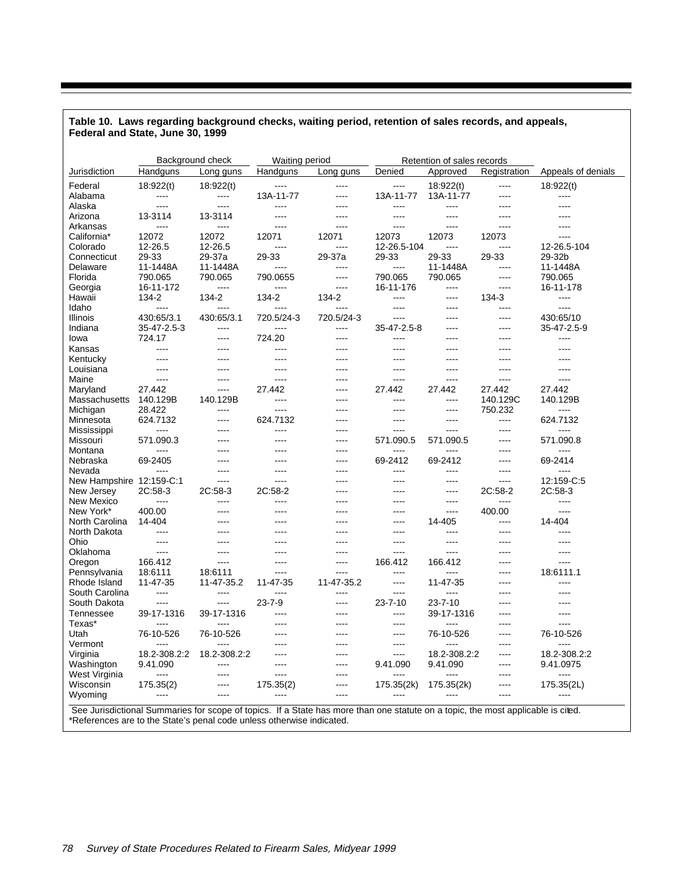**Table 10. Laws regarding background checks, waiting period, retention of sales records, and appeals, Federal and State, June 30, 1999**

| Jurisdiction | Background check | | Waiting period | | Retention of sales records | | | Appeals of denials |
|---|---|---|---|---|---|---|---|---|
| | Handguns | Long guns | Handguns | Long guns | Denied | Approved | Registration | |
| Federal | 18:922(t) | 18:922(t) | ---- | ---- | ---- | 18:922(t) | ---- | 18:922(t) |
| Alabama | ---- | ---- | 13A-11-77 | ---- | 13A-11-77 | 13A-11-77 | ---- | ---- |
| Alaska | ---- | ---- | ---- | ---- | ---- | ---- | ---- | ---- |
| Arizona | 13-3114 | 13-3114 | ---- | ---- | ---- | ---- | ---- | ---- |
| Arkansas | ---- | ---- | ---- | ---- | ---- | ---- | ---- | ---- |
| California* | 12072 | 12072 | 12071 | 12071 | 12073 | 12073 | 12073 | ---- |
| Colorado | 12-26.5 | 12-26.5 | ---- | ---- | 12-26.5-104 | ---- | ---- | 12-26.5-104 |
| Connecticut | 29-33 | 29-37a | 29-33 | 29-37a | 29-33 | 29-33 | 29-33 | 29-32b |
| Delaware | 11-1448A | 11-1448A | ---- | ---- | ---- | 11-1448A | ---- | 11-1448A |
| Florida | 790.065 | 790.065 | 790.0655 | ---- | 790.065 | 790.065 | ---- | 790.065 |
| Georgia | 16-11-172 | ---- | ---- | ---- | 16-11-176 | ---- | ---- | 16-11-178 |
| Hawaii | 134-2 | 134-2 | 134-2 | 134-2 | ---- | ---- | 134-3 | ---- |
| Idaho | ---- | ---- | ---- | ---- | ---- | ---- | ---- | ---- |
| Illinois | 430:65/3.1 | 430:65/3.1 | 720.5/24-3 | 720.5/24-3 | ---- | ---- | ---- | 430:65/10 |
| Indiana | 35-47-2.5-3 | ---- | ---- | ---- | 35-47-2.5-8 | ---- | ---- | 35-47-2.5-9 |
| Iowa | 724.17 | ---- | 724.20 | ---- | ---- | ---- | ---- | ---- |
| Kansas | ---- | ---- | ---- | ---- | ---- | ---- | ---- | ---- |
| Kentucky | ---- | ---- | ---- | ---- | ---- | ---- | ---- | ---- |
| Louisiana | ---- | ---- | ---- | ---- | ---- | ---- | ---- | ---- |
| Maine | ---- | ---- | ---- | ---- | ---- | ---- | ---- | ---- |
| Maryland | 27.442 | ---- | 27.442 | ---- | 27.442 | 27.442 | 27.442 | 27.442 |
| Massachusetts | 140.129B | 140.129B | ---- | ---- | ---- | ---- | 140.129C | 140.129B |
| Michigan | 28.422 | ---- | ---- | ---- | ---- | ---- | 750.232 | ---- |
| Minnesota | 624.7132 | ---- | 624.7132 | ---- | ---- | ---- | ---- | 624.7132 |
| Mississippi | ---- | ---- | ---- | ---- | ---- | ---- | ---- | ---- |
| Missouri | 571.090.3 | ---- | ---- | ---- | 571.090.5 | 571.090.5 | ---- | 571.090.8 |
| Montana | ---- | ---- | ---- | ---- | ---- | ---- | ---- | ---- |
| Nebraska | 69-2405 | ---- | ---- | ---- | 69-2412 | 69-2412 | ---- | 69-2414 |
| Nevada | ---- | ---- | ---- | ---- | ---- | ---- | ---- | ---- |
| New Hampshire | 12:159-C:1 | ---- | ---- | ---- | ---- | ---- | ---- | 12:159-C:5 |
| New Jersey | 2C:58-3 | 2C:58-3 | 2C:58-2 | ---- | ---- | ---- | 2C:58-2 | 2C:58-3 |
| New Mexico | ---- | ---- | ---- | ---- | ---- | ---- | ---- | ---- |
| New York* | 400.00 | ---- | ---- | ---- | ---- | ---- | 400.00 | ---- |
| North Carolina | 14-404 | ---- | ---- | ---- | ---- | 14-405 | ---- | 14-404 |
| North Dakota | ---- | ---- | ---- | ---- | ---- | ---- | ---- | ---- |
| Ohio | ---- | ---- | ---- | ---- | ---- | ---- | ---- | ---- |
| Oklahoma | ---- | ---- | ---- | ---- | ---- | ---- | ---- | ---- |
| Oregon | 166.412 | ---- | ---- | ---- | 166.412 | 166.412 | ---- | ---- |
| Pennsylvania | 18:6111 | 18:6111 | ---- | ---- | ---- | ---- | ---- | 18:6111.1 |
| Rhode Island | 11-47-35 | 11-47-35.2 | 11-47-35 | 11-47-35.2 | ---- | 11-47-35 | ---- | ---- |
| South Carolina | ---- | ---- | ---- | ---- | ---- | ---- | ---- | ---- |
| South Dakota | ---- | ---- | 23-7-9 | ---- | 23-7-10 | 23-7-10 | ---- | ---- |
| Tennessee | 39-17-1316 | 39-17-1316 | ---- | ---- | ---- | 39-17-1316 | ---- | ---- |
| Texas* | ---- | ---- | ---- | ---- | ---- | ---- | ---- | ---- |
| Utah | 76-10-526 | 76-10-526 | ---- | ---- | ---- | 76-10-526 | ---- | 76-10-526 |
| Vermont | ---- | ---- | ---- | ---- | ---- | ---- | ---- | ---- |
| Virginia | 18.2-308.2:2 | 18.2-308.2:2 | ---- | ---- | ---- | 18.2-308.2:2 | ---- | 18.2-308.2:2 |
| Washington | 9.41.090 | ---- | ---- | ---- | 9.41.090 | 9.41.090 | ---- | 9.41.0975 |
| West Virginia | ---- | ---- | ---- | ---- | ---- | ---- | ---- | ---- |
| Wisconsin | 175.35(2) | ---- | 175.35(2) | ---- | 175.35(2k) | 175.35(2k) | ---- | 175.35(2L) |
| Wyoming | ---- | ---- | ---- | ---- | ---- | ---- | ---- | ---- |

See Jurisdictional Summaries for scope of topics. If a State has more than one statute on a topic, the most applicable is cited.
*References are to the State's penal code unless otherwise indicated.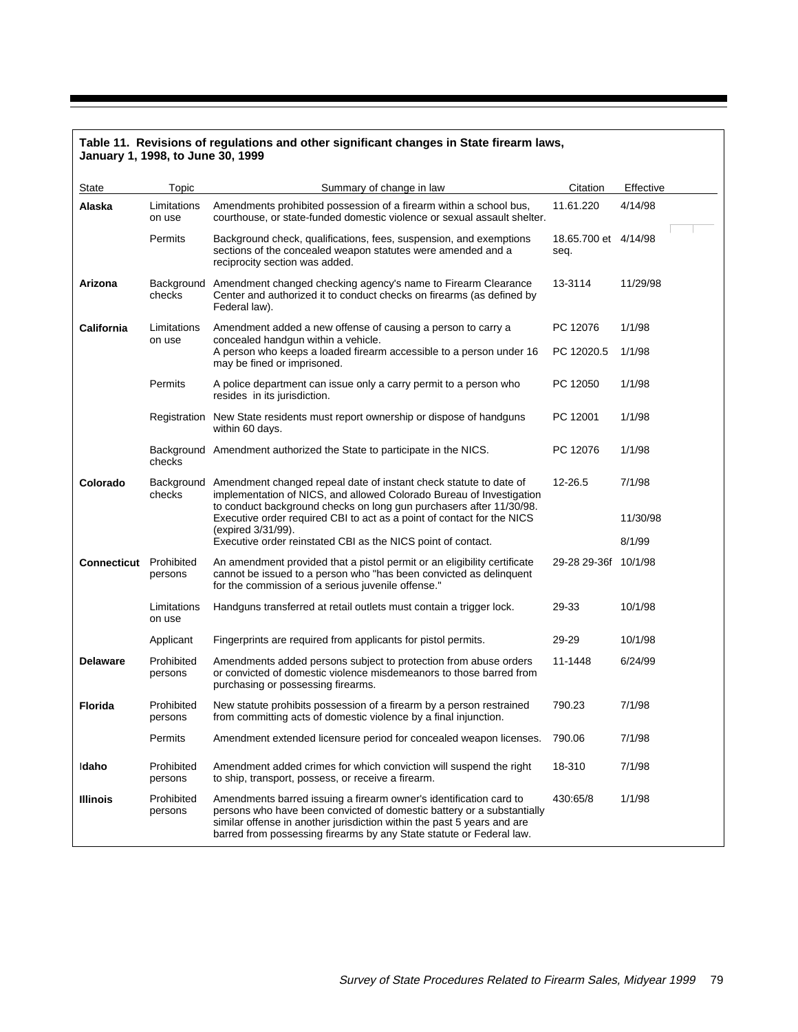**Table 11. Revisions of regulations and other significant changes in State firearm laws, January 1, 1998, to June 30, 1999**

| State | Topic | Summary of change in law | Citation | Effective |
|---|---|---|---|---|
| **Alaska** | Limitations on use | Amendments prohibited possession of a firearm within a school bus, courthouse, or state-funded domestic violence or sexual assault shelter. | 11.61.220 | 4/14/98 |
| | Permits | Background check, qualifications, fees, suspension, and exemptions sections of the concealed weapon statutes were amended and a reciprocity section was added. | 18.65.700 et seq. | 4/14/98 |
| **Arizona** | Background checks | Amendment changed checking agency's name to Firearm Clearance Center and authorized it to conduct checks on firearms (as defined by Federal law). | 13-3114 | 11/29/98 |
| **California** | Limitations on use | Amendment added a new offense of causing a person to carry a concealed handgun within a vehicle. | PC 12076 | 1/1/98 |
| | | A person who keeps a loaded firearm accessible to a person under 16 may be fined or imprisoned. | PC 12020.5 | 1/1/98 |
| | Permits | A police department can issue only a carry permit to a person who resides in its jurisdiction. | PC 12050 | 1/1/98 |
| | Registration | New State residents must report ownership or dispose of handguns within 60 days. | PC 12001 | 1/1/98 |
| | Background checks | Amendment authorized the State to participate in the NICS. | PC 12076 | 1/1/98 |
| **Colorado** | Background checks | Amendment changed repeal date of instant check statute to date of implementation of NICS, and allowed Colorado Bureau of Investigation to conduct background checks on long gun purchasers after 11/30/98. | 12-26.5 | 7/1/98 |
| | | Executive order required CBI to act as a point of contact for the NICS (expired 3/31/99). | | 11/30/98 |
| | | Executive order reinstated CBI as the NICS point of contact. | | 8/1/99 |
| **Connecticut** | Prohibited persons | An amendment provided that a pistol permit or an eligibility certificate cannot be issued to a person who "has been convicted as delinquent for the commission of a serious juvenile offense." | 29-28 29-36f | 10/1/98 |
| | Limitations on use | Handguns transferred at retail outlets must contain a trigger lock. | 29-33 | 10/1/98 |
| | Applicant | Fingerprints are required from applicants for pistol permits. | 29-29 | 10/1/98 |
| **Delaware** | Prohibited persons | Amendments added persons subject to protection from abuse orders or convicted of domestic violence misdemeanors to those barred from purchasing or possessing firearms. | 11-1448 | 6/24/99 |
| **Florida** | Prohibited persons | New statute prohibits possession of a firearm by a person restrained from committing acts of domestic violence by a final injunction. | 790.23 | 7/1/98 |
| | Permits | Amendment extended licensure period for concealed weapon licenses. | 790.06 | 7/1/98 |
| **Idaho** | Prohibited persons | Amendment added crimes for which conviction will suspend the right to ship, transport, possess, or receive a firearm. | 18-310 | 7/1/98 |
| **Illinois** | Prohibited persons | Amendments barred issuing a firearm owner's identification card to persons who have been convicted of domestic battery or a substantially similar offense in another jurisdiction within the past 5 years and are barred from possessing firearms by any State statute or Federal law. | 430:65/8 | 1/1/98 |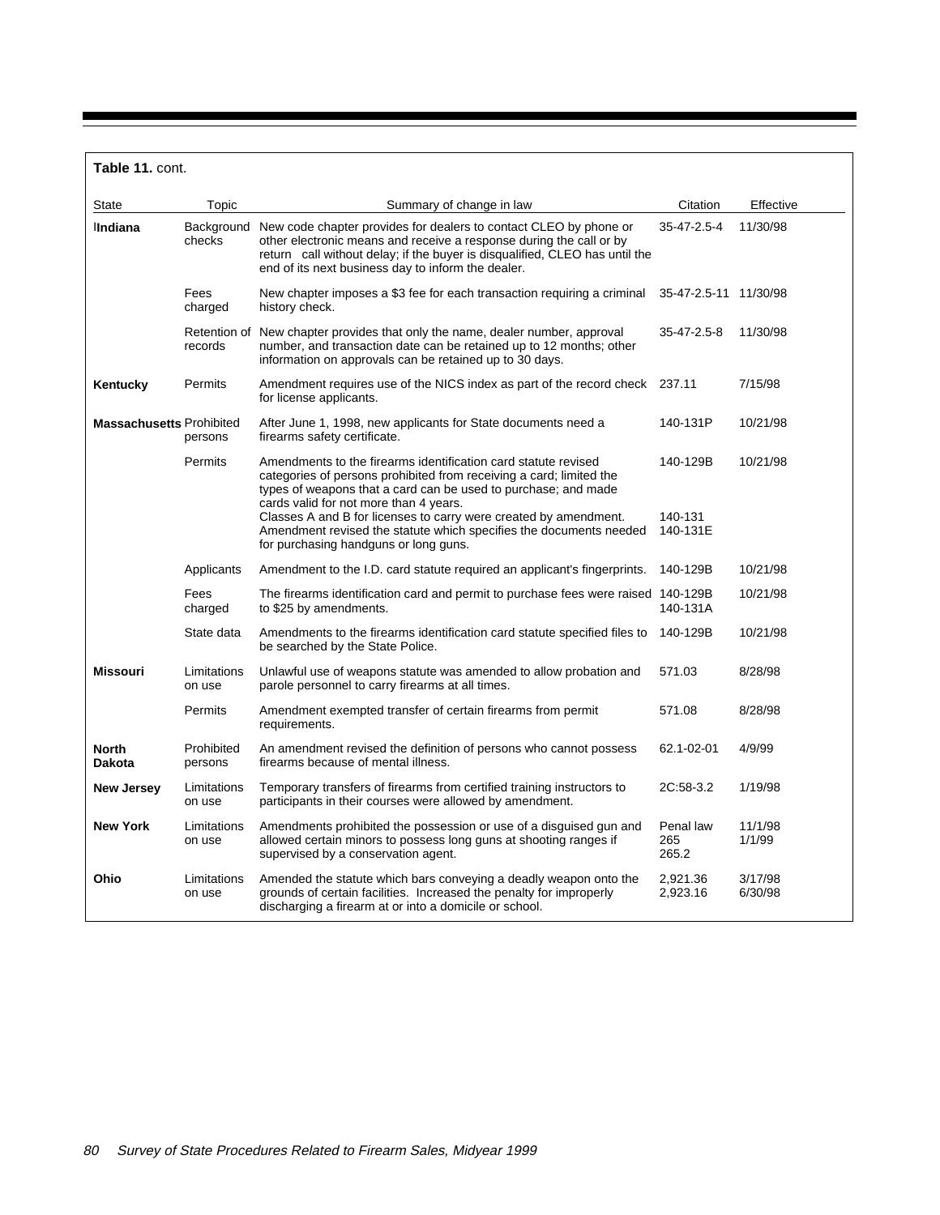**Table 11.** cont.

| State | Topic | Summary of change in law | Citation | Effective |
|---|---|---|---|---|
| **Indiana** | Background checks | New code chapter provides for dealers to contact CLEO by phone or other electronic means and receive a response during the call or by return call without delay; if the buyer is disqualified, CLEO has until the end of its next business day to inform the dealer. | 35-47-2.5-4 | 11/30/98 |
| | Fees charged | New chapter imposes a $3 fee for each transaction requiring a criminal history check. | 35-47-2.5-11 | 11/30/98 |
| | Retention of records | New chapter provides that only the name, dealer number, approval number, and transaction date can be retained up to 12 months; other information on approvals can be retained up to 30 days. | 35-47-2.5-8 | 11/30/98 |
| **Kentucky** | Permits | Amendment requires use of the NICS index as part of the record check for license applicants. | 237.11 | 7/15/98 |
| **Massachusetts** | Prohibited persons | After June 1, 1998, new applicants for State documents need a firearms safety certificate. | 140-131P | 10/21/98 |
| | Permits | Amendments to the firearms identification card statute revised categories of persons prohibited from receiving a card; limited the types of weapons that a card can be used to purchase; and made cards valid for not more than 4 years. | 140-129B | 10/21/98 |
| | | Classes A and B for licenses to carry were created by amendment. Amendment revised the statute which specifies the documents needed for purchasing handguns or long guns. | 140-131 140-131E | |
| | Applicants | Amendment to the I.D. card statute required an applicant's fingerprints. | 140-129B | 10/21/98 |
| | Fees charged | The firearms identification card and permit to purchase fees were raised to $25 by amendments. | 140-129B 140-131A | 10/21/98 |
| | State data | Amendments to the firearms identification card statute specified files to be searched by the State Police. | 140-129B | 10/21/98 |
| **Missouri** | Limitations on use | Unlawful use of weapons statute was amended to allow probation and parole personnel to carry firearms at all times. | 571.03 | 8/28/98 |
| | Permits | Amendment exempted transfer of certain firearms from permit requirements. | 571.08 | 8/28/98 |
| **North Dakota** | Prohibited persons | An amendment revised the definition of persons who cannot possess firearms because of mental illness. | 62.1-02-01 | 4/9/99 |
| **New Jersey** | Limitations on use | Temporary transfers of firearms from certified training instructors to participants in their courses were allowed by amendment. | 2C:58-3.2 | 1/19/98 |
| **New York** | Limitations on use | Amendments prohibited the possession or use of a disguised gun and allowed certain minors to possess long guns at shooting ranges if supervised by a conservation agent. | Penal law 265 265.2 | 11/1/98 1/1/99 |
| **Ohio** | Limitations on use | Amended the statute which bars conveying a deadly weapon onto the grounds of certain facilities. Increased the penalty for improperly discharging a firearm at or into a domicile or school. | 2,921.36 2,923.16 | 3/17/98 6/30/98 |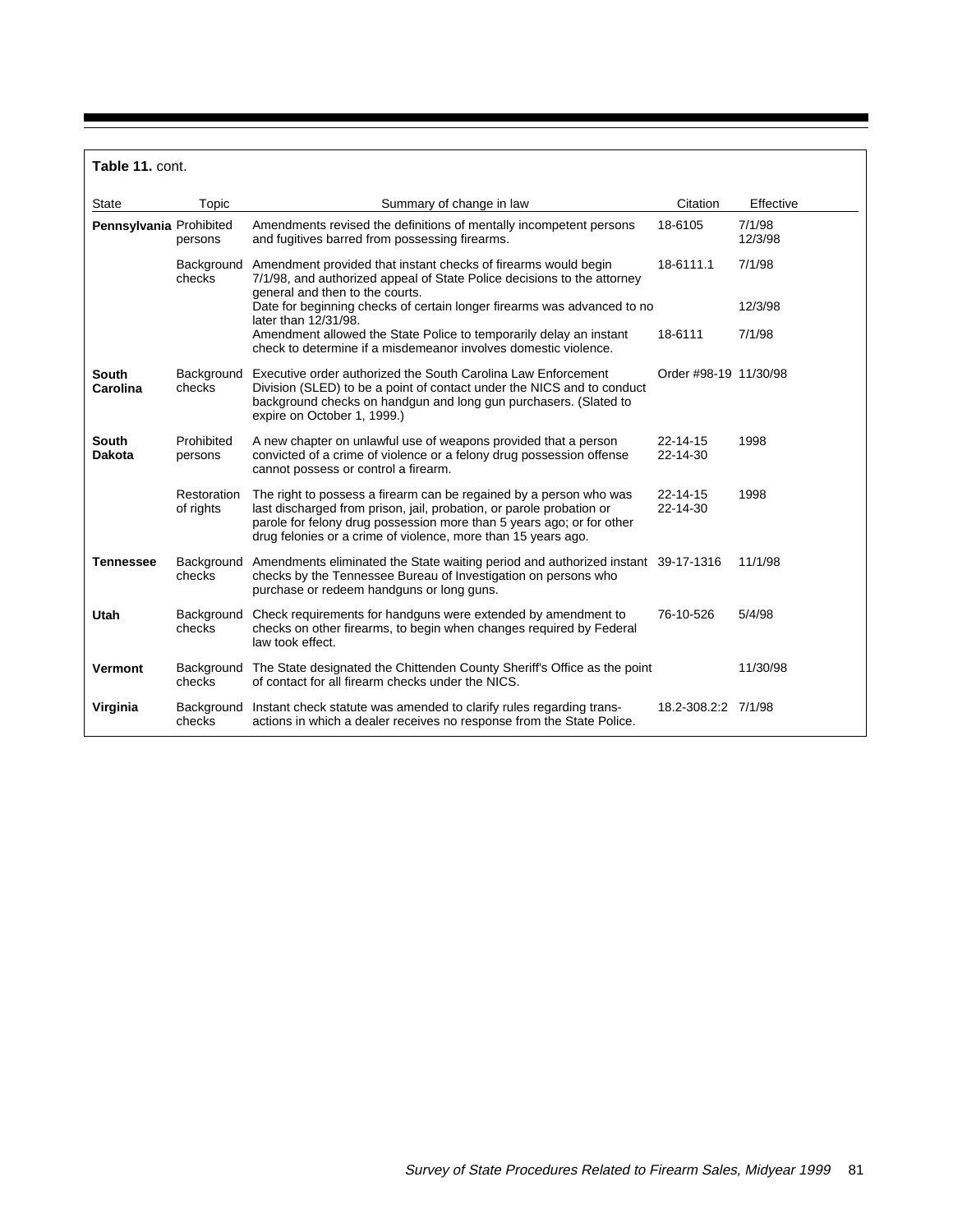**Table 11.** cont.

| State | Topic | Summary of change in law | Citation | Effective |
|---|---|---|---|---|
| **Pennsylvania** | Prohibited persons | Amendments revised the definitions of mentally incompetent persons and fugitives barred from possessing firearms. | 18-6105 | 7/1/98 12/3/98 |
| | Background checks | Amendment provided that instant checks of firearms would begin 7/1/98, and authorized appeal of State Police decisions to the attorney general and then to the courts. | 18-6111.1 | 7/1/98 |
| | | Date for beginning checks of certain longer firearms was advanced to no later than 12/31/98. | | 12/3/98 |
| | | Amendment allowed the State Police to temporarily delay an instant check to determine if a misdemeanor involves domestic violence. | 18-6111 | 7/1/98 |
| **South Carolina** | Background checks | Executive order authorized the South Carolina Law Enforcement Division (SLED) to be a point of contact under the NICS and to conduct background checks on handgun and long gun purchasers. (Slated to expire on October 1, 1999.) | Order #98-19 | 11/30/98 |
| **South Dakota** | Prohibited persons | A new chapter on unlawful use of weapons provided that a person convicted of a crime of violence or a felony drug possession offense cannot possess or control a firearm. | 22-14-15 22-14-30 | 1998 |
| | Restoration of rights | The right to possess a firearm can be regained by a person who was last discharged from prison, jail, probation, or parole probation or parole for felony drug possession more than 5 years ago; or for other drug felonies or a crime of violence, more than 15 years ago. | 22-14-15 22-14-30 | 1998 |
| **Tennessee** | Background checks | Amendments eliminated the State waiting period and authorized instant checks by the Tennessee Bureau of Investigation on persons who purchase or redeem handguns or long guns. | 39-17-1316 | 11/1/98 |
| **Utah** | Background checks | Check requirements for handguns were extended by amendment to checks on other firearms, to begin when changes required by Federal law took effect. | 76-10-526 | 5/4/98 |
| **Vermont** | Background checks | The State designated the Chittenden County Sheriff's Office as the point of contact for all firearm checks under the NICS. | | 11/30/98 |
| **Virginia** | Background checks | Instant check statute was amended to clarify rules regarding transactions in which a dealer receives no response from the State Police. | 18.2-308.2:2 | 7/1/98 |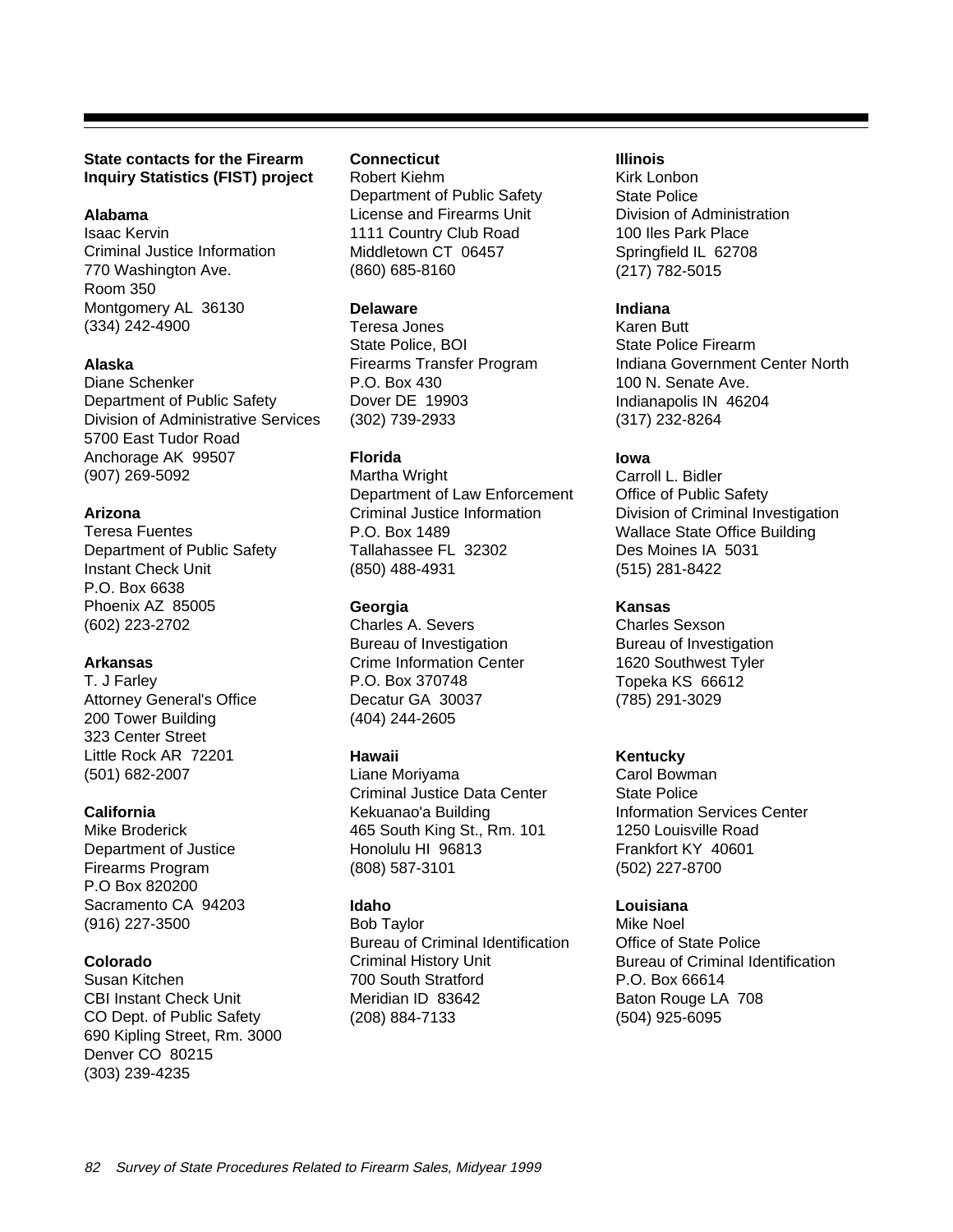**State contacts for the Firearm Inquiry Statistics (FIST) project**

**Alabama**
Isaac Kervin
Criminal Justice Information
770 Washington Ave.
Room 350
Montgomery AL 36130
(334) 242-4900

**Alaska**
Diane Schenker
Department of Public Safety
Division of Administrative Services
5700 East Tudor Road
Anchorage AK 99507
(907) 269-5092

**Arizona**
Teresa Fuentes
Department of Public Safety
Instant Check Unit
P.O. Box 6638
Phoenix AZ 85005
(602) 223-2702

**Arkansas**
T. J Farley
Attorney General's Office
200 Tower Building
323 Center Street
Little Rock AR 72201
(501) 682-2007

**California**
Mike Broderick
Department of Justice
Firearms Program
P.O Box 820200
Sacramento CA 94203
(916) 227-3500

**Colorado**
Susan Kitchen
CBI Instant Check Unit
CO Dept. of Public Safety
690 Kipling Street, Rm. 3000
Denver CO 80215
(303) 239-4235

**Connecticut**
Robert Kiehm
Department of Public Safety
License and Firearms Unit
1111 Country Club Road
Middletown CT 06457
(860) 685-8160

**Delaware**
Teresa Jones
State Police, BOI
Firearms Transfer Program
P.O. Box 430
Dover DE 19903
(302) 739-2933

**Florida**
Martha Wright
Department of Law Enforcement
Criminal Justice Information
P.O. Box 1489
Tallahassee FL 32302
(850) 488-4931

**Georgia**
Charles A. Severs
Bureau of Investigation
Crime Information Center
P.O. Box 370748
Decatur GA 30037
(404) 244-2605

**Hawaii**
Liane Moriyama
Criminal Justice Data Center
Kekuanao'a Building
465 South King St., Rm. 101
Honolulu HI 96813
(808) 587-3101

**Idaho**
Bob Taylor
Bureau of Criminal Identification
Criminal History Unit
700 South Stratford
Meridian ID 83642
(208) 884-7133

**Illinois**
Kirk Lonbon
State Police
Division of Administration
100 Iles Park Place
Springfield IL 62708
(217) 782-5015

**Indiana**
Karen Butt
State Police Firearm
Indiana Government Center North
100 N. Senate Ave.
Indianapolis IN 46204
(317) 232-8264

**Iowa**
Carroll L. Bidler
Office of Public Safety
Division of Criminal Investigation
Wallace State Office Building
Des Moines IA 5031
(515) 281-8422

**Kansas**
Charles Sexson
Bureau of Investigation
1620 Southwest Tyler
Topeka KS 66612
(785) 291-3029

**Kentucky**
Carol Bowman
State Police
Information Services Center
1250 Louisville Road
Frankfort KY 40601
(502) 227-8700

**Louisiana**
Mike Noel
Office of State Police
Bureau of Criminal Identification
P.O. Box 66614
Baton Rouge LA 708
(504) 925-6095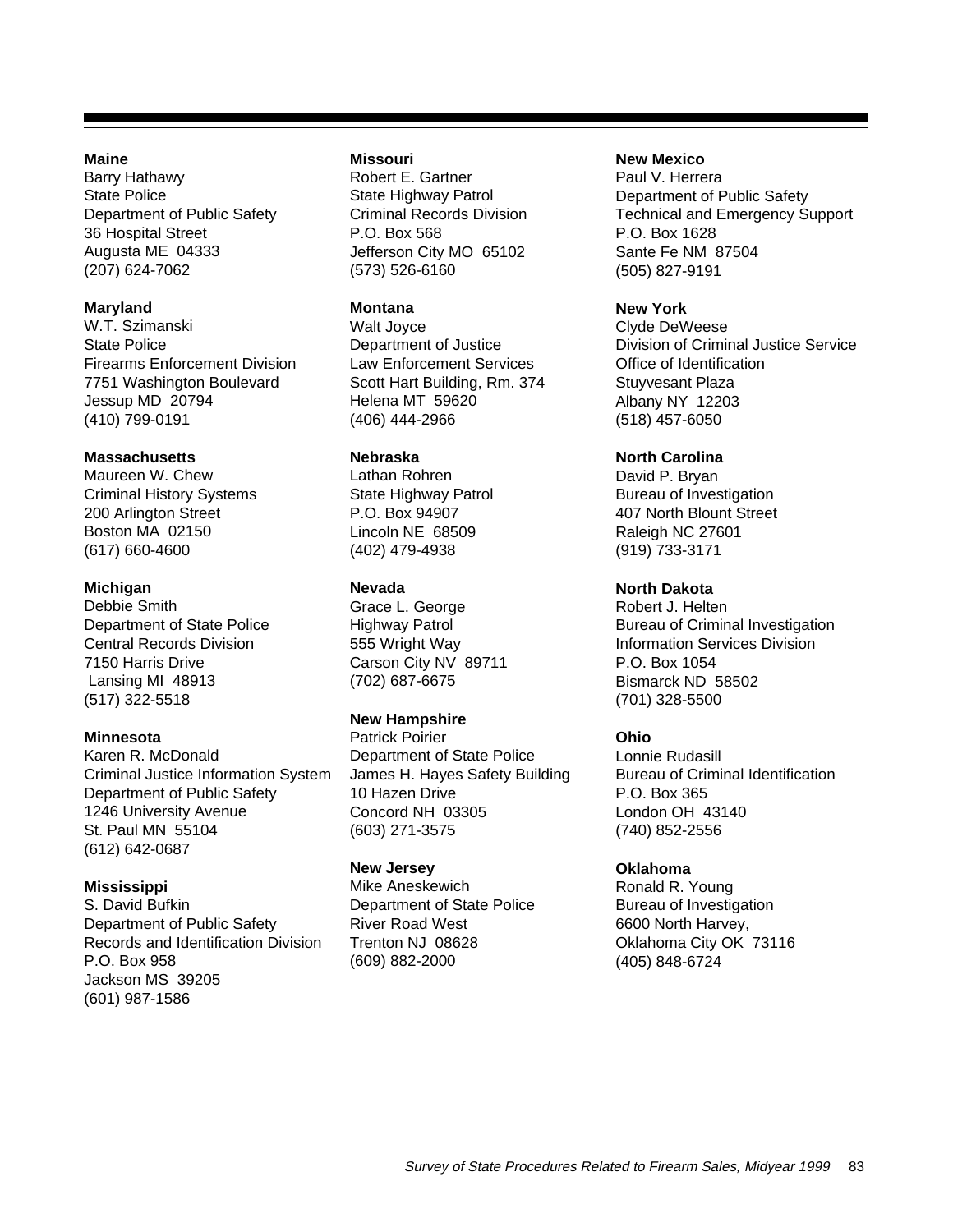**Maine**
Barry Hathawy
State Police
Department of Public Safety
36 Hospital Street
Augusta ME 04333
(207) 624-7062

**Maryland**
W.T. Szimanski
State Police
Firearms Enforcement Division
7751 Washington Boulevard
Jessup MD 20794
(410) 799-0191

**Massachusetts**
Maureen W. Chew
Criminal History Systems
200 Arlington Street
Boston MA 02150
(617) 660-4600

**Michigan**
Debbie Smith
Department of State Police
Central Records Division
7150 Harris Drive
Lansing MI 48913
(517) 322-5518

**Minnesota**
Karen R. McDonald
Criminal Justice Information System
Department of Public Safety
1246 University Avenue
St. Paul MN 55104
(612) 642-0687

**Mississippi**
S. David Bufkin
Department of Public Safety
Records and Identification Division
P.O. Box 958
Jackson MS 39205
(601) 987-1586

**Missouri**
Robert E. Gartner
State Highway Patrol
Criminal Records Division
P.O. Box 568
Jefferson City MO 65102
(573) 526-6160

**Montana**
Walt Joyce
Department of Justice
Law Enforcement Services
Scott Hart Building, Rm. 374
Helena MT 59620
(406) 444-2966

**Nebraska**
Lathan Rohren
State Highway Patrol
P.O. Box 94907
Lincoln NE 68509
(402) 479-4938

**Nevada**
Grace L. George
Highway Patrol
555 Wright Way
Carson City NV 89711
(702) 687-6675

**New Hampshire**
Patrick Poirier
Department of State Police
James H. Hayes Safety Building
10 Hazen Drive
Concord NH 03305
(603) 271-3575

**New Jersey**
Mike Aneskewich
Department of State Police
River Road West
Trenton NJ 08628
(609) 882-2000

**New Mexico**
Paul V. Herrera
Department of Public Safety
Technical and Emergency Support
P.O. Box 1628
Sante Fe NM 87504
(505) 827-9191

**New York**
Clyde DeWeese
Division of Criminal Justice Service
Office of Identification
Stuyvesant Plaza
Albany NY 12203
(518) 457-6050

**North Carolina**
David P. Bryan
Bureau of Investigation
407 North Blount Street
Raleigh NC 27601
(919) 733-3171

**North Dakota**
Robert J. Helten
Bureau of Criminal Investigation
Information Services Division
P.O. Box 1054
Bismarck ND 58502
(701) 328-5500

**Ohio**
Lonnie Rudasill
Bureau of Criminal Identification
P.O. Box 365
London OH 43140
(740) 852-2556

**Oklahoma**
Ronald R. Young
Bureau of Investigation
6600 North Harvey,
Oklahoma City OK 73116
(405) 848-6724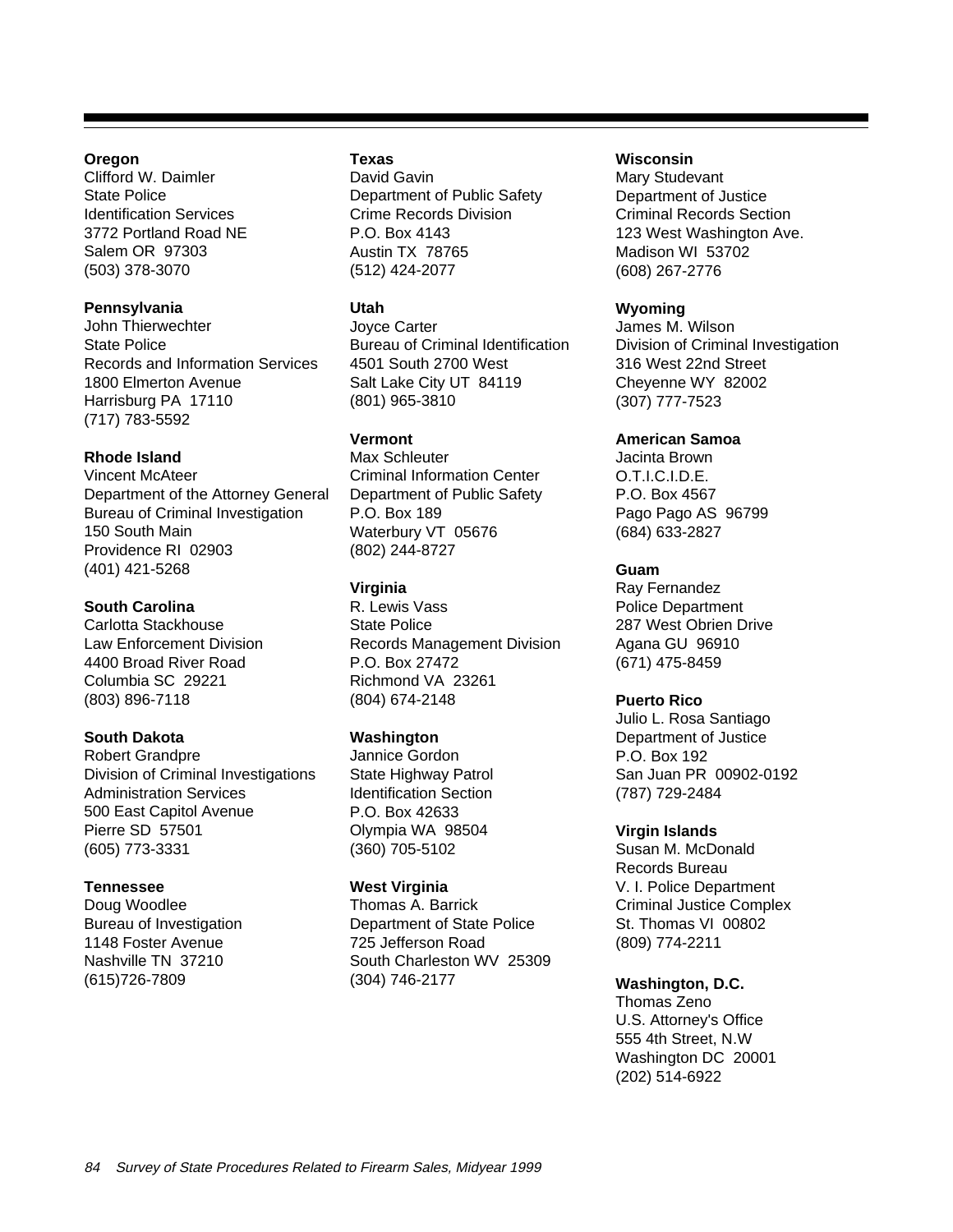**Oregon**
Clifford W. Daimler
State Police
Identification Services
3772 Portland Road NE
Salem OR 97303
(503) 378-3070

**Pennsylvania**
John Thierwechter
State Police
Records and Information Services
1800 Elmerton Avenue
Harrisburg PA 17110
(717) 783-5592

**Rhode Island**
Vincent McAteer
Department of the Attorney General
Bureau of Criminal Investigation
150 South Main
Providence RI 02903
(401) 421-5268

**South Carolina**
Carlotta Stackhouse
Law Enforcement Division
4400 Broad River Road
Columbia SC 29221
(803) 896-7118

**South Dakota**
Robert Grandpre
Division of Criminal Investigations
Administration Services
500 East Capitol Avenue
Pierre SD 57501
(605) 773-3331

**Tennessee**
Doug Woodlee
Bureau of Investigation
1148 Foster Avenue
Nashville TN 37210
(615)726-7809

**Texas**
David Gavin
Department of Public Safety
Crime Records Division
P.O. Box 4143
Austin TX 78765
(512) 424-2077

**Utah**
Joyce Carter
Bureau of Criminal Identification
4501 South 2700 West
Salt Lake City UT 84119
(801) 965-3810

**Vermont**
Max Schleuter
Criminal Information Center
Department of Public Safety
P.O. Box 189
Waterbury VT 05676
(802) 244-8727

**Virginia**
R. Lewis Vass
State Police
Records Management Division
P.O. Box 27472
Richmond VA 23261
(804) 674-2148

**Washington**
Jannice Gordon
State Highway Patrol
Identification Section
P.O. Box 42633
Olympia WA 98504
(360) 705-5102

**West Virginia**
Thomas A. Barrick
Department of State Police
725 Jefferson Road
South Charleston WV 25309
(304) 746-2177

**Wisconsin**
Mary Studevant
Department of Justice
Criminal Records Section
123 West Washington Ave.
Madison WI 53702
(608) 267-2776

**Wyoming**
James M. Wilson
Division of Criminal Investigation
316 West 22nd Street
Cheyenne WY 82002
(307) 777-7523

**American Samoa**
Jacinta Brown
O.T.I.C.I.D.E.
P.O. Box 4567
Pago Pago AS 96799
(684) 633-2827

**Guam**
Ray Fernandez
Police Department
287 West Obrien Drive
Agana GU 96910
(671) 475-8459

**Puerto Rico**
Julio L. Rosa Santiago
Department of Justice
P.O. Box 192
San Juan PR 00902-0192
(787) 729-2484

**Virgin Islands**
Susan M. McDonald
Records Bureau
V. I. Police Department
Criminal Justice Complex
St. Thomas VI 00802
(809) 774-2211

**Washington, D.C.**
Thomas Zeno
U.S. Attorney's Office
555 4th Street, N.W
Washington DC 20001
(202) 514-6922